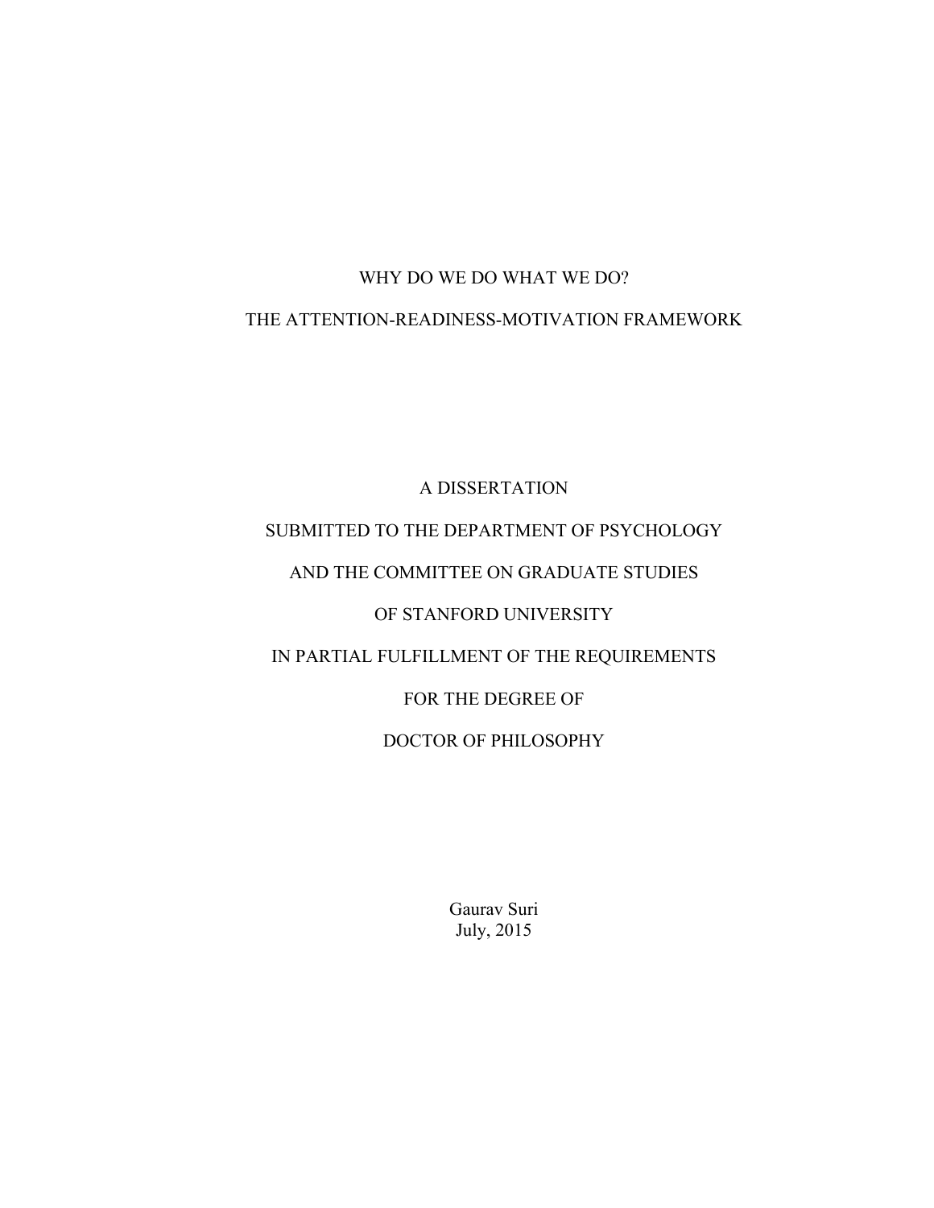# WHY DO WE DO WHAT WE DO?

# THE ATTENTION-READINESS-MOTIVATION FRAMEWORK

A DISSERTATION

SUBMITTED TO THE DEPARTMENT OF PSYCHOLOGY

AND THE COMMITTEE ON GRADUATE STUDIES

OF STANFORD UNIVERSITY

IN PARTIAL FULFILLMENT OF THE REQUIREMENTS

FOR THE DEGREE OF

DOCTOR OF PHILOSOPHY

Gaurav Suri
July, 2015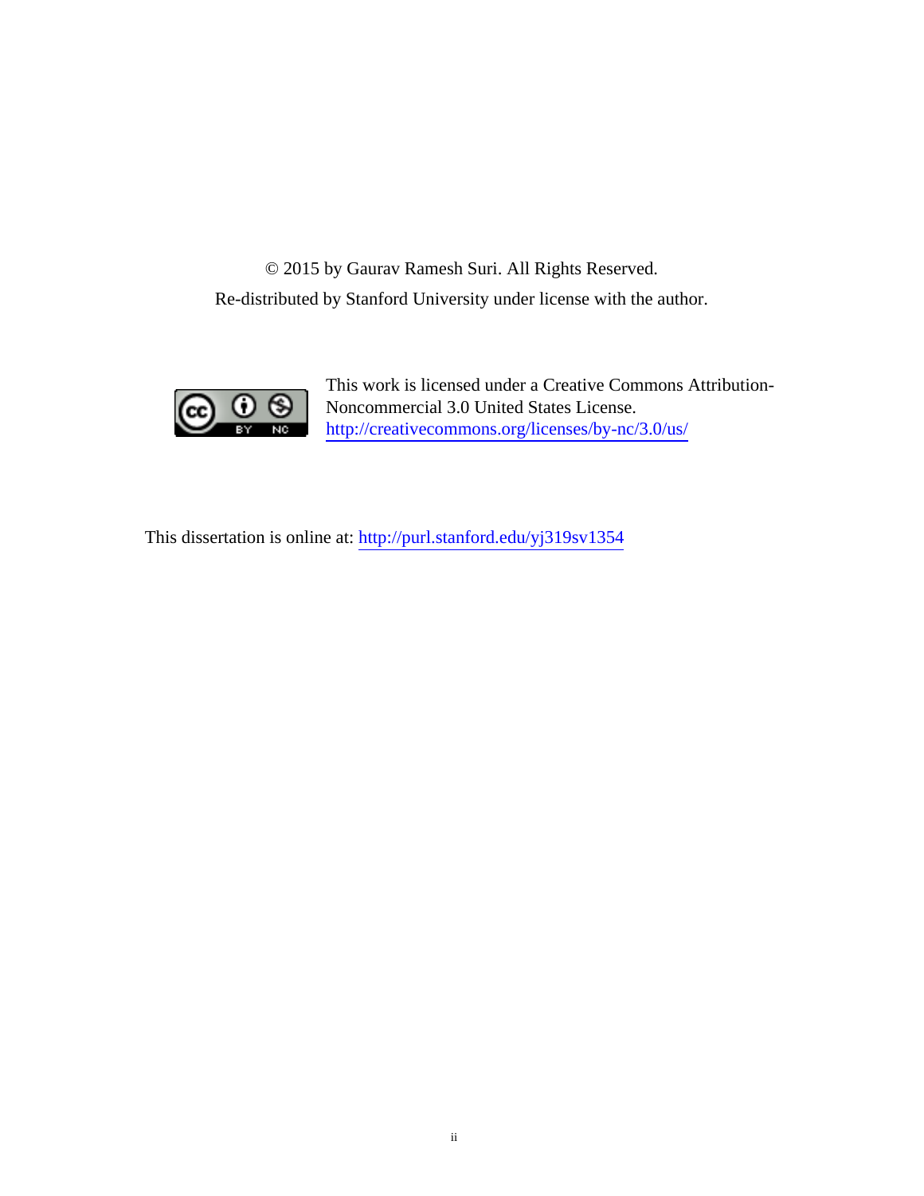© 2015 by Gaurav Ramesh Suri. All Rights Reserved.

Re-distributed by Stanford University under license with the author.

This work is licensed under a Creative Commons Attribution-Noncommercial 3.0 United States License.
http://creativecommons.org/licenses/by-nc/3.0/us/

This dissertation is online at: http://purl.stanford.edu/yj319sv1354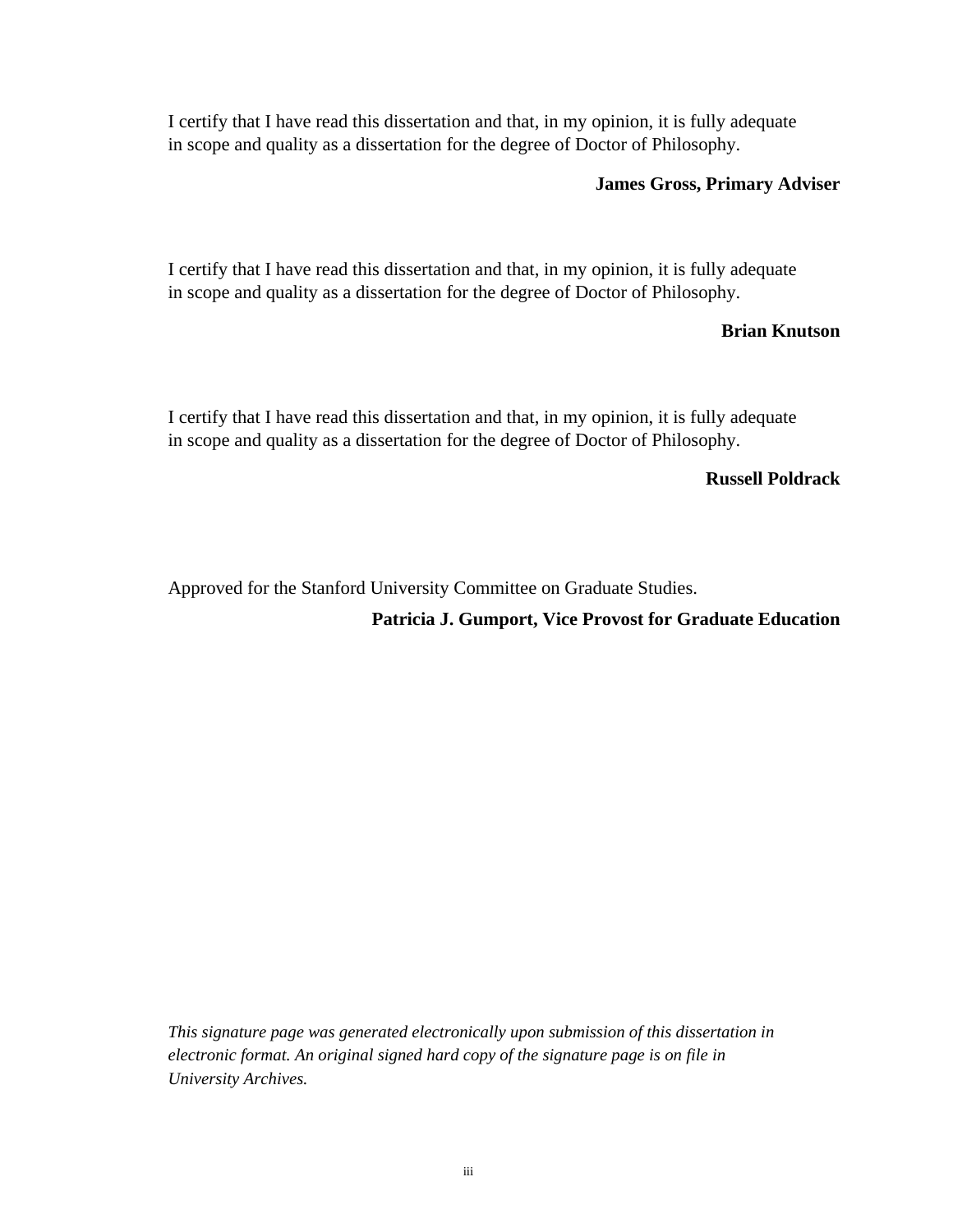I certify that I have read this dissertation and that, in my opinion, it is fully adequate in scope and quality as a dissertation for the degree of Doctor of Philosophy.

**James Gross, Primary Adviser**

I certify that I have read this dissertation and that, in my opinion, it is fully adequate in scope and quality as a dissertation for the degree of Doctor of Philosophy.

**Brian Knutson**

I certify that I have read this dissertation and that, in my opinion, it is fully adequate in scope and quality as a dissertation for the degree of Doctor of Philosophy.

**Russell Poldrack**

Approved for the Stanford University Committee on Graduate Studies.

**Patricia J. Gumport, Vice Provost for Graduate Education**

*This signature page was generated electronically upon submission of this dissertation in electronic format. An original signed hard copy of the signature page is on file in University Archives.*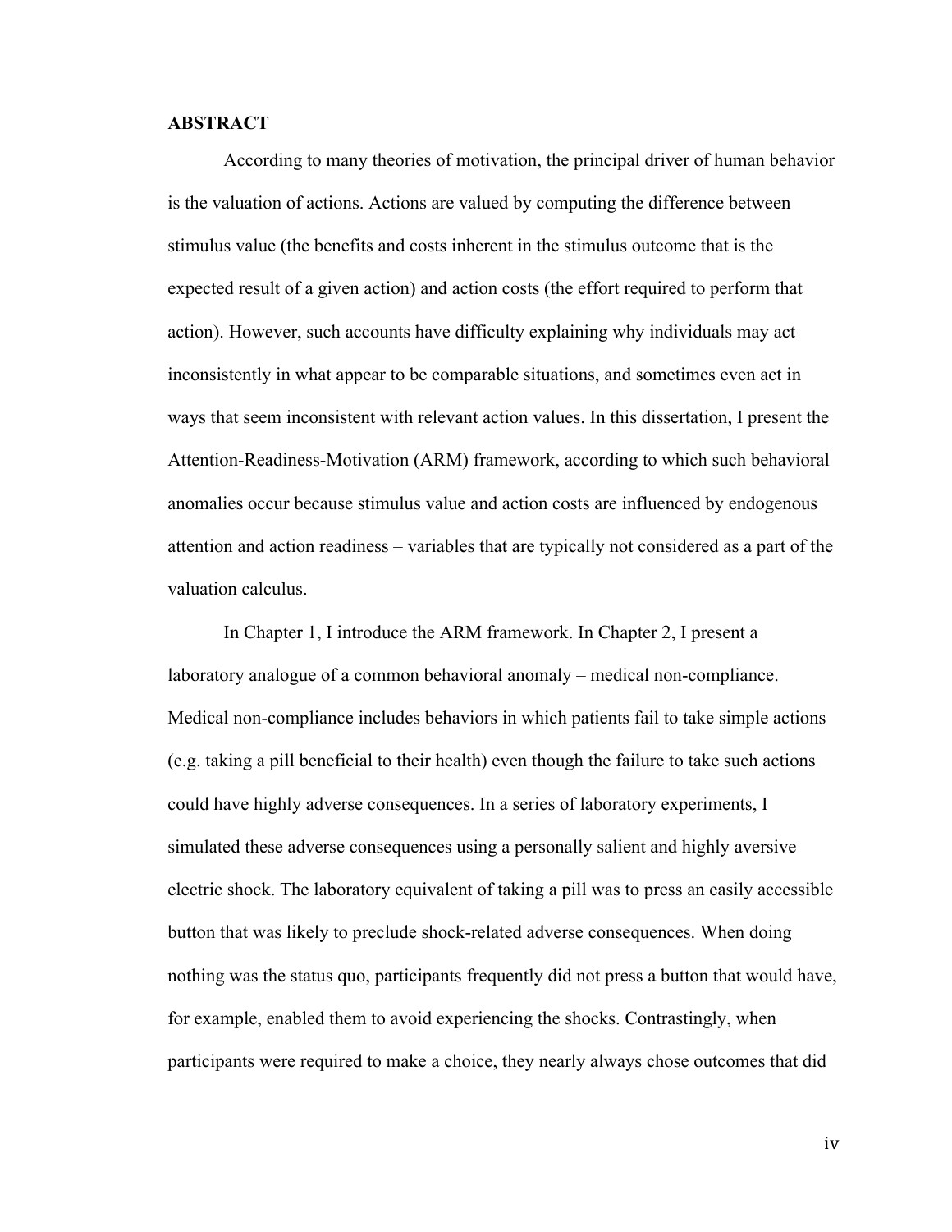## ABSTRACT

According to many theories of motivation, the principal driver of human behavior is the valuation of actions. Actions are valued by computing the difference between stimulus value (the benefits and costs inherent in the stimulus outcome that is the expected result of a given action) and action costs (the effort required to perform that action). However, such accounts have difficulty explaining why individuals may act inconsistently in what appear to be comparable situations, and sometimes even act in ways that seem inconsistent with relevant action values. In this dissertation, I present the Attention-Readiness-Motivation (ARM) framework, according to which such behavioral anomalies occur because stimulus value and action costs are influenced by endogenous attention and action readiness – variables that are typically not considered as a part of the valuation calculus.

In Chapter 1, I introduce the ARM framework. In Chapter 2, I present a laboratory analogue of a common behavioral anomaly – medical non-compliance. Medical non-compliance includes behaviors in which patients fail to take simple actions (e.g. taking a pill beneficial to their health) even though the failure to take such actions could have highly adverse consequences. In a series of laboratory experiments, I simulated these adverse consequences using a personally salient and highly aversive electric shock. The laboratory equivalent of taking a pill was to press an easily accessible button that was likely to preclude shock-related adverse consequences. When doing nothing was the status quo, participants frequently did not press a button that would have, for example, enabled them to avoid experiencing the shocks. Contrastingly, when participants were required to make a choice, they nearly always chose outcomes that did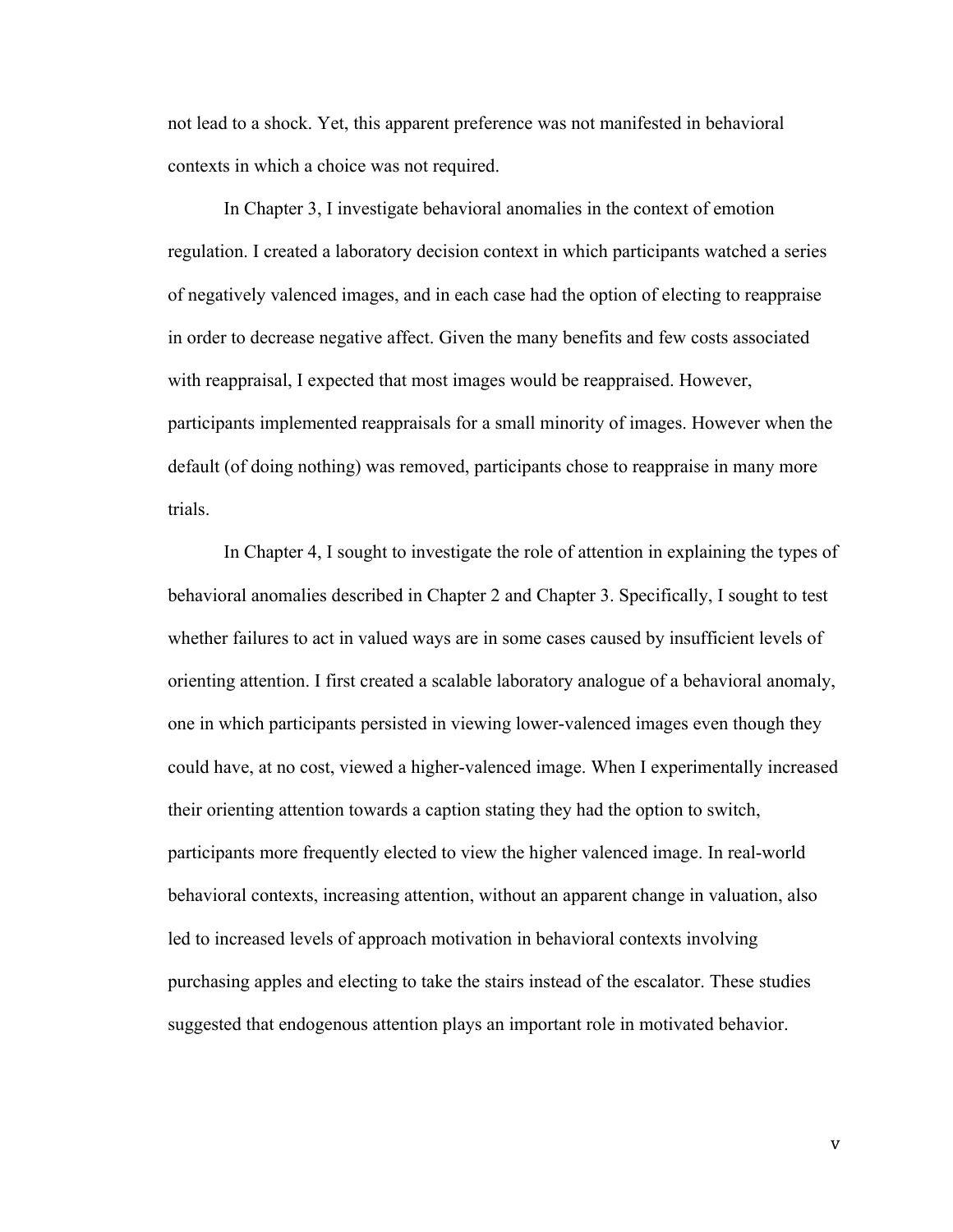not lead to a shock. Yet, this apparent preference was not manifested in behavioral contexts in which a choice was not required.

In Chapter 3, I investigate behavioral anomalies in the context of emotion regulation. I created a laboratory decision context in which participants watched a series of negatively valenced images, and in each case had the option of electing to reappraise in order to decrease negative affect. Given the many benefits and few costs associated with reappraisal, I expected that most images would be reappraised. However, participants implemented reappraisals for a small minority of images. However when the default (of doing nothing) was removed, participants chose to reappraise in many more trials.

In Chapter 4, I sought to investigate the role of attention in explaining the types of behavioral anomalies described in Chapter 2 and Chapter 3. Specifically, I sought to test whether failures to act in valued ways are in some cases caused by insufficient levels of orienting attention. I first created a scalable laboratory analogue of a behavioral anomaly, one in which participants persisted in viewing lower-valenced images even though they could have, at no cost, viewed a higher-valenced image. When I experimentally increased their orienting attention towards a caption stating they had the option to switch, participants more frequently elected to view the higher valenced image. In real-world behavioral contexts, increasing attention, without an apparent change in valuation, also led to increased levels of approach motivation in behavioral contexts involving purchasing apples and electing to take the stairs instead of the escalator. These studies suggested that endogenous attention plays an important role in motivated behavior.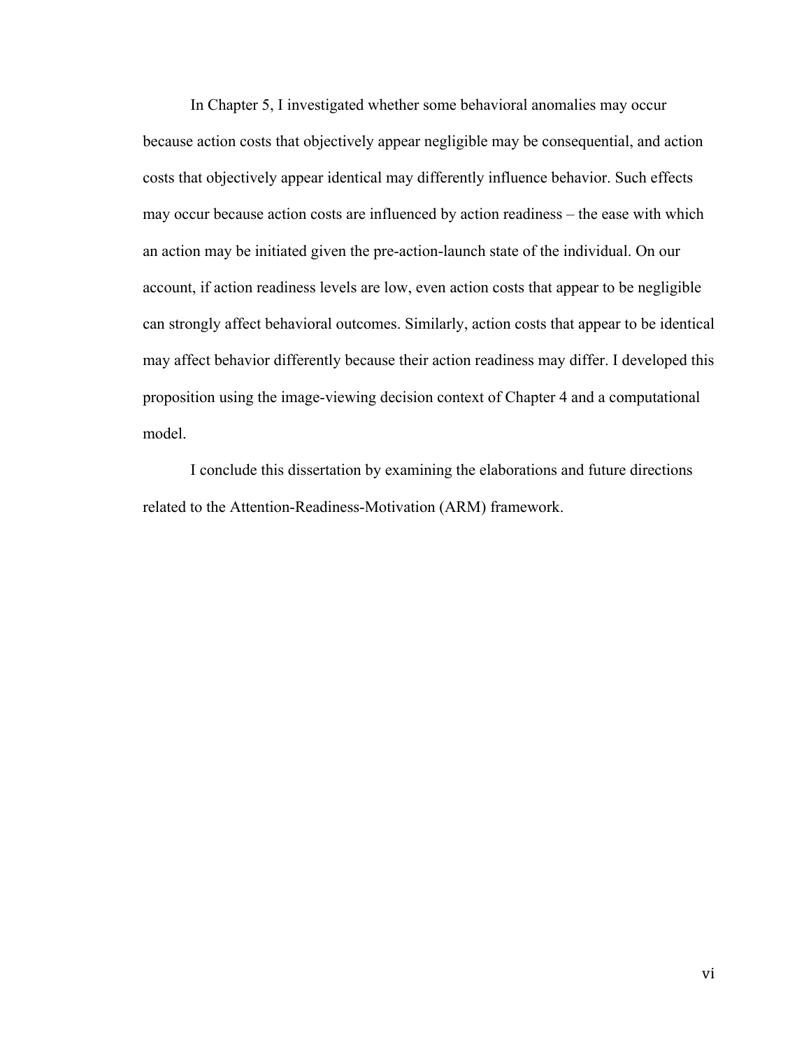In Chapter 5, I investigated whether some behavioral anomalies may occur because action costs that objectively appear negligible may be consequential, and action costs that objectively appear identical may differently influence behavior. Such effects may occur because action costs are influenced by action readiness – the ease with which an action may be initiated given the pre-action-launch state of the individual. On our account, if action readiness levels are low, even action costs that appear to be negligible can strongly affect behavioral outcomes. Similarly, action costs that appear to be identical may affect behavior differently because their action readiness may differ. I developed this proposition using the image-viewing decision context of Chapter 4 and a computational model.

I conclude this dissertation by examining the elaborations and future directions related to the Attention-Readiness-Motivation (ARM) framework.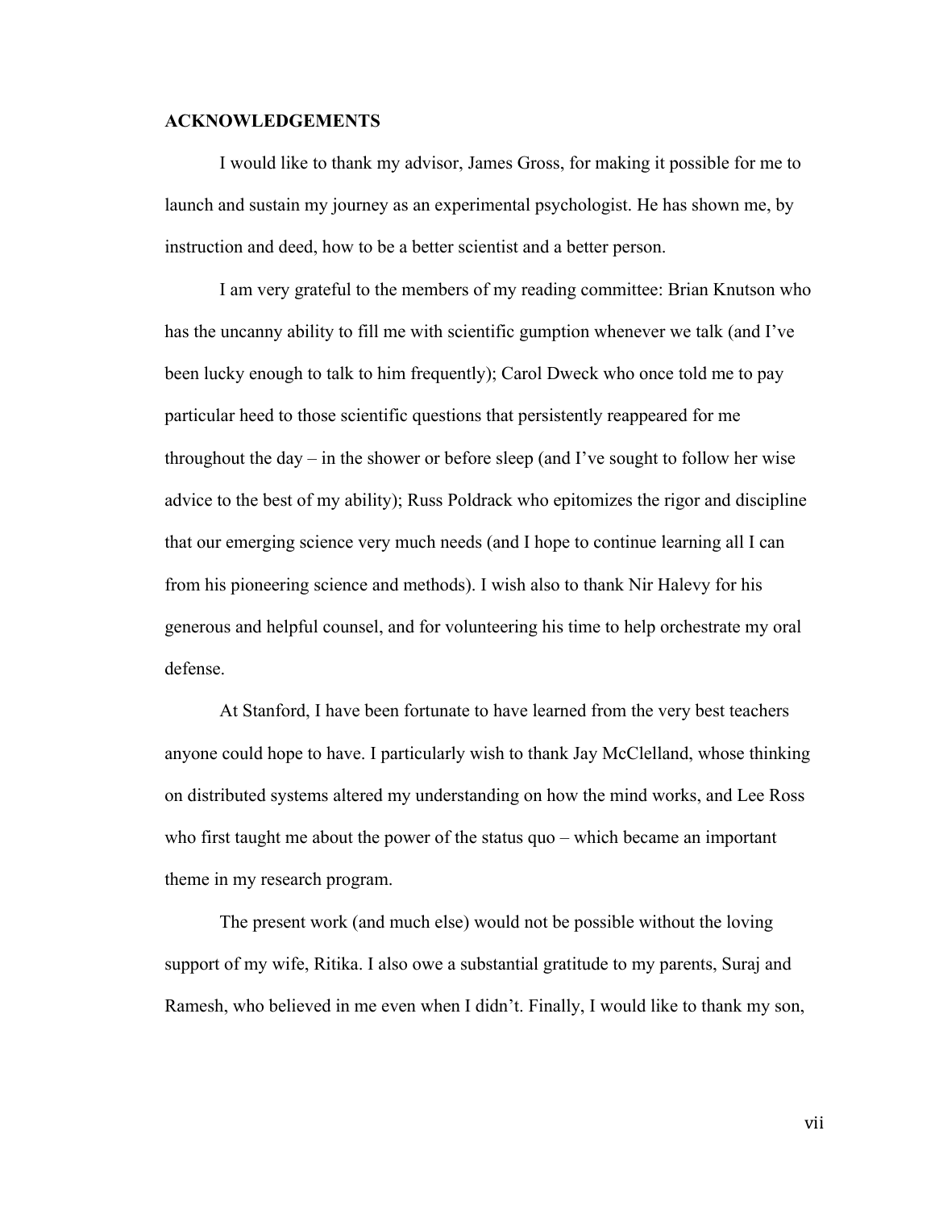## ACKNOWLEDGEMENTS

I would like to thank my advisor, James Gross, for making it possible for me to launch and sustain my journey as an experimental psychologist. He has shown me, by instruction and deed, how to be a better scientist and a better person.

I am very grateful to the members of my reading committee: Brian Knutson who has the uncanny ability to fill me with scientific gumption whenever we talk (and I've been lucky enough to talk to him frequently); Carol Dweck who once told me to pay particular heed to those scientific questions that persistently reappeared for me throughout the day – in the shower or before sleep (and I've sought to follow her wise advice to the best of my ability); Russ Poldrack who epitomizes the rigor and discipline that our emerging science very much needs (and I hope to continue learning all I can from his pioneering science and methods). I wish also to thank Nir Halevy for his generous and helpful counsel, and for volunteering his time to help orchestrate my oral defense.

At Stanford, I have been fortunate to have learned from the very best teachers anyone could hope to have. I particularly wish to thank Jay McClelland, whose thinking on distributed systems altered my understanding on how the mind works, and Lee Ross who first taught me about the power of the status quo – which became an important theme in my research program.

The present work (and much else) would not be possible without the loving support of my wife, Ritika. I also owe a substantial gratitude to my parents, Suraj and Ramesh, who believed in me even when I didn't. Finally, I would like to thank my son,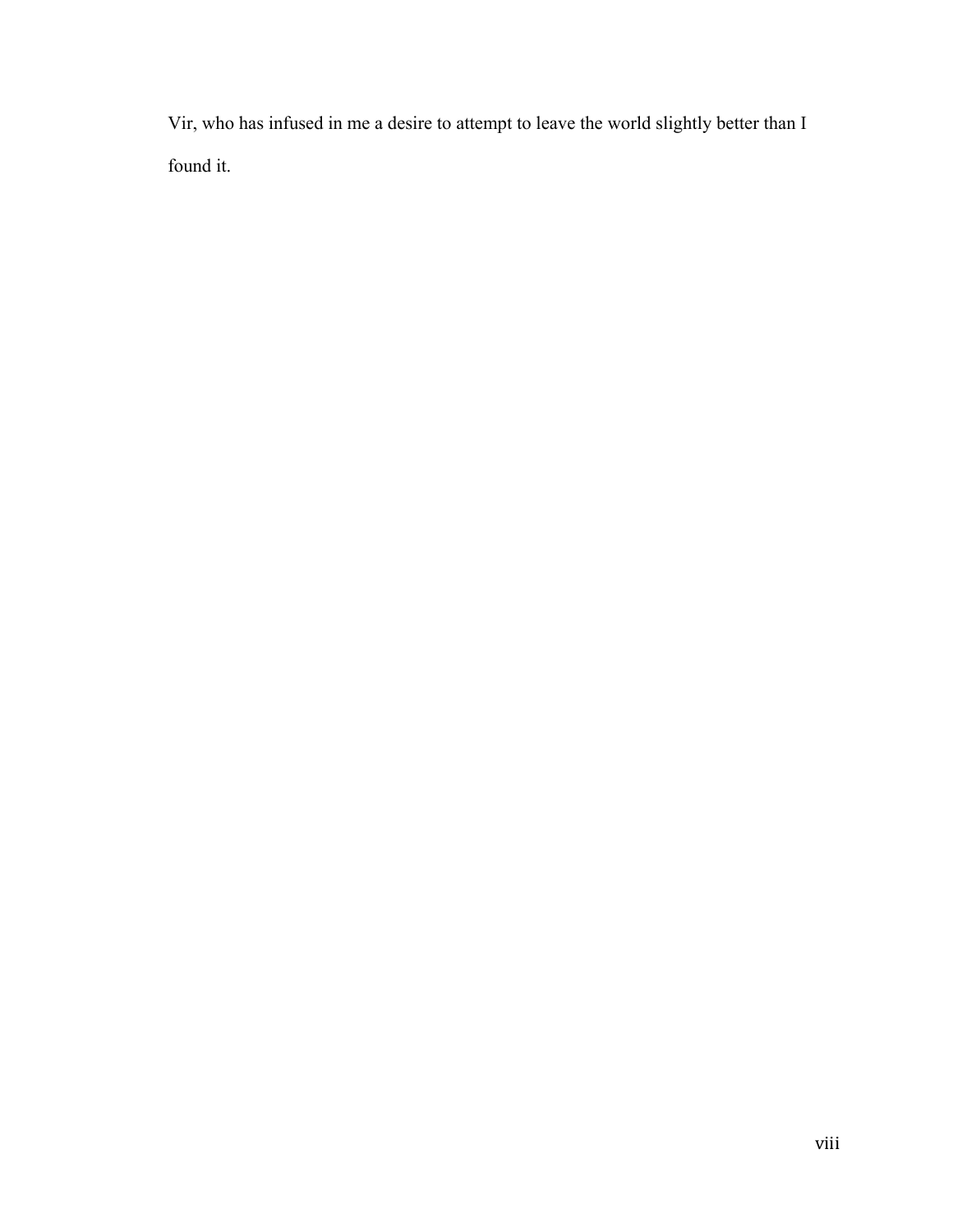Vir, who has infused in me a desire to attempt to leave the world slightly better than I found it.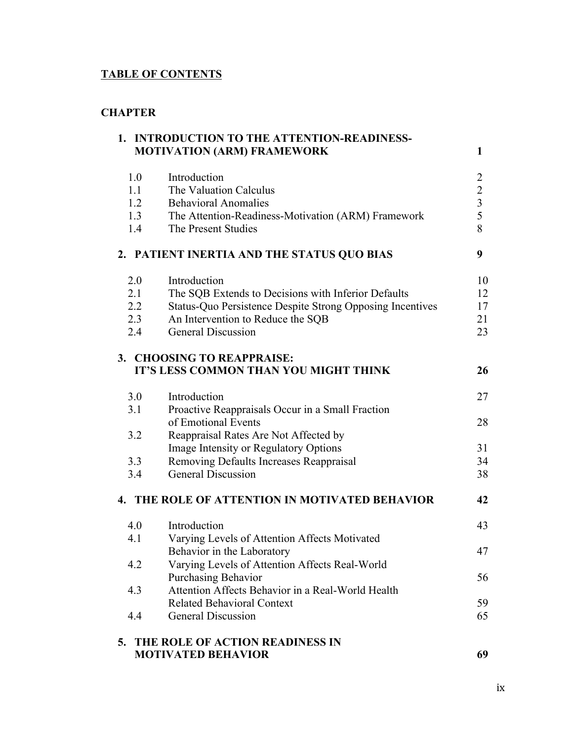**TABLE OF CONTENTS**

**CHAPTER**

| | | |
|---|---|---|
| **1. INTRODUCTION TO THE ATTENTION-READINESS-MOTIVATION (ARM) FRAMEWORK** | | **1** |
| 1.0 | Introduction | 2 |
| 1.1 | The Valuation Calculus | 2 |
| 1.2 | Behavioral Anomalies | 3 |
| 1.3 | The Attention-Readiness-Motivation (ARM) Framework | 5 |
| 1.4 | The Present Studies | 8 |
| **2. PATIENT INERTIA AND THE STATUS QUO BIAS** | | **9** |
| 2.0 | Introduction | 10 |
| 2.1 | The SQB Extends to Decisions with Inferior Defaults | 12 |
| 2.2 | Status-Quo Persistence Despite Strong Opposing Incentives | 17 |
| 2.3 | An Intervention to Reduce the SQB | 21 |
| 2.4 | General Discussion | 23 |
| **3. CHOOSING TO REAPPRAISE: IT'S LESS COMMON THAN YOU MIGHT THINK** | | **26** |
| 3.0 | Introduction | 27 |
| 3.1 | Proactive Reappraisals Occur in a Small Fraction of Emotional Events | 28 |
| 3.2 | Reappraisal Rates Are Not Affected by Image Intensity or Regulatory Options | 31 |
| 3.3 | Removing Defaults Increases Reappraisal | 34 |
| 3.4 | General Discussion | 38 |
| **4. THE ROLE OF ATTENTION IN MOTIVATED BEHAVIOR** | | **42** |
| 4.0 | Introduction | 43 |
| 4.1 | Varying Levels of Attention Affects Motivated Behavior in the Laboratory | 47 |
| 4.2 | Varying Levels of Attention Affects Real-World Purchasing Behavior | 56 |
| 4.3 | Attention Affects Behavior in a Real-World Health Related Behavioral Context | 59 |
| 4.4 | General Discussion | 65 |
| **5. THE ROLE OF ACTION READINESS IN MOTIVATED BEHAVIOR** | | **69** |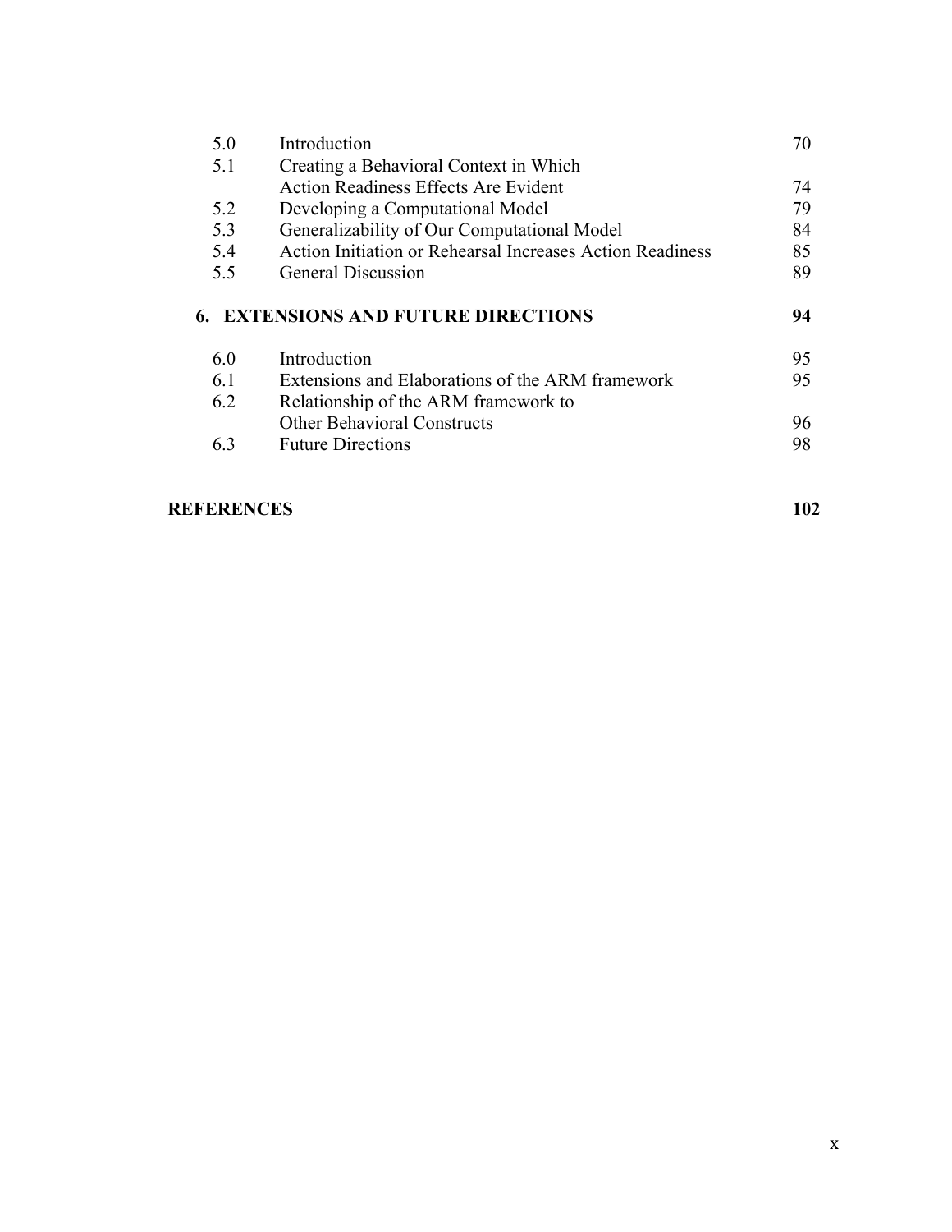| | | |
|---|---|---|
| 5.0 | Introduction | 70 |
| 5.1 | Creating a Behavioral Context in Which Action Readiness Effects Are Evident | 74 |
| 5.2 | Developing a Computational Model | 79 |
| 5.3 | Generalizability of Our Computational Model | 84 |
| 5.4 | Action Initiation or Rehearsal Increases Action Readiness | 85 |
| 5.5 | General Discussion | 89 |

**6. EXTENSIONS AND FUTURE DIRECTIONS** **94**

| | | |
|---|---|---|
| 6.0 | Introduction | 95 |
| 6.1 | Extensions and Elaborations of the ARM framework | 95 |
| 6.2 | Relationship of the ARM framework to Other Behavioral Constructs | 96 |
| 6.3 | Future Directions | 98 |

**REFERENCES** **102**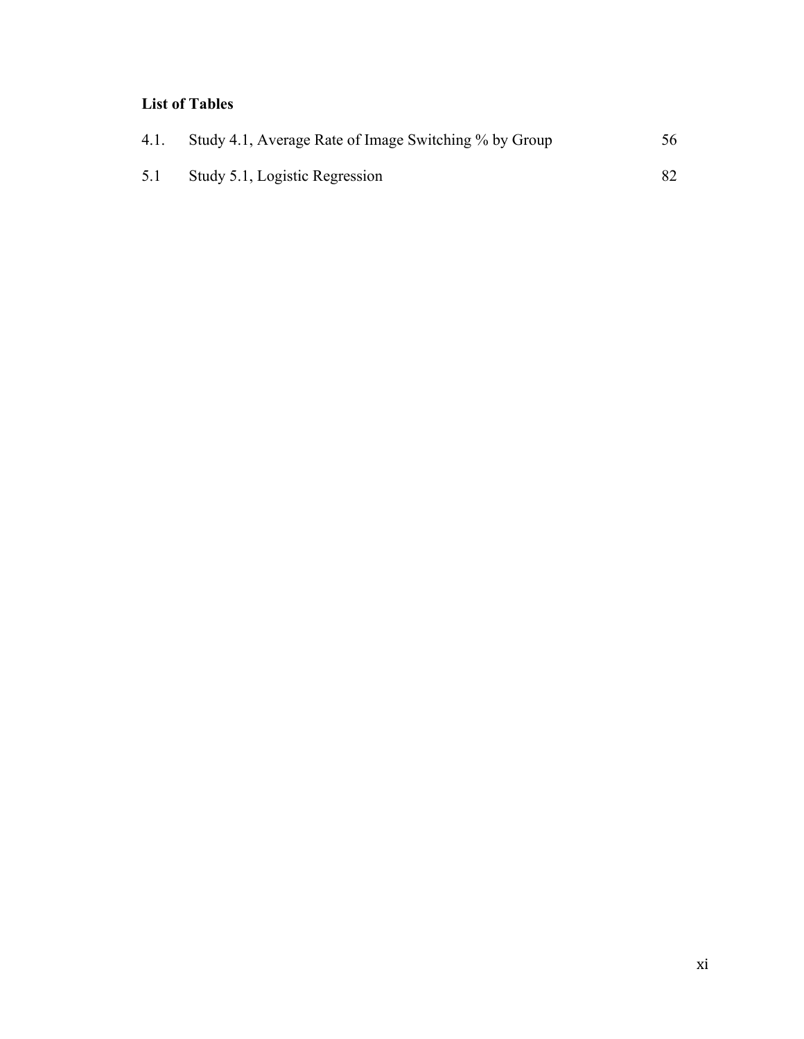**List of Tables**

| | | |
|---|---|---|
| 4.1. | Study 4.1, Average Rate of Image Switching % by Group | 56 |
| 5.1 | Study 5.1, Logistic Regression | 82 |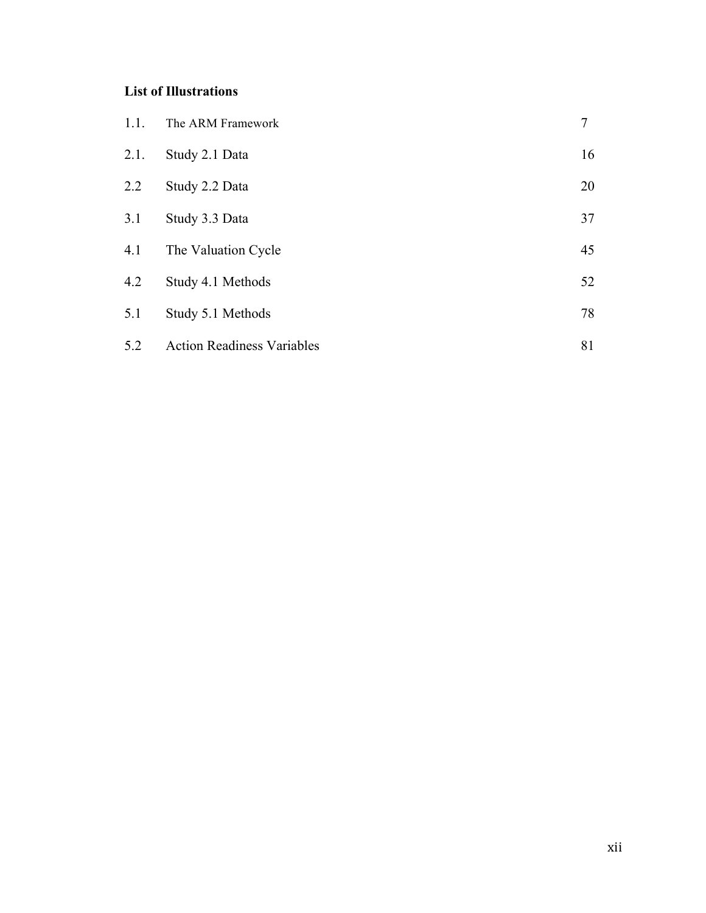**List of Illustrations**

| | | |
|---|---|---|
| 1.1. | The ARM Framework | 7 |
| 2.1. | Study 2.1 Data | 16 |
| 2.2 | Study 2.2 Data | 20 |
| 3.1 | Study 3.3 Data | 37 |
| 4.1 | The Valuation Cycle | 45 |
| 4.2 | Study 4.1 Methods | 52 |
| 5.1 | Study 5.1 Methods | 78 |
| 5.2 | Action Readiness Variables | 81 |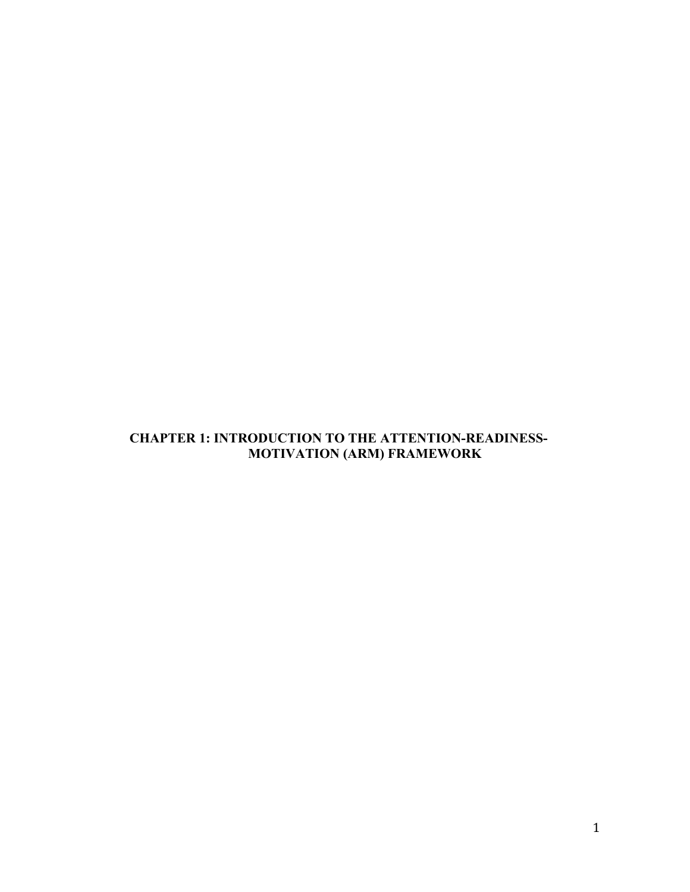# CHAPTER 1: INTRODUCTION TO THE ATTENTION-READINESS-MOTIVATION (ARM) FRAMEWORK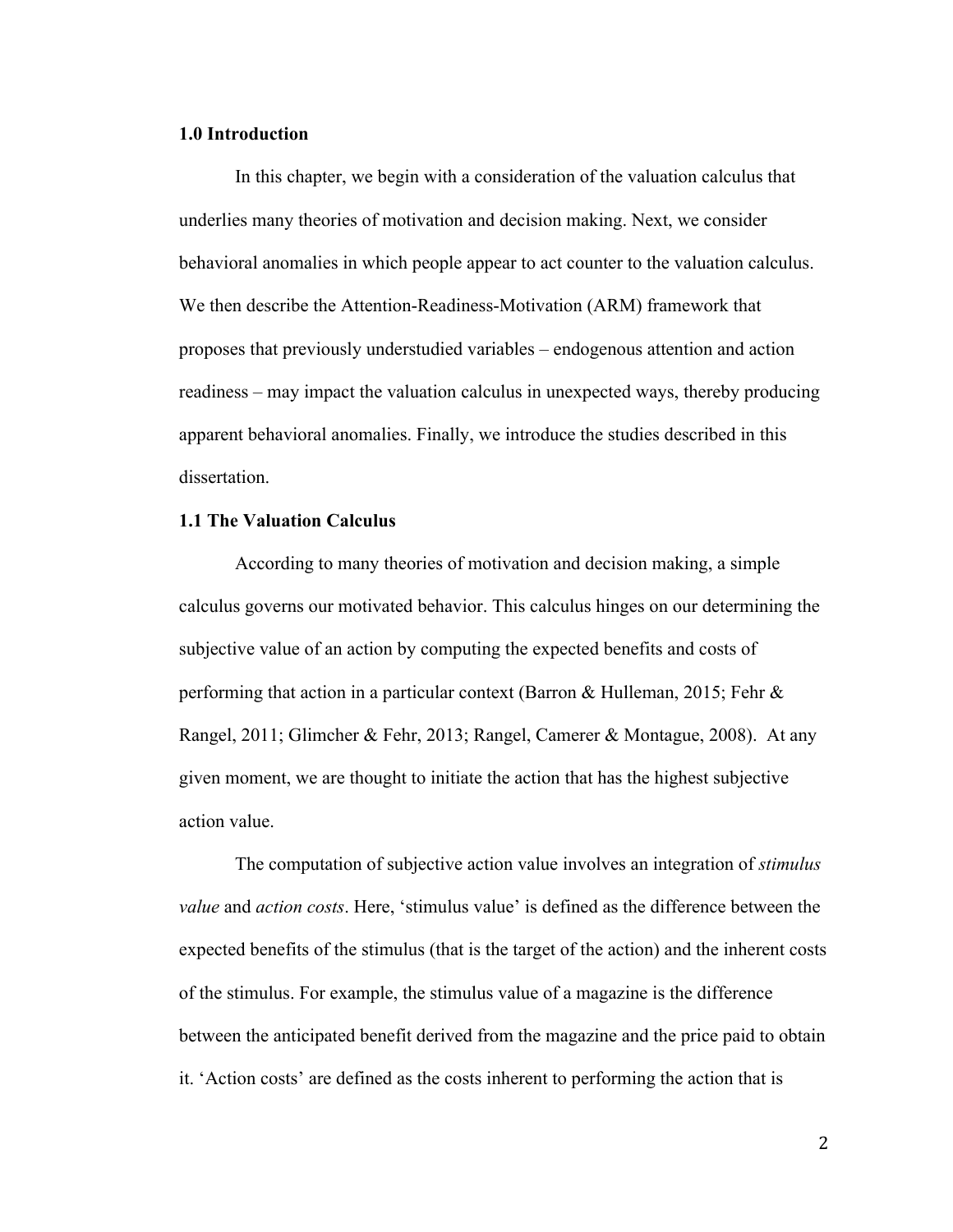## 1.0 Introduction

In this chapter, we begin with a consideration of the valuation calculus that underlies many theories of motivation and decision making. Next, we consider behavioral anomalies in which people appear to act counter to the valuation calculus. We then describe the Attention-Readiness-Motivation (ARM) framework that proposes that previously understudied variables – endogenous attention and action readiness – may impact the valuation calculus in unexpected ways, thereby producing apparent behavioral anomalies. Finally, we introduce the studies described in this dissertation.

## 1.1 The Valuation Calculus

According to many theories of motivation and decision making, a simple calculus governs our motivated behavior. This calculus hinges on our determining the subjective value of an action by computing the expected benefits and costs of performing that action in a particular context (Barron & Hulleman, 2015; Fehr & Rangel, 2011; Glimcher & Fehr, 2013; Rangel, Camerer & Montague, 2008). At any given moment, we are thought to initiate the action that has the highest subjective action value.

The computation of subjective action value involves an integration of *stimulus value* and *action costs*. Here, 'stimulus value' is defined as the difference between the expected benefits of the stimulus (that is the target of the action) and the inherent costs of the stimulus. For example, the stimulus value of a magazine is the difference between the anticipated benefit derived from the magazine and the price paid to obtain it. 'Action costs' are defined as the costs inherent to performing the action that is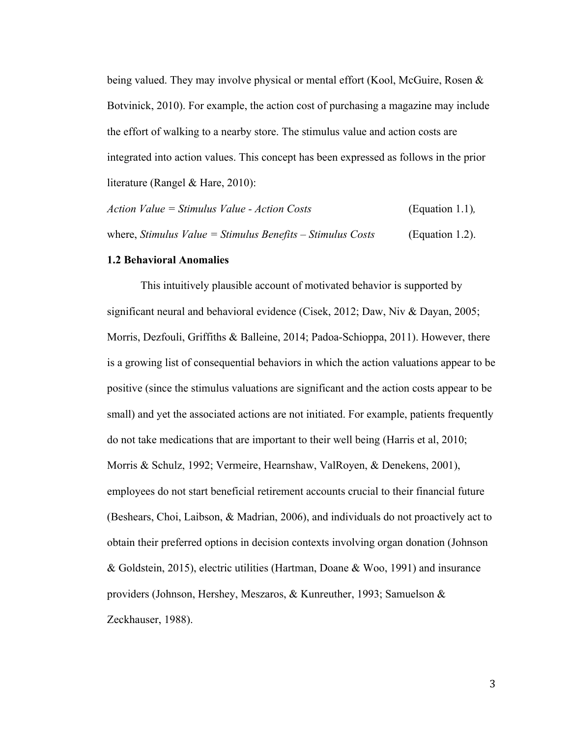being valued. They may involve physical or mental effort (Kool, McGuire, Rosen & Botvinick, 2010). For example, the action cost of purchasing a magazine may include the effort of walking to a nearby store. The stimulus value and action costs are integrated into action values. This concept has been expressed as follows in the prior literature (Rangel & Hare, 2010):

*Action Value = Stimulus Value - Action Costs* (Equation 1.1),

where, *Stimulus Value = Stimulus Benefits – Stimulus Costs* (Equation 1.2).

### 1.2 Behavioral Anomalies

This intuitively plausible account of motivated behavior is supported by significant neural and behavioral evidence (Cisek, 2012; Daw, Niv & Dayan, 2005; Morris, Dezfouli, Griffiths & Balleine, 2014; Padoa-Schioppa, 2011). However, there is a growing list of consequential behaviors in which the action valuations appear to be positive (since the stimulus valuations are significant and the action costs appear to be small) and yet the associated actions are not initiated. For example, patients frequently do not take medications that are important to their well being (Harris et al, 2010; Morris & Schulz, 1992; Vermeire, Hearnshaw, ValRoyen, & Denekens, 2001), employees do not start beneficial retirement accounts crucial to their financial future (Beshears, Choi, Laibson, & Madrian, 2006), and individuals do not proactively act to obtain their preferred options in decision contexts involving organ donation (Johnson & Goldstein, 2015), electric utilities (Hartman, Doane & Woo, 1991) and insurance providers (Johnson, Hershey, Meszaros, & Kunreuther, 1993; Samuelson & Zeckhauser, 1988).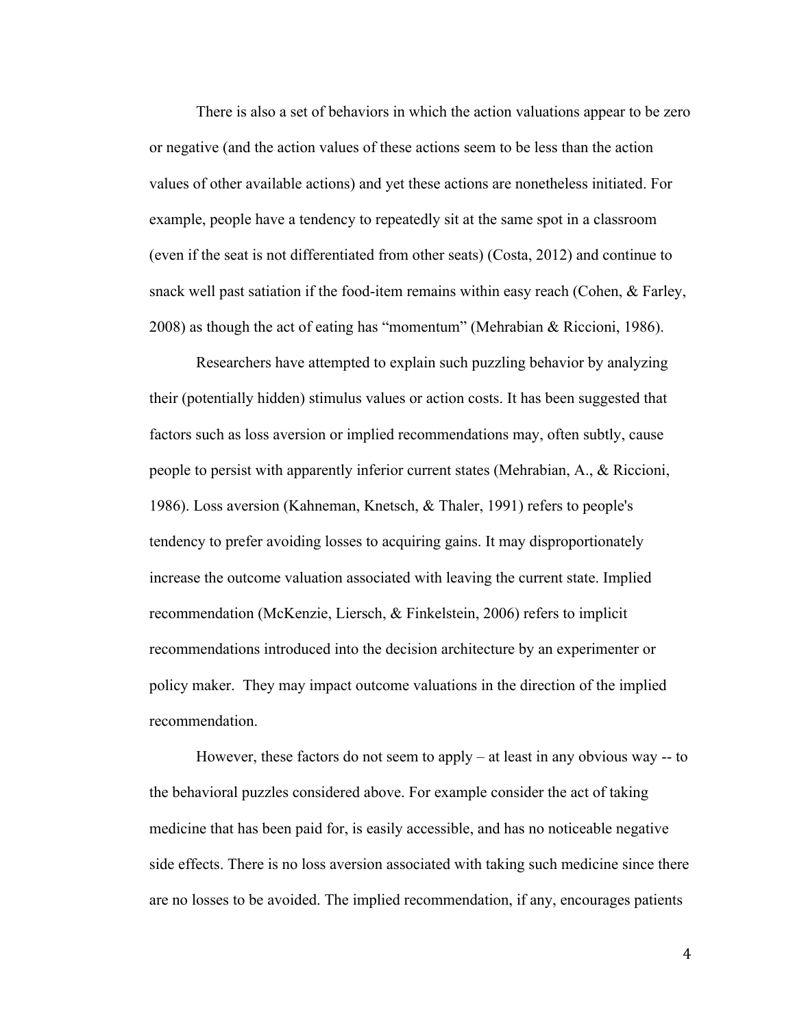There is also a set of behaviors in which the action valuations appear to be zero or negative (and the action values of these actions seem to be less than the action values of other available actions) and yet these actions are nonetheless initiated. For example, people have a tendency to repeatedly sit at the same spot in a classroom (even if the seat is not differentiated from other seats) (Costa, 2012) and continue to snack well past satiation if the food-item remains within easy reach (Cohen, & Farley, 2008) as though the act of eating has "momentum" (Mehrabian & Riccioni, 1986).

Researchers have attempted to explain such puzzling behavior by analyzing their (potentially hidden) stimulus values or action costs. It has been suggested that factors such as loss aversion or implied recommendations may, often subtly, cause people to persist with apparently inferior current states (Mehrabian, A., & Riccioni, 1986). Loss aversion (Kahneman, Knetsch, & Thaler, 1991) refers to people's tendency to prefer avoiding losses to acquiring gains. It may disproportionately increase the outcome valuation associated with leaving the current state. Implied recommendation (McKenzie, Liersch, & Finkelstein, 2006) refers to implicit recommendations introduced into the decision architecture by an experimenter or policy maker. They may impact outcome valuations in the direction of the implied recommendation.

However, these factors do not seem to apply – at least in any obvious way -- to the behavioral puzzles considered above. For example consider the act of taking medicine that has been paid for, is easily accessible, and has no noticeable negative side effects. There is no loss aversion associated with taking such medicine since there are no losses to be avoided. The implied recommendation, if any, encourages patients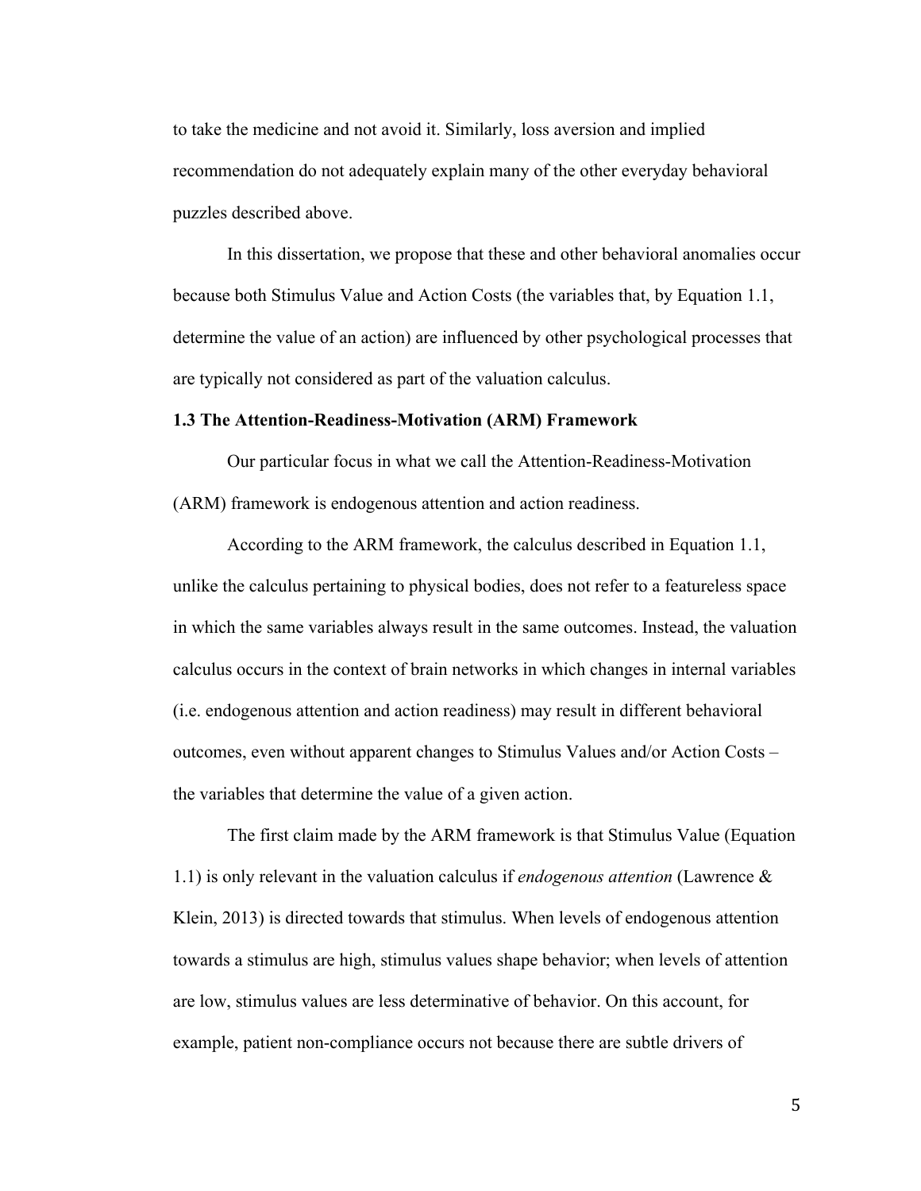to take the medicine and not avoid it. Similarly, loss aversion and implied recommendation do not adequately explain many of the other everyday behavioral puzzles described above.

In this dissertation, we propose that these and other behavioral anomalies occur because both Stimulus Value and Action Costs (the variables that, by Equation 1.1, determine the value of an action) are influenced by other psychological processes that are typically not considered as part of the valuation calculus.

### 1.3 The Attention-Readiness-Motivation (ARM) Framework

Our particular focus in what we call the Attention-Readiness-Motivation (ARM) framework is endogenous attention and action readiness.

According to the ARM framework, the calculus described in Equation 1.1, unlike the calculus pertaining to physical bodies, does not refer to a featureless space in which the same variables always result in the same outcomes. Instead, the valuation calculus occurs in the context of brain networks in which changes in internal variables (i.e. endogenous attention and action readiness) may result in different behavioral outcomes, even without apparent changes to Stimulus Values and/or Action Costs – the variables that determine the value of a given action.

The first claim made by the ARM framework is that Stimulus Value (Equation 1.1) is only relevant in the valuation calculus if *endogenous attention* (Lawrence & Klein, 2013) is directed towards that stimulus. When levels of endogenous attention towards a stimulus are high, stimulus values shape behavior; when levels of attention are low, stimulus values are less determinative of behavior. On this account, for example, patient non-compliance occurs not because there are subtle drivers of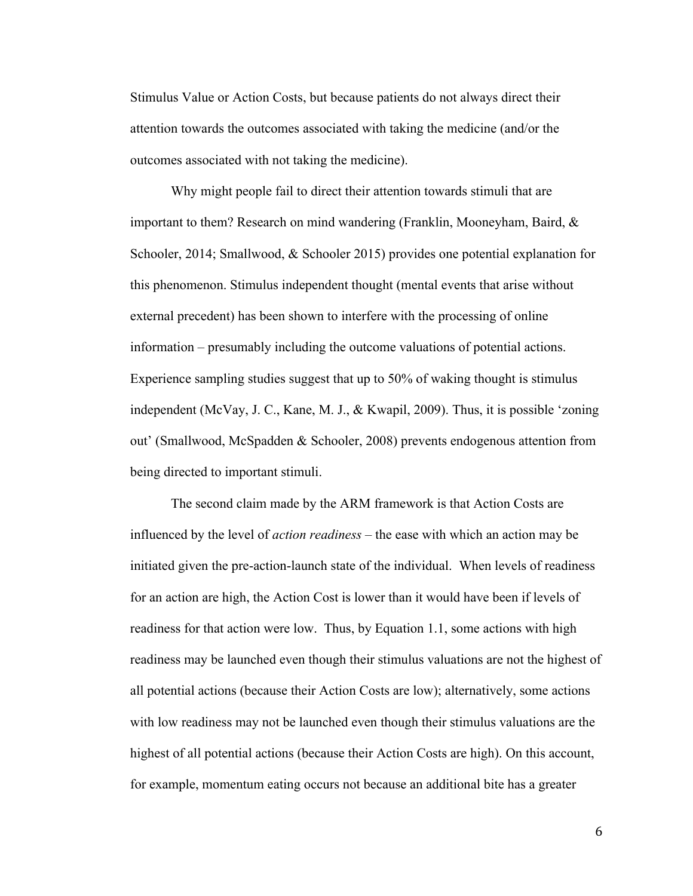Stimulus Value or Action Costs, but because patients do not always direct their attention towards the outcomes associated with taking the medicine (and/or the outcomes associated with not taking the medicine).

Why might people fail to direct their attention towards stimuli that are important to them? Research on mind wandering (Franklin, Mooneyham, Baird, & Schooler, 2014; Smallwood, & Schooler 2015) provides one potential explanation for this phenomenon. Stimulus independent thought (mental events that arise without external precedent) has been shown to interfere with the processing of online information – presumably including the outcome valuations of potential actions. Experience sampling studies suggest that up to 50% of waking thought is stimulus independent (McVay, J. C., Kane, M. J., & Kwapil, 2009). Thus, it is possible 'zoning out' (Smallwood, McSpadden & Schooler, 2008) prevents endogenous attention from being directed to important stimuli.

The second claim made by the ARM framework is that Action Costs are influenced by the level of *action readiness* – the ease with which an action may be initiated given the pre-action-launch state of the individual. When levels of readiness for an action are high, the Action Cost is lower than it would have been if levels of readiness for that action were low. Thus, by Equation 1.1, some actions with high readiness may be launched even though their stimulus valuations are not the highest of all potential actions (because their Action Costs are low); alternatively, some actions with low readiness may not be launched even though their stimulus valuations are the highest of all potential actions (because their Action Costs are high). On this account, for example, momentum eating occurs not because an additional bite has a greater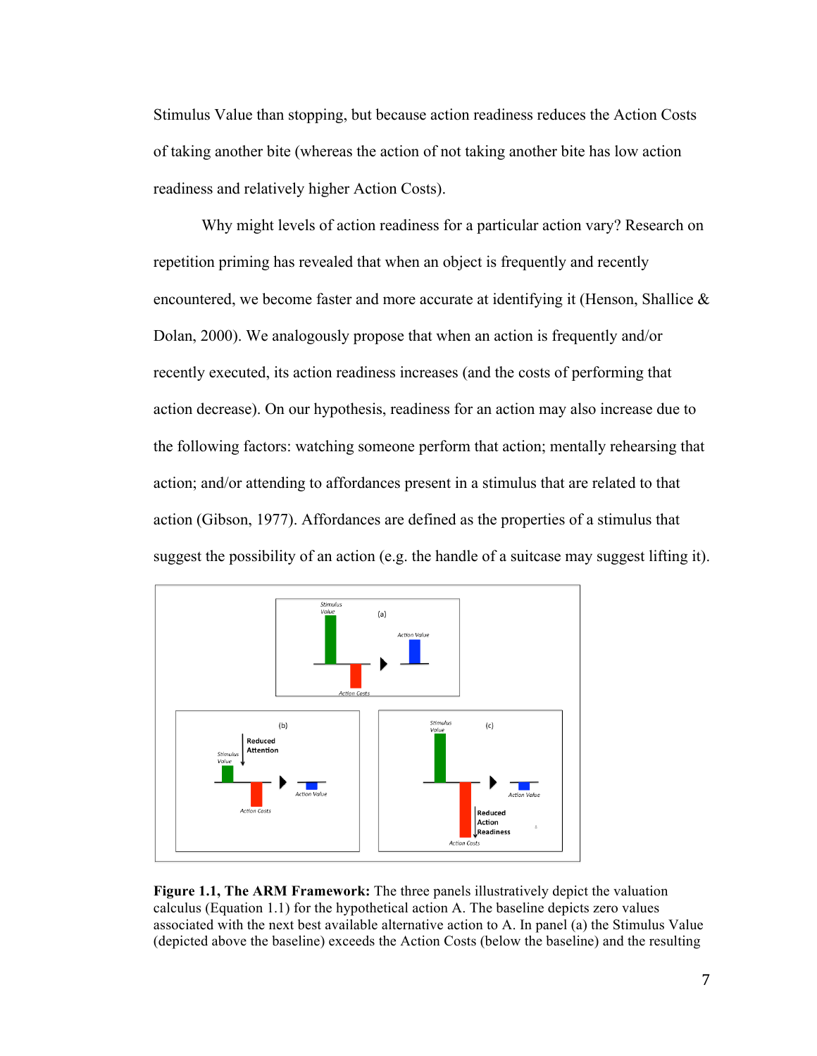Stimulus Value than stopping, but because action readiness reduces the Action Costs of taking another bite (whereas the action of not taking another bite has low action readiness and relatively higher Action Costs).

Why might levels of action readiness for a particular action vary? Research on repetition priming has revealed that when an object is frequently and recently encountered, we become faster and more accurate at identifying it (Henson, Shallice & Dolan, 2000). We analogously propose that when an action is frequently and/or recently executed, its action readiness increases (and the costs of performing that action decrease). On our hypothesis, readiness for an action may also increase due to the following factors: watching someone perform that action; mentally rehearsing that action; and/or attending to affordances present in a stimulus that are related to that action (Gibson, 1977). Affordances are defined as the properties of a stimulus that suggest the possibility of an action (e.g. the handle of a suitcase may suggest lifting it).

**Figure 1.1, The ARM Framework:** The three panels illustratively depict the valuation calculus (Equation 1.1) for the hypothetical action A. The baseline depicts zero values associated with the next best available alternative action to A. In panel (a) the Stimulus Value (depicted above the baseline) exceeds the Action Costs (below the baseline) and the resulting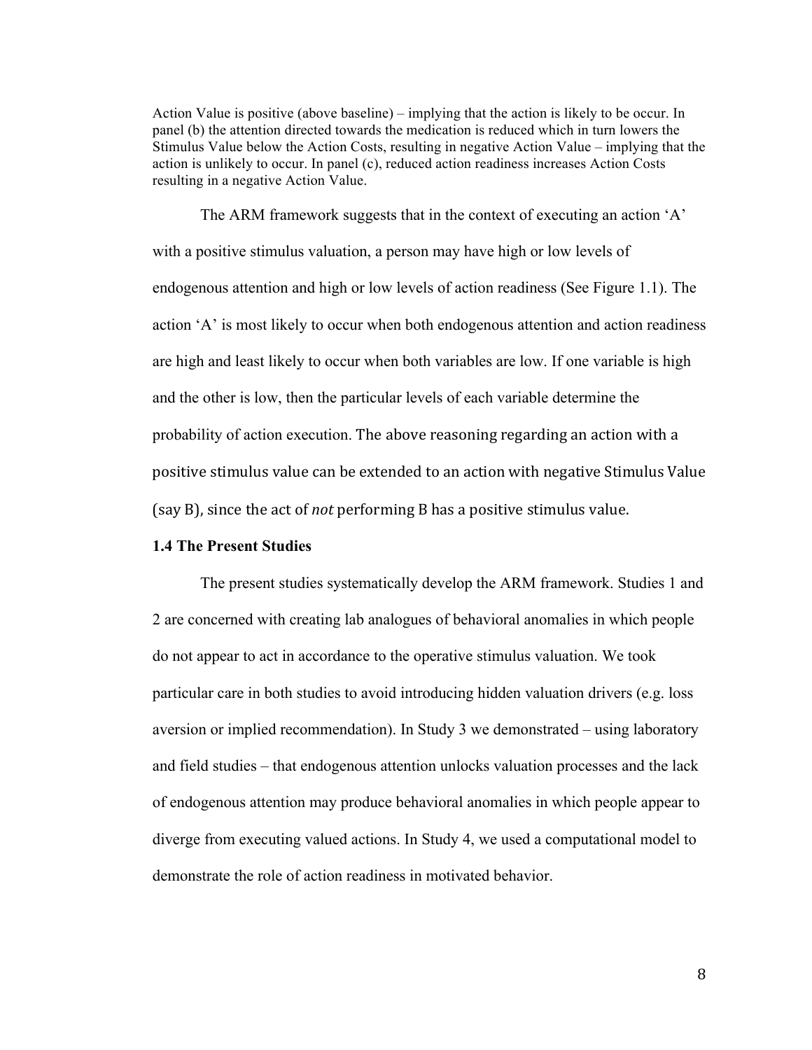Action Value is positive (above baseline) – implying that the action is likely to be occur. In panel (b) the attention directed towards the medication is reduced which in turn lowers the Stimulus Value below the Action Costs, resulting in negative Action Value – implying that the action is unlikely to occur. In panel (c), reduced action readiness increases Action Costs resulting in a negative Action Value.

The ARM framework suggests that in the context of executing an action 'A' with a positive stimulus valuation, a person may have high or low levels of endogenous attention and high or low levels of action readiness (See Figure 1.1). The action 'A' is most likely to occur when both endogenous attention and action readiness are high and least likely to occur when both variables are low. If one variable is high and the other is low, then the particular levels of each variable determine the probability of action execution. The above reasoning regarding an action with a positive stimulus value can be extended to an action with negative Stimulus Value (say B), since the act of *not* performing B has a positive stimulus value.

### 1.4 The Present Studies

The present studies systematically develop the ARM framework. Studies 1 and 2 are concerned with creating lab analogues of behavioral anomalies in which people do not appear to act in accordance to the operative stimulus valuation. We took particular care in both studies to avoid introducing hidden valuation drivers (e.g. loss aversion or implied recommendation). In Study 3 we demonstrated – using laboratory and field studies – that endogenous attention unlocks valuation processes and the lack of endogenous attention may produce behavioral anomalies in which people appear to diverge from executing valued actions. In Study 4, we used a computational model to demonstrate the role of action readiness in motivated behavior.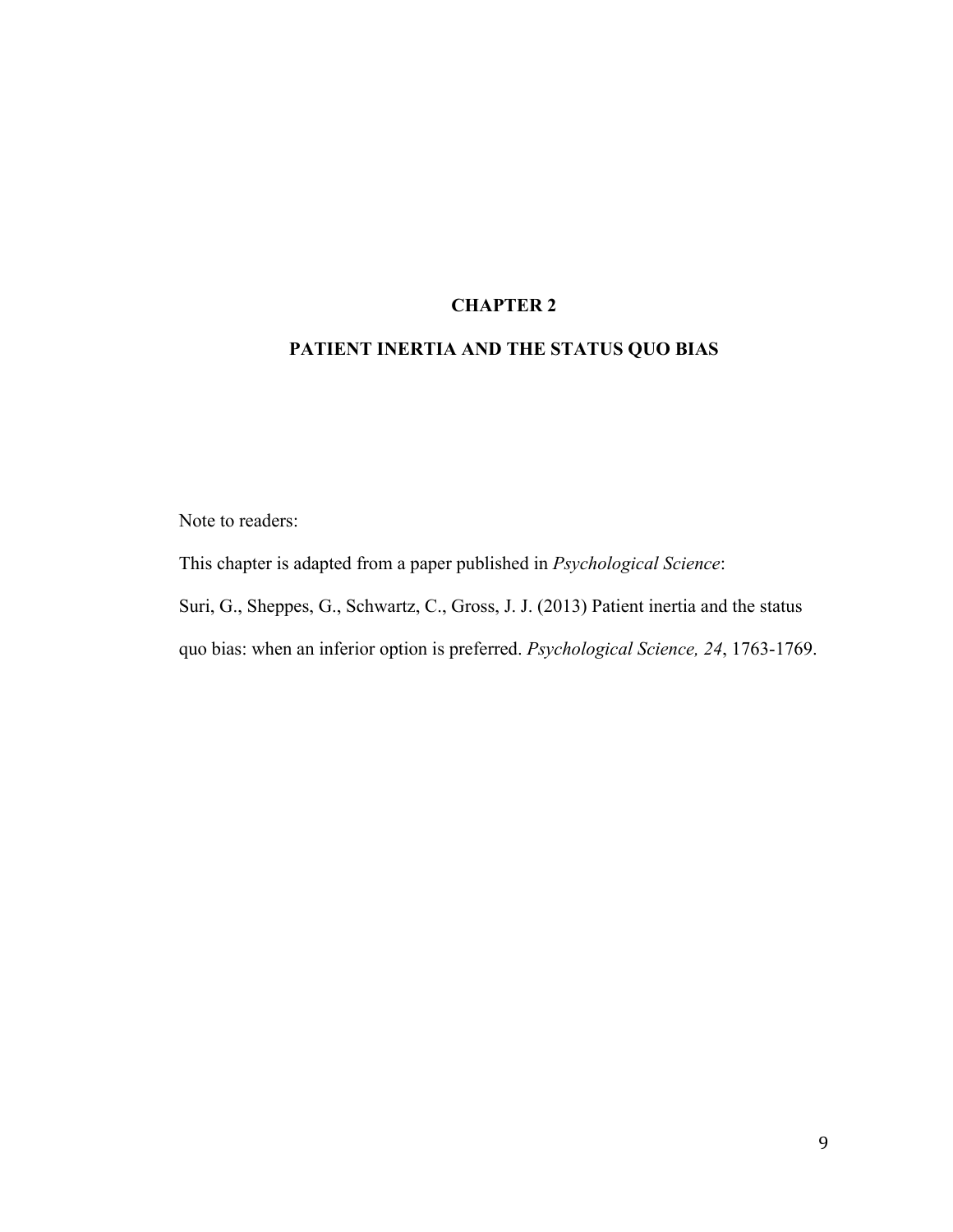# CHAPTER 2

# PATIENT INERTIA AND THE STATUS QUO BIAS

Note to readers:

This chapter is adapted from a paper published in *Psychological Science*:

Suri, G., Sheppes, G., Schwartz, C., Gross, J. J. (2013) Patient inertia and the status quo bias: when an inferior option is preferred. *Psychological Science, 24*, 1763-1769.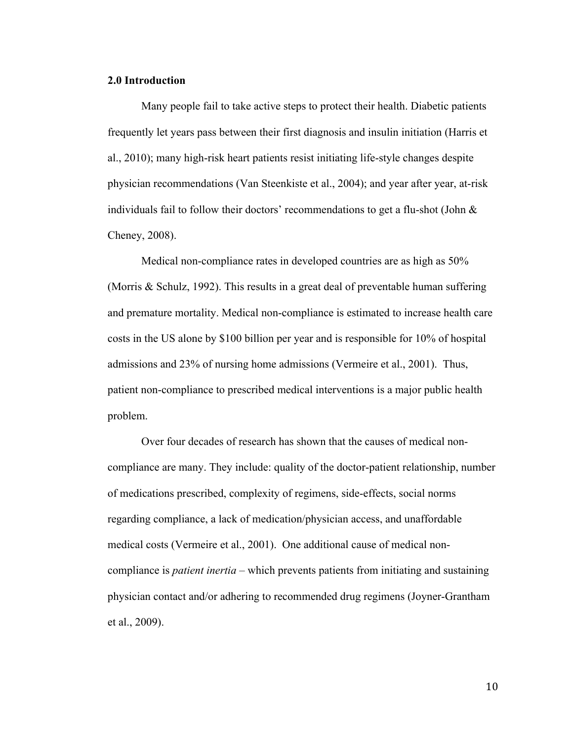## 2.0 Introduction

Many people fail to take active steps to protect their health. Diabetic patients frequently let years pass between their first diagnosis and insulin initiation (Harris et al., 2010); many high-risk heart patients resist initiating life-style changes despite physician recommendations (Van Steenkiste et al., 2004); and year after year, at-risk individuals fail to follow their doctors' recommendations to get a flu-shot (John & Cheney, 2008).

Medical non-compliance rates in developed countries are as high as 50% (Morris & Schulz, 1992). This results in a great deal of preventable human suffering and premature mortality. Medical non-compliance is estimated to increase health care costs in the US alone by $100 billion per year and is responsible for 10% of hospital admissions and 23% of nursing home admissions (Vermeire et al., 2001). Thus, patient non-compliance to prescribed medical interventions is a major public health problem.

Over four decades of research has shown that the causes of medical non-compliance are many. They include: quality of the doctor-patient relationship, number of medications prescribed, complexity of regimens, side-effects, social norms regarding compliance, a lack of medication/physician access, and unaffordable medical costs (Vermeire et al., 2001). One additional cause of medical non-compliance is *patient inertia* – which prevents patients from initiating and sustaining physician contact and/or adhering to recommended drug regimens (Joyner-Grantham et al., 2009).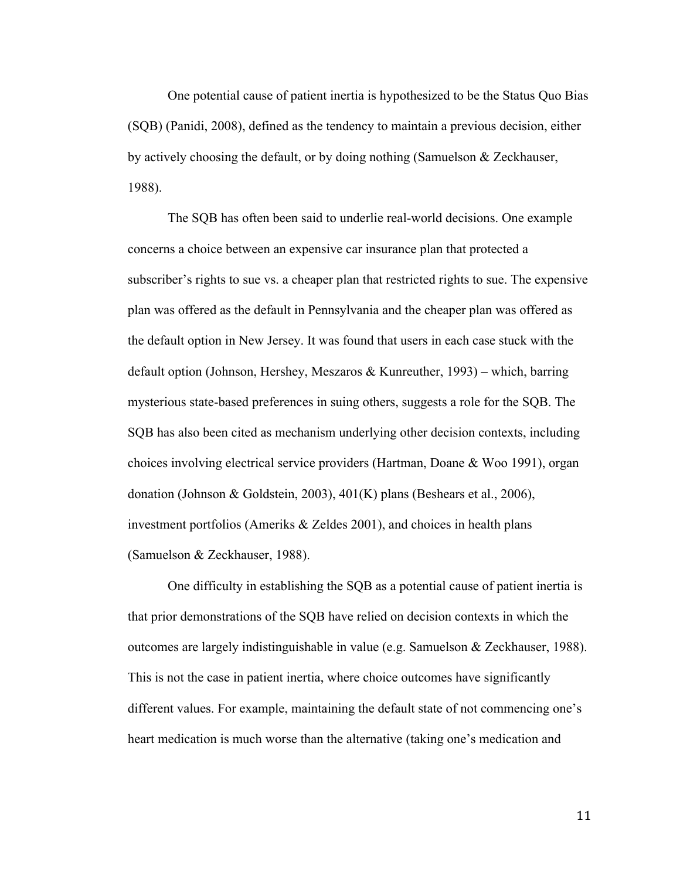One potential cause of patient inertia is hypothesized to be the Status Quo Bias (SQB) (Panidi, 2008), defined as the tendency to maintain a previous decision, either by actively choosing the default, or by doing nothing (Samuelson & Zeckhauser, 1988).

The SQB has often been said to underlie real-world decisions. One example concerns a choice between an expensive car insurance plan that protected a subscriber's rights to sue vs. a cheaper plan that restricted rights to sue. The expensive plan was offered as the default in Pennsylvania and the cheaper plan was offered as the default option in New Jersey. It was found that users in each case stuck with the default option (Johnson, Hershey, Meszaros & Kunreuther, 1993) – which, barring mysterious state-based preferences in suing others, suggests a role for the SQB. The SQB has also been cited as mechanism underlying other decision contexts, including choices involving electrical service providers (Hartman, Doane & Woo 1991), organ donation (Johnson & Goldstein, 2003), 401(K) plans (Beshears et al., 2006), investment portfolios (Ameriks & Zeldes 2001), and choices in health plans (Samuelson & Zeckhauser, 1988).

One difficulty in establishing the SQB as a potential cause of patient inertia is that prior demonstrations of the SQB have relied on decision contexts in which the outcomes are largely indistinguishable in value (e.g. Samuelson & Zeckhauser, 1988). This is not the case in patient inertia, where choice outcomes have significantly different values. For example, maintaining the default state of not commencing one's heart medication is much worse than the alternative (taking one's medication and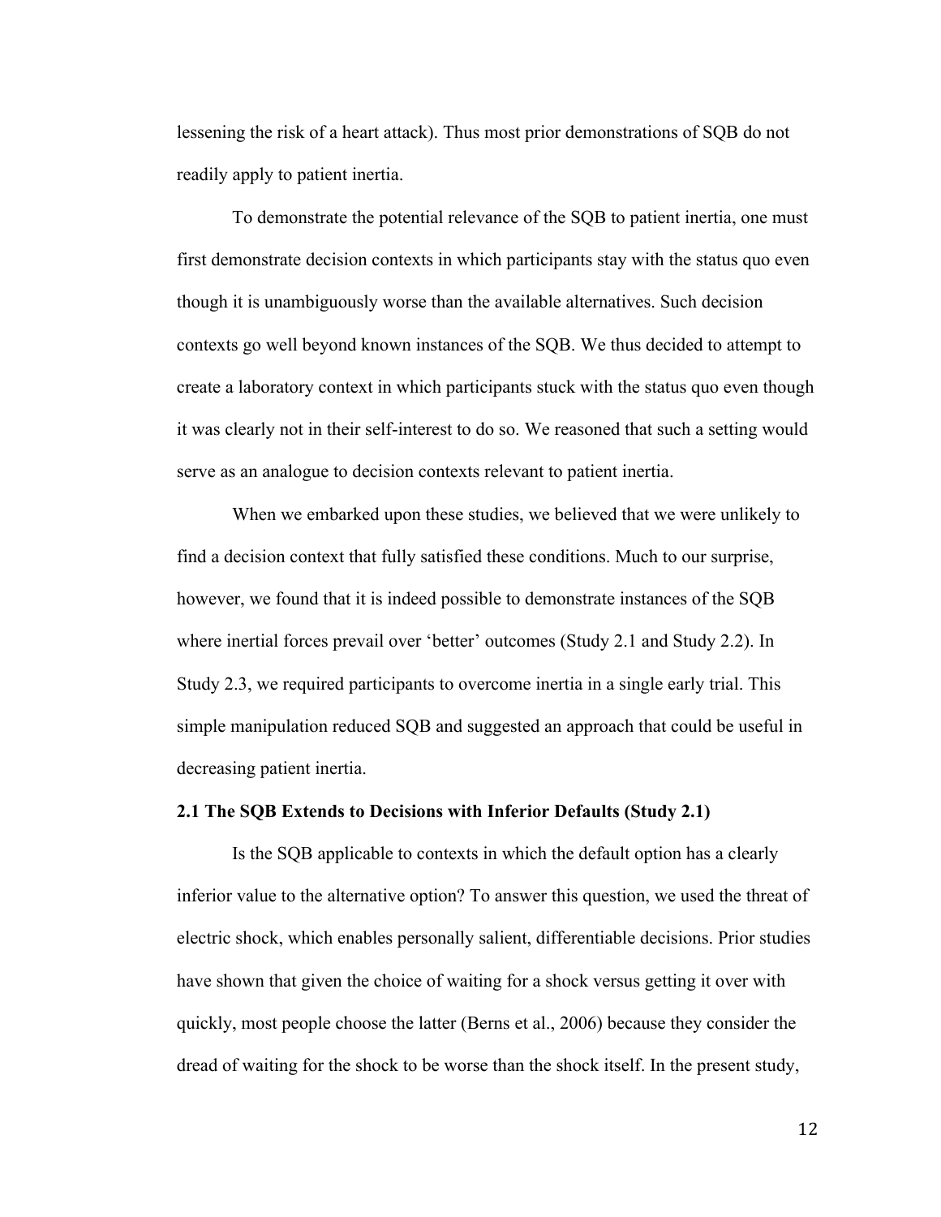lessening the risk of a heart attack). Thus most prior demonstrations of SQB do not readily apply to patient inertia.

To demonstrate the potential relevance of the SQB to patient inertia, one must first demonstrate decision contexts in which participants stay with the status quo even though it is unambiguously worse than the available alternatives. Such decision contexts go well beyond known instances of the SQB. We thus decided to attempt to create a laboratory context in which participants stuck with the status quo even though it was clearly not in their self-interest to do so. We reasoned that such a setting would serve as an analogue to decision contexts relevant to patient inertia.

When we embarked upon these studies, we believed that we were unlikely to find a decision context that fully satisfied these conditions. Much to our surprise, however, we found that it is indeed possible to demonstrate instances of the SQB where inertial forces prevail over 'better' outcomes (Study 2.1 and Study 2.2). In Study 2.3, we required participants to overcome inertia in a single early trial. This simple manipulation reduced SQB and suggested an approach that could be useful in decreasing patient inertia.

## 2.1 The SQB Extends to Decisions with Inferior Defaults (Study 2.1)

Is the SQB applicable to contexts in which the default option has a clearly inferior value to the alternative option? To answer this question, we used the threat of electric shock, which enables personally salient, differentiable decisions. Prior studies have shown that given the choice of waiting for a shock versus getting it over with quickly, most people choose the latter (Berns et al., 2006) because they consider the dread of waiting for the shock to be worse than the shock itself. In the present study,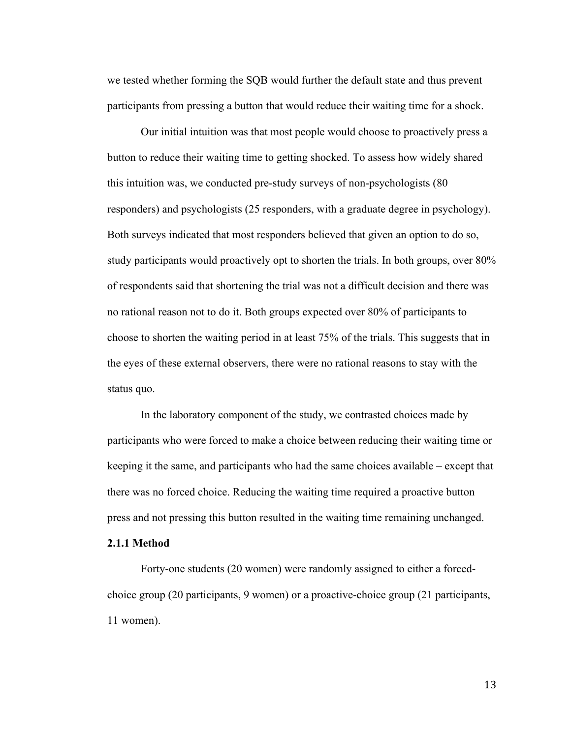we tested whether forming the SQB would further the default state and thus prevent participants from pressing a button that would reduce their waiting time for a shock.

Our initial intuition was that most people would choose to proactively press a button to reduce their waiting time to getting shocked. To assess how widely shared this intuition was, we conducted pre-study surveys of non-psychologists (80 responders) and psychologists (25 responders, with a graduate degree in psychology). Both surveys indicated that most responders believed that given an option to do so, study participants would proactively opt to shorten the trials. In both groups, over 80% of respondents said that shortening the trial was not a difficult decision and there was no rational reason not to do it. Both groups expected over 80% of participants to choose to shorten the waiting period in at least 75% of the trials. This suggests that in the eyes of these external observers, there were no rational reasons to stay with the status quo.

In the laboratory component of the study, we contrasted choices made by participants who were forced to make a choice between reducing their waiting time or keeping it the same, and participants who had the same choices available – except that there was no forced choice. Reducing the waiting time required a proactive button press and not pressing this button resulted in the waiting time remaining unchanged.

### 2.1.1 Method

Forty-one students (20 women) were randomly assigned to either a forced-choice group (20 participants, 9 women) or a proactive-choice group (21 participants, 11 women).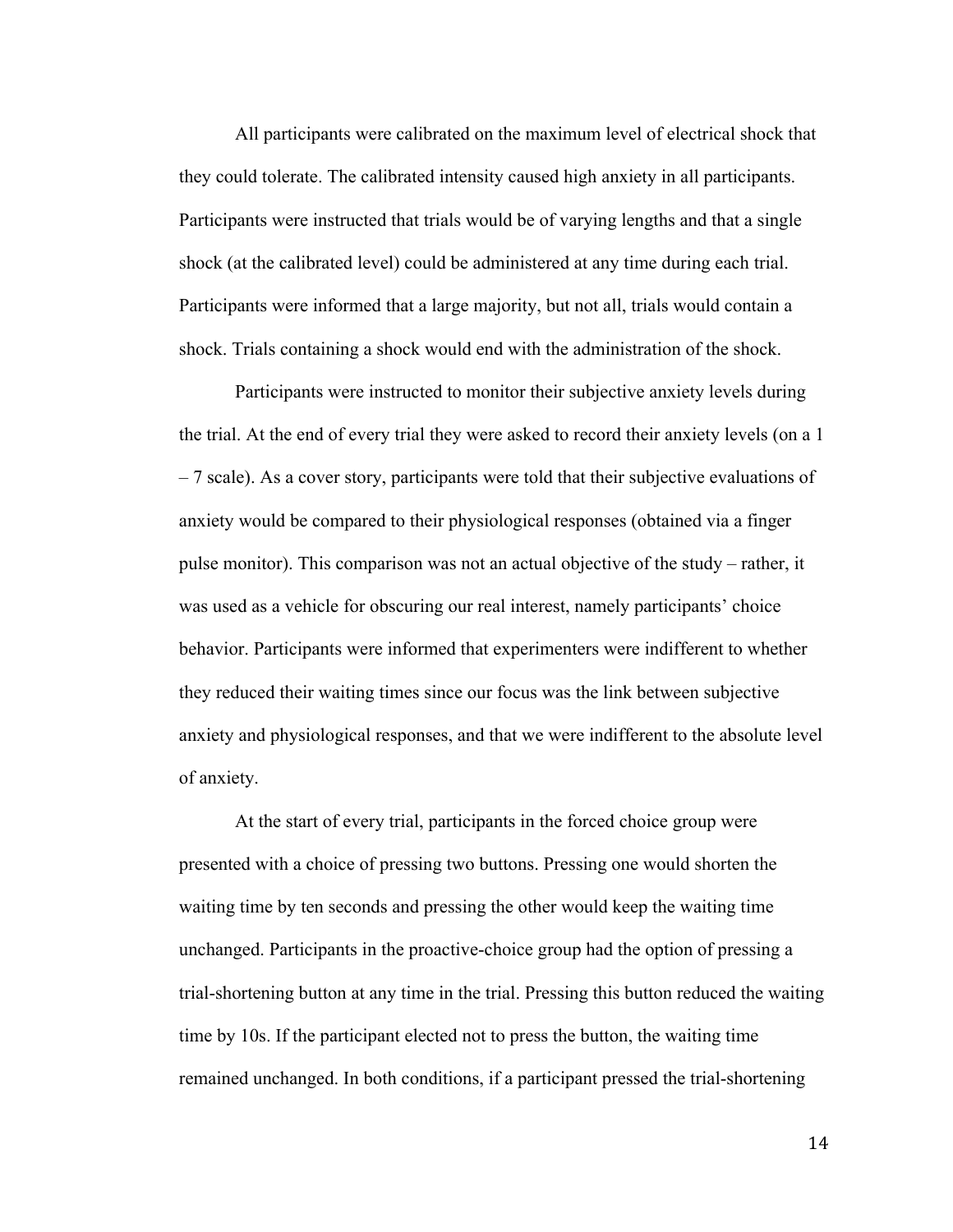All participants were calibrated on the maximum level of electrical shock that they could tolerate. The calibrated intensity caused high anxiety in all participants. Participants were instructed that trials would be of varying lengths and that a single shock (at the calibrated level) could be administered at any time during each trial. Participants were informed that a large majority, but not all, trials would contain a shock. Trials containing a shock would end with the administration of the shock.

Participants were instructed to monitor their subjective anxiety levels during the trial. At the end of every trial they were asked to record their anxiety levels (on a 1 – 7 scale). As a cover story, participants were told that their subjective evaluations of anxiety would be compared to their physiological responses (obtained via a finger pulse monitor). This comparison was not an actual objective of the study – rather, it was used as a vehicle for obscuring our real interest, namely participants' choice behavior. Participants were informed that experimenters were indifferent to whether they reduced their waiting times since our focus was the link between subjective anxiety and physiological responses, and that we were indifferent to the absolute level of anxiety.

At the start of every trial, participants in the forced choice group were presented with a choice of pressing two buttons. Pressing one would shorten the waiting time by ten seconds and pressing the other would keep the waiting time unchanged. Participants in the proactive-choice group had the option of pressing a trial-shortening button at any time in the trial. Pressing this button reduced the waiting time by 10s. If the participant elected not to press the button, the waiting time remained unchanged. In both conditions, if a participant pressed the trial-shortening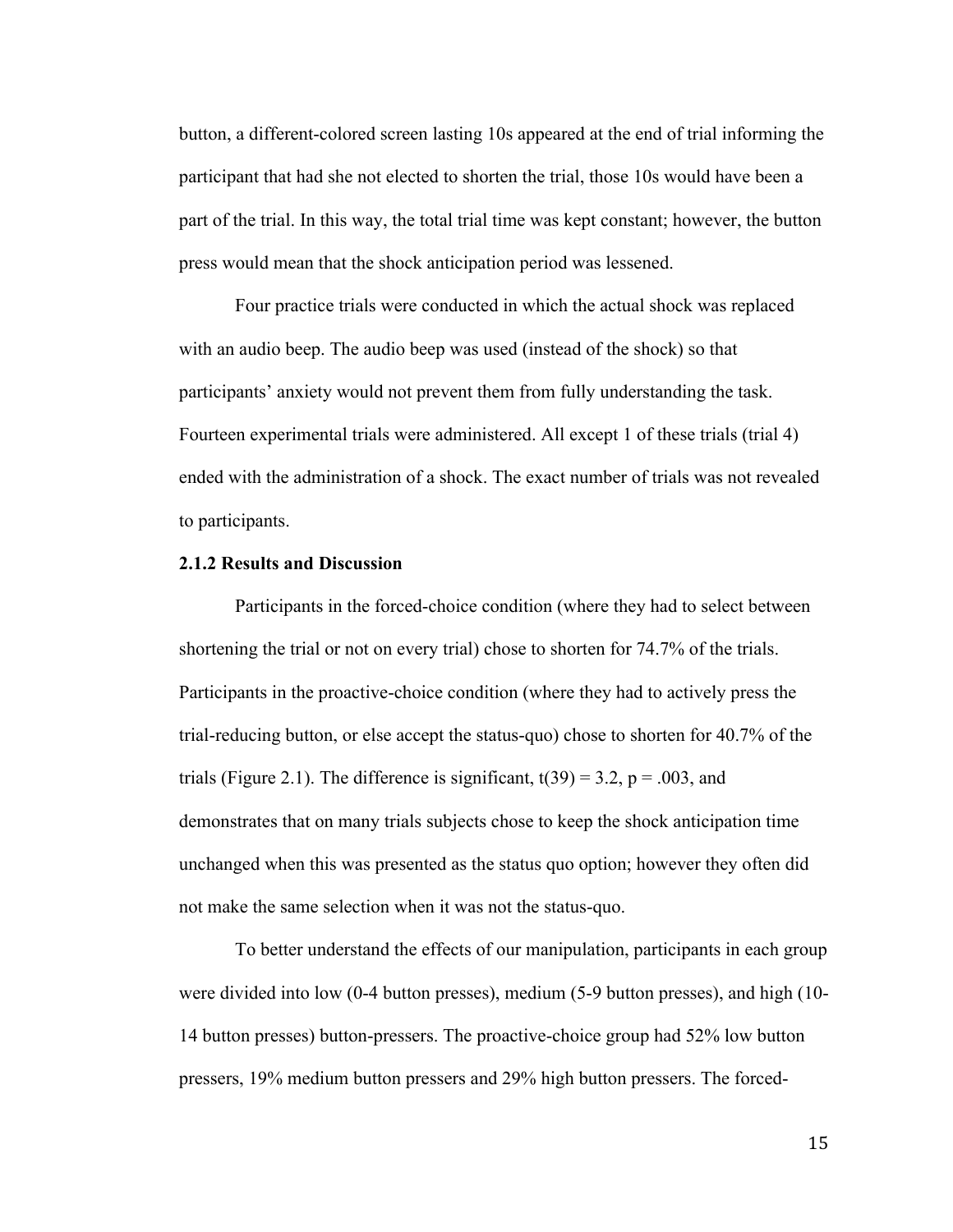button, a different-colored screen lasting 10s appeared at the end of trial informing the participant that had she not elected to shorten the trial, those 10s would have been a part of the trial. In this way, the total trial time was kept constant; however, the button press would mean that the shock anticipation period was lessened.

Four practice trials were conducted in which the actual shock was replaced with an audio beep. The audio beep was used (instead of the shock) so that participants' anxiety would not prevent them from fully understanding the task. Fourteen experimental trials were administered. All except 1 of these trials (trial 4) ended with the administration of a shock. The exact number of trials was not revealed to participants.

### 2.1.2 Results and Discussion

Participants in the forced-choice condition (where they had to select between shortening the trial or not on every trial) chose to shorten for 74.7% of the trials. Participants in the proactive-choice condition (where they had to actively press the trial-reducing button, or else accept the status-quo) chose to shorten for 40.7% of the trials (Figure 2.1). The difference is significant, $t(39) = 3.2$, $p = .003$, and demonstrates that on many trials subjects chose to keep the shock anticipation time unchanged when this was presented as the status quo option; however they often did not make the same selection when it was not the status-quo.

To better understand the effects of our manipulation, participants in each group were divided into low (0-4 button presses), medium (5-9 button presses), and high (10-14 button presses) button-pressers. The proactive-choice group had 52% low button pressers, 19% medium button pressers and 29% high button pressers. The forced-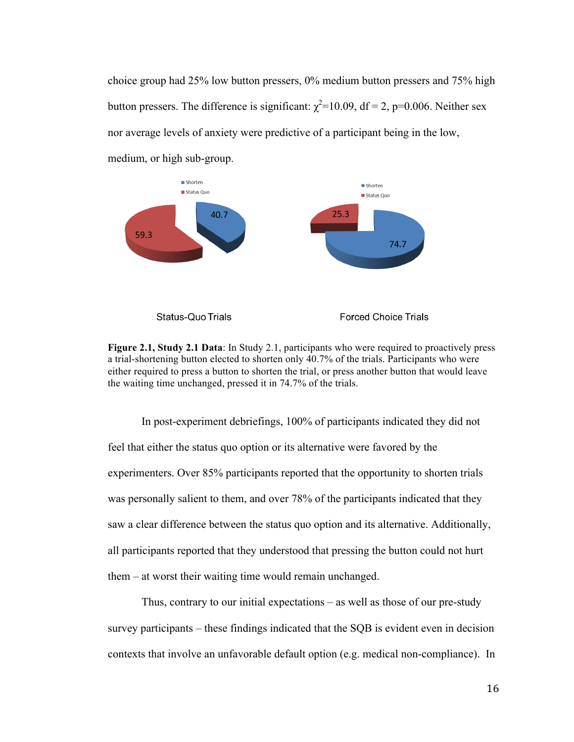choice group had 25% low button pressers, 0% medium button pressers and 75% high button pressers. The difference is significant: $\chi^2$=10.09, df = 2, p=0.006. Neither sex nor average levels of anxiety were predictive of a participant being in the low, medium, or high sub-group.

Status-Quo Trials

Forced Choice Trials

**Figure 2.1, Study 2.1 Data**: In Study 2.1, participants who were required to proactively press a trial-shortening button elected to shorten only 40.7% of the trials. Participants who were either required to press a button to shorten the trial, or press another button that would leave the waiting time unchanged, pressed it in 74.7% of the trials.

In post-experiment debriefings, 100% of participants indicated they did not feel that either the status quo option or its alternative were favored by the experimenters. Over 85% participants reported that the opportunity to shorten trials was personally salient to them, and over 78% of the participants indicated that they saw a clear difference between the status quo option and its alternative. Additionally, all participants reported that they understood that pressing the button could not hurt them – at worst their waiting time would remain unchanged.

Thus, contrary to our initial expectations – as well as those of our pre-study survey participants – these findings indicated that the SQB is evident even in decision contexts that involve an unfavorable default option (e.g. medical non-compliance). In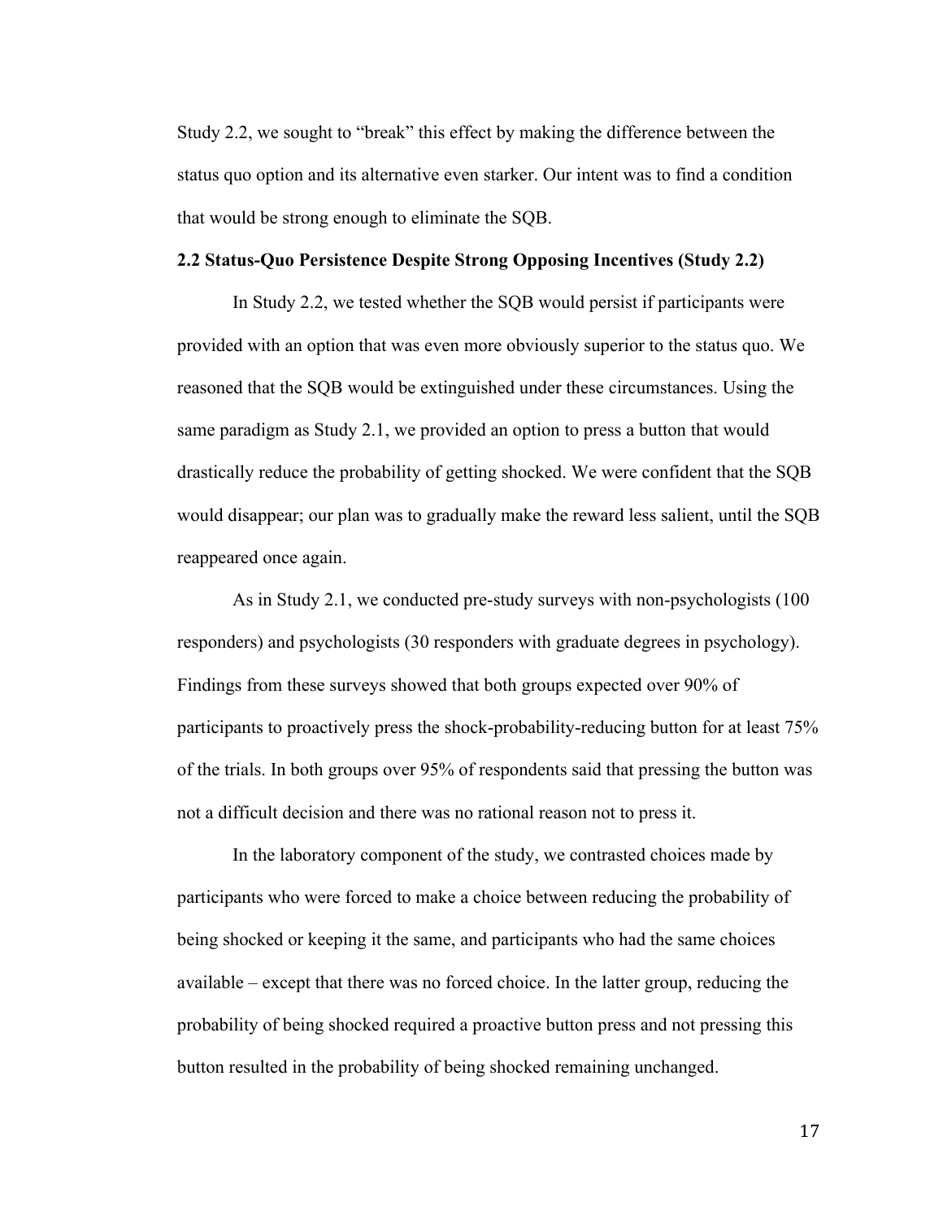Study 2.2, we sought to "break" this effect by making the difference between the status quo option and its alternative even starker. Our intent was to find a condition that would be strong enough to eliminate the SQB.

## 2.2 Status-Quo Persistence Despite Strong Opposing Incentives (Study 2.2)

In Study 2.2, we tested whether the SQB would persist if participants were provided with an option that was even more obviously superior to the status quo. We reasoned that the SQB would be extinguished under these circumstances. Using the same paradigm as Study 2.1, we provided an option to press a button that would drastically reduce the probability of getting shocked. We were confident that the SQB would disappear; our plan was to gradually make the reward less salient, until the SQB reappeared once again.

As in Study 2.1, we conducted pre-study surveys with non-psychologists (100 responders) and psychologists (30 responders with graduate degrees in psychology). Findings from these surveys showed that both groups expected over 90% of participants to proactively press the shock-probability-reducing button for at least 75% of the trials. In both groups over 95% of respondents said that pressing the button was not a difficult decision and there was no rational reason not to press it.

In the laboratory component of the study, we contrasted choices made by participants who were forced to make a choice between reducing the probability of being shocked or keeping it the same, and participants who had the same choices available – except that there was no forced choice. In the latter group, reducing the probability of being shocked required a proactive button press and not pressing this button resulted in the probability of being shocked remaining unchanged.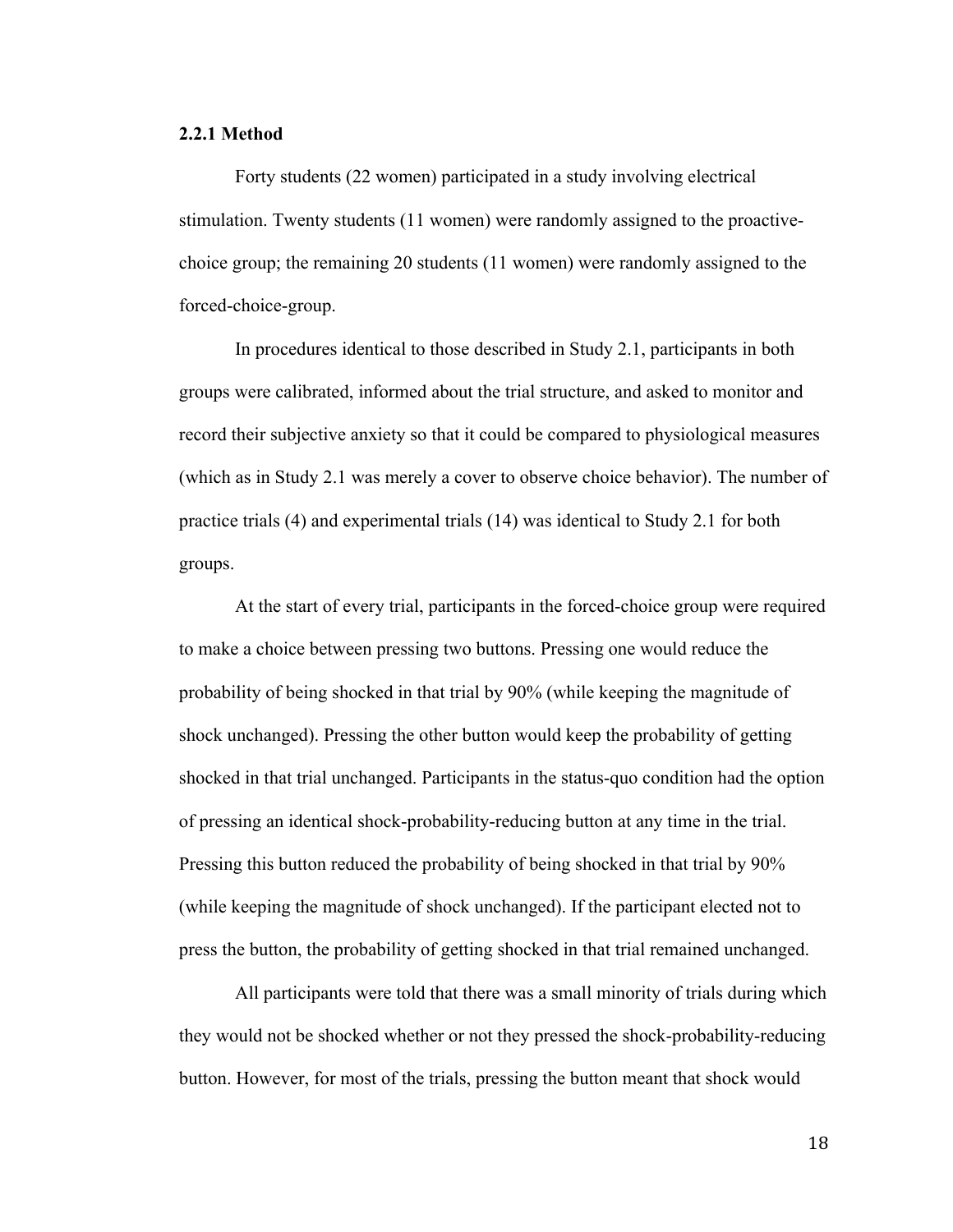### 2.2.1 Method

Forty students (22 women) participated in a study involving electrical stimulation. Twenty students (11 women) were randomly assigned to the proactive-choice group; the remaining 20 students (11 women) were randomly assigned to the forced-choice-group.

In procedures identical to those described in Study 2.1, participants in both groups were calibrated, informed about the trial structure, and asked to monitor and record their subjective anxiety so that it could be compared to physiological measures (which as in Study 2.1 was merely a cover to observe choice behavior). The number of practice trials (4) and experimental trials (14) was identical to Study 2.1 for both groups.

At the start of every trial, participants in the forced-choice group were required to make a choice between pressing two buttons. Pressing one would reduce the probability of being shocked in that trial by 90% (while keeping the magnitude of shock unchanged). Pressing the other button would keep the probability of getting shocked in that trial unchanged. Participants in the status-quo condition had the option of pressing an identical shock-probability-reducing button at any time in the trial. Pressing this button reduced the probability of being shocked in that trial by 90% (while keeping the magnitude of shock unchanged). If the participant elected not to press the button, the probability of getting shocked in that trial remained unchanged.

All participants were told that there was a small minority of trials during which they would not be shocked whether or not they pressed the shock-probability-reducing button. However, for most of the trials, pressing the button meant that shock would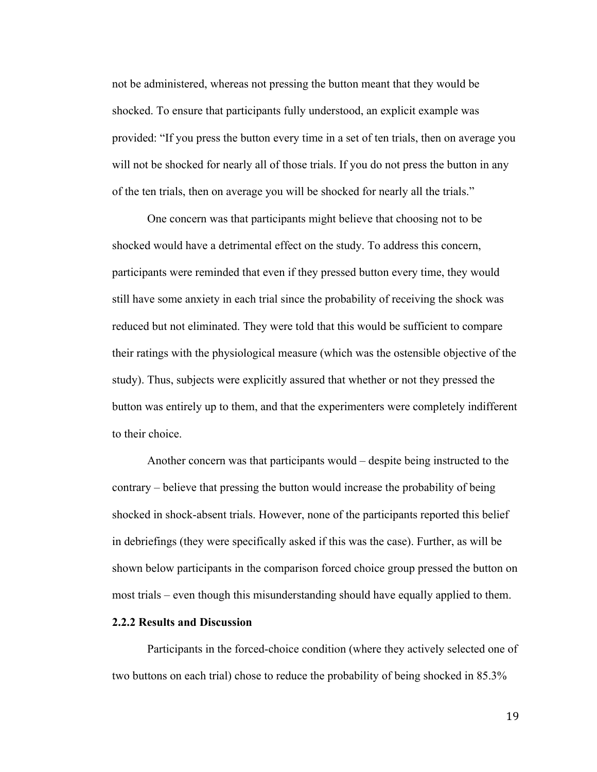not be administered, whereas not pressing the button meant that they would be shocked. To ensure that participants fully understood, an explicit example was provided: "If you press the button every time in a set of ten trials, then on average you will not be shocked for nearly all of those trials. If you do not press the button in any of the ten trials, then on average you will be shocked for nearly all the trials."

One concern was that participants might believe that choosing not to be shocked would have a detrimental effect on the study. To address this concern, participants were reminded that even if they pressed button every time, they would still have some anxiety in each trial since the probability of receiving the shock was reduced but not eliminated. They were told that this would be sufficient to compare their ratings with the physiological measure (which was the ostensible objective of the study). Thus, subjects were explicitly assured that whether or not they pressed the button was entirely up to them, and that the experimenters were completely indifferent to their choice.

Another concern was that participants would – despite being instructed to the contrary – believe that pressing the button would increase the probability of being shocked in shock-absent trials. However, none of the participants reported this belief in debriefings (they were specifically asked if this was the case). Further, as will be shown below participants in the comparison forced choice group pressed the button on most trials – even though this misunderstanding should have equally applied to them.

### 2.2.2 Results and Discussion

Participants in the forced-choice condition (where they actively selected one of two buttons on each trial) chose to reduce the probability of being shocked in 85.3%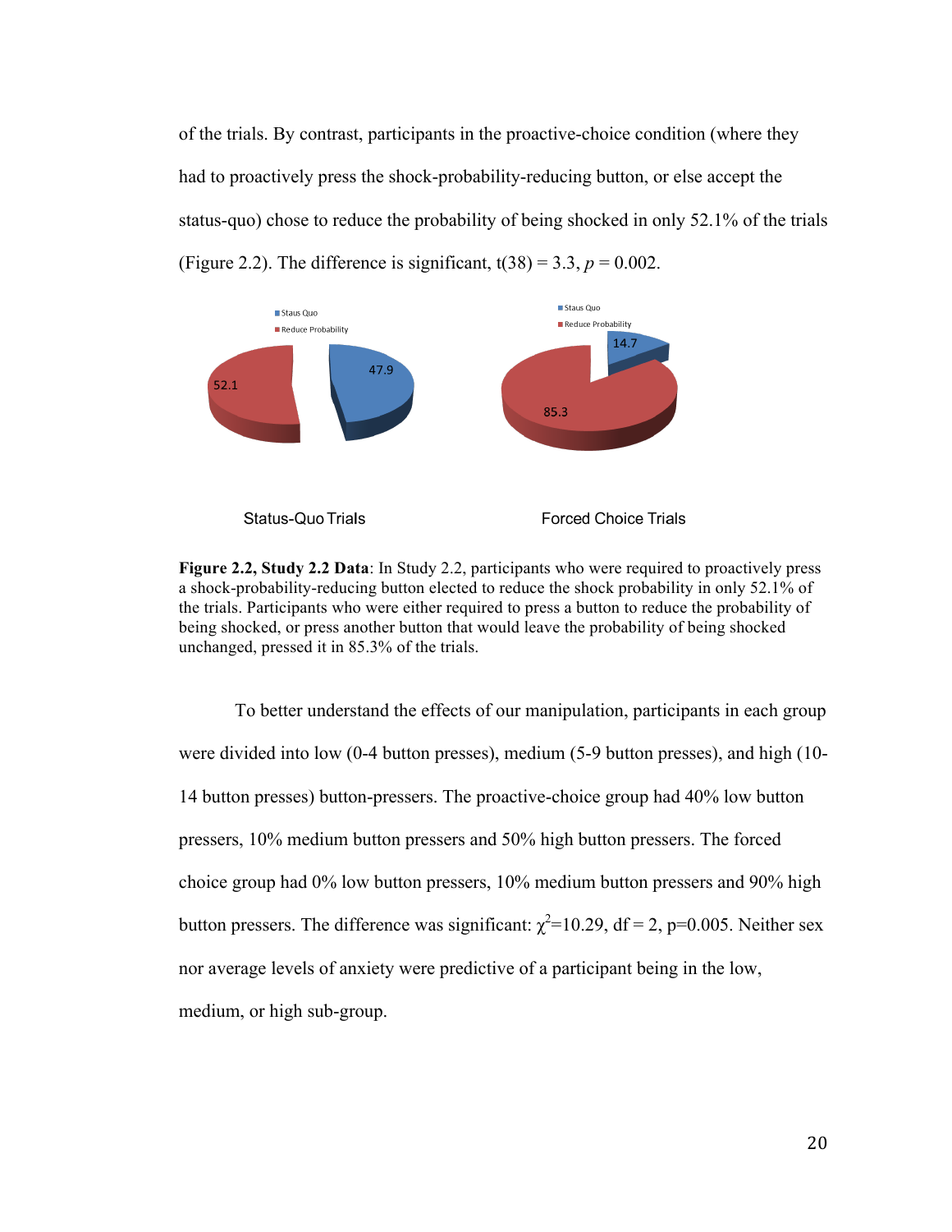of the trials. By contrast, participants in the proactive-choice condition (where they had to proactively press the shock-probability-reducing button, or else accept the status-quo) chose to reduce the probability of being shocked in only 52.1% of the trials (Figure 2.2). The difference is significant, t(38) = 3.3, *p* = 0.002.

Staus Quo
Reduce Probability

52.1
47.9

Staus Quo
Reduce Probability

14.7
85.3

Status-Quo Trials

Forced Choice Trials

**Figure 2.2, Study 2.2 Data**: In Study 2.2, participants who were required to proactively press a shock-probability-reducing button elected to reduce the shock probability in only 52.1% of the trials. Participants who were either required to press a button to reduce the probability of being shocked, or press another button that would leave the probability of being shocked unchanged, pressed it in 85.3% of the trials.

To better understand the effects of our manipulation, participants in each group were divided into low (0-4 button presses), medium (5-9 button presses), and high (10-14 button presses) button-pressers. The proactive-choice group had 40% low button pressers, 10% medium button pressers and 50% high button pressers. The forced choice group had 0% low button pressers, 10% medium button pressers and 90% high button pressers. The difference was significant: $\chi^2$=10.29, df = 2, p=0.005. Neither sex nor average levels of anxiety were predictive of a participant being in the low, medium, or high sub-group.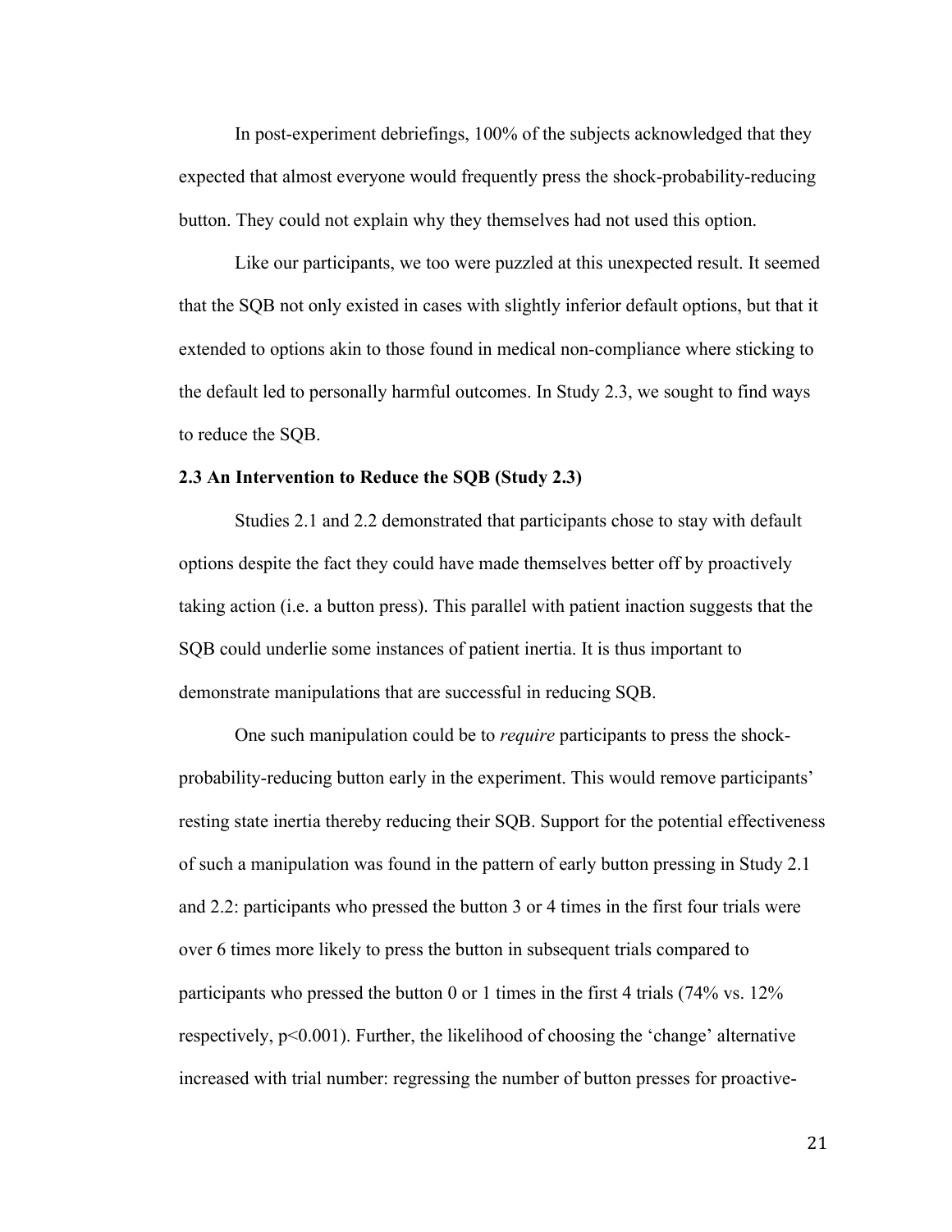In post-experiment debriefings, 100% of the subjects acknowledged that they expected that almost everyone would frequently press the shock-probability-reducing button. They could not explain why they themselves had not used this option.

Like our participants, we too were puzzled at this unexpected result. It seemed that the SQB not only existed in cases with slightly inferior default options, but that it extended to options akin to those found in medical non-compliance where sticking to the default led to personally harmful outcomes. In Study 2.3, we sought to find ways to reduce the SQB.

### 2.3 An Intervention to Reduce the SQB (Study 2.3)

Studies 2.1 and 2.2 demonstrated that participants chose to stay with default options despite the fact they could have made themselves better off by proactively taking action (i.e. a button press). This parallel with patient inaction suggests that the SQB could underlie some instances of patient inertia. It is thus important to demonstrate manipulations that are successful in reducing SQB.

One such manipulation could be to *require* participants to press the shock-probability-reducing button early in the experiment. This would remove participants' resting state inertia thereby reducing their SQB. Support for the potential effectiveness of such a manipulation was found in the pattern of early button pressing in Study 2.1 and 2.2: participants who pressed the button 3 or 4 times in the first four trials were over 6 times more likely to press the button in subsequent trials compared to participants who pressed the button 0 or 1 times in the first 4 trials (74% vs. 12% respectively, $p<0.001$). Further, the likelihood of choosing the 'change' alternative increased with trial number: regressing the number of button presses for proactive-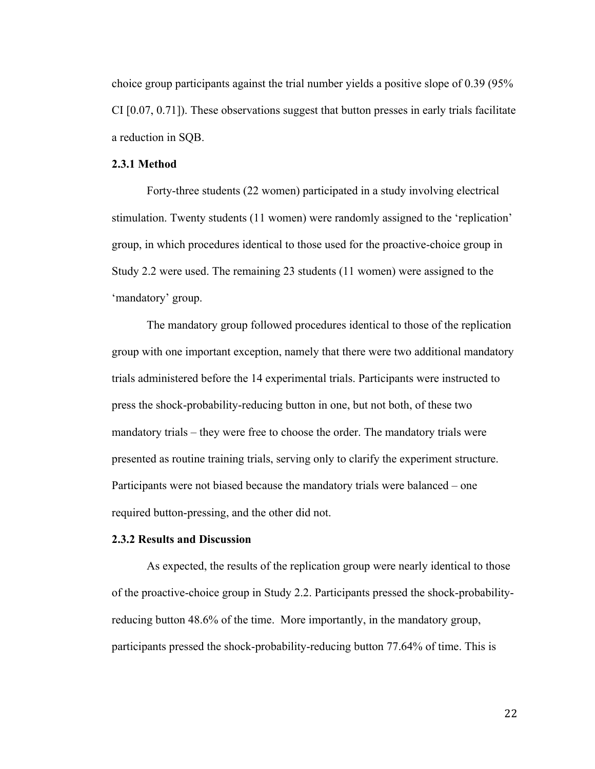choice group participants against the trial number yields a positive slope of 0.39 (95% CI [0.07, 0.71]). These observations suggest that button presses in early trials facilitate a reduction in SQB.

### 2.3.1 Method

Forty-three students (22 women) participated in a study involving electrical stimulation. Twenty students (11 women) were randomly assigned to the 'replication' group, in which procedures identical to those used for the proactive-choice group in Study 2.2 were used. The remaining 23 students (11 women) were assigned to the 'mandatory' group.

The mandatory group followed procedures identical to those of the replication group with one important exception, namely that there were two additional mandatory trials administered before the 14 experimental trials. Participants were instructed to press the shock-probability-reducing button in one, but not both, of these two mandatory trials – they were free to choose the order. The mandatory trials were presented as routine training trials, serving only to clarify the experiment structure. Participants were not biased because the mandatory trials were balanced – one required button-pressing, and the other did not.

### 2.3.2 Results and Discussion

As expected, the results of the replication group were nearly identical to those of the proactive-choice group in Study 2.2. Participants pressed the shock-probability-reducing button 48.6% of the time. More importantly, in the mandatory group, participants pressed the shock-probability-reducing button 77.64% of time. This is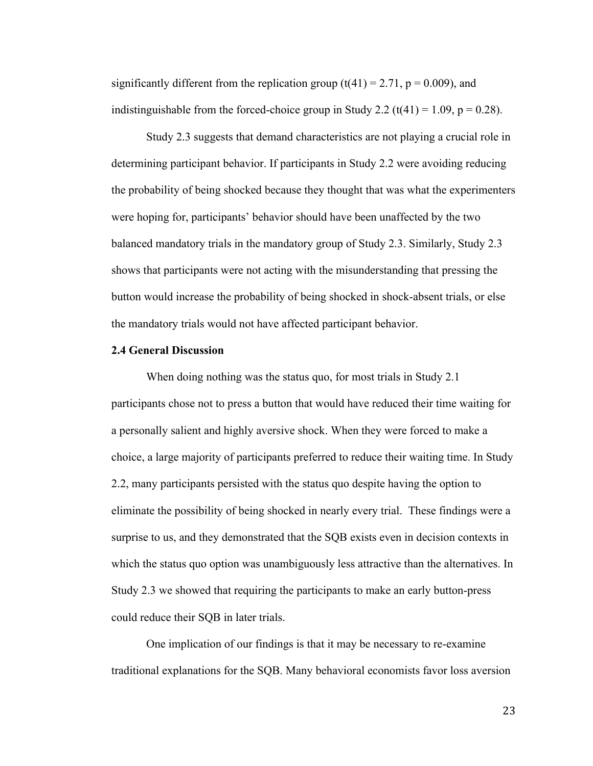significantly different from the replication group ($t(41) = 2.71$, $p = 0.009$), and indistinguishable from the forced-choice group in Study 2.2 ($t(41) = 1.09$, $p = 0.28$).

Study 2.3 suggests that demand characteristics are not playing a crucial role in determining participant behavior. If participants in Study 2.2 were avoiding reducing the probability of being shocked because they thought that was what the experimenters were hoping for, participants' behavior should have been unaffected by the two balanced mandatory trials in the mandatory group of Study 2.3. Similarly, Study 2.3 shows that participants were not acting with the misunderstanding that pressing the button would increase the probability of being shocked in shock-absent trials, or else the mandatory trials would not have affected participant behavior.

### 2.4 General Discussion

When doing nothing was the status quo, for most trials in Study 2.1 participants chose not to press a button that would have reduced their time waiting for a personally salient and highly aversive shock. When they were forced to make a choice, a large majority of participants preferred to reduce their waiting time. In Study 2.2, many participants persisted with the status quo despite having the option to eliminate the possibility of being shocked in nearly every trial. These findings were a surprise to us, and they demonstrated that the SQB exists even in decision contexts in which the status quo option was unambiguously less attractive than the alternatives. In Study 2.3 we showed that requiring the participants to make an early button-press could reduce their SQB in later trials.

One implication of our findings is that it may be necessary to re-examine traditional explanations for the SQB. Many behavioral economists favor loss aversion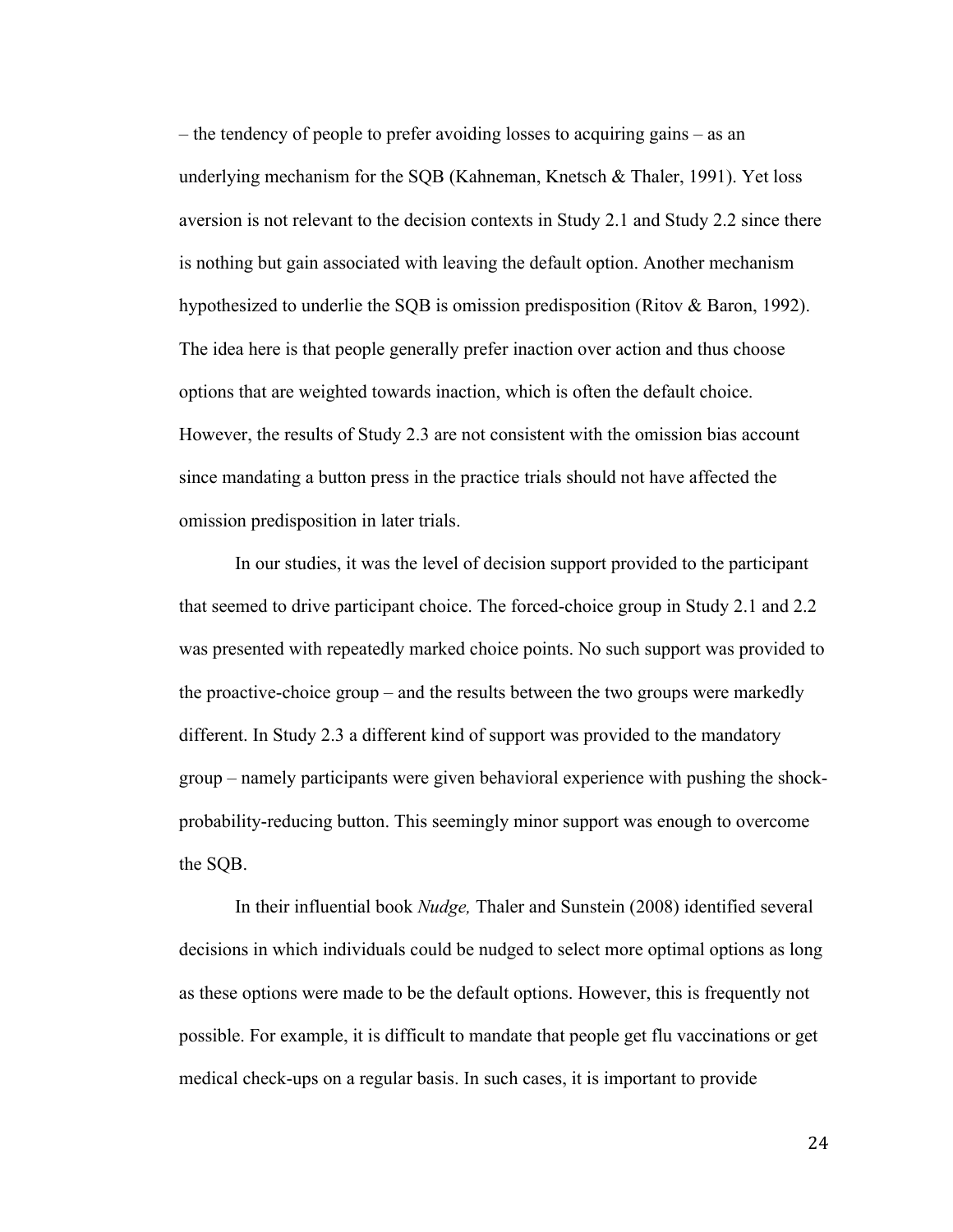– the tendency of people to prefer avoiding losses to acquiring gains – as an underlying mechanism for the SQB (Kahneman, Knetsch & Thaler, 1991). Yet loss aversion is not relevant to the decision contexts in Study 2.1 and Study 2.2 since there is nothing but gain associated with leaving the default option. Another mechanism hypothesized to underlie the SQB is omission predisposition (Ritov & Baron, 1992). The idea here is that people generally prefer inaction over action and thus choose options that are weighted towards inaction, which is often the default choice. However, the results of Study 2.3 are not consistent with the omission bias account since mandating a button press in the practice trials should not have affected the omission predisposition in later trials.

In our studies, it was the level of decision support provided to the participant that seemed to drive participant choice. The forced-choice group in Study 2.1 and 2.2 was presented with repeatedly marked choice points. No such support was provided to the proactive-choice group – and the results between the two groups were markedly different. In Study 2.3 a different kind of support was provided to the mandatory group – namely participants were given behavioral experience with pushing the shock-probability-reducing button. This seemingly minor support was enough to overcome the SQB.

In their influential book *Nudge,* Thaler and Sunstein (2008) identified several decisions in which individuals could be nudged to select more optimal options as long as these options were made to be the default options. However, this is frequently not possible. For example, it is difficult to mandate that people get flu vaccinations or get medical check-ups on a regular basis. In such cases, it is important to provide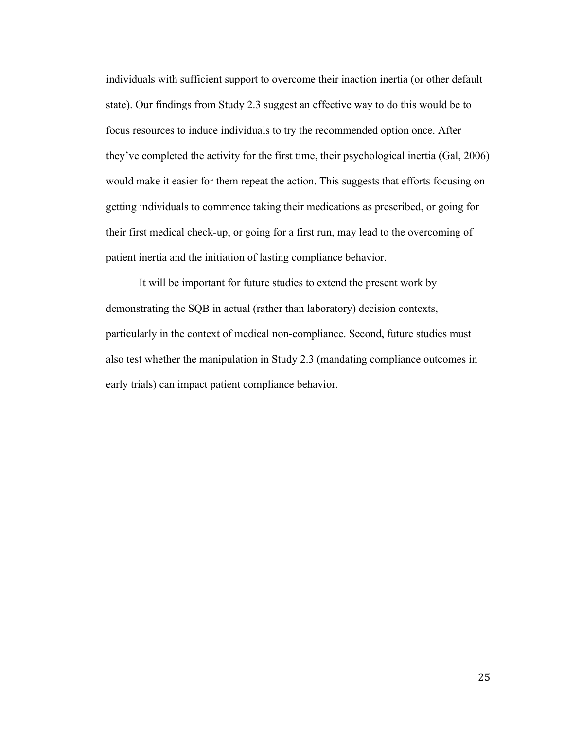individuals with sufficient support to overcome their inaction inertia (or other default state). Our findings from Study 2.3 suggest an effective way to do this would be to focus resources to induce individuals to try the recommended option once. After they've completed the activity for the first time, their psychological inertia (Gal, 2006) would make it easier for them repeat the action. This suggests that efforts focusing on getting individuals to commence taking their medications as prescribed, or going for their first medical check-up, or going for a first run, may lead to the overcoming of patient inertia and the initiation of lasting compliance behavior.

It will be important for future studies to extend the present work by demonstrating the SQB in actual (rather than laboratory) decision contexts, particularly in the context of medical non-compliance. Second, future studies must also test whether the manipulation in Study 2.3 (mandating compliance outcomes in early trials) can impact patient compliance behavior.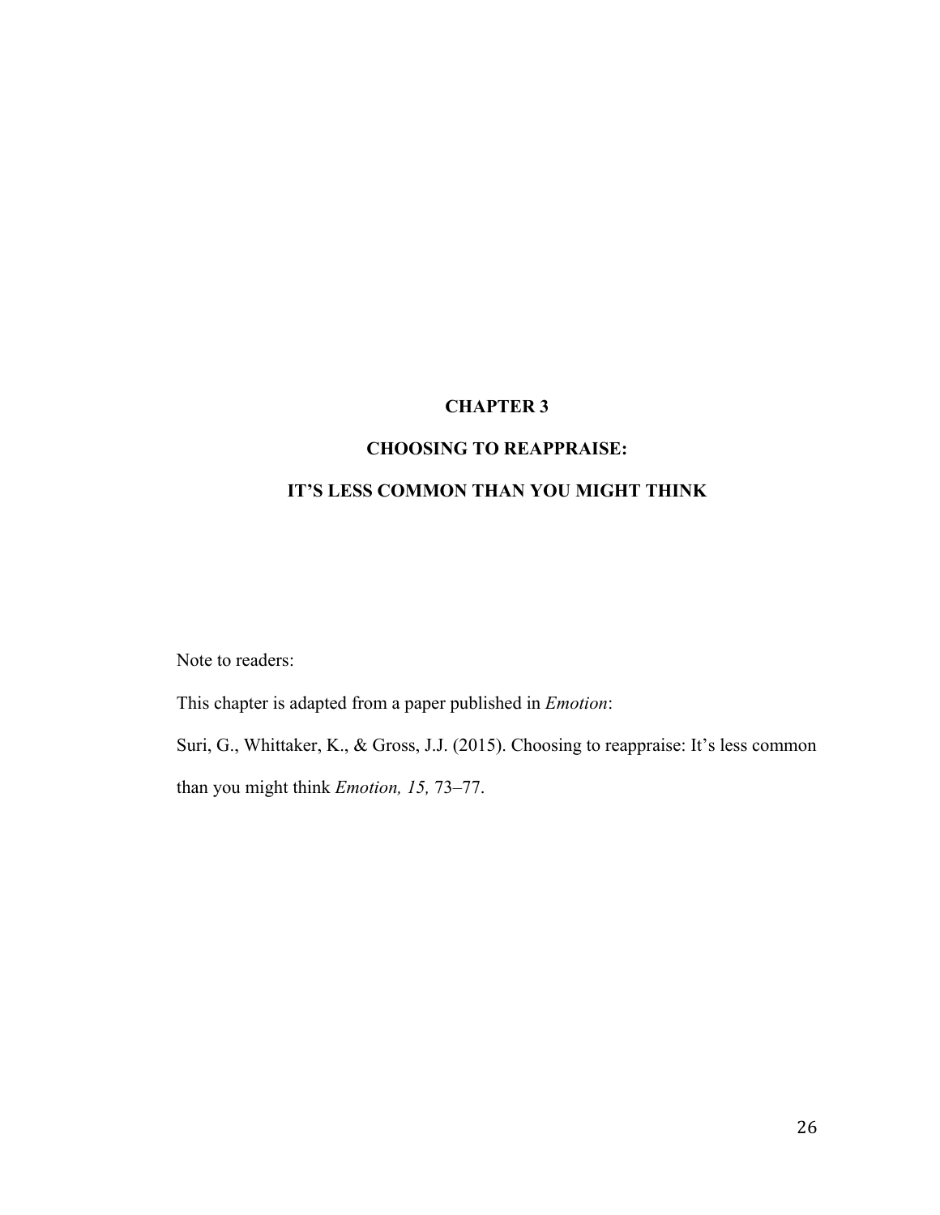# CHAPTER 3

# CHOOSING TO REAPPRAISE:

# IT'S LESS COMMON THAN YOU MIGHT THINK

Note to readers:

This chapter is adapted from a paper published in *Emotion*:

Suri, G., Whittaker, K., & Gross, J.J. (2015). Choosing to reappraise: It's less common than you might think *Emotion, 15,* 73–77.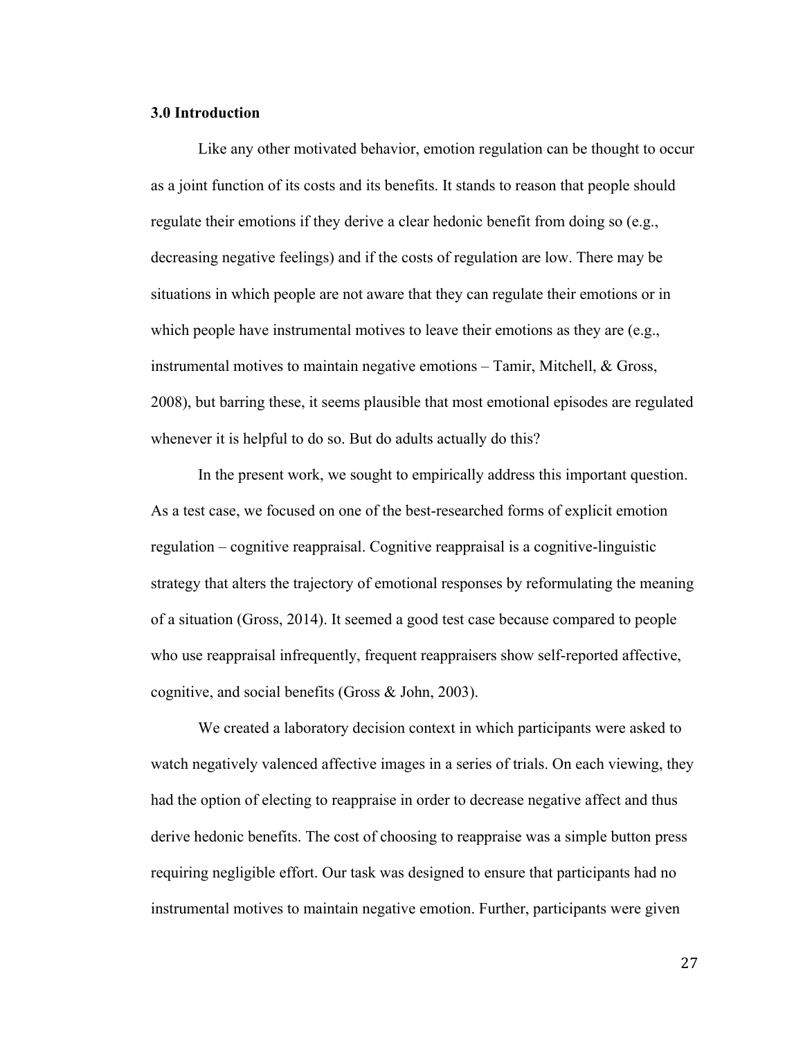### 3.0 Introduction

Like any other motivated behavior, emotion regulation can be thought to occur as a joint function of its costs and its benefits. It stands to reason that people should regulate their emotions if they derive a clear hedonic benefit from doing so (e.g., decreasing negative feelings) and if the costs of regulation are low. There may be situations in which people are not aware that they can regulate their emotions or in which people have instrumental motives to leave their emotions as they are (e.g., instrumental motives to maintain negative emotions – Tamir, Mitchell, & Gross, 2008), but barring these, it seems plausible that most emotional episodes are regulated whenever it is helpful to do so. But do adults actually do this?

In the present work, we sought to empirically address this important question. As a test case, we focused on one of the best-researched forms of explicit emotion regulation – cognitive reappraisal. Cognitive reappraisal is a cognitive-linguistic strategy that alters the trajectory of emotional responses by reformulating the meaning of a situation (Gross, 2014). It seemed a good test case because compared to people who use reappraisal infrequently, frequent reappraisers show self-reported affective, cognitive, and social benefits (Gross & John, 2003).

We created a laboratory decision context in which participants were asked to watch negatively valenced affective images in a series of trials. On each viewing, they had the option of electing to reappraise in order to decrease negative affect and thus derive hedonic benefits. The cost of choosing to reappraise was a simple button press requiring negligible effort. Our task was designed to ensure that participants had no instrumental motives to maintain negative emotion. Further, participants were given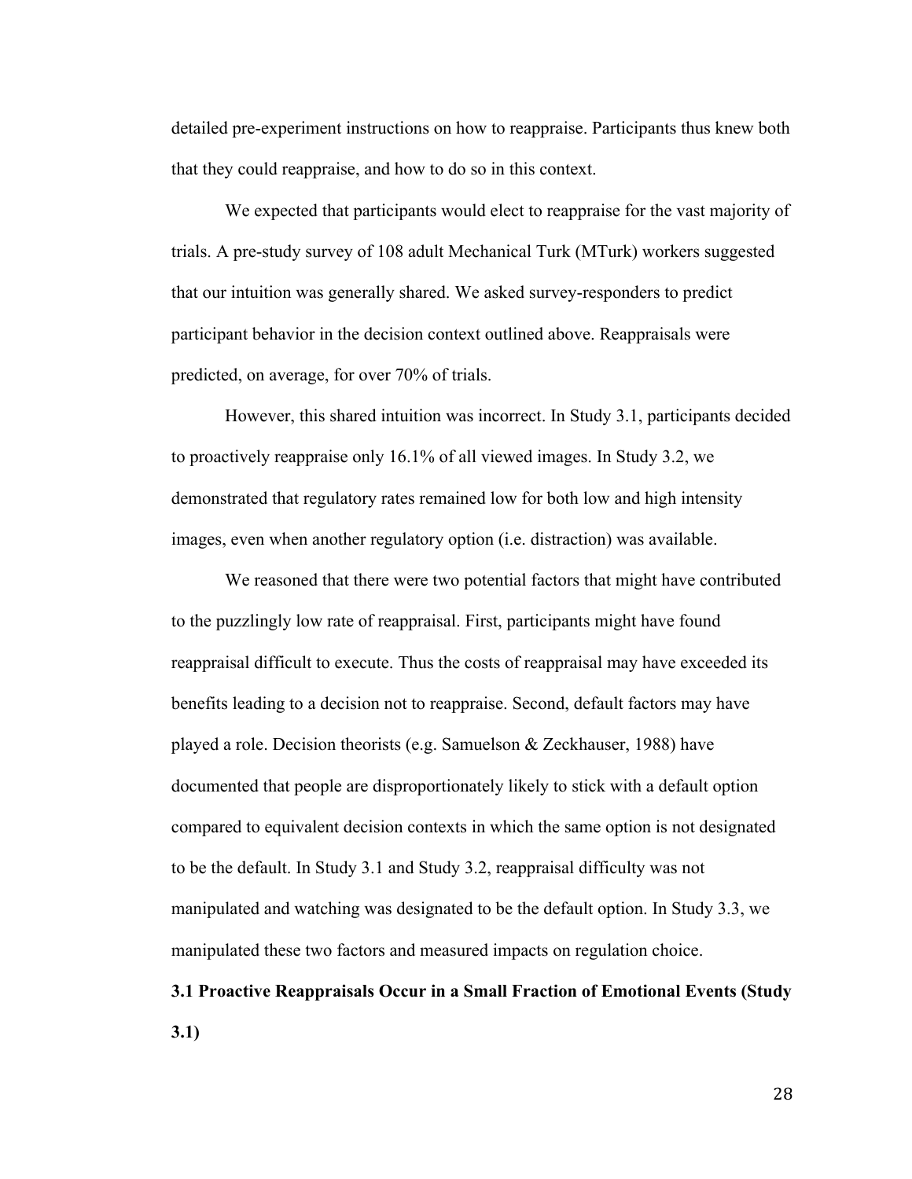detailed pre-experiment instructions on how to reappraise. Participants thus knew both that they could reappraise, and how to do so in this context.

We expected that participants would elect to reappraise for the vast majority of trials. A pre-study survey of 108 adult Mechanical Turk (MTurk) workers suggested that our intuition was generally shared. We asked survey-responders to predict participant behavior in the decision context outlined above. Reappraisals were predicted, on average, for over 70% of trials.

However, this shared intuition was incorrect. In Study 3.1, participants decided to proactively reappraise only 16.1% of all viewed images. In Study 3.2, we demonstrated that regulatory rates remained low for both low and high intensity images, even when another regulatory option (i.e. distraction) was available.

We reasoned that there were two potential factors that might have contributed to the puzzlingly low rate of reappraisal. First, participants might have found reappraisal difficult to execute. Thus the costs of reappraisal may have exceeded its benefits leading to a decision not to reappraise. Second, default factors may have played a role. Decision theorists (e.g. Samuelson & Zeckhauser, 1988) have documented that people are disproportionately likely to stick with a default option compared to equivalent decision contexts in which the same option is not designated to be the default. In Study 3.1 and Study 3.2, reappraisal difficulty was not manipulated and watching was designated to be the default option. In Study 3.3, we manipulated these two factors and measured impacts on regulation choice.

## 3.1 Proactive Reappraisals Occur in a Small Fraction of Emotional Events (Study 3.1)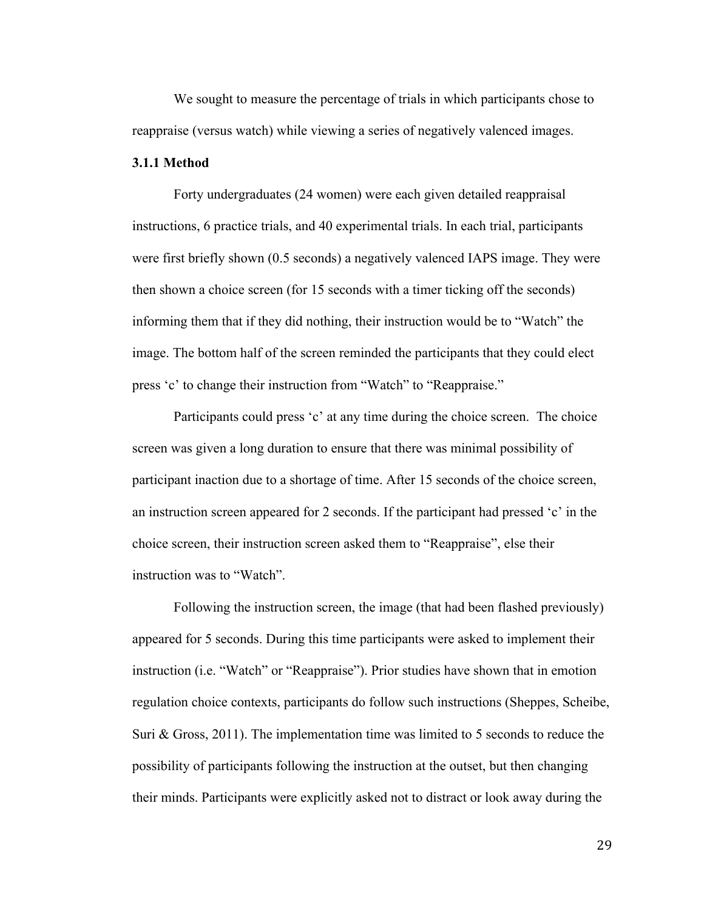We sought to measure the percentage of trials in which participants chose to reappraise (versus watch) while viewing a series of negatively valenced images.

### 3.1.1 Method

Forty undergraduates (24 women) were each given detailed reappraisal instructions, 6 practice trials, and 40 experimental trials. In each trial, participants were first briefly shown (0.5 seconds) a negatively valenced IAPS image. They were then shown a choice screen (for 15 seconds with a timer ticking off the seconds) informing them that if they did nothing, their instruction would be to "Watch" the image. The bottom half of the screen reminded the participants that they could elect press 'c' to change their instruction from "Watch" to "Reappraise."

Participants could press 'c' at any time during the choice screen. The choice screen was given a long duration to ensure that there was minimal possibility of participant inaction due to a shortage of time. After 15 seconds of the choice screen, an instruction screen appeared for 2 seconds. If the participant had pressed 'c' in the choice screen, their instruction screen asked them to "Reappraise", else their instruction was to "Watch".

Following the instruction screen, the image (that had been flashed previously) appeared for 5 seconds. During this time participants were asked to implement their instruction (i.e. "Watch" or "Reappraise"). Prior studies have shown that in emotion regulation choice contexts, participants do follow such instructions (Sheppes, Scheibe, Suri & Gross, 2011). The implementation time was limited to 5 seconds to reduce the possibility of participants following the instruction at the outset, but then changing their minds. Participants were explicitly asked not to distract or look away during the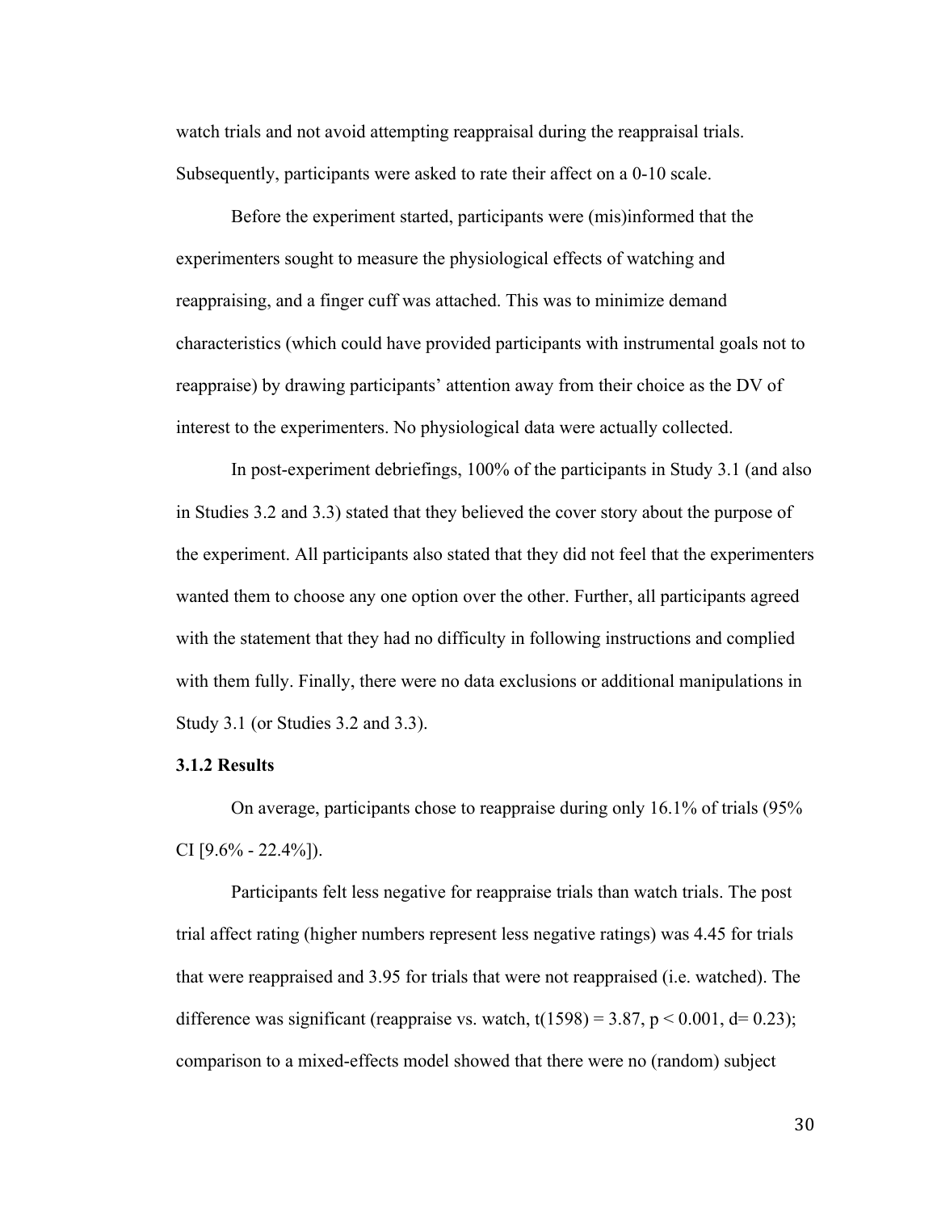watch trials and not avoid attempting reappraisal during the reappraisal trials. Subsequently, participants were asked to rate their affect on a 0-10 scale.

Before the experiment started, participants were (mis)informed that the experimenters sought to measure the physiological effects of watching and reappraising, and a finger cuff was attached. This was to minimize demand characteristics (which could have provided participants with instrumental goals not to reappraise) by drawing participants' attention away from their choice as the DV of interest to the experimenters. No physiological data were actually collected.

In post-experiment debriefings, 100% of the participants in Study 3.1 (and also in Studies 3.2 and 3.3) stated that they believed the cover story about the purpose of the experiment. All participants also stated that they did not feel that the experimenters wanted them to choose any one option over the other. Further, all participants agreed with the statement that they had no difficulty in following instructions and complied with them fully. Finally, there were no data exclusions or additional manipulations in Study 3.1 (or Studies 3.2 and 3.3).

### 3.1.2 Results

On average, participants chose to reappraise during only 16.1% of trials (95% CI [9.6% - 22.4%]).

Participants felt less negative for reappraise trials than watch trials. The post trial affect rating (higher numbers represent less negative ratings) was 4.45 for trials that were reappraised and 3.95 for trials that were not reappraised (i.e. watched). The difference was significant (reappraise vs. watch, $t(1598) = 3.87$, $p < 0.001$, $d = 0.23$); comparison to a mixed-effects model showed that there were no (random) subject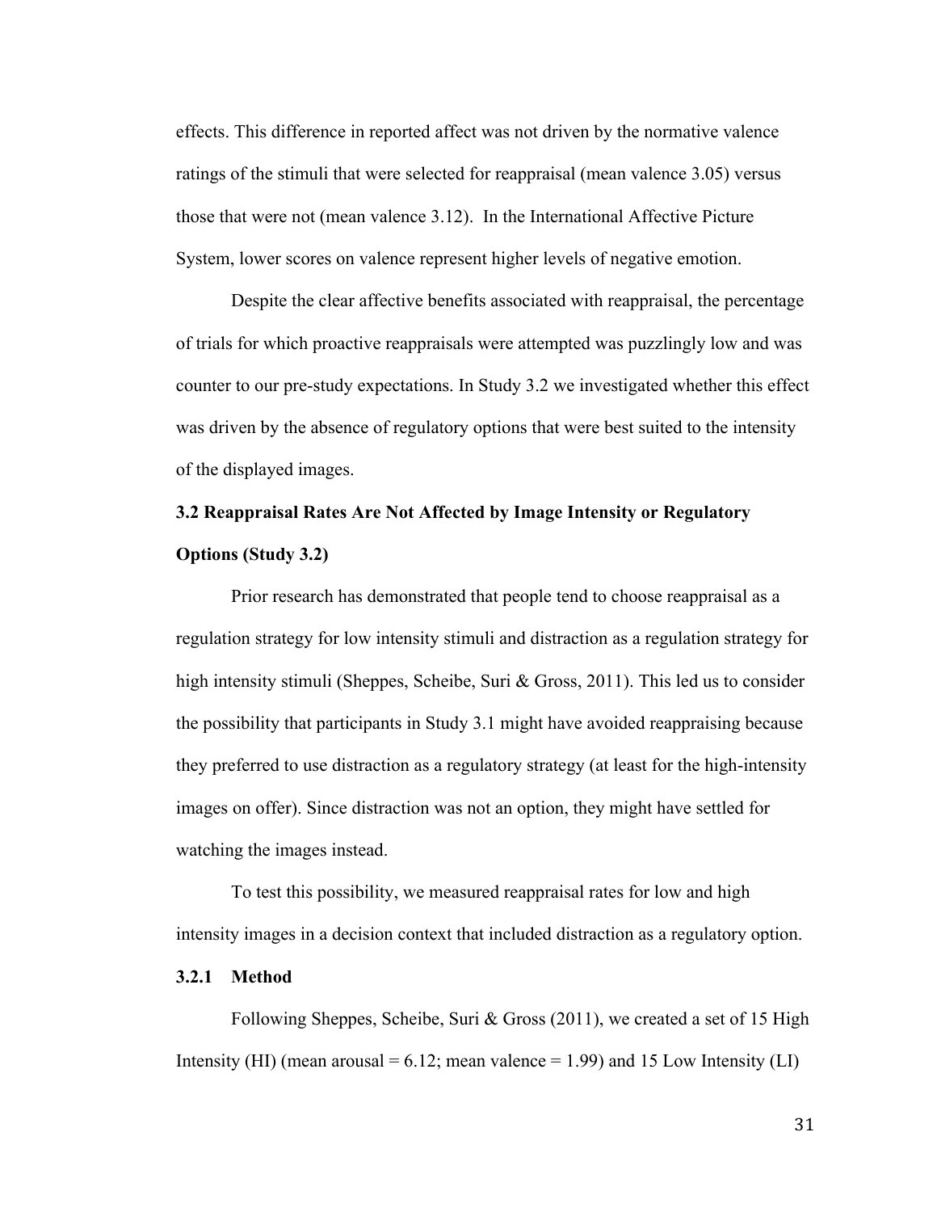effects. This difference in reported affect was not driven by the normative valence ratings of the stimuli that were selected for reappraisal (mean valence 3.05) versus those that were not (mean valence 3.12). In the International Affective Picture System, lower scores on valence represent higher levels of negative emotion.

Despite the clear affective benefits associated with reappraisal, the percentage of trials for which proactive reappraisals were attempted was puzzlingly low and was counter to our pre-study expectations. In Study 3.2 we investigated whether this effect was driven by the absence of regulatory options that were best suited to the intensity of the displayed images.

## 3.2 Reappraisal Rates Are Not Affected by Image Intensity or Regulatory Options (Study 3.2)

Prior research has demonstrated that people tend to choose reappraisal as a regulation strategy for low intensity stimuli and distraction as a regulation strategy for high intensity stimuli (Sheppes, Scheibe, Suri & Gross, 2011). This led us to consider the possibility that participants in Study 3.1 might have avoided reappraising because they preferred to use distraction as a regulatory strategy (at least for the high-intensity images on offer). Since distraction was not an option, they might have settled for watching the images instead.

To test this possibility, we measured reappraisal rates for low and high intensity images in a decision context that included distraction as a regulatory option.

### 3.2.1 Method

Following Sheppes, Scheibe, Suri & Gross (2011), we created a set of 15 High Intensity (HI) (mean arousal = 6.12; mean valence = 1.99) and 15 Low Intensity (LI)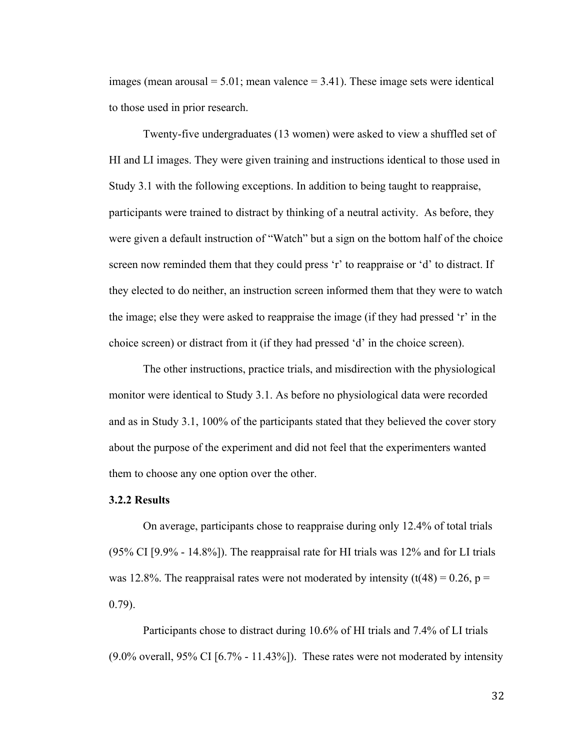images (mean arousal = 5.01; mean valence = 3.41). These image sets were identical to those used in prior research.

Twenty-five undergraduates (13 women) were asked to view a shuffled set of HI and LI images. They were given training and instructions identical to those used in Study 3.1 with the following exceptions. In addition to being taught to reappraise, participants were trained to distract by thinking of a neutral activity. As before, they were given a default instruction of "Watch" but a sign on the bottom half of the choice screen now reminded them that they could press 'r' to reappraise or 'd' to distract. If they elected to do neither, an instruction screen informed them that they were to watch the image; else they were asked to reappraise the image (if they had pressed 'r' in the choice screen) or distract from it (if they had pressed 'd' in the choice screen).

The other instructions, practice trials, and misdirection with the physiological monitor were identical to Study 3.1. As before no physiological data were recorded and as in Study 3.1, 100% of the participants stated that they believed the cover story about the purpose of the experiment and did not feel that the experimenters wanted them to choose any one option over the other.

### 3.2.2 Results

On average, participants chose to reappraise during only 12.4% of total trials (95% CI [9.9% - 14.8%]). The reappraisal rate for HI trials was 12% and for LI trials was 12.8%. The reappraisal rates were not moderated by intensity ($t(48) = 0.26$, $p = 0.79$).

Participants chose to distract during 10.6% of HI trials and 7.4% of LI trials (9.0% overall, 95% CI [6.7% - 11.43%]). These rates were not moderated by intensity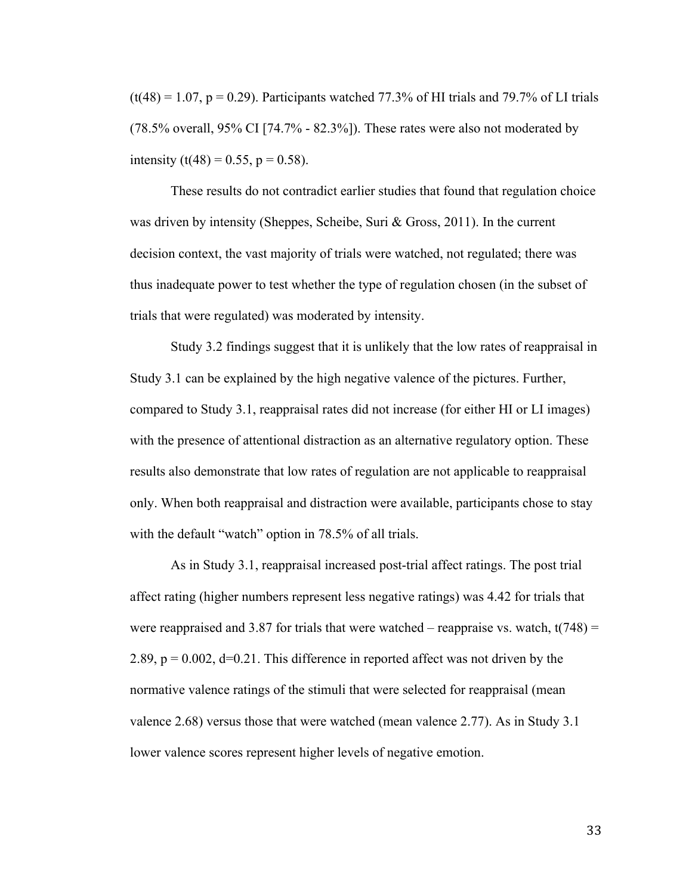($t(48) = 1.07$, $p = 0.29$). Participants watched 77.3% of HI trials and 79.7% of LI trials (78.5% overall, 95% CI [74.7% - 82.3%]). These rates were also not moderated by intensity ($t(48) = 0.55$, $p = 0.58$).

These results do not contradict earlier studies that found that regulation choice was driven by intensity (Sheppes, Scheibe, Suri & Gross, 2011). In the current decision context, the vast majority of trials were watched, not regulated; there was thus inadequate power to test whether the type of regulation chosen (in the subset of trials that were regulated) was moderated by intensity.

Study 3.2 findings suggest that it is unlikely that the low rates of reappraisal in Study 3.1 can be explained by the high negative valence of the pictures. Further, compared to Study 3.1, reappraisal rates did not increase (for either HI or LI images) with the presence of attentional distraction as an alternative regulatory option. These results also demonstrate that low rates of regulation are not applicable to reappraisal only. When both reappraisal and distraction were available, participants chose to stay with the default "watch" option in 78.5% of all trials.

As in Study 3.1, reappraisal increased post-trial affect ratings. The post trial affect rating (higher numbers represent less negative ratings) was 4.42 for trials that were reappraised and 3.87 for trials that were watched – reappraise vs. watch, $t(748) = 2.89$, $p = 0.002$, $d=0.21$. This difference in reported affect was not driven by the normative valence ratings of the stimuli that were selected for reappraisal (mean valence 2.68) versus those that were watched (mean valence 2.77). As in Study 3.1 lower valence scores represent higher levels of negative emotion.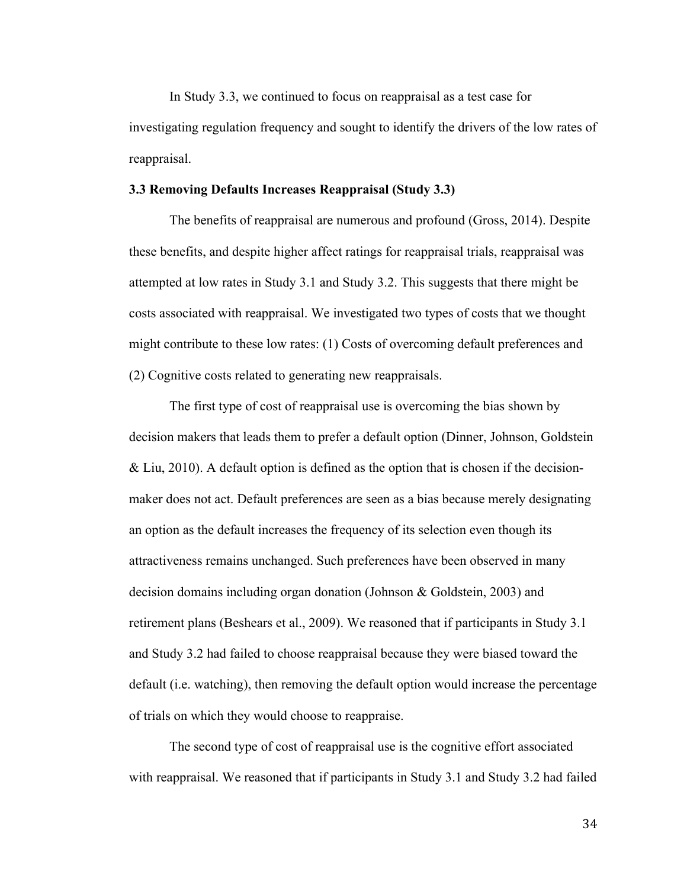In Study 3.3, we continued to focus on reappraisal as a test case for investigating regulation frequency and sought to identify the drivers of the low rates of reappraisal.

### 3.3 Removing Defaults Increases Reappraisal (Study 3.3)

The benefits of reappraisal are numerous and profound (Gross, 2014). Despite these benefits, and despite higher affect ratings for reappraisal trials, reappraisal was attempted at low rates in Study 3.1 and Study 3.2. This suggests that there might be costs associated with reappraisal. We investigated two types of costs that we thought might contribute to these low rates: (1) Costs of overcoming default preferences and (2) Cognitive costs related to generating new reappraisals.

The first type of cost of reappraisal use is overcoming the bias shown by decision makers that leads them to prefer a default option (Dinner, Johnson, Goldstein & Liu, 2010). A default option is defined as the option that is chosen if the decision-maker does not act. Default preferences are seen as a bias because merely designating an option as the default increases the frequency of its selection even though its attractiveness remains unchanged. Such preferences have been observed in many decision domains including organ donation (Johnson & Goldstein, 2003) and retirement plans (Beshears et al., 2009). We reasoned that if participants in Study 3.1 and Study 3.2 had failed to choose reappraisal because they were biased toward the default (i.e. watching), then removing the default option would increase the percentage of trials on which they would choose to reappraise.

The second type of cost of reappraisal use is the cognitive effort associated with reappraisal. We reasoned that if participants in Study 3.1 and Study 3.2 had failed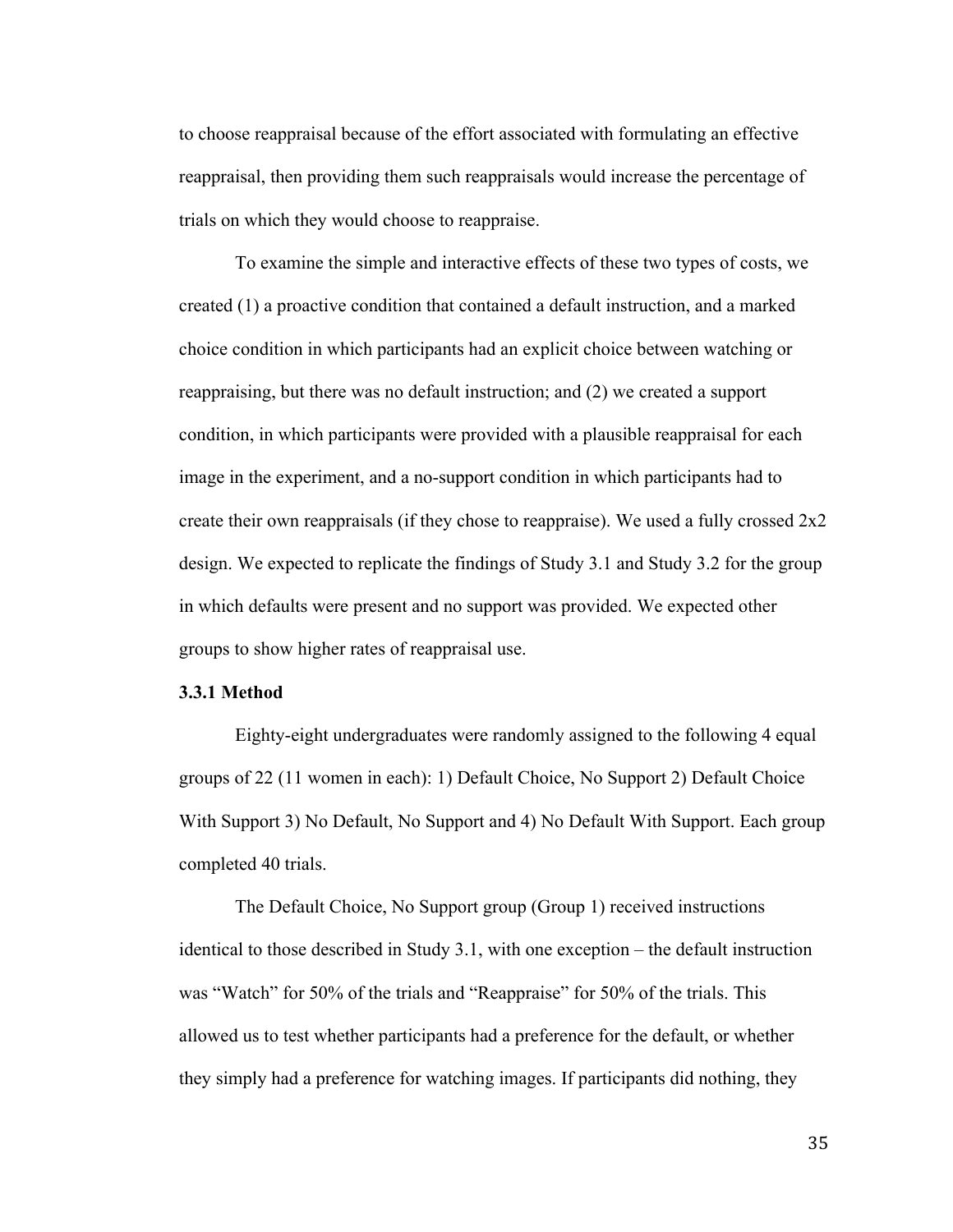to choose reappraisal because of the effort associated with formulating an effective reappraisal, then providing them such reappraisals would increase the percentage of trials on which they would choose to reappraise.

To examine the simple and interactive effects of these two types of costs, we created (1) a proactive condition that contained a default instruction, and a marked choice condition in which participants had an explicit choice between watching or reappraising, but there was no default instruction; and (2) we created a support condition, in which participants were provided with a plausible reappraisal for each image in the experiment, and a no-support condition in which participants had to create their own reappraisals (if they chose to reappraise). We used a fully crossed 2x2 design. We expected to replicate the findings of Study 3.1 and Study 3.2 for the group in which defaults were present and no support was provided. We expected other groups to show higher rates of reappraisal use.

### 3.3.1 Method

Eighty-eight undergraduates were randomly assigned to the following 4 equal groups of 22 (11 women in each): 1) Default Choice, No Support 2) Default Choice With Support 3) No Default, No Support and 4) No Default With Support. Each group completed 40 trials.

The Default Choice, No Support group (Group 1) received instructions identical to those described in Study 3.1, with one exception – the default instruction was "Watch" for 50% of the trials and "Reappraise" for 50% of the trials. This allowed us to test whether participants had a preference for the default, or whether they simply had a preference for watching images. If participants did nothing, they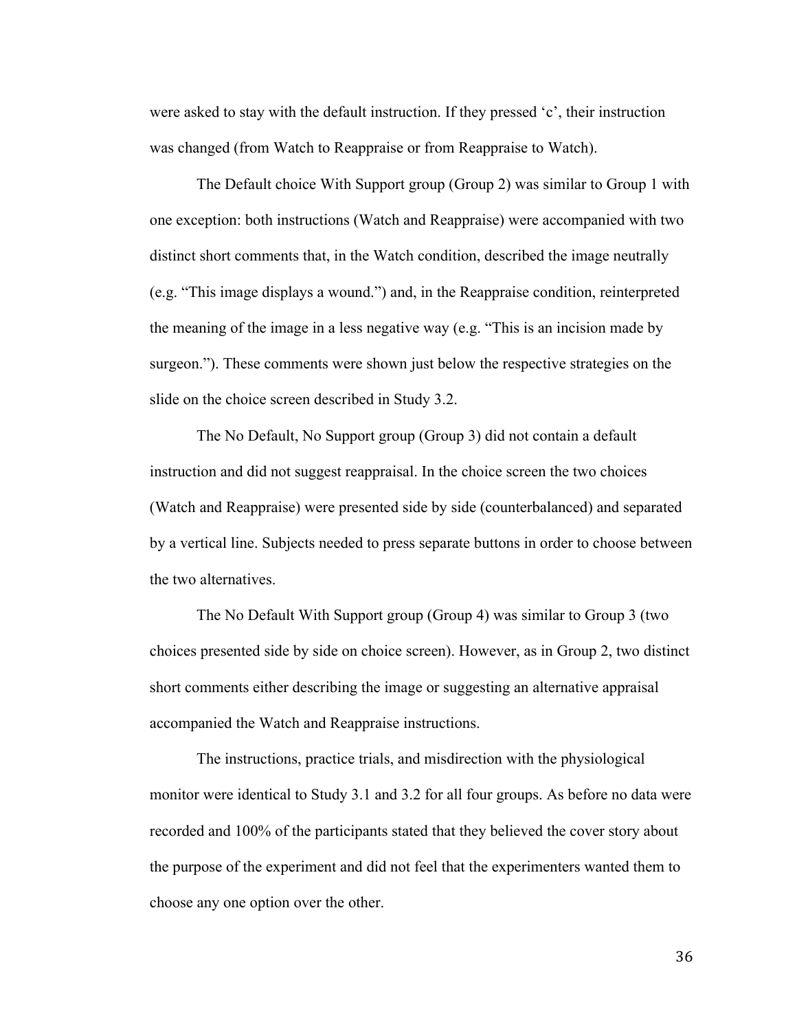were asked to stay with the default instruction. If they pressed 'c', their instruction was changed (from Watch to Reappraise or from Reappraise to Watch).

The Default choice With Support group (Group 2) was similar to Group 1 with one exception: both instructions (Watch and Reappraise) were accompanied with two distinct short comments that, in the Watch condition, described the image neutrally (e.g. "This image displays a wound.") and, in the Reappraise condition, reinterpreted the meaning of the image in a less negative way (e.g. "This is an incision made by surgeon."). These comments were shown just below the respective strategies on the slide on the choice screen described in Study 3.2.

The No Default, No Support group (Group 3) did not contain a default instruction and did not suggest reappraisal. In the choice screen the two choices (Watch and Reappraise) were presented side by side (counterbalanced) and separated by a vertical line. Subjects needed to press separate buttons in order to choose between the two alternatives.

The No Default With Support group (Group 4) was similar to Group 3 (two choices presented side by side on choice screen). However, as in Group 2, two distinct short comments either describing the image or suggesting an alternative appraisal accompanied the Watch and Reappraise instructions.

The instructions, practice trials, and misdirection with the physiological monitor were identical to Study 3.1 and 3.2 for all four groups. As before no data were recorded and 100% of the participants stated that they believed the cover story about the purpose of the experiment and did not feel that the experimenters wanted them to choose any one option over the other.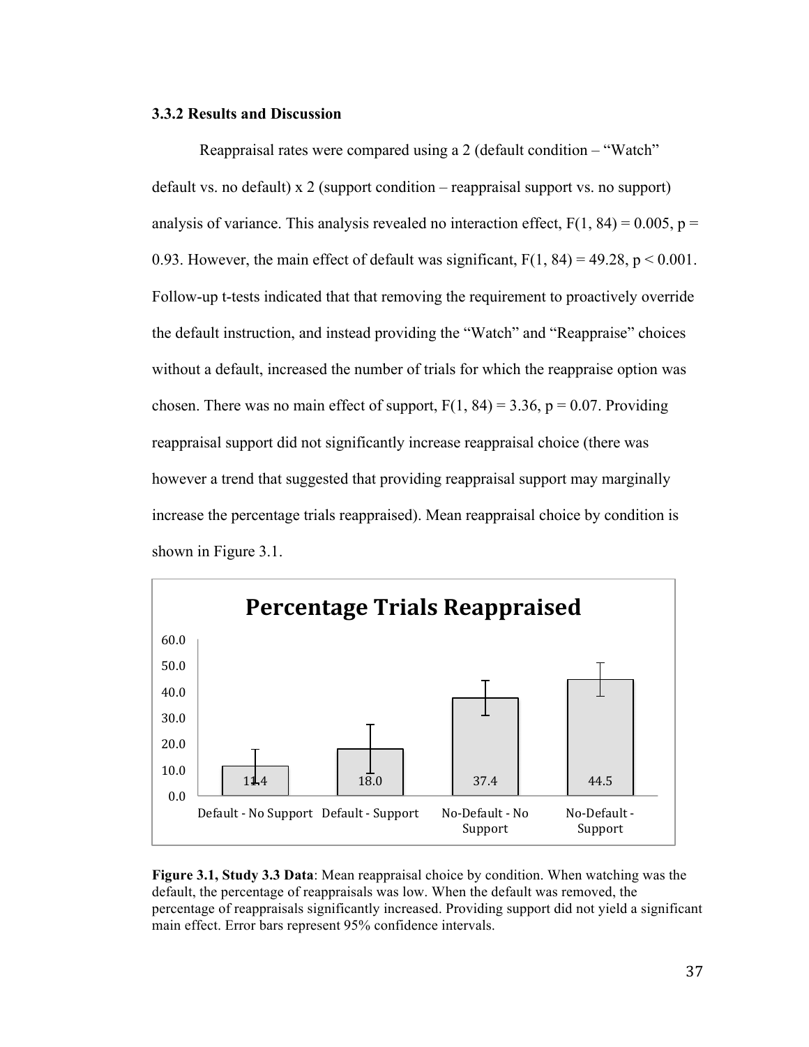### 3.3.2 Results and Discussion

Reappraisal rates were compared using a 2 (default condition – "Watch" default vs. no default) x 2 (support condition – reappraisal support vs. no support) analysis of variance. This analysis revealed no interaction effect, $F(1, 84) = 0.005$, $p = 0.93$. However, the main effect of default was significant, $F(1, 84) = 49.28$, $p < 0.001$. Follow-up t-tests indicated that that removing the requirement to proactively override the default instruction, and instead providing the "Watch" and "Reappraise" choices without a default, increased the number of trials for which the reappraise option was chosen. There was no main effect of support, $F(1, 84) = 3.36$, $p = 0.07$. Providing reappraisal support did not significantly increase reappraisal choice (there was however a trend that suggested that providing reappraisal support may marginally increase the percentage trials reappraised). Mean reappraisal choice by condition is shown in Figure 3.1.

**Percentage Trials Reappraised**

| Condition | Percentage Trials Reappraised |
|---|---|
| Default - No Support | 11.4 |
| Default - Support | 18.0 |
| No-Default - No Support | 37.4 |
| No-Default - Support | 44.5 |

**Figure 3.1, Study 3.3 Data**: Mean reappraisal choice by condition. When watching was the default, the percentage of reappraisals was low. When the default was removed, the percentage of reappraisals significantly increased. Providing support did not yield a significant main effect. Error bars represent 95% confidence intervals.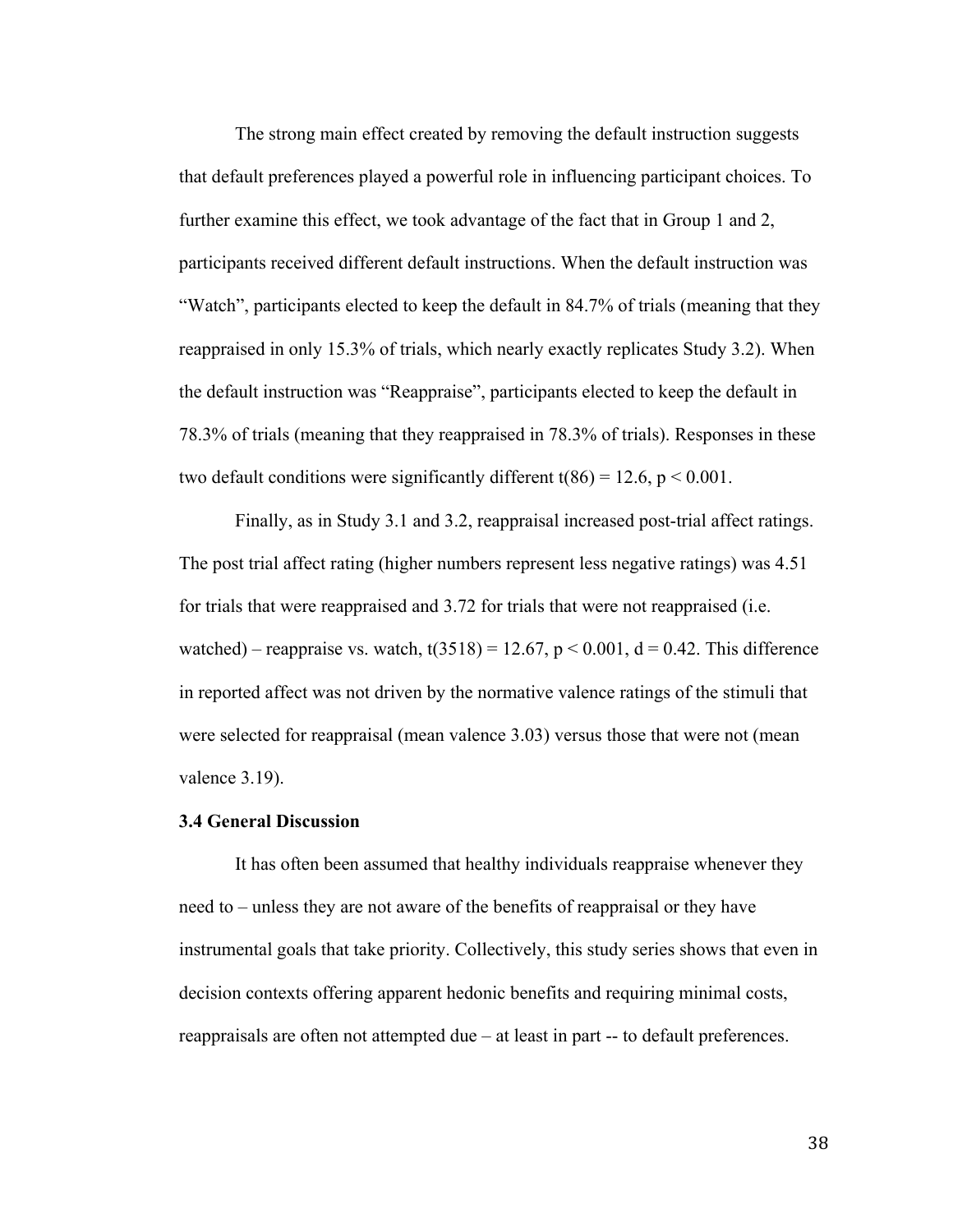The strong main effect created by removing the default instruction suggests that default preferences played a powerful role in influencing participant choices. To further examine this effect, we took advantage of the fact that in Group 1 and 2, participants received different default instructions. When the default instruction was "Watch", participants elected to keep the default in 84.7% of trials (meaning that they reappraised in only 15.3% of trials, which nearly exactly replicates Study 3.2). When the default instruction was "Reappraise", participants elected to keep the default in 78.3% of trials (meaning that they reappraised in 78.3% of trials). Responses in these two default conditions were significantly different $t(86) = 12.6$, $p < 0.001$.

Finally, as in Study 3.1 and 3.2, reappraisal increased post-trial affect ratings. The post trial affect rating (higher numbers represent less negative ratings) was 4.51 for trials that were reappraised and 3.72 for trials that were not reappraised (i.e. watched) – reappraise vs. watch, $t(3518) = 12.67$, $p < 0.001$, $d = 0.42$. This difference in reported affect was not driven by the normative valence ratings of the stimuli that were selected for reappraisal (mean valence 3.03) versus those that were not (mean valence 3.19).

### 3.4 General Discussion

It has often been assumed that healthy individuals reappraise whenever they need to – unless they are not aware of the benefits of reappraisal or they have instrumental goals that take priority. Collectively, this study series shows that even in decision contexts offering apparent hedonic benefits and requiring minimal costs, reappraisals are often not attempted due – at least in part -- to default preferences.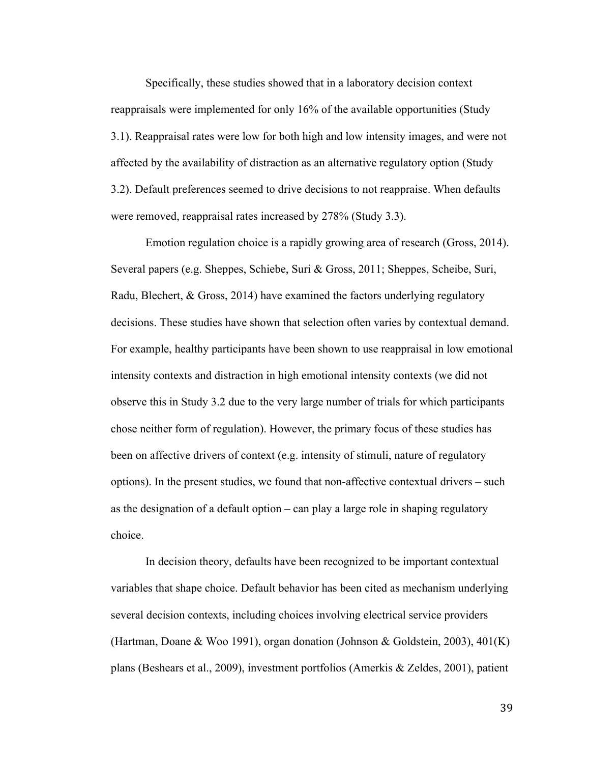Specifically, these studies showed that in a laboratory decision context reappraisals were implemented for only 16% of the available opportunities (Study 3.1). Reappraisal rates were low for both high and low intensity images, and were not affected by the availability of distraction as an alternative regulatory option (Study 3.2). Default preferences seemed to drive decisions to not reappraise. When defaults were removed, reappraisal rates increased by 278% (Study 3.3).

Emotion regulation choice is a rapidly growing area of research (Gross, 2014). Several papers (e.g. Sheppes, Schiebe, Suri & Gross, 2011; Sheppes, Scheibe, Suri, Radu, Blechert, & Gross, 2014) have examined the factors underlying regulatory decisions. These studies have shown that selection often varies by contextual demand. For example, healthy participants have been shown to use reappraisal in low emotional intensity contexts and distraction in high emotional intensity contexts (we did not observe this in Study 3.2 due to the very large number of trials for which participants chose neither form of regulation). However, the primary focus of these studies has been on affective drivers of context (e.g. intensity of stimuli, nature of regulatory options). In the present studies, we found that non-affective contextual drivers – such as the designation of a default option – can play a large role in shaping regulatory choice.

In decision theory, defaults have been recognized to be important contextual variables that shape choice. Default behavior has been cited as mechanism underlying several decision contexts, including choices involving electrical service providers (Hartman, Doane & Woo 1991), organ donation (Johnson & Goldstein, 2003), 401(K) plans (Beshears et al., 2009), investment portfolios (Amerkis & Zeldes, 2001), patient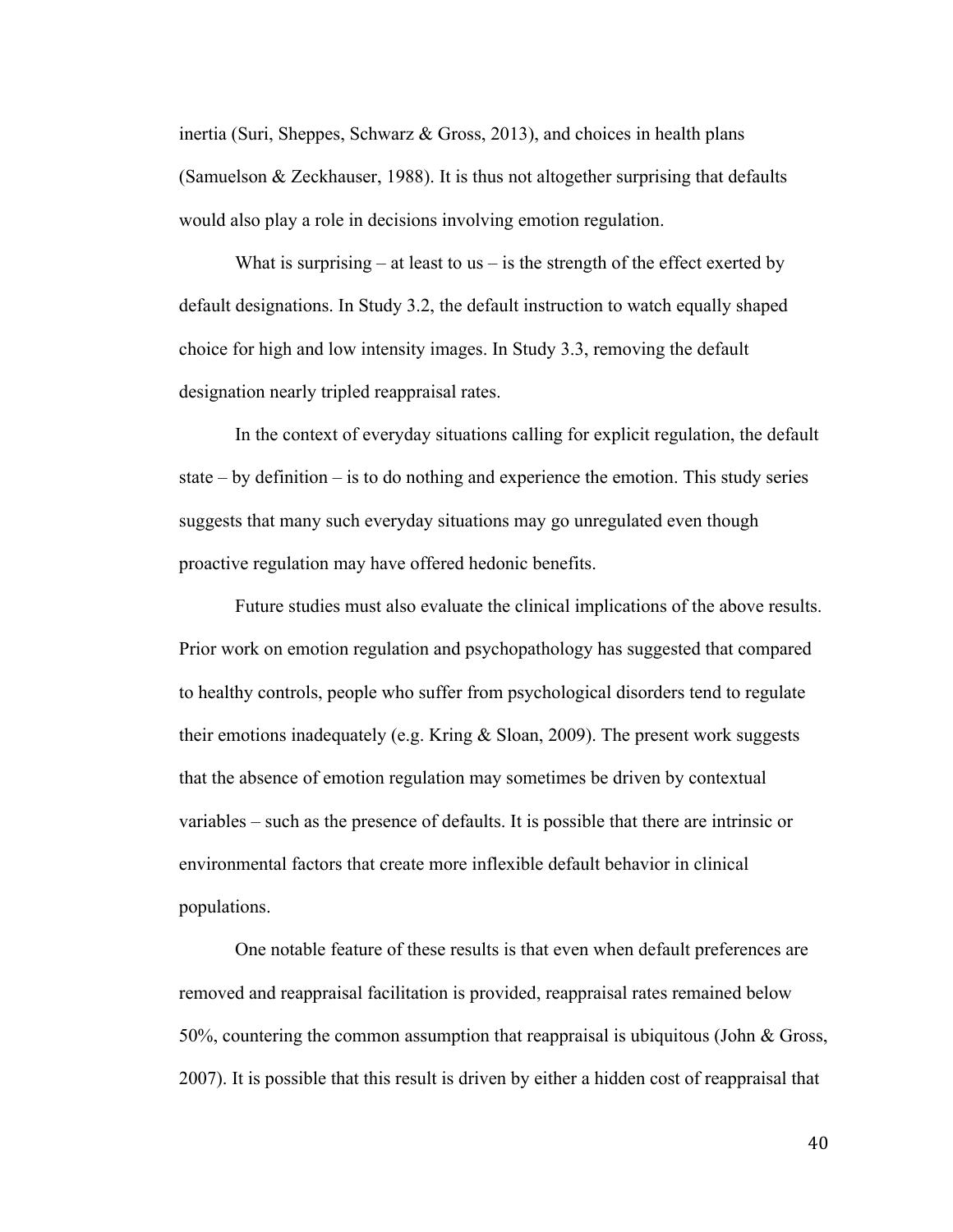inertia (Suri, Sheppes, Schwarz & Gross, 2013), and choices in health plans (Samuelson & Zeckhauser, 1988). It is thus not altogether surprising that defaults would also play a role in decisions involving emotion regulation.

What is surprising – at least to us – is the strength of the effect exerted by default designations. In Study 3.2, the default instruction to watch equally shaped choice for high and low intensity images. In Study 3.3, removing the default designation nearly tripled reappraisal rates.

In the context of everyday situations calling for explicit regulation, the default state – by definition – is to do nothing and experience the emotion. This study series suggests that many such everyday situations may go unregulated even though proactive regulation may have offered hedonic benefits.

Future studies must also evaluate the clinical implications of the above results. Prior work on emotion regulation and psychopathology has suggested that compared to healthy controls, people who suffer from psychological disorders tend to regulate their emotions inadequately (e.g. Kring & Sloan, 2009). The present work suggests that the absence of emotion regulation may sometimes be driven by contextual variables – such as the presence of defaults. It is possible that there are intrinsic or environmental factors that create more inflexible default behavior in clinical populations.

One notable feature of these results is that even when default preferences are removed and reappraisal facilitation is provided, reappraisal rates remained below 50%, countering the common assumption that reappraisal is ubiquitous (John & Gross, 2007). It is possible that this result is driven by either a hidden cost of reappraisal that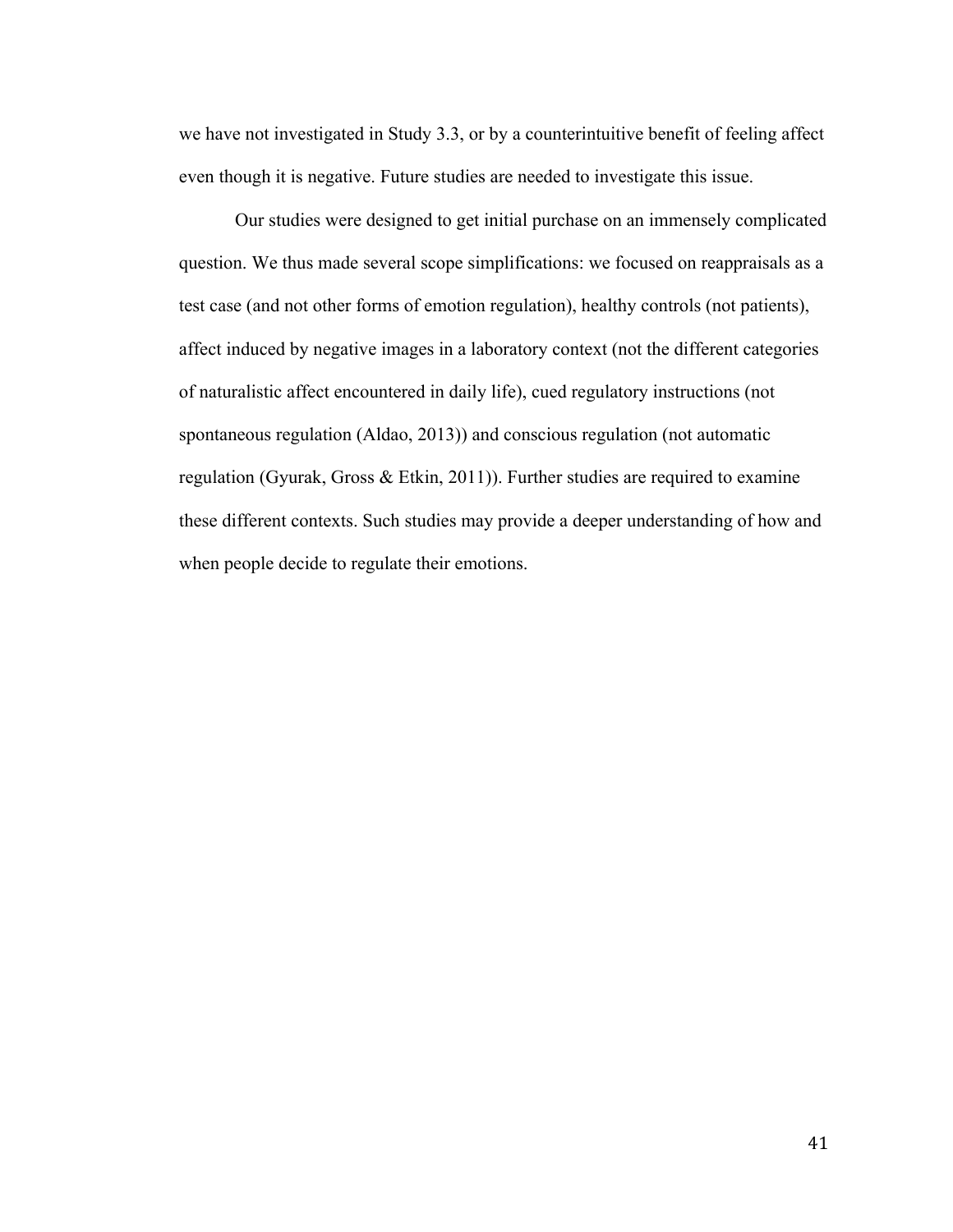we have not investigated in Study 3.3, or by a counterintuitive benefit of feeling affect even though it is negative. Future studies are needed to investigate this issue.

Our studies were designed to get initial purchase on an immensely complicated question. We thus made several scope simplifications: we focused on reappraisals as a test case (and not other forms of emotion regulation), healthy controls (not patients), affect induced by negative images in a laboratory context (not the different categories of naturalistic affect encountered in daily life), cued regulatory instructions (not spontaneous regulation (Aldao, 2013)) and conscious regulation (not automatic regulation (Gyurak, Gross & Etkin, 2011)). Further studies are required to examine these different contexts. Such studies may provide a deeper understanding of how and when people decide to regulate their emotions.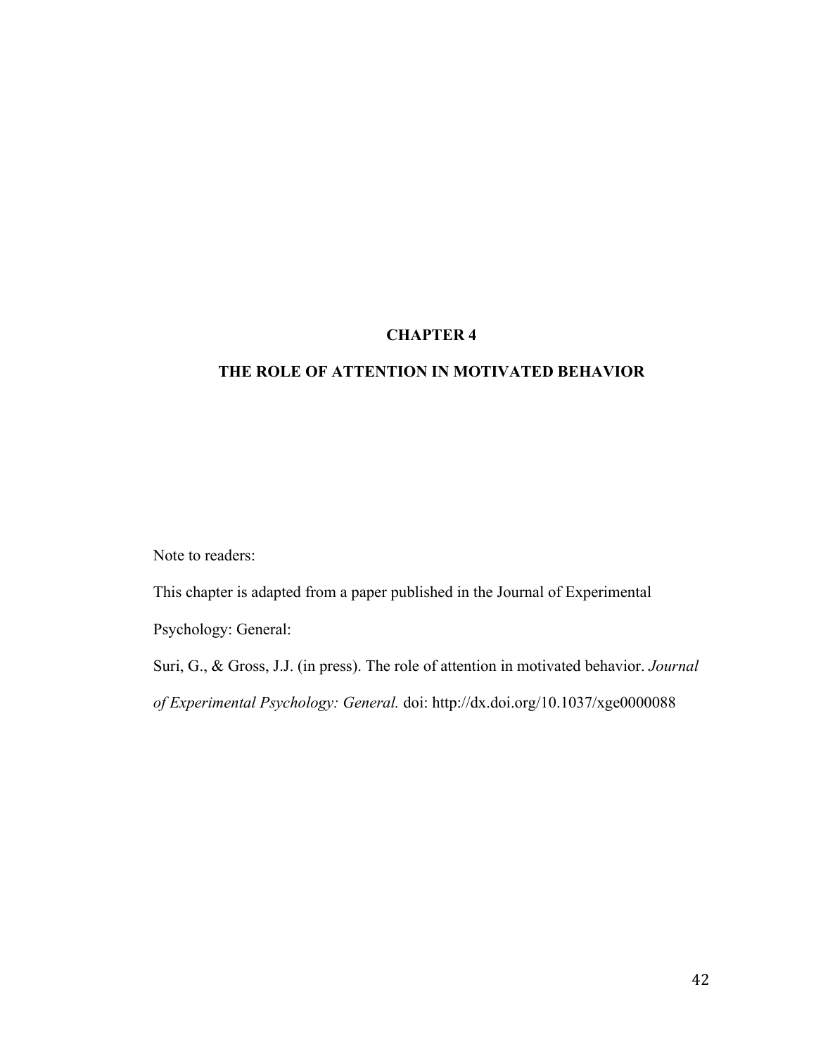# CHAPTER 4

# THE ROLE OF ATTENTION IN MOTIVATED BEHAVIOR

Note to readers:

This chapter is adapted from a paper published in the Journal of Experimental Psychology: General:

Suri, G., & Gross, J.J. (in press). The role of attention in motivated behavior. *Journal of Experimental Psychology: General.* doi: http://dx.doi.org/10.1037/xge0000088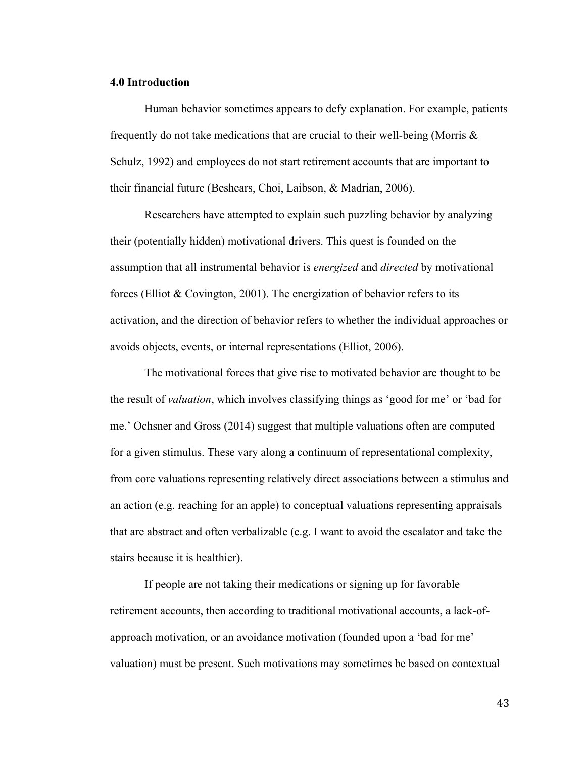### 4.0 Introduction

Human behavior sometimes appears to defy explanation. For example, patients frequently do not take medications that are crucial to their well-being (Morris & Schulz, 1992) and employees do not start retirement accounts that are important to their financial future (Beshears, Choi, Laibson, & Madrian, 2006).

Researchers have attempted to explain such puzzling behavior by analyzing their (potentially hidden) motivational drivers. This quest is founded on the assumption that all instrumental behavior is *energized* and *directed* by motivational forces (Elliot & Covington, 2001). The energization of behavior refers to its activation, and the direction of behavior refers to whether the individual approaches or avoids objects, events, or internal representations (Elliot, 2006).

The motivational forces that give rise to motivated behavior are thought to be the result of *valuation*, which involves classifying things as 'good for me' or 'bad for me.' Ochsner and Gross (2014) suggest that multiple valuations often are computed for a given stimulus. These vary along a continuum of representational complexity, from core valuations representing relatively direct associations between a stimulus and an action (e.g. reaching for an apple) to conceptual valuations representing appraisals that are abstract and often verbalizable (e.g. I want to avoid the escalator and take the stairs because it is healthier).

If people are not taking their medications or signing up for favorable retirement accounts, then according to traditional motivational accounts, a lack-of-approach motivation, or an avoidance motivation (founded upon a 'bad for me' valuation) must be present. Such motivations may sometimes be based on contextual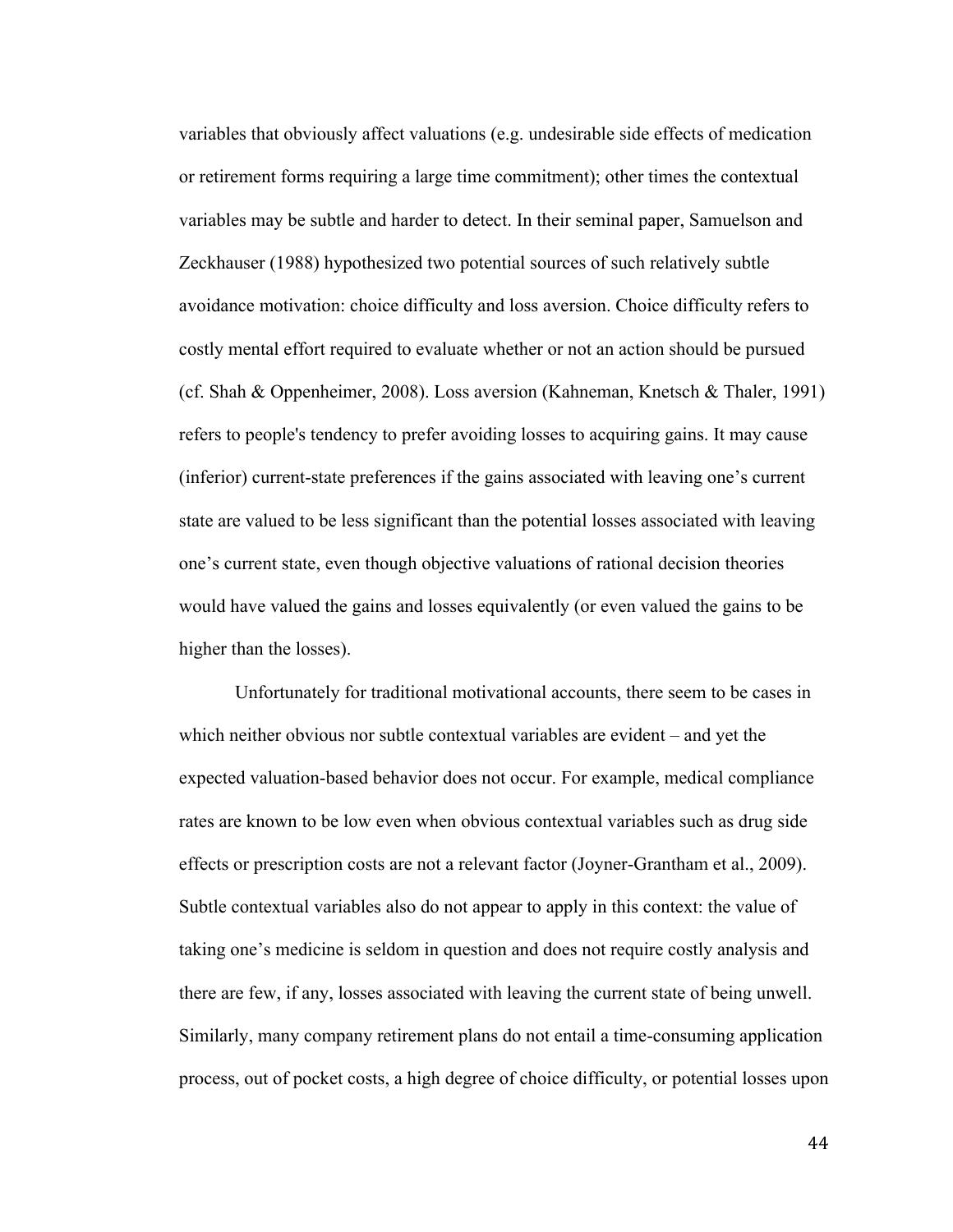variables that obviously affect valuations (e.g. undesirable side effects of medication or retirement forms requiring a large time commitment); other times the contextual variables may be subtle and harder to detect. In their seminal paper, Samuelson and Zeckhauser (1988) hypothesized two potential sources of such relatively subtle avoidance motivation: choice difficulty and loss aversion. Choice difficulty refers to costly mental effort required to evaluate whether or not an action should be pursued (cf. Shah & Oppenheimer, 2008). Loss aversion (Kahneman, Knetsch & Thaler, 1991) refers to people's tendency to prefer avoiding losses to acquiring gains. It may cause (inferior) current-state preferences if the gains associated with leaving one's current state are valued to be less significant than the potential losses associated with leaving one's current state, even though objective valuations of rational decision theories would have valued the gains and losses equivalently (or even valued the gains to be higher than the losses).

Unfortunately for traditional motivational accounts, there seem to be cases in which neither obvious nor subtle contextual variables are evident – and yet the expected valuation-based behavior does not occur. For example, medical compliance rates are known to be low even when obvious contextual variables such as drug side effects or prescription costs are not a relevant factor (Joyner-Grantham et al., 2009). Subtle contextual variables also do not appear to apply in this context: the value of taking one's medicine is seldom in question and does not require costly analysis and there are few, if any, losses associated with leaving the current state of being unwell. Similarly, many company retirement plans do not entail a time-consuming application process, out of pocket costs, a high degree of choice difficulty, or potential losses upon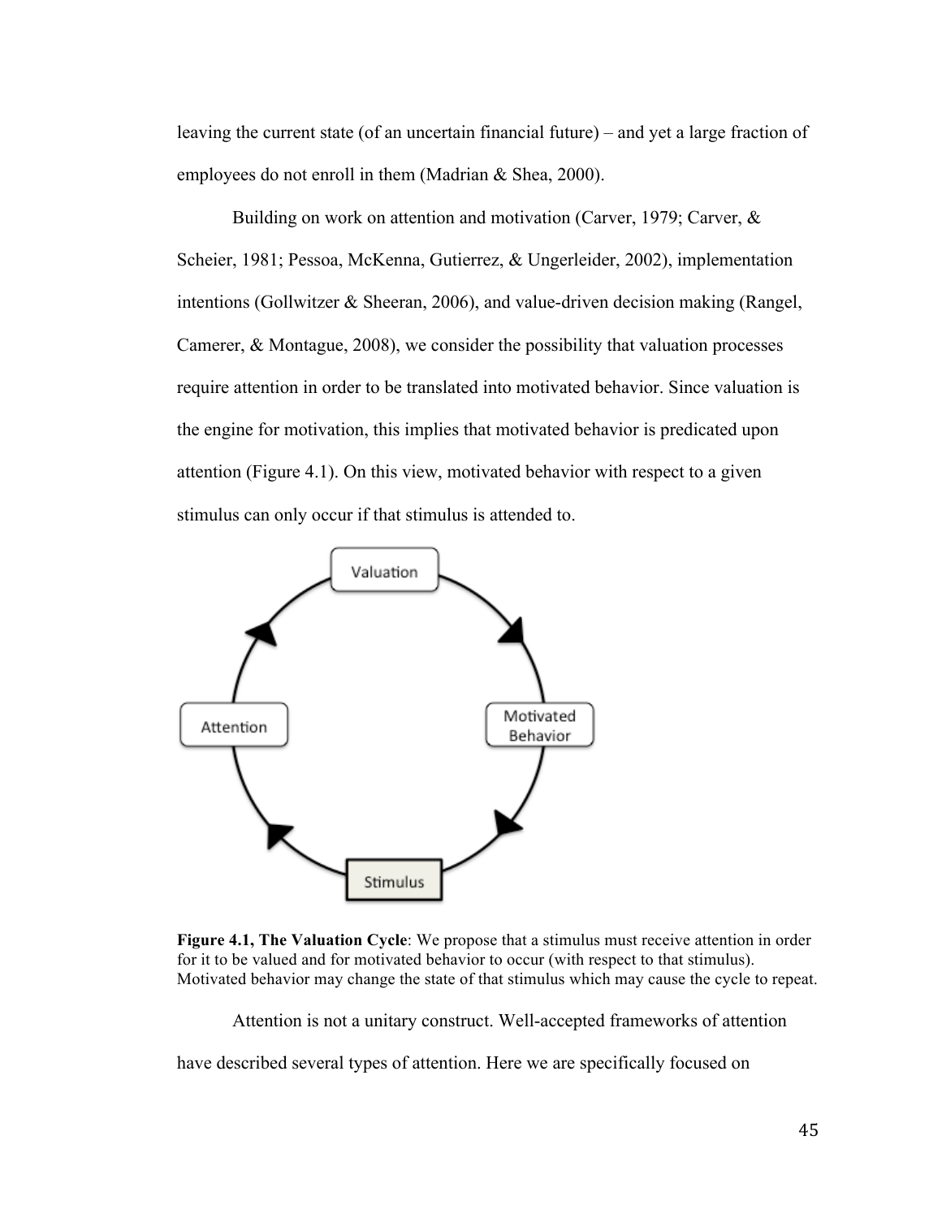leaving the current state (of an uncertain financial future) – and yet a large fraction of employees do not enroll in them (Madrian & Shea, 2000).

Building on work on attention and motivation (Carver, 1979; Carver, & Scheier, 1981; Pessoa, McKenna, Gutierrez, & Ungerleider, 2002), implementation intentions (Gollwitzer & Sheeran, 2006), and value-driven decision making (Rangel, Camerer, & Montague, 2008), we consider the possibility that valuation processes require attention in order to be translated into motivated behavior. Since valuation is the engine for motivation, this implies that motivated behavior is predicated upon attention (Figure 4.1). On this view, motivated behavior with respect to a given stimulus can only occur if that stimulus is attended to.

**Figure 4.1, The Valuation Cycle**: We propose that a stimulus must receive attention in order for it to be valued and for motivated behavior to occur (with respect to that stimulus). Motivated behavior may change the state of that stimulus which may cause the cycle to repeat.

Attention is not a unitary construct. Well-accepted frameworks of attention have described several types of attention. Here we are specifically focused on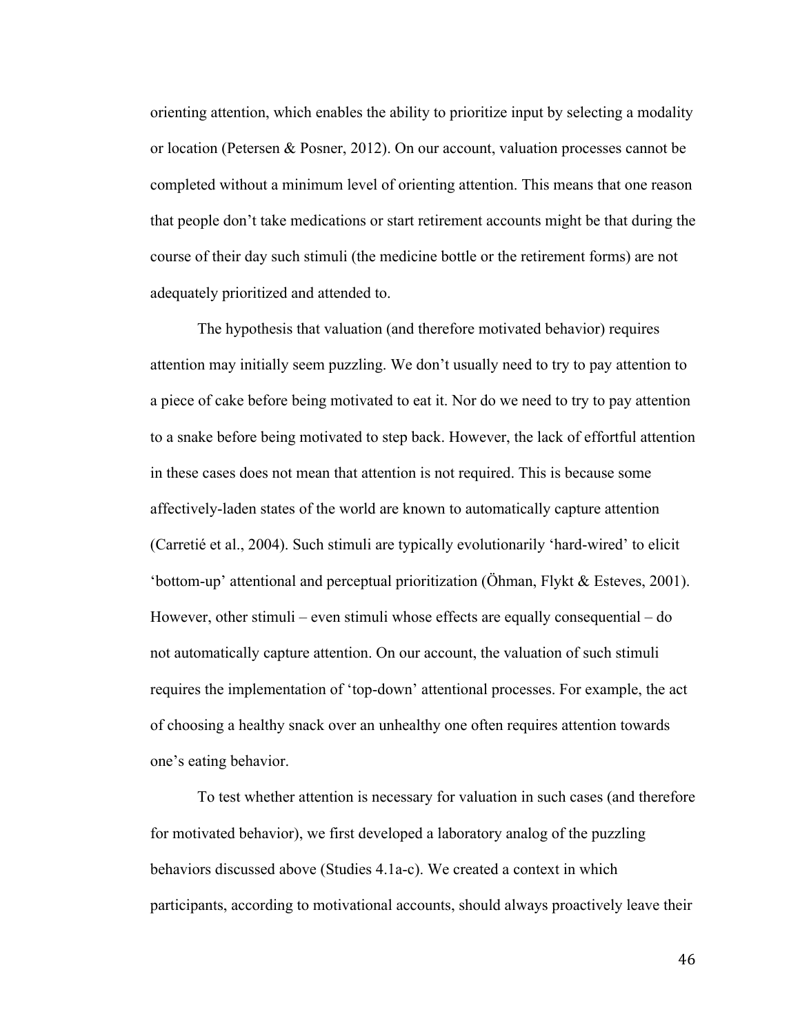orienting attention, which enables the ability to prioritize input by selecting a modality or location (Petersen & Posner, 2012). On our account, valuation processes cannot be completed without a minimum level of orienting attention. This means that one reason that people don't take medications or start retirement accounts might be that during the course of their day such stimuli (the medicine bottle or the retirement forms) are not adequately prioritized and attended to.

The hypothesis that valuation (and therefore motivated behavior) requires attention may initially seem puzzling. We don't usually need to try to pay attention to a piece of cake before being motivated to eat it. Nor do we need to try to pay attention to a snake before being motivated to step back. However, the lack of effortful attention in these cases does not mean that attention is not required. This is because some affectively-laden states of the world are known to automatically capture attention (Carretié et al., 2004). Such stimuli are typically evolutionarily 'hard-wired' to elicit 'bottom-up' attentional and perceptual prioritization (Öhman, Flykt & Esteves, 2001). However, other stimuli – even stimuli whose effects are equally consequential – do not automatically capture attention. On our account, the valuation of such stimuli requires the implementation of 'top-down' attentional processes. For example, the act of choosing a healthy snack over an unhealthy one often requires attention towards one's eating behavior.

To test whether attention is necessary for valuation in such cases (and therefore for motivated behavior), we first developed a laboratory analog of the puzzling behaviors discussed above (Studies 4.1a-c). We created a context in which participants, according to motivational accounts, should always proactively leave their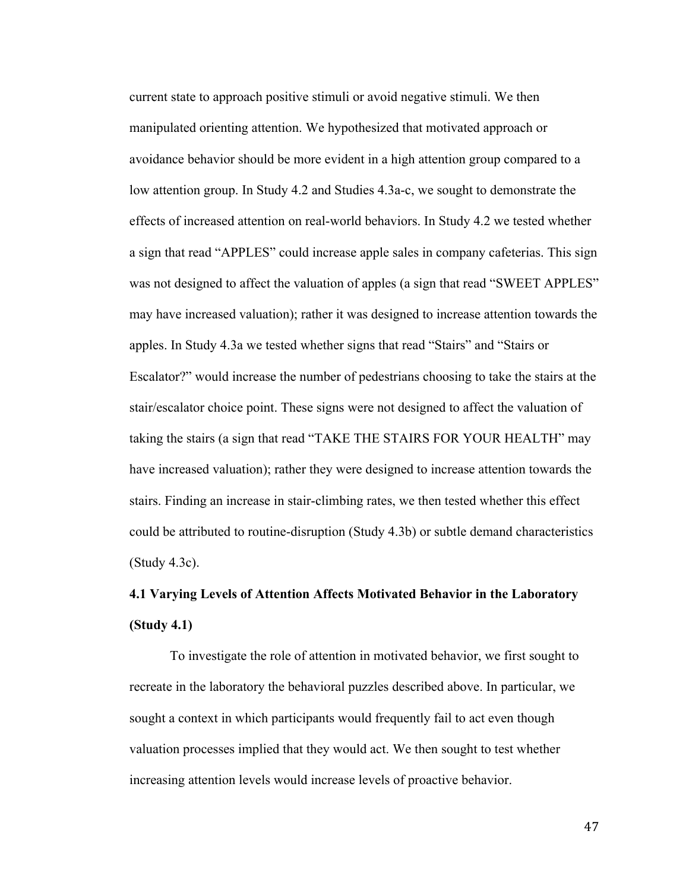current state to approach positive stimuli or avoid negative stimuli. We then manipulated orienting attention. We hypothesized that motivated approach or avoidance behavior should be more evident in a high attention group compared to a low attention group. In Study 4.2 and Studies 4.3a-c, we sought to demonstrate the effects of increased attention on real-world behaviors. In Study 4.2 we tested whether a sign that read "APPLES" could increase apple sales in company cafeterias. This sign was not designed to affect the valuation of apples (a sign that read "SWEET APPLES" may have increased valuation); rather it was designed to increase attention towards the apples. In Study 4.3a we tested whether signs that read "Stairs" and "Stairs or Escalator?" would increase the number of pedestrians choosing to take the stairs at the stair/escalator choice point. These signs were not designed to affect the valuation of taking the stairs (a sign that read "TAKE THE STAIRS FOR YOUR HEALTH" may have increased valuation); rather they were designed to increase attention towards the stairs. Finding an increase in stair-climbing rates, we then tested whether this effect could be attributed to routine-disruption (Study 4.3b) or subtle demand characteristics (Study 4.3c).

### 4.1 Varying Levels of Attention Affects Motivated Behavior in the Laboratory (Study 4.1)

To investigate the role of attention in motivated behavior, we first sought to recreate in the laboratory the behavioral puzzles described above. In particular, we sought a context in which participants would frequently fail to act even though valuation processes implied that they would act. We then sought to test whether increasing attention levels would increase levels of proactive behavior.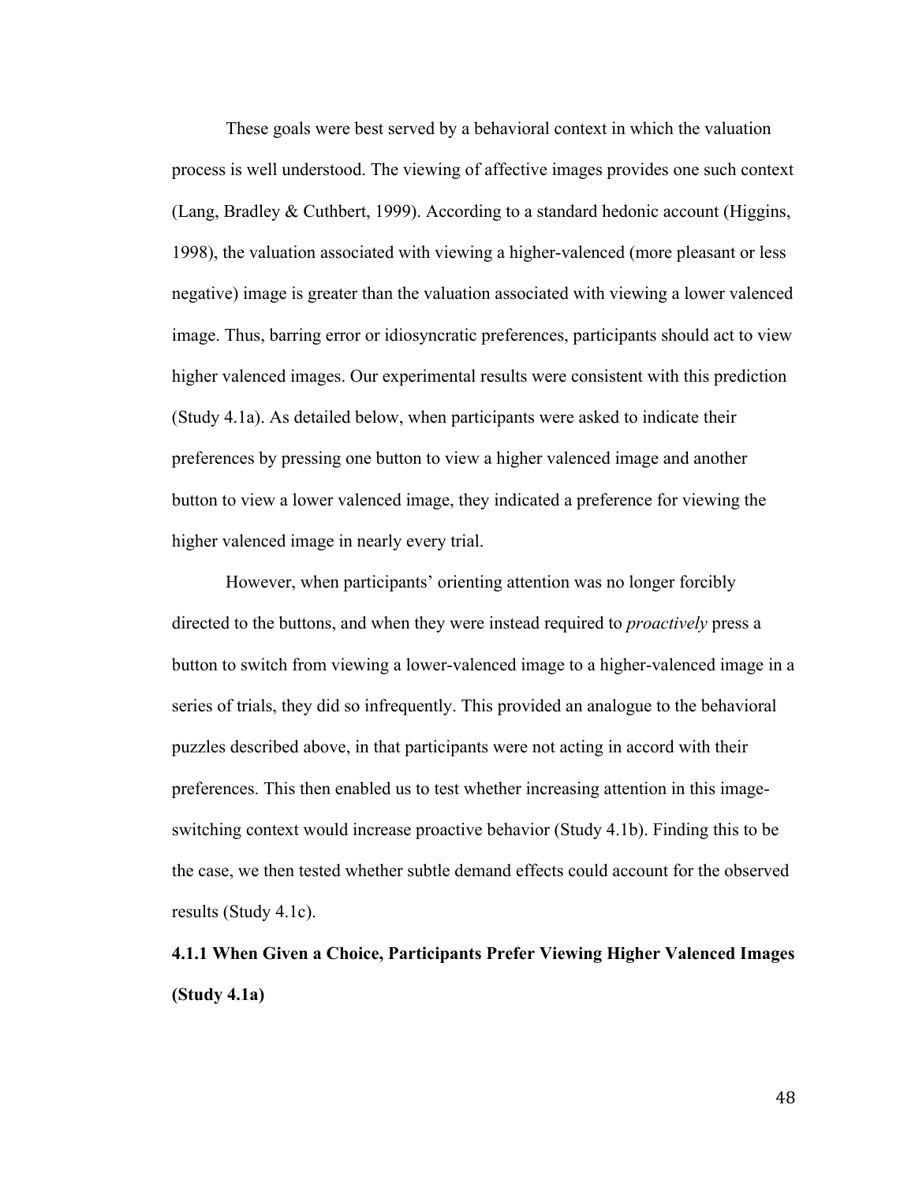These goals were best served by a behavioral context in which the valuation process is well understood. The viewing of affective images provides one such context (Lang, Bradley & Cuthbert, 1999). According to a standard hedonic account (Higgins, 1998), the valuation associated with viewing a higher-valenced (more pleasant or less negative) image is greater than the valuation associated with viewing a lower valenced image. Thus, barring error or idiosyncratic preferences, participants should act to view higher valenced images. Our experimental results were consistent with this prediction (Study 4.1a). As detailed below, when participants were asked to indicate their preferences by pressing one button to view a higher valenced image and another button to view a lower valenced image, they indicated a preference for viewing the higher valenced image in nearly every trial.

However, when participants' orienting attention was no longer forcibly directed to the buttons, and when they were instead required to *proactively* press a button to switch from viewing a lower-valenced image to a higher-valenced image in a series of trials, they did so infrequently. This provided an analogue to the behavioral puzzles described above, in that participants were not acting in accord with their preferences. This then enabled us to test whether increasing attention in this image-switching context would increase proactive behavior (Study 4.1b). Finding this to be the case, we then tested whether subtle demand effects could account for the observed results (Study 4.1c).

### 4.1.1 When Given a Choice, Participants Prefer Viewing Higher Valenced Images (Study 4.1a)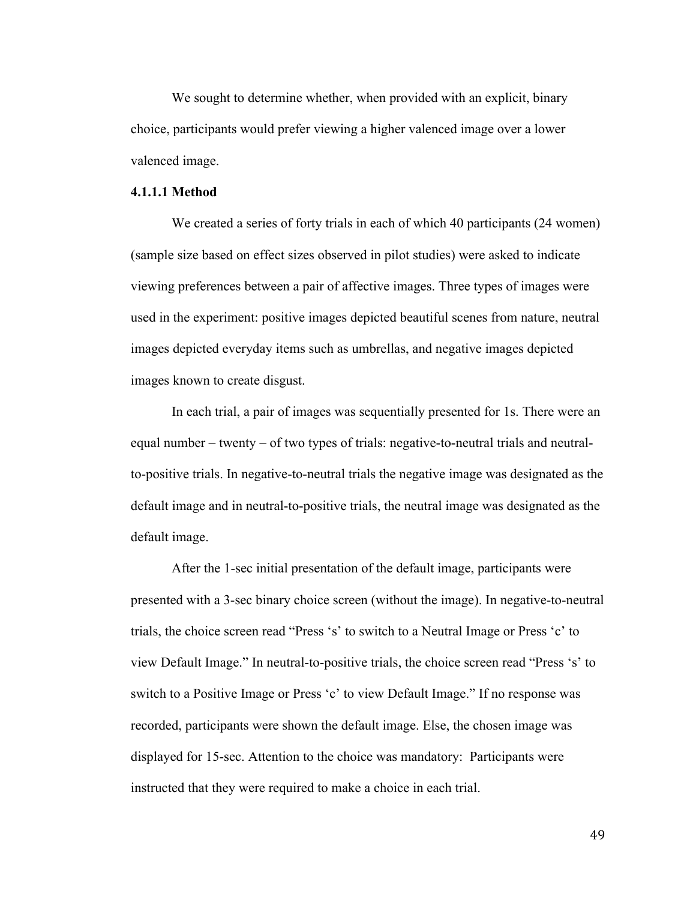We sought to determine whether, when provided with an explicit, binary choice, participants would prefer viewing a higher valenced image over a lower valenced image.

#### 4.1.1.1 Method

We created a series of forty trials in each of which 40 participants (24 women) (sample size based on effect sizes observed in pilot studies) were asked to indicate viewing preferences between a pair of affective images. Three types of images were used in the experiment: positive images depicted beautiful scenes from nature, neutral images depicted everyday items such as umbrellas, and negative images depicted images known to create disgust.

In each trial, a pair of images was sequentially presented for 1s. There were an equal number – twenty – of two types of trials: negative-to-neutral trials and neutral-to-positive trials. In negative-to-neutral trials the negative image was designated as the default image and in neutral-to-positive trials, the neutral image was designated as the default image.

After the 1-sec initial presentation of the default image, participants were presented with a 3-sec binary choice screen (without the image). In negative-to-neutral trials, the choice screen read "Press 's' to switch to a Neutral Image or Press 'c' to view Default Image." In neutral-to-positive trials, the choice screen read "Press 's' to switch to a Positive Image or Press 'c' to view Default Image." If no response was recorded, participants were shown the default image. Else, the chosen image was displayed for 15-sec. Attention to the choice was mandatory: Participants were instructed that they were required to make a choice in each trial.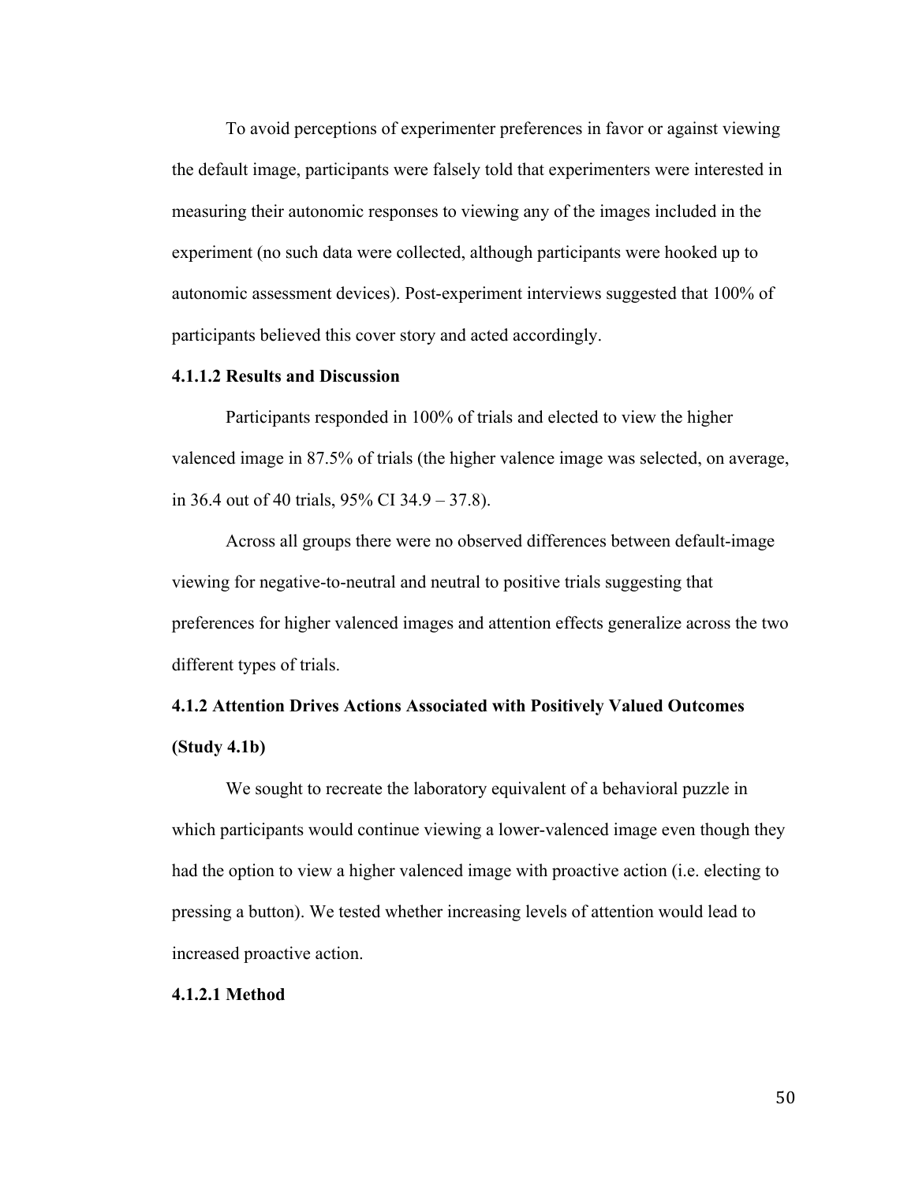To avoid perceptions of experimenter preferences in favor or against viewing the default image, participants were falsely told that experimenters were interested in measuring their autonomic responses to viewing any of the images included in the experiment (no such data were collected, although participants were hooked up to autonomic assessment devices). Post-experiment interviews suggested that 100% of participants believed this cover story and acted accordingly.

#### 4.1.1.2 Results and Discussion

Participants responded in 100% of trials and elected to view the higher valenced image in 87.5% of trials (the higher valence image was selected, on average, in 36.4 out of 40 trials, 95% CI 34.9 – 37.8).

Across all groups there were no observed differences between default-image viewing for negative-to-neutral and neutral to positive trials suggesting that preferences for higher valenced images and attention effects generalize across the two different types of trials.

### 4.1.2 Attention Drives Actions Associated with Positively Valued Outcomes (Study 4.1b)

We sought to recreate the laboratory equivalent of a behavioral puzzle in which participants would continue viewing a lower-valenced image even though they had the option to view a higher valenced image with proactive action (i.e. electing to pressing a button). We tested whether increasing levels of attention would lead to increased proactive action.

#### 4.1.2.1 Method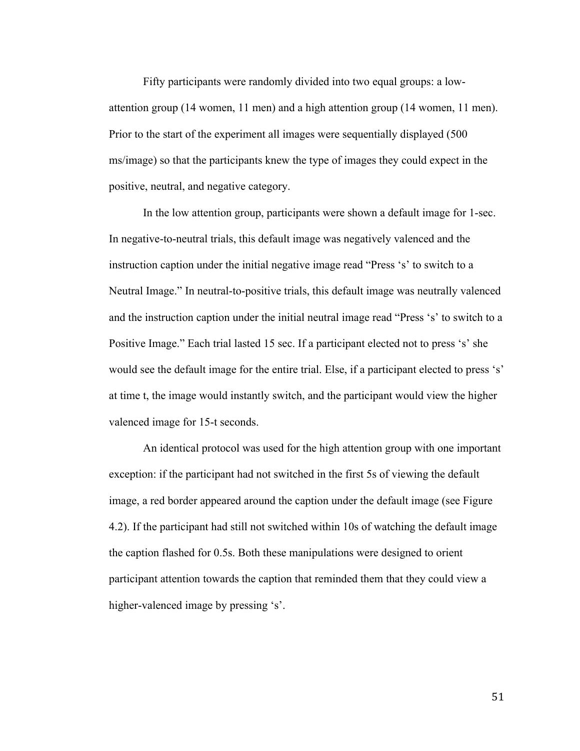Fifty participants were randomly divided into two equal groups: a low-attention group (14 women, 11 men) and a high attention group (14 women, 11 men). Prior to the start of the experiment all images were sequentially displayed (500 ms/image) so that the participants knew the type of images they could expect in the positive, neutral, and negative category.

In the low attention group, participants were shown a default image for 1-sec. In negative-to-neutral trials, this default image was negatively valenced and the instruction caption under the initial negative image read "Press 's' to switch to a Neutral Image." In neutral-to-positive trials, this default image was neutrally valenced and the instruction caption under the initial neutral image read "Press 's' to switch to a Positive Image." Each trial lasted 15 sec. If a participant elected not to press 's' she would see the default image for the entire trial. Else, if a participant elected to press 's' at time t, the image would instantly switch, and the participant would view the higher valenced image for 15-t seconds.

An identical protocol was used for the high attention group with one important exception: if the participant had not switched in the first 5s of viewing the default image, a red border appeared around the caption under the default image (see Figure 4.2). If the participant had still not switched within 10s of watching the default image the caption flashed for 0.5s. Both these manipulations were designed to orient participant attention towards the caption that reminded them that they could view a higher-valenced image by pressing 's'.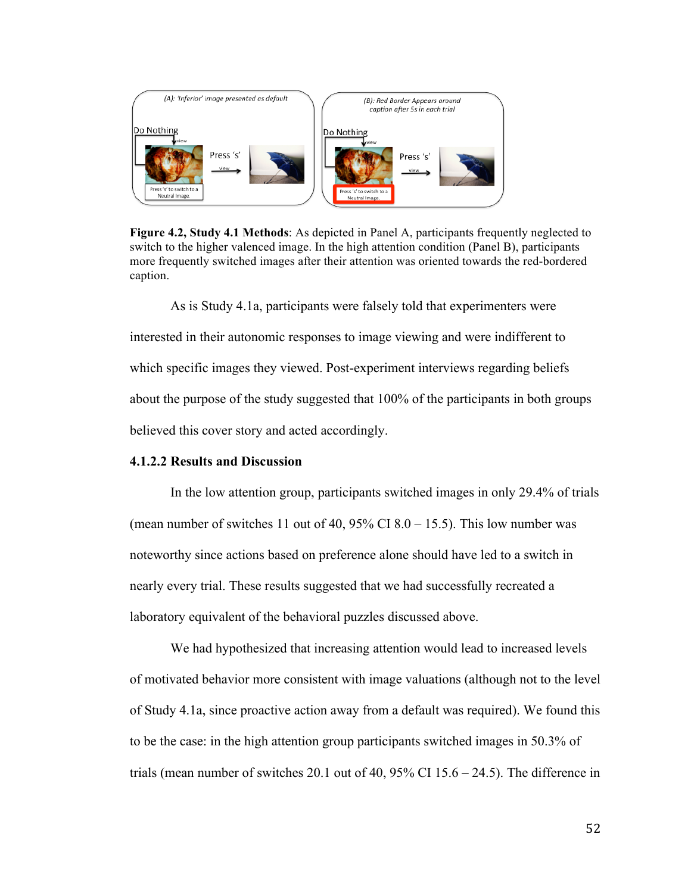**Figure 4.2, Study 4.1 Methods**: As depicted in Panel A, participants frequently neglected to switch to the higher valenced image. In the high attention condition (Panel B), participants more frequently switched images after their attention was oriented towards the red-bordered caption.

As is Study 4.1a, participants were falsely told that experimenters were interested in their autonomic responses to image viewing and were indifferent to which specific images they viewed. Post-experiment interviews regarding beliefs about the purpose of the study suggested that 100% of the participants in both groups believed this cover story and acted accordingly.

### 4.1.2.2 Results and Discussion

In the low attention group, participants switched images in only 29.4% of trials (mean number of switches 11 out of 40, 95% CI 8.0 – 15.5). This low number was noteworthy since actions based on preference alone should have led to a switch in nearly every trial. These results suggested that we had successfully recreated a laboratory equivalent of the behavioral puzzles discussed above.

We had hypothesized that increasing attention would lead to increased levels of motivated behavior more consistent with image valuations (although not to the level of Study 4.1a, since proactive action away from a default was required). We found this to be the case: in the high attention group participants switched images in 50.3% of trials (mean number of switches 20.1 out of 40, 95% CI 15.6 – 24.5). The difference in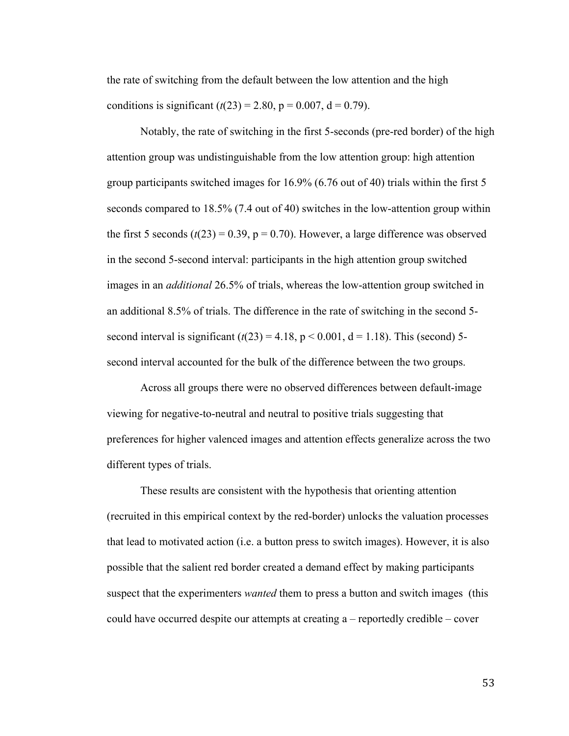the rate of switching from the default between the low attention and the high conditions is significant ($t(23) = 2.80$, $p = 0.007$, $d = 0.79$).

Notably, the rate of switching in the first 5-seconds (pre-red border) of the high attention group was undistinguishable from the low attention group: high attention group participants switched images for 16.9% (6.76 out of 40) trials within the first 5 seconds compared to 18.5% (7.4 out of 40) switches in the low-attention group within the first 5 seconds ($t(23) = 0.39$, $p = 0.70$). However, a large difference was observed in the second 5-second interval: participants in the high attention group switched images in an *additional* 26.5% of trials, whereas the low-attention group switched in an additional 8.5% of trials. The difference in the rate of switching in the second 5-second interval is significant ($t(23) = 4.18$, $p < 0.001$, $d = 1.18$). This (second) 5-second interval accounted for the bulk of the difference between the two groups.

Across all groups there were no observed differences between default-image viewing for negative-to-neutral and neutral to positive trials suggesting that preferences for higher valenced images and attention effects generalize across the two different types of trials.

These results are consistent with the hypothesis that orienting attention (recruited in this empirical context by the red-border) unlocks the valuation processes that lead to motivated action (i.e. a button press to switch images). However, it is also possible that the salient red border created a demand effect by making participants suspect that the experimenters *wanted* them to press a button and switch images (this could have occurred despite our attempts at creating a – reportedly credible – cover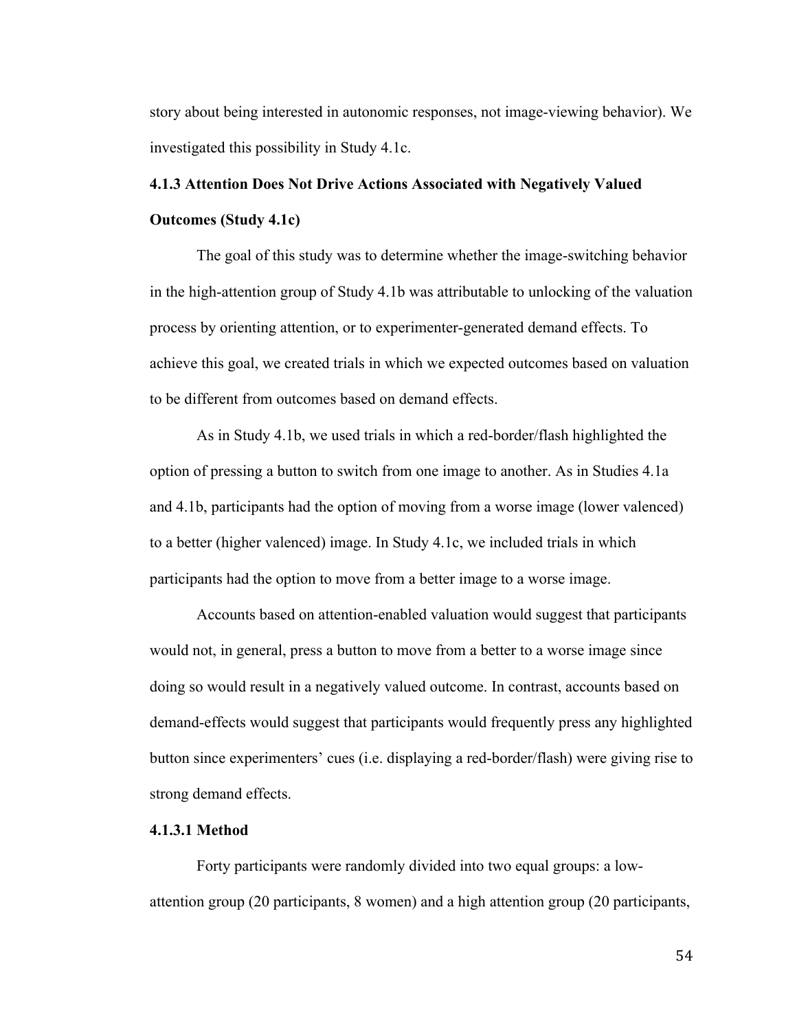story about being interested in autonomic responses, not image-viewing behavior). We investigated this possibility in Study 4.1c.

### 4.1.3 Attention Does Not Drive Actions Associated with Negatively Valued Outcomes (Study 4.1c)

The goal of this study was to determine whether the image-switching behavior in the high-attention group of Study 4.1b was attributable to unlocking of the valuation process by orienting attention, or to experimenter-generated demand effects. To achieve this goal, we created trials in which we expected outcomes based on valuation to be different from outcomes based on demand effects.

As in Study 4.1b, we used trials in which a red-border/flash highlighted the option of pressing a button to switch from one image to another. As in Studies 4.1a and 4.1b, participants had the option of moving from a worse image (lower valenced) to a better (higher valenced) image. In Study 4.1c, we included trials in which participants had the option to move from a better image to a worse image.

Accounts based on attention-enabled valuation would suggest that participants would not, in general, press a button to move from a better to a worse image since doing so would result in a negatively valued outcome. In contrast, accounts based on demand-effects would suggest that participants would frequently press any highlighted button since experimenters' cues (i.e. displaying a red-border/flash) were giving rise to strong demand effects.

#### 4.1.3.1 Method

Forty participants were randomly divided into two equal groups: a low-attention group (20 participants, 8 women) and a high attention group (20 participants,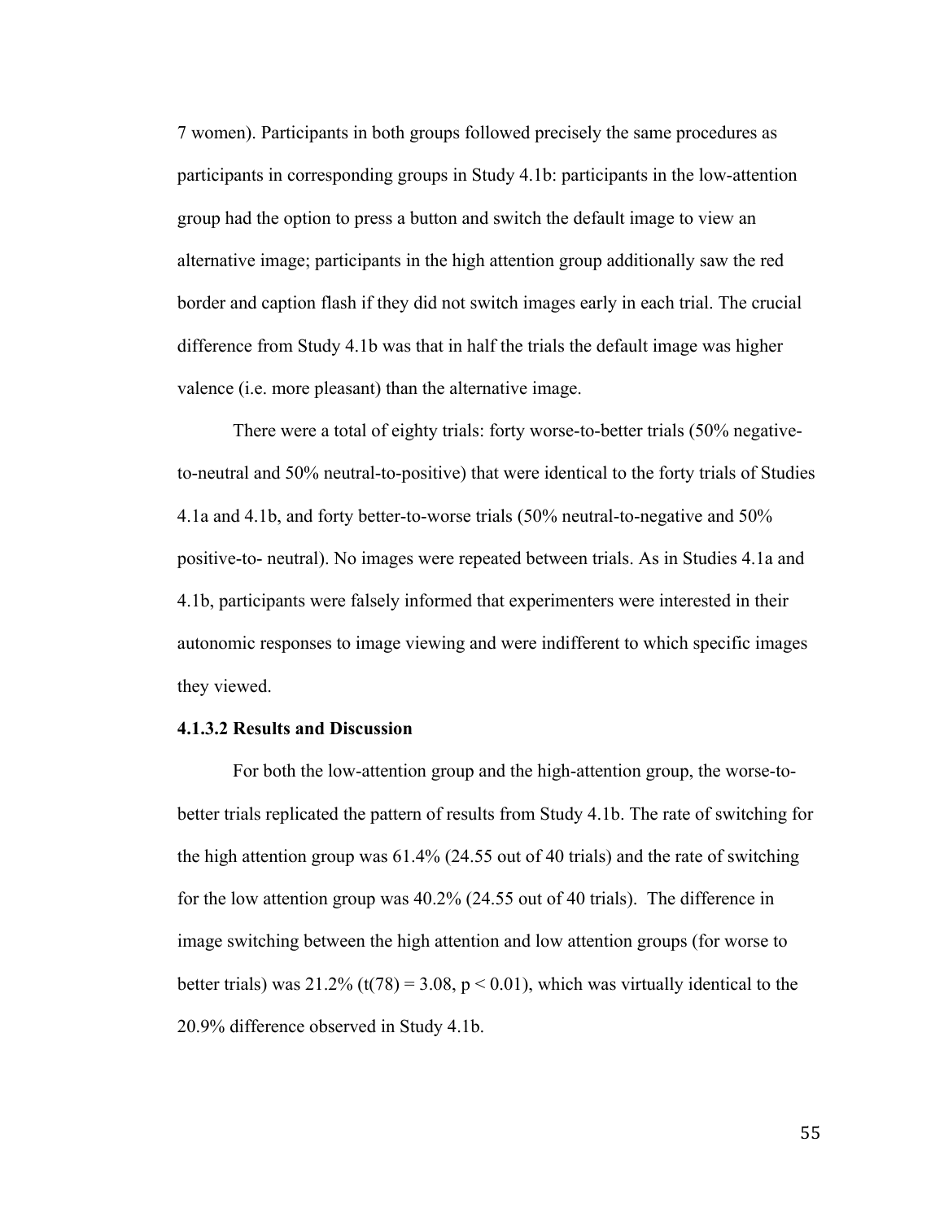7 women). Participants in both groups followed precisely the same procedures as participants in corresponding groups in Study 4.1b: participants in the low-attention group had the option to press a button and switch the default image to view an alternative image; participants in the high attention group additionally saw the red border and caption flash if they did not switch images early in each trial. The crucial difference from Study 4.1b was that in half the trials the default image was higher valence (i.e. more pleasant) than the alternative image.

There were a total of eighty trials: forty worse-to-better trials (50% negative-to-neutral and 50% neutral-to-positive) that were identical to the forty trials of Studies 4.1a and 4.1b, and forty better-to-worse trials (50% neutral-to-negative and 50% positive-to- neutral). No images were repeated between trials. As in Studies 4.1a and 4.1b, participants were falsely informed that experimenters were interested in their autonomic responses to image viewing and were indifferent to which specific images they viewed.

### 4.1.3.2 Results and Discussion

For both the low-attention group and the high-attention group, the worse-to-better trials replicated the pattern of results from Study 4.1b. The rate of switching for the high attention group was 61.4% (24.55 out of 40 trials) and the rate of switching for the low attention group was 40.2% (24.55 out of 40 trials). The difference in image switching between the high attention and low attention groups (for worse to better trials) was 21.2% ($t(78) = 3.08$, $p < 0.01$), which was virtually identical to the 20.9% difference observed in Study 4.1b.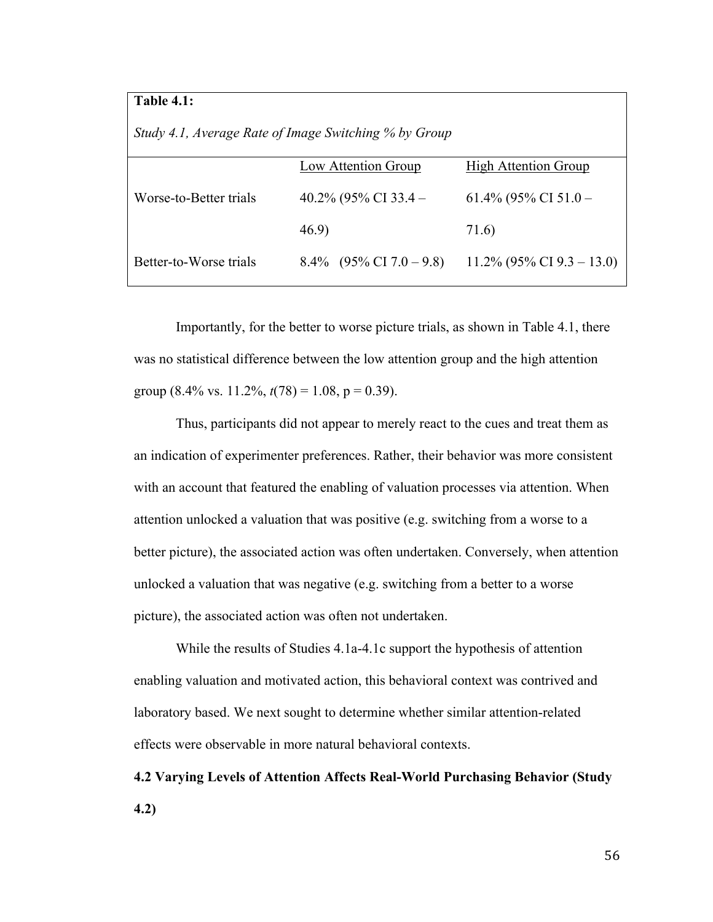**Table 4.1:**

*Study 4.1, Average Rate of Image Switching % by Group*

| | Low Attention Group | High Attention Group |
|---|---|---|
| Worse-to-Better trials | 40.2% (95% CI 33.4 – 46.9) | 61.4% (95% CI 51.0 – 71.6) |
| Better-to-Worse trials | 8.4% (95% CI 7.0 – 9.8) | 11.2% (95% CI 9.3 – 13.0) |

Importantly, for the better to worse picture trials, as shown in Table 4.1, there was no statistical difference between the low attention group and the high attention group (8.4% vs. 11.2%, $t(78) = 1.08$, $p = 0.39$).

Thus, participants did not appear to merely react to the cues and treat them as an indication of experimenter preferences. Rather, their behavior was more consistent with an account that featured the enabling of valuation processes via attention. When attention unlocked a valuation that was positive (e.g. switching from a worse to a better picture), the associated action was often undertaken. Conversely, when attention unlocked a valuation that was negative (e.g. switching from a better to a worse picture), the associated action was often not undertaken.

While the results of Studies 4.1a-4.1c support the hypothesis of attention enabling valuation and motivated action, this behavioral context was contrived and laboratory based. We next sought to determine whether similar attention-related effects were observable in more natural behavioral contexts.

## 4.2 Varying Levels of Attention Affects Real-World Purchasing Behavior (Study 4.2)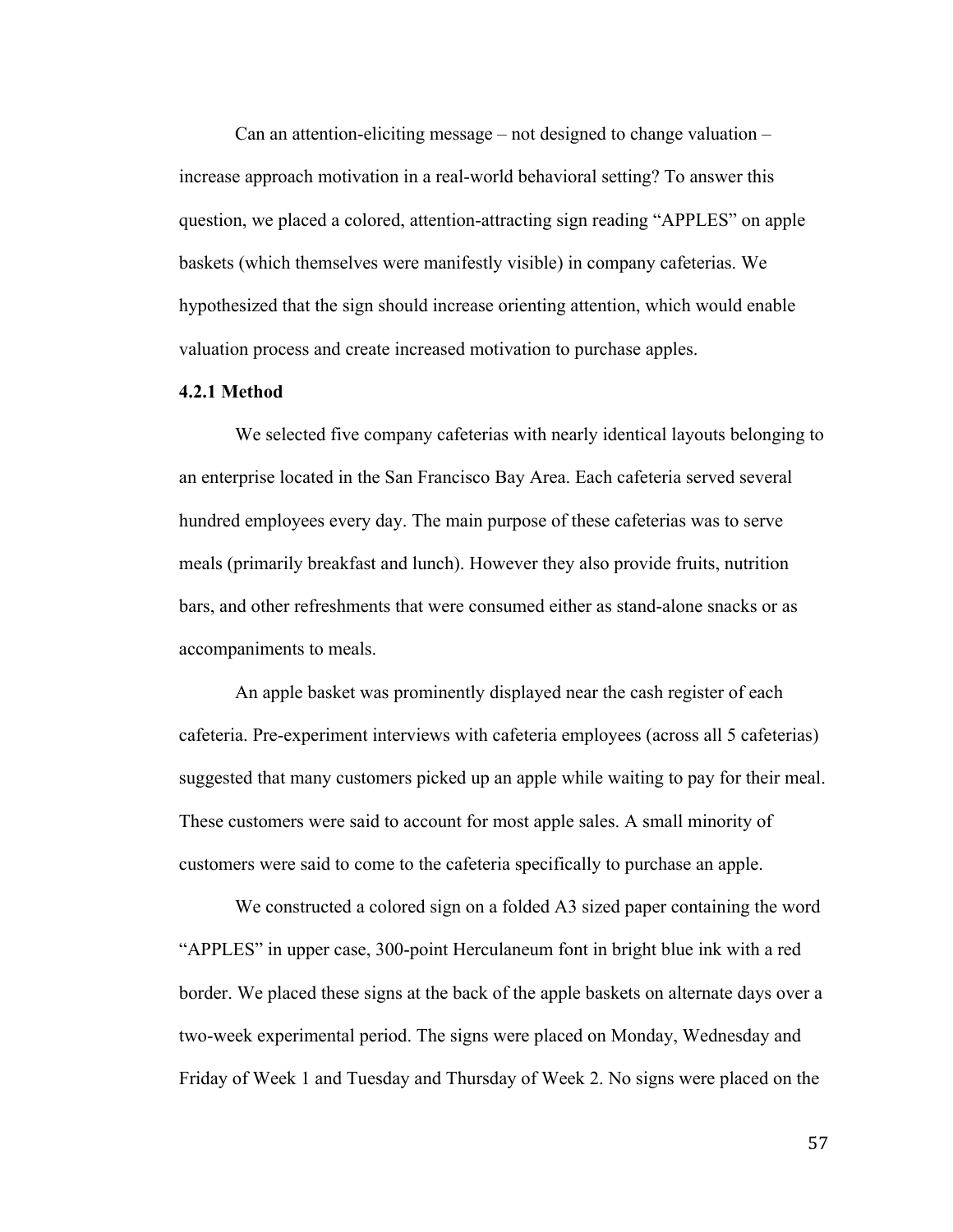Can an attention-eliciting message – not designed to change valuation – increase approach motivation in a real-world behavioral setting? To answer this question, we placed a colored, attention-attracting sign reading "APPLES" on apple baskets (which themselves were manifestly visible) in company cafeterias. We hypothesized that the sign should increase orienting attention, which would enable valuation process and create increased motivation to purchase apples.

#### 4.2.1 Method

We selected five company cafeterias with nearly identical layouts belonging to an enterprise located in the San Francisco Bay Area. Each cafeteria served several hundred employees every day. The main purpose of these cafeterias was to serve meals (primarily breakfast and lunch). However they also provide fruits, nutrition bars, and other refreshments that were consumed either as stand-alone snacks or as accompaniments to meals.

An apple basket was prominently displayed near the cash register of each cafeteria. Pre-experiment interviews with cafeteria employees (across all 5 cafeterias) suggested that many customers picked up an apple while waiting to pay for their meal. These customers were said to account for most apple sales. A small minority of customers were said to come to the cafeteria specifically to purchase an apple.

We constructed a colored sign on a folded A3 sized paper containing the word "APPLES" in upper case, 300-point Herculaneum font in bright blue ink with a red border. We placed these signs at the back of the apple baskets on alternate days over a two-week experimental period. The signs were placed on Monday, Wednesday and Friday of Week 1 and Tuesday and Thursday of Week 2. No signs were placed on the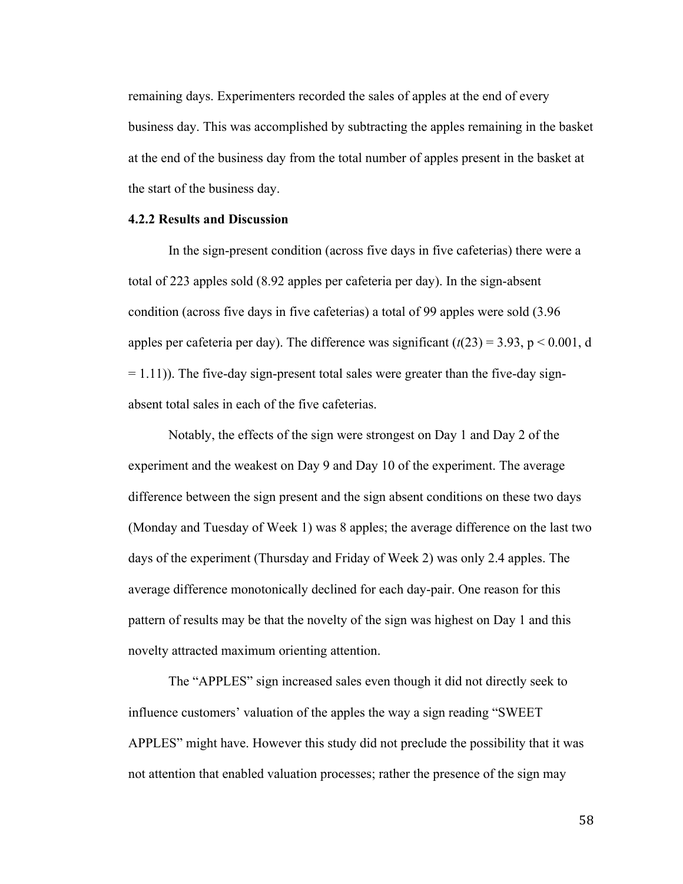remaining days. Experimenters recorded the sales of apples at the end of every business day. This was accomplished by subtracting the apples remaining in the basket at the end of the business day from the total number of apples present in the basket at the start of the business day.

### 4.2.2 Results and Discussion

In the sign-present condition (across five days in five cafeterias) there were a total of 223 apples sold (8.92 apples per cafeteria per day). In the sign-absent condition (across five days in five cafeterias) a total of 99 apples were sold (3.96 apples per cafeteria per day). The difference was significant ($t(23) = 3.93$, $p < 0.001$, $d = 1.11$)). The five-day sign-present total sales were greater than the five-day sign-absent total sales in each of the five cafeterias.

Notably, the effects of the sign were strongest on Day 1 and Day 2 of the experiment and the weakest on Day 9 and Day 10 of the experiment. The average difference between the sign present and the sign absent conditions on these two days (Monday and Tuesday of Week 1) was 8 apples; the average difference on the last two days of the experiment (Thursday and Friday of Week 2) was only 2.4 apples. The average difference monotonically declined for each day-pair. One reason for this pattern of results may be that the novelty of the sign was highest on Day 1 and this novelty attracted maximum orienting attention.

The "APPLES" sign increased sales even though it did not directly seek to influence customers' valuation of the apples the way a sign reading "SWEET APPLES" might have. However this study did not preclude the possibility that it was not attention that enabled valuation processes; rather the presence of the sign may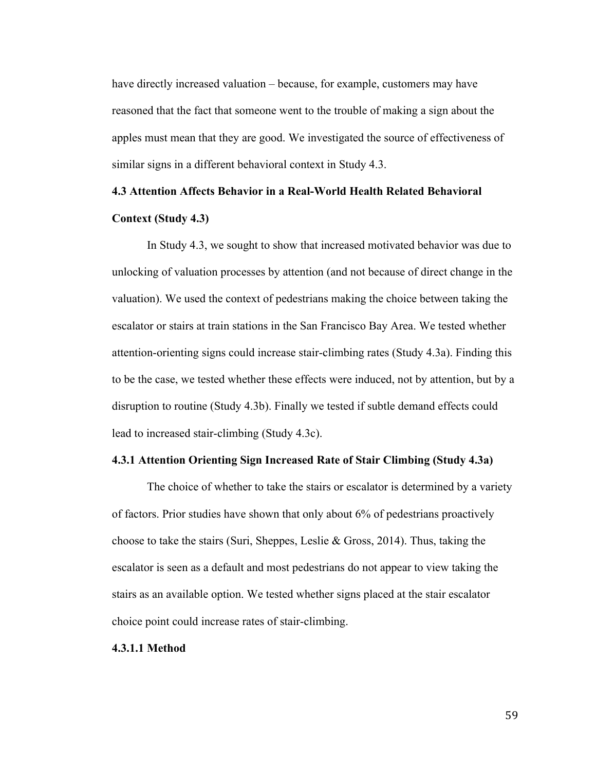have directly increased valuation – because, for example, customers may have reasoned that the fact that someone went to the trouble of making a sign about the apples must mean that they are good. We investigated the source of effectiveness of similar signs in a different behavioral context in Study 4.3.

## 4.3 Attention Affects Behavior in a Real-World Health Related Behavioral Context (Study 4.3)

In Study 4.3, we sought to show that increased motivated behavior was due to unlocking of valuation processes by attention (and not because of direct change in the valuation). We used the context of pedestrians making the choice between taking the escalator or stairs at train stations in the San Francisco Bay Area. We tested whether attention-orienting signs could increase stair-climbing rates (Study 4.3a). Finding this to be the case, we tested whether these effects were induced, not by attention, but by a disruption to routine (Study 4.3b). Finally we tested if subtle demand effects could lead to increased stair-climbing (Study 4.3c).

### 4.3.1 Attention Orienting Sign Increased Rate of Stair Climbing (Study 4.3a)

The choice of whether to take the stairs or escalator is determined by a variety of factors. Prior studies have shown that only about 6% of pedestrians proactively choose to take the stairs (Suri, Sheppes, Leslie & Gross, 2014). Thus, taking the escalator is seen as a default and most pedestrians do not appear to view taking the stairs as an available option. We tested whether signs placed at the stair escalator choice point could increase rates of stair-climbing.

#### 4.3.1.1 Method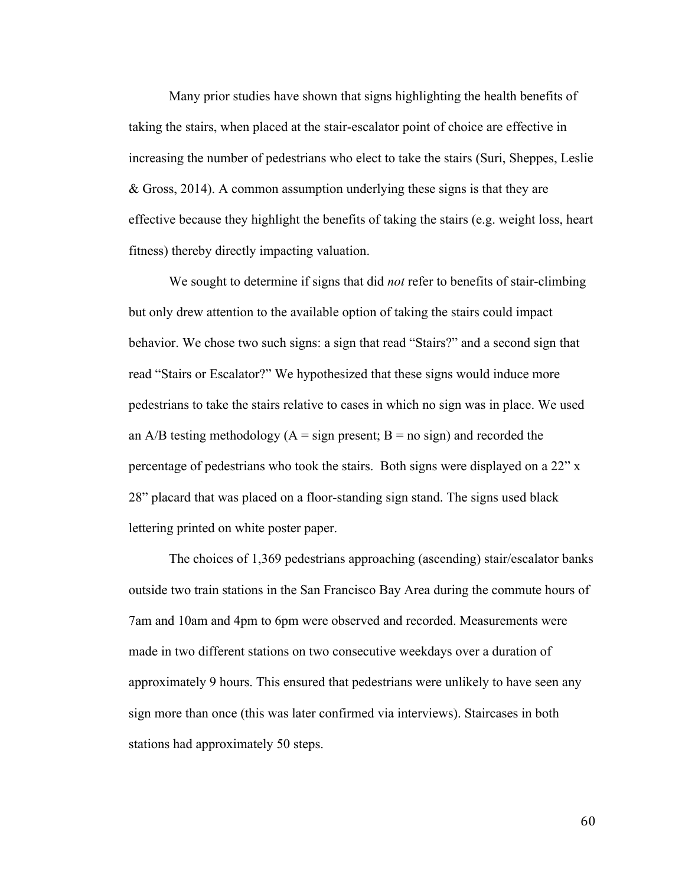Many prior studies have shown that signs highlighting the health benefits of taking the stairs, when placed at the stair-escalator point of choice are effective in increasing the number of pedestrians who elect to take the stairs (Suri, Sheppes, Leslie & Gross, 2014). A common assumption underlying these signs is that they are effective because they highlight the benefits of taking the stairs (e.g. weight loss, heart fitness) thereby directly impacting valuation.

We sought to determine if signs that did *not* refer to benefits of stair-climbing but only drew attention to the available option of taking the stairs could impact behavior. We chose two such signs: a sign that read "Stairs?" and a second sign that read "Stairs or Escalator?" We hypothesized that these signs would induce more pedestrians to take the stairs relative to cases in which no sign was in place. We used an A/B testing methodology (A = sign present; B = no sign) and recorded the percentage of pedestrians who took the stairs. Both signs were displayed on a 22" x 28" placard that was placed on a floor-standing sign stand. The signs used black lettering printed on white poster paper.

The choices of 1,369 pedestrians approaching (ascending) stair/escalator banks outside two train stations in the San Francisco Bay Area during the commute hours of 7am and 10am and 4pm to 6pm were observed and recorded. Measurements were made in two different stations on two consecutive weekdays over a duration of approximately 9 hours. This ensured that pedestrians were unlikely to have seen any sign more than once (this was later confirmed via interviews). Staircases in both stations had approximately 50 steps.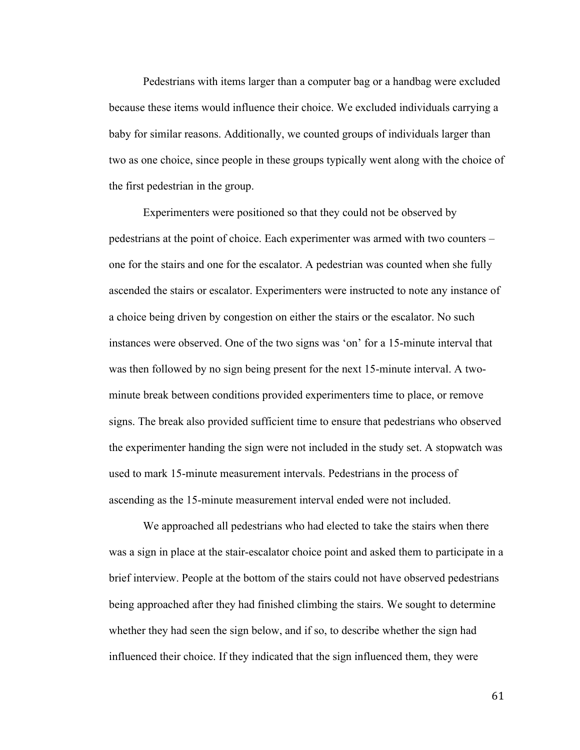Pedestrians with items larger than a computer bag or a handbag were excluded because these items would influence their choice. We excluded individuals carrying a baby for similar reasons. Additionally, we counted groups of individuals larger than two as one choice, since people in these groups typically went along with the choice of the first pedestrian in the group.

Experimenters were positioned so that they could not be observed by pedestrians at the point of choice. Each experimenter was armed with two counters – one for the stairs and one for the escalator. A pedestrian was counted when she fully ascended the stairs or escalator. Experimenters were instructed to note any instance of a choice being driven by congestion on either the stairs or the escalator. No such instances were observed. One of the two signs was 'on' for a 15-minute interval that was then followed by no sign being present for the next 15-minute interval. A two-minute break between conditions provided experimenters time to place, or remove signs. The break also provided sufficient time to ensure that pedestrians who observed the experimenter handing the sign were not included in the study set. A stopwatch was used to mark 15-minute measurement intervals. Pedestrians in the process of ascending as the 15-minute measurement interval ended were not included.

We approached all pedestrians who had elected to take the stairs when there was a sign in place at the stair-escalator choice point and asked them to participate in a brief interview. People at the bottom of the stairs could not have observed pedestrians being approached after they had finished climbing the stairs. We sought to determine whether they had seen the sign below, and if so, to describe whether the sign had influenced their choice. If they indicated that the sign influenced them, they were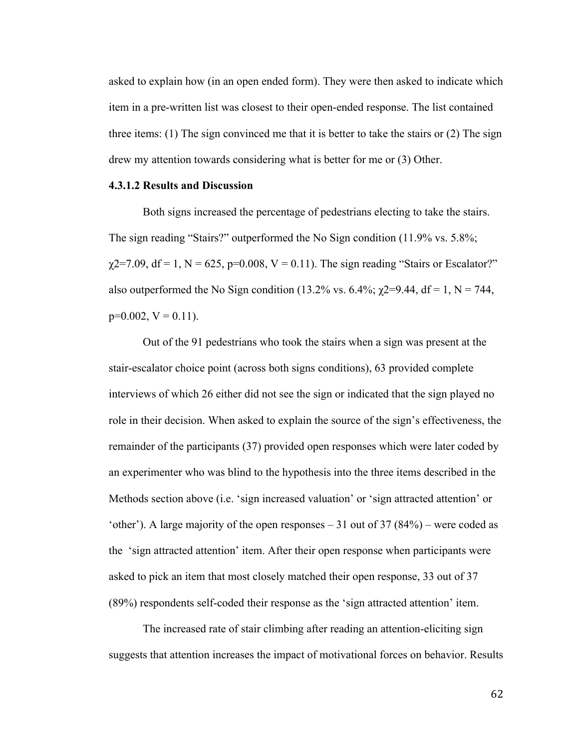asked to explain how (in an open ended form). They were then asked to indicate which item in a pre-written list was closest to their open-ended response. The list contained three items: (1) The sign convinced me that it is better to take the stairs or (2) The sign drew my attention towards considering what is better for me or (3) Other.

#### 4.3.1.2 Results and Discussion

Both signs increased the percentage of pedestrians electing to take the stairs. The sign reading “Stairs?” outperformed the No Sign condition (11.9% vs. 5.8%; $\chi 2=7.09$, $df = 1$, $N = 625$, $p=0.008$, $V = 0.11$). The sign reading “Stairs or Escalator?” also outperformed the No Sign condition (13.2% vs. 6.4%; $\chi 2=9.44$, $df = 1$, $N = 744$, $p=0.002$, $V = 0.11$).

Out of the 91 pedestrians who took the stairs when a sign was present at the stair-escalator choice point (across both signs conditions), 63 provided complete interviews of which 26 either did not see the sign or indicated that the sign played no role in their decision. When asked to explain the source of the sign’s effectiveness, the remainder of the participants (37) provided open responses which were later coded by an experimenter who was blind to the hypothesis into the three items described in the Methods section above (i.e. ‘sign increased valuation’ or ‘sign attracted attention’ or ‘other’). A large majority of the open responses – 31 out of 37 (84%) – were coded as the ‘sign attracted attention’ item. After their open response when participants were asked to pick an item that most closely matched their open response, 33 out of 37 (89%) respondents self-coded their response as the ‘sign attracted attention’ item.

The increased rate of stair climbing after reading an attention-eliciting sign suggests that attention increases the impact of motivational forces on behavior. Results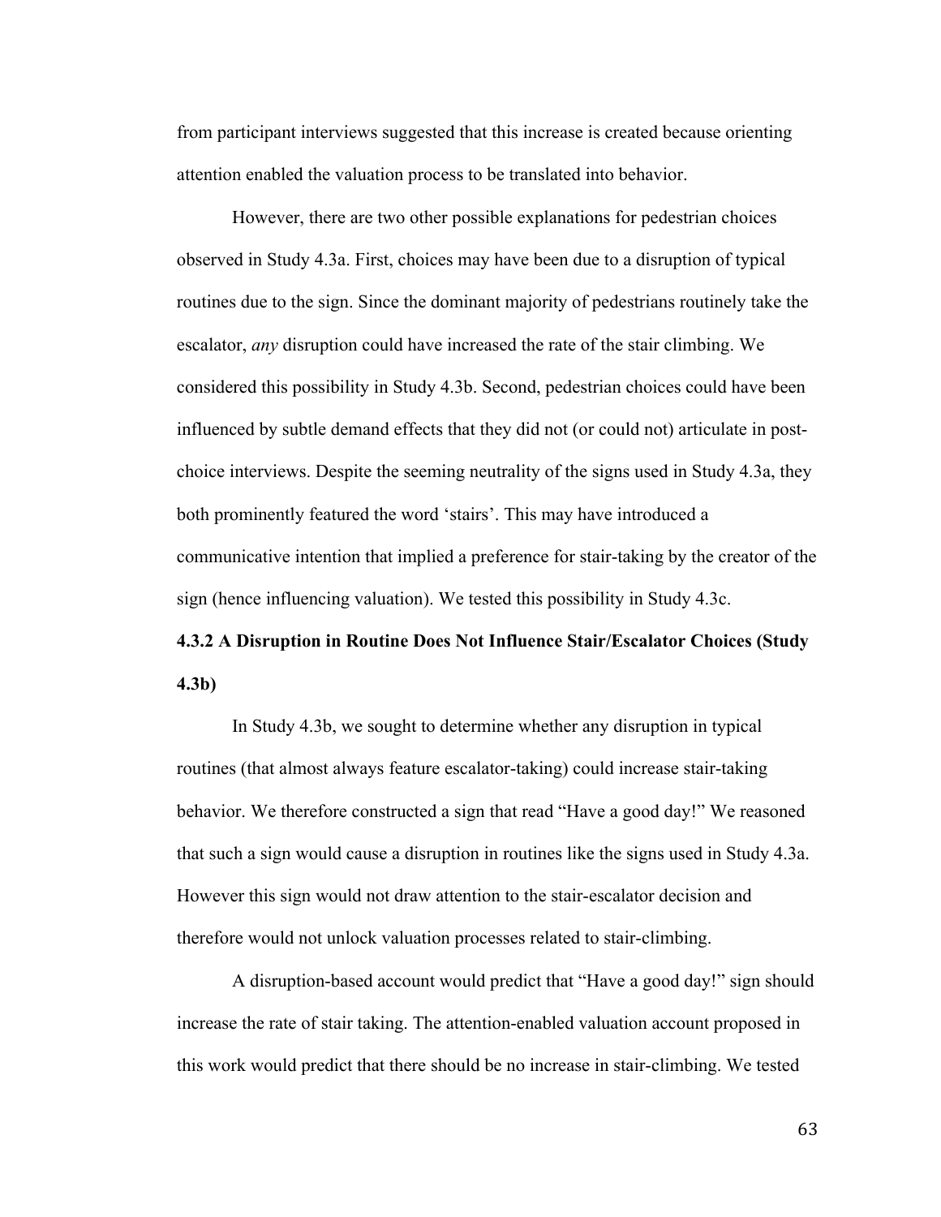from participant interviews suggested that this increase is created because orienting attention enabled the valuation process to be translated into behavior.

However, there are two other possible explanations for pedestrian choices observed in Study 4.3a. First, choices may have been due to a disruption of typical routines due to the sign. Since the dominant majority of pedestrians routinely take the escalator, *any* disruption could have increased the rate of the stair climbing. We considered this possibility in Study 4.3b. Second, pedestrian choices could have been influenced by subtle demand effects that they did not (or could not) articulate in post-choice interviews. Despite the seeming neutrality of the signs used in Study 4.3a, they both prominently featured the word 'stairs'. This may have introduced a communicative intention that implied a preference for stair-taking by the creator of the sign (hence influencing valuation). We tested this possibility in Study 4.3c.

### 4.3.2 A Disruption in Routine Does Not Influence Stair/Escalator Choices (Study 4.3b)

In Study 4.3b, we sought to determine whether any disruption in typical routines (that almost always feature escalator-taking) could increase stair-taking behavior. We therefore constructed a sign that read "Have a good day!" We reasoned that such a sign would cause a disruption in routines like the signs used in Study 4.3a. However this sign would not draw attention to the stair-escalator decision and therefore would not unlock valuation processes related to stair-climbing.

A disruption-based account would predict that "Have a good day!" sign should increase the rate of stair taking. The attention-enabled valuation account proposed in this work would predict that there should be no increase in stair-climbing. We tested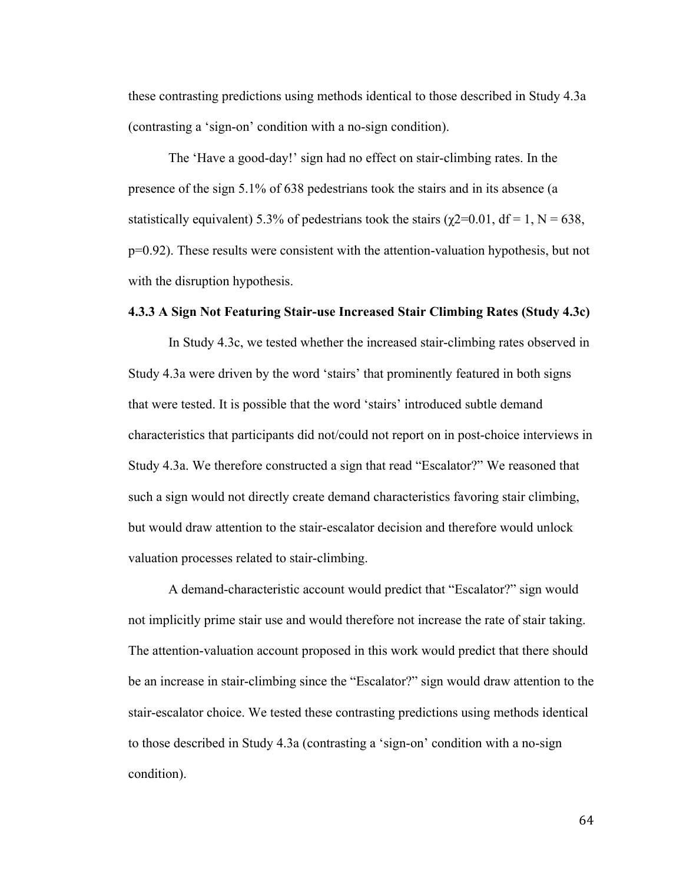these contrasting predictions using methods identical to those described in Study 4.3a (contrasting a 'sign-on' condition with a no-sign condition).

The 'Have a good-day!' sign had no effect on stair-climbing rates. In the presence of the sign 5.1% of 638 pedestrians took the stairs and in its absence (a statistically equivalent) 5.3% of pedestrians took the stairs ($\chi 2=0.01$, $df = 1$, $N = 638$, $p=0.92$). These results were consistent with the attention-valuation hypothesis, but not with the disruption hypothesis.

### 4.3.3 A Sign Not Featuring Stair-use Increased Stair Climbing Rates (Study 4.3c)

In Study 4.3c, we tested whether the increased stair-climbing rates observed in Study 4.3a were driven by the word 'stairs' that prominently featured in both signs that were tested. It is possible that the word 'stairs' introduced subtle demand characteristics that participants did not/could not report on in post-choice interviews in Study 4.3a. We therefore constructed a sign that read "Escalator?" We reasoned that such a sign would not directly create demand characteristics favoring stair climbing, but would draw attention to the stair-escalator decision and therefore would unlock valuation processes related to stair-climbing.

A demand-characteristic account would predict that "Escalator?" sign would not implicitly prime stair use and would therefore not increase the rate of stair taking. The attention-valuation account proposed in this work would predict that there should be an increase in stair-climbing since the "Escalator?" sign would draw attention to the stair-escalator choice. We tested these contrasting predictions using methods identical to those described in Study 4.3a (contrasting a 'sign-on' condition with a no-sign condition).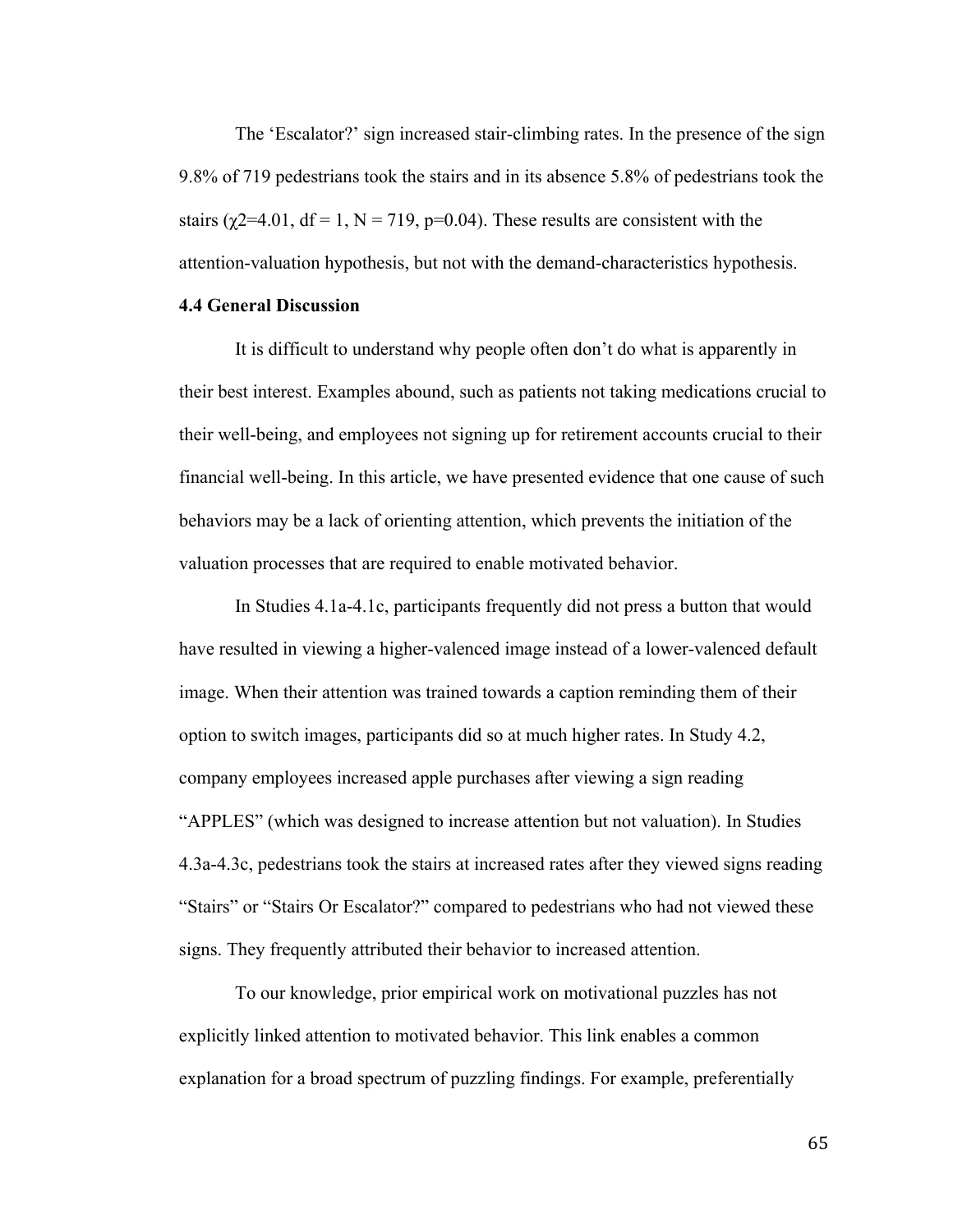The ‘Escalator?’ sign increased stair-climbing rates. In the presence of the sign 9.8% of 719 pedestrians took the stairs and in its absence 5.8% of pedestrians took the stairs ($\chi 2=4.01$, $df = 1$, $N = 719$, $p=0.04$). These results are consistent with the attention-valuation hypothesis, but not with the demand-characteristics hypothesis.

**4.4 General Discussion**

It is difficult to understand why people often don’t do what is apparently in their best interest. Examples abound, such as patients not taking medications crucial to their well-being, and employees not signing up for retirement accounts crucial to their financial well-being. In this article, we have presented evidence that one cause of such behaviors may be a lack of orienting attention, which prevents the initiation of the valuation processes that are required to enable motivated behavior.

In Studies 4.1a-4.1c, participants frequently did not press a button that would have resulted in viewing a higher-valenced image instead of a lower-valenced default image. When their attention was trained towards a caption reminding them of their option to switch images, participants did so at much higher rates. In Study 4.2, company employees increased apple purchases after viewing a sign reading “APPLES” (which was designed to increase attention but not valuation). In Studies 4.3a-4.3c, pedestrians took the stairs at increased rates after they viewed signs reading “Stairs” or “Stairs Or Escalator?” compared to pedestrians who had not viewed these signs. They frequently attributed their behavior to increased attention.

To our knowledge, prior empirical work on motivational puzzles has not explicitly linked attention to motivated behavior. This link enables a common explanation for a broad spectrum of puzzling findings. For example, preferentially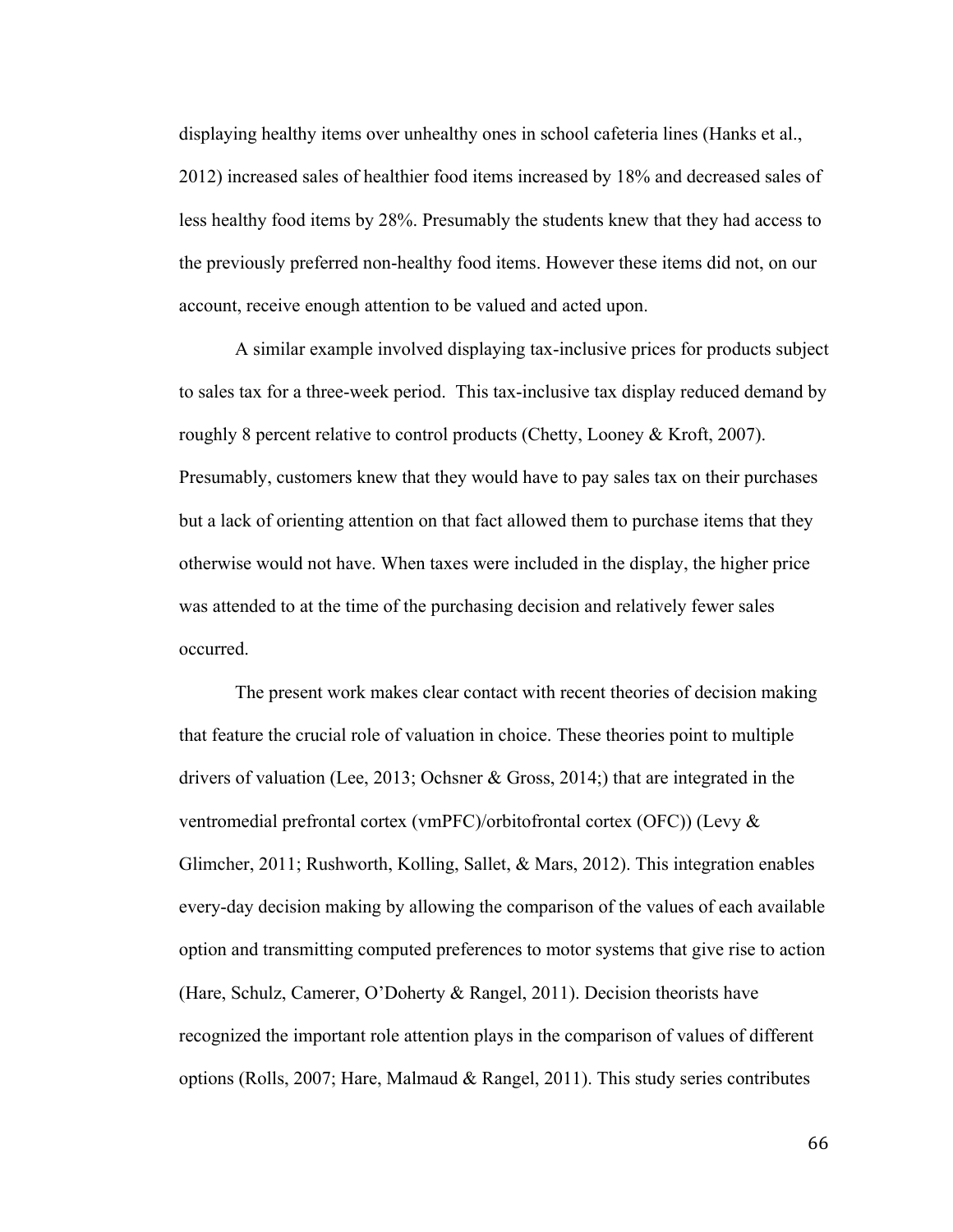displaying healthy items over unhealthy ones in school cafeteria lines (Hanks et al., 2012) increased sales of healthier food items increased by 18% and decreased sales of less healthy food items by 28%. Presumably the students knew that they had access to the previously preferred non-healthy food items. However these items did not, on our account, receive enough attention to be valued and acted upon.

A similar example involved displaying tax-inclusive prices for products subject to sales tax for a three-week period. This tax-inclusive tax display reduced demand by roughly 8 percent relative to control products (Chetty, Looney & Kroft, 2007). Presumably, customers knew that they would have to pay sales tax on their purchases but a lack of orienting attention on that fact allowed them to purchase items that they otherwise would not have. When taxes were included in the display, the higher price was attended to at the time of the purchasing decision and relatively fewer sales occurred.

The present work makes clear contact with recent theories of decision making that feature the crucial role of valuation in choice. These theories point to multiple drivers of valuation (Lee, 2013; Ochsner & Gross, 2014;) that are integrated in the ventromedial prefrontal cortex (vmPFC)/orbitofrontal cortex (OFC)) (Levy & Glimcher, 2011; Rushworth, Kolling, Sallet, & Mars, 2012). This integration enables every-day decision making by allowing the comparison of the values of each available option and transmitting computed preferences to motor systems that give rise to action (Hare, Schulz, Camerer, O'Doherty & Rangel, 2011). Decision theorists have recognized the important role attention plays in the comparison of values of different options (Rolls, 2007; Hare, Malmaud & Rangel, 2011). This study series contributes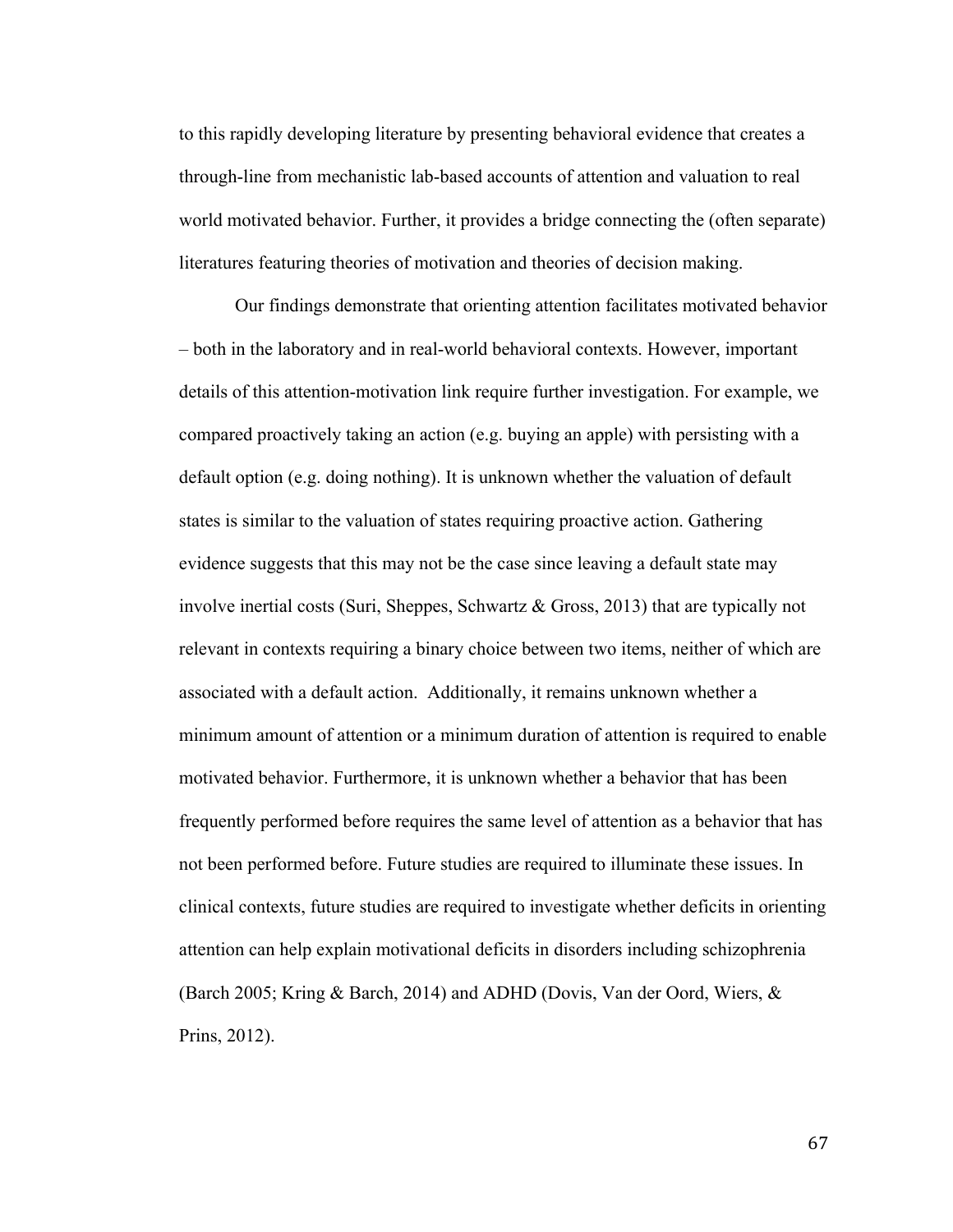to this rapidly developing literature by presenting behavioral evidence that creates a through-line from mechanistic lab-based accounts of attention and valuation to real world motivated behavior. Further, it provides a bridge connecting the (often separate) literatures featuring theories of motivation and theories of decision making.

Our findings demonstrate that orienting attention facilitates motivated behavior – both in the laboratory and in real-world behavioral contexts. However, important details of this attention-motivation link require further investigation. For example, we compared proactively taking an action (e.g. buying an apple) with persisting with a default option (e.g. doing nothing). It is unknown whether the valuation of default states is similar to the valuation of states requiring proactive action. Gathering evidence suggests that this may not be the case since leaving a default state may involve inertial costs (Suri, Sheppes, Schwartz & Gross, 2013) that are typically not relevant in contexts requiring a binary choice between two items, neither of which are associated with a default action. Additionally, it remains unknown whether a minimum amount of attention or a minimum duration of attention is required to enable motivated behavior. Furthermore, it is unknown whether a behavior that has been frequently performed before requires the same level of attention as a behavior that has not been performed before. Future studies are required to illuminate these issues. In clinical contexts, future studies are required to investigate whether deficits in orienting attention can help explain motivational deficits in disorders including schizophrenia (Barch 2005; Kring & Barch, 2014) and ADHD (Dovis, Van der Oord, Wiers, & Prins, 2012).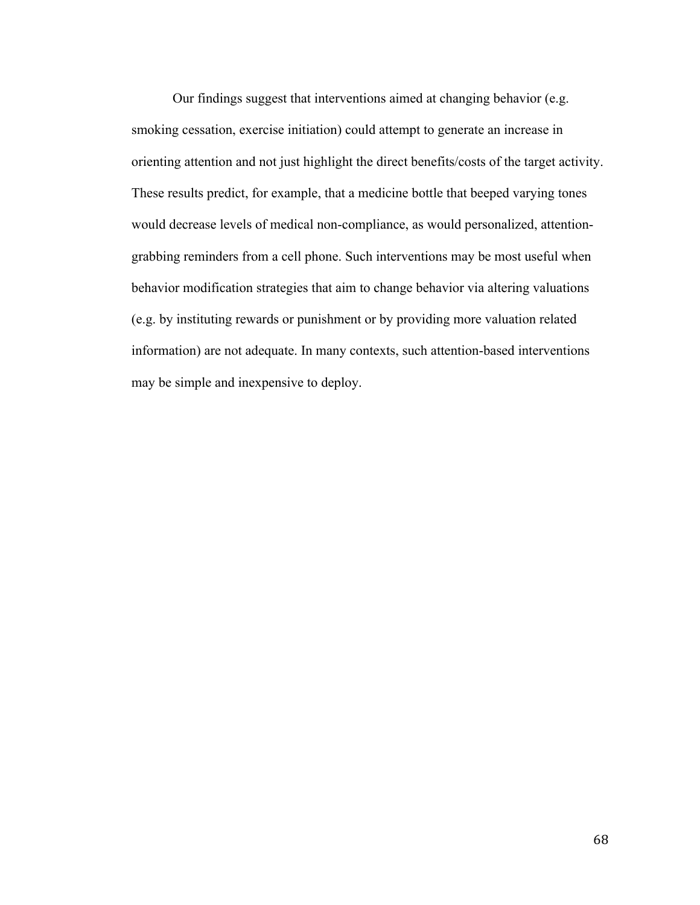Our findings suggest that interventions aimed at changing behavior (e.g. smoking cessation, exercise initiation) could attempt to generate an increase in orienting attention and not just highlight the direct benefits/costs of the target activity. These results predict, for example, that a medicine bottle that beeped varying tones would decrease levels of medical non-compliance, as would personalized, attention-grabbing reminders from a cell phone. Such interventions may be most useful when behavior modification strategies that aim to change behavior via altering valuations (e.g. by instituting rewards or punishment or by providing more valuation related information) are not adequate. In many contexts, such attention-based interventions may be simple and inexpensive to deploy.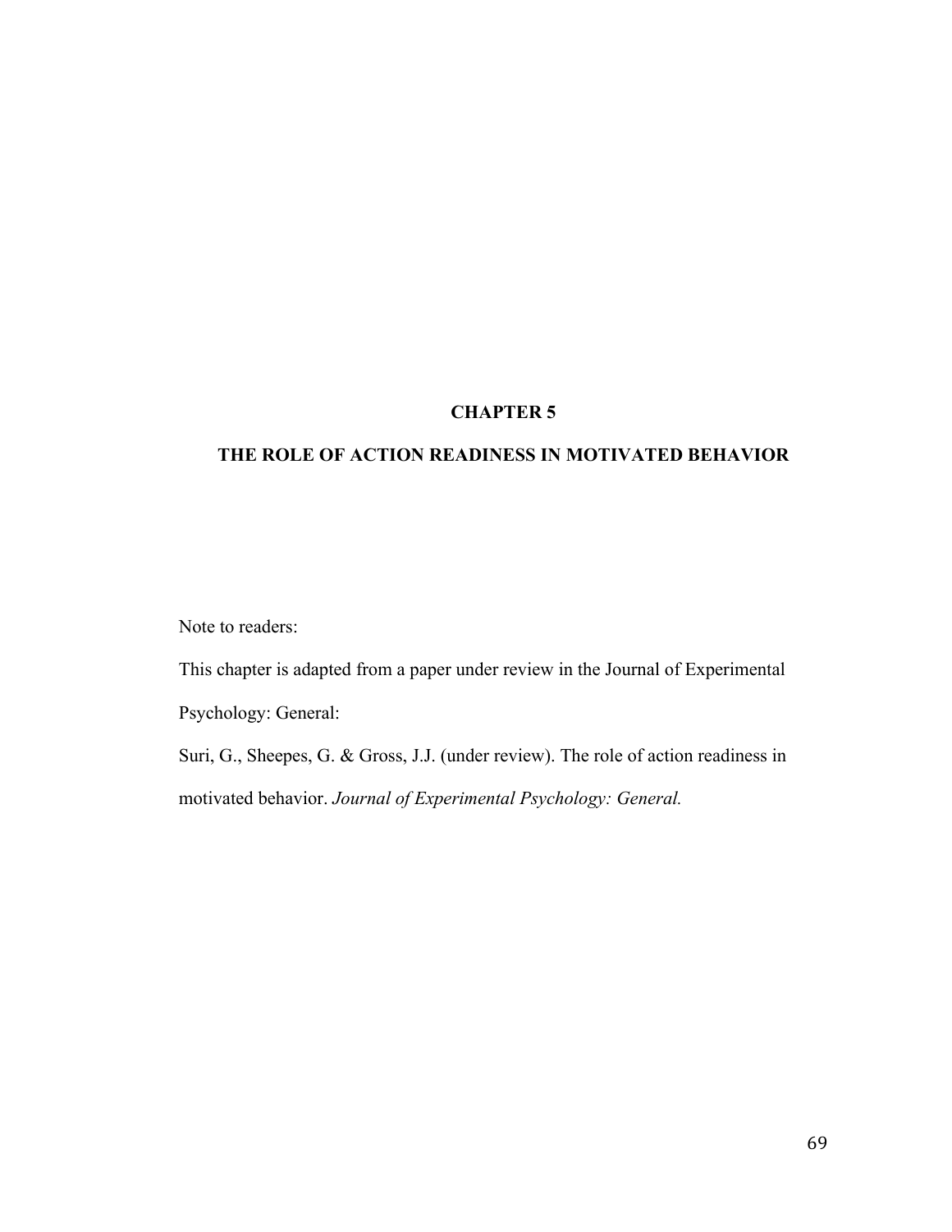# CHAPTER 5

# THE ROLE OF ACTION READINESS IN MOTIVATED BEHAVIOR

Note to readers:

This chapter is adapted from a paper under review in the Journal of Experimental Psychology: General:

Suri, G., Sheepes, G. & Gross, J.J. (under review). The role of action readiness in motivated behavior. *Journal of Experimental Psychology: General.*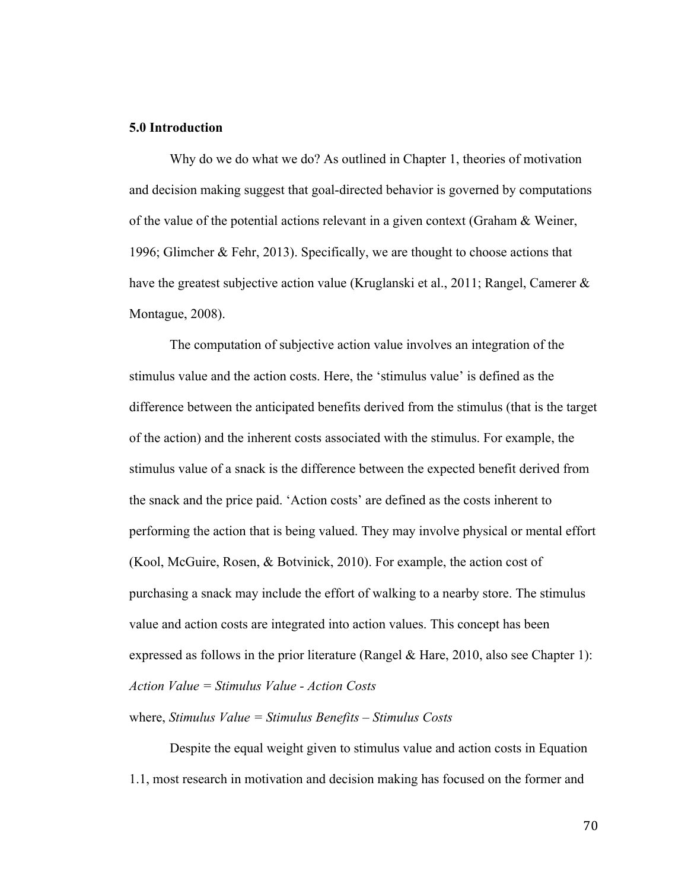### 5.0 Introduction

Why do we do what we do? As outlined in Chapter 1, theories of motivation and decision making suggest that goal-directed behavior is governed by computations of the value of the potential actions relevant in a given context (Graham & Weiner, 1996; Glimcher & Fehr, 2013). Specifically, we are thought to choose actions that have the greatest subjective action value (Kruglanski et al., 2011; Rangel, Camerer & Montague, 2008).

The computation of subjective action value involves an integration of the stimulus value and the action costs. Here, the 'stimulus value' is defined as the difference between the anticipated benefits derived from the stimulus (that is the target of the action) and the inherent costs associated with the stimulus. For example, the stimulus value of a snack is the difference between the expected benefit derived from the snack and the price paid. 'Action costs' are defined as the costs inherent to performing the action that is being valued. They may involve physical or mental effort (Kool, McGuire, Rosen, & Botvinick, 2010). For example, the action cost of purchasing a snack may include the effort of walking to a nearby store. The stimulus value and action costs are integrated into action values. This concept has been expressed as follows in the prior literature (Rangel & Hare, 2010, also see Chapter 1):

*Action Value = Stimulus Value - Action Costs*

where, *Stimulus Value = Stimulus Benefits – Stimulus Costs*

Despite the equal weight given to stimulus value and action costs in Equation 1.1, most research in motivation and decision making has focused on the former and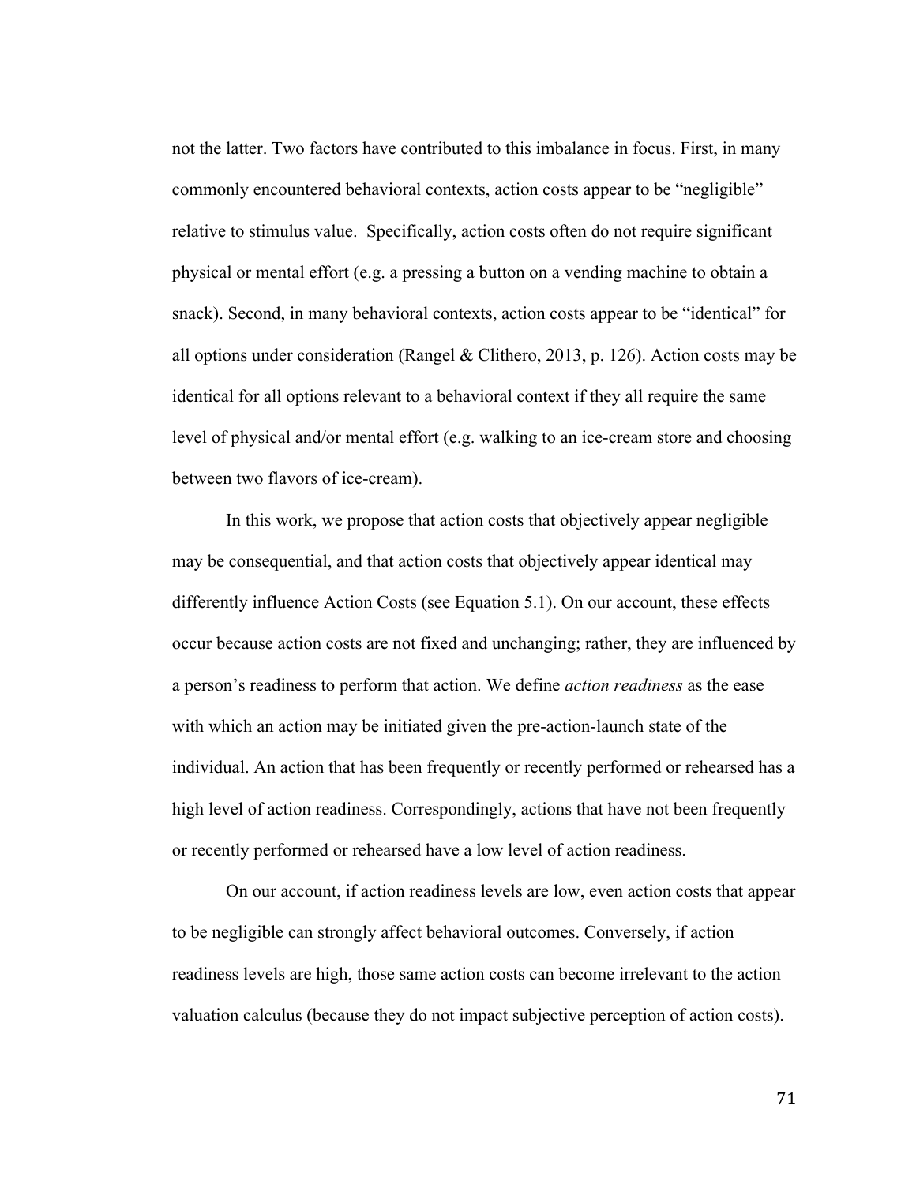not the latter. Two factors have contributed to this imbalance in focus. First, in many commonly encountered behavioral contexts, action costs appear to be "negligible" relative to stimulus value. Specifically, action costs often do not require significant physical or mental effort (e.g. a pressing a button on a vending machine to obtain a snack). Second, in many behavioral contexts, action costs appear to be "identical" for all options under consideration (Rangel & Clithero, 2013, p. 126). Action costs may be identical for all options relevant to a behavioral context if they all require the same level of physical and/or mental effort (e.g. walking to an ice-cream store and choosing between two flavors of ice-cream).

In this work, we propose that action costs that objectively appear negligible may be consequential, and that action costs that objectively appear identical may differently influence Action Costs (see Equation 5.1). On our account, these effects occur because action costs are not fixed and unchanging; rather, they are influenced by a person's readiness to perform that action. We define *action readiness* as the ease with which an action may be initiated given the pre-action-launch state of the individual. An action that has been frequently or recently performed or rehearsed has a high level of action readiness. Correspondingly, actions that have not been frequently or recently performed or rehearsed have a low level of action readiness.

On our account, if action readiness levels are low, even action costs that appear to be negligible can strongly affect behavioral outcomes. Conversely, if action readiness levels are high, those same action costs can become irrelevant to the action valuation calculus (because they do not impact subjective perception of action costs).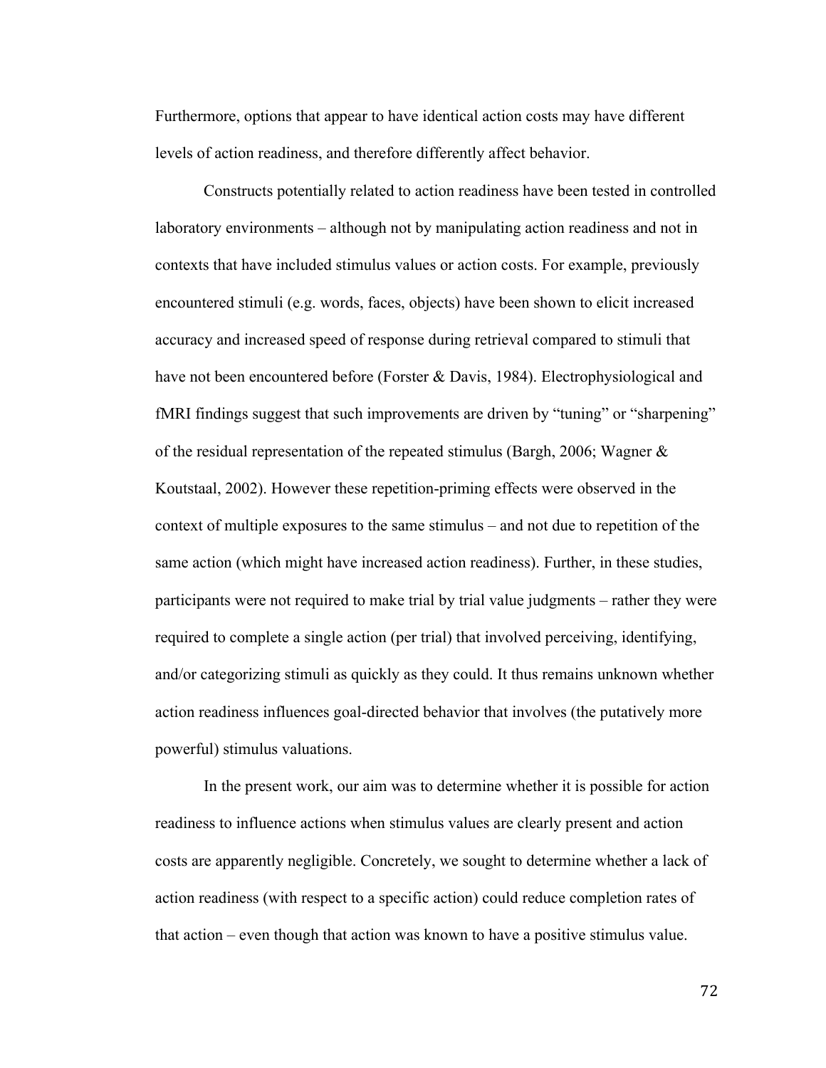Furthermore, options that appear to have identical action costs may have different levels of action readiness, and therefore differently affect behavior.

Constructs potentially related to action readiness have been tested in controlled laboratory environments – although not by manipulating action readiness and not in contexts that have included stimulus values or action costs. For example, previously encountered stimuli (e.g. words, faces, objects) have been shown to elicit increased accuracy and increased speed of response during retrieval compared to stimuli that have not been encountered before (Forster & Davis, 1984). Electrophysiological and fMRI findings suggest that such improvements are driven by "tuning" or "sharpening" of the residual representation of the repeated stimulus (Bargh, 2006; Wagner & Koutstaal, 2002). However these repetition-priming effects were observed in the context of multiple exposures to the same stimulus – and not due to repetition of the same action (which might have increased action readiness). Further, in these studies, participants were not required to make trial by trial value judgments – rather they were required to complete a single action (per trial) that involved perceiving, identifying, and/or categorizing stimuli as quickly as they could. It thus remains unknown whether action readiness influences goal-directed behavior that involves (the putatively more powerful) stimulus valuations.

In the present work, our aim was to determine whether it is possible for action readiness to influence actions when stimulus values are clearly present and action costs are apparently negligible. Concretely, we sought to determine whether a lack of action readiness (with respect to a specific action) could reduce completion rates of that action – even though that action was known to have a positive stimulus value.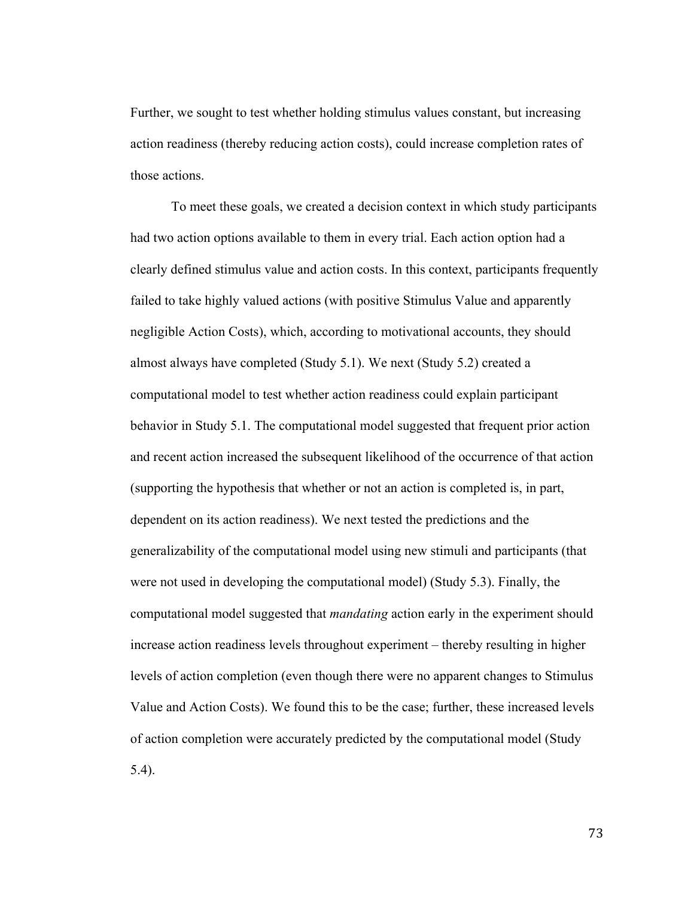Further, we sought to test whether holding stimulus values constant, but increasing action readiness (thereby reducing action costs), could increase completion rates of those actions.

To meet these goals, we created a decision context in which study participants had two action options available to them in every trial. Each action option had a clearly defined stimulus value and action costs. In this context, participants frequently failed to take highly valued actions (with positive Stimulus Value and apparently negligible Action Costs), which, according to motivational accounts, they should almost always have completed (Study 5.1). We next (Study 5.2) created a computational model to test whether action readiness could explain participant behavior in Study 5.1. The computational model suggested that frequent prior action and recent action increased the subsequent likelihood of the occurrence of that action (supporting the hypothesis that whether or not an action is completed is, in part, dependent on its action readiness). We next tested the predictions and the generalizability of the computational model using new stimuli and participants (that were not used in developing the computational model) (Study 5.3). Finally, the computational model suggested that *mandating* action early in the experiment should increase action readiness levels throughout experiment – thereby resulting in higher levels of action completion (even though there were no apparent changes to Stimulus Value and Action Costs). We found this to be the case; further, these increased levels of action completion were accurately predicted by the computational model (Study 5.4).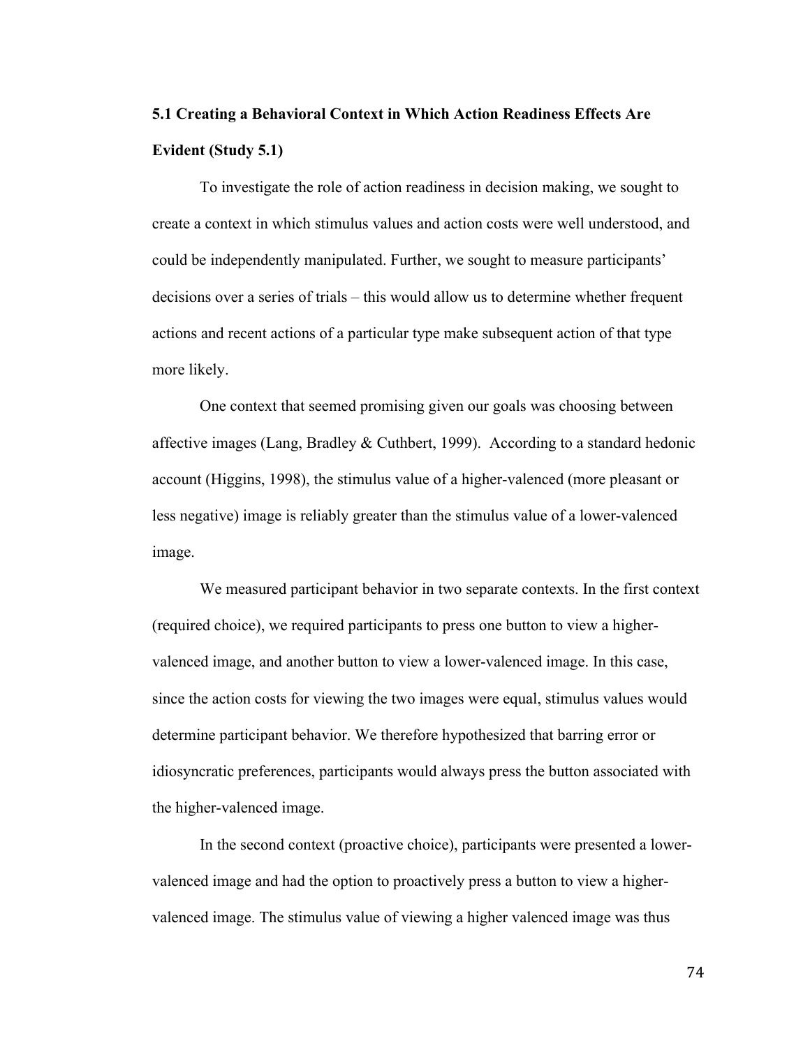## 5.1 Creating a Behavioral Context in Which Action Readiness Effects Are Evident (Study 5.1)

To investigate the role of action readiness in decision making, we sought to create a context in which stimulus values and action costs were well understood, and could be independently manipulated. Further, we sought to measure participants' decisions over a series of trials – this would allow us to determine whether frequent actions and recent actions of a particular type make subsequent action of that type more likely.

One context that seemed promising given our goals was choosing between affective images (Lang, Bradley & Cuthbert, 1999). According to a standard hedonic account (Higgins, 1998), the stimulus value of a higher-valenced (more pleasant or less negative) image is reliably greater than the stimulus value of a lower-valenced image.

We measured participant behavior in two separate contexts. In the first context (required choice), we required participants to press one button to view a higher-valenced image, and another button to view a lower-valenced image. In this case, since the action costs for viewing the two images were equal, stimulus values would determine participant behavior. We therefore hypothesized that barring error or idiosyncratic preferences, participants would always press the button associated with the higher-valenced image.

In the second context (proactive choice), participants were presented a lower-valenced image and had the option to proactively press a button to view a higher-valenced image. The stimulus value of viewing a higher valenced image was thus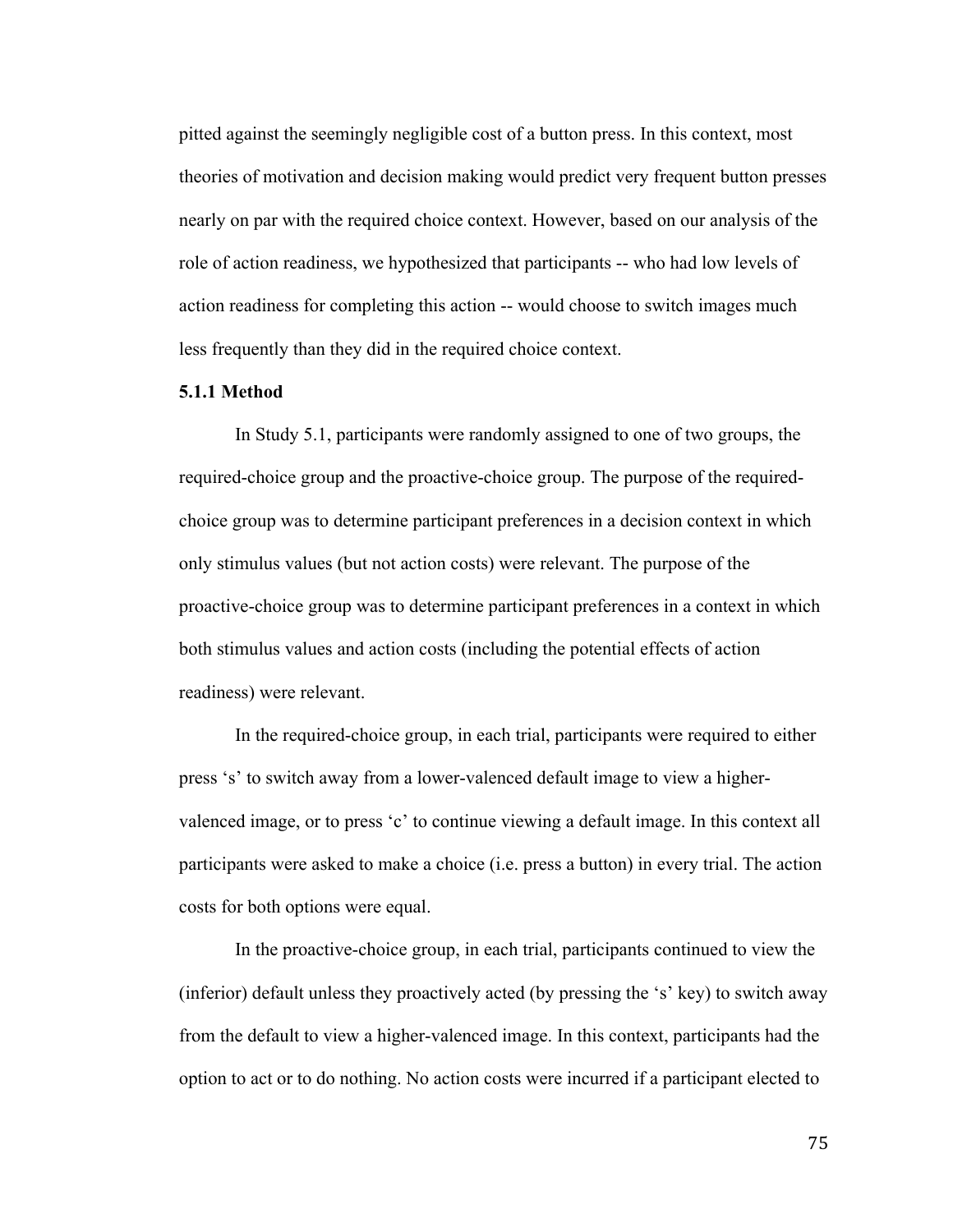pitted against the seemingly negligible cost of a button press. In this context, most theories of motivation and decision making would predict very frequent button presses nearly on par with the required choice context. However, based on our analysis of the role of action readiness, we hypothesized that participants -- who had low levels of action readiness for completing this action -- would choose to switch images much less frequently than they did in the required choice context.

### 5.1.1 Method

In Study 5.1, participants were randomly assigned to one of two groups, the required-choice group and the proactive-choice group. The purpose of the required-choice group was to determine participant preferences in a decision context in which only stimulus values (but not action costs) were relevant. The purpose of the proactive-choice group was to determine participant preferences in a context in which both stimulus values and action costs (including the potential effects of action readiness) were relevant.

In the required-choice group, in each trial, participants were required to either press 's' to switch away from a lower-valenced default image to view a higher-valenced image, or to press 'c' to continue viewing a default image. In this context all participants were asked to make a choice (i.e. press a button) in every trial. The action costs for both options were equal.

In the proactive-choice group, in each trial, participants continued to view the (inferior) default unless they proactively acted (by pressing the 's' key) to switch away from the default to view a higher-valenced image. In this context, participants had the option to act or to do nothing. No action costs were incurred if a participant elected to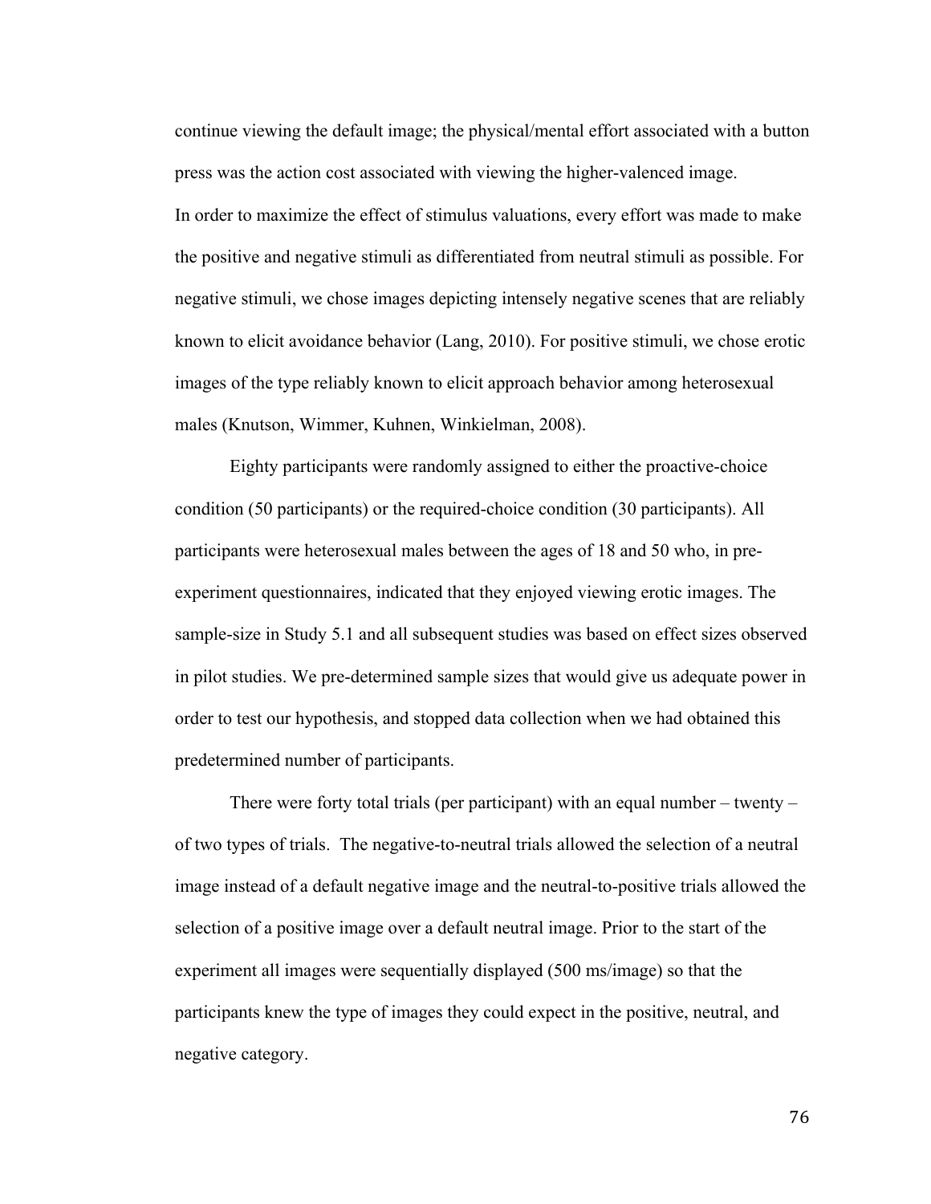continue viewing the default image; the physical/mental effort associated with a button press was the action cost associated with viewing the higher-valenced image.

In order to maximize the effect of stimulus valuations, every effort was made to make the positive and negative stimuli as differentiated from neutral stimuli as possible. For negative stimuli, we chose images depicting intensely negative scenes that are reliably known to elicit avoidance behavior (Lang, 2010). For positive stimuli, we chose erotic images of the type reliably known to elicit approach behavior among heterosexual males (Knutson, Wimmer, Kuhnen, Winkielman, 2008).

Eighty participants were randomly assigned to either the proactive-choice condition (50 participants) or the required-choice condition (30 participants). All participants were heterosexual males between the ages of 18 and 50 who, in pre-experiment questionnaires, indicated that they enjoyed viewing erotic images. The sample-size in Study 5.1 and all subsequent studies was based on effect sizes observed in pilot studies. We pre-determined sample sizes that would give us adequate power in order to test our hypothesis, and stopped data collection when we had obtained this predetermined number of participants.

There were forty total trials (per participant) with an equal number – twenty – of two types of trials. The negative-to-neutral trials allowed the selection of a neutral image instead of a default negative image and the neutral-to-positive trials allowed the selection of a positive image over a default neutral image. Prior to the start of the experiment all images were sequentially displayed (500 ms/image) so that the participants knew the type of images they could expect in the positive, neutral, and negative category.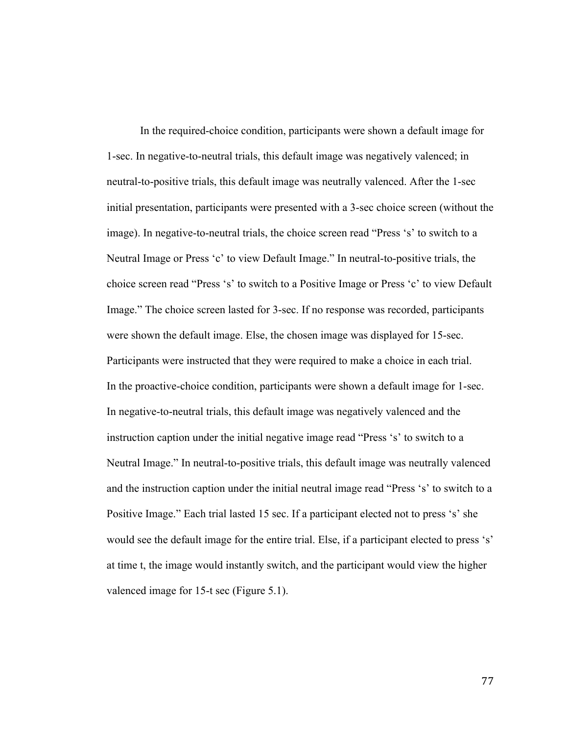In the required-choice condition, participants were shown a default image for 1-sec. In negative-to-neutral trials, this default image was negatively valenced; in neutral-to-positive trials, this default image was neutrally valenced. After the 1-sec initial presentation, participants were presented with a 3-sec choice screen (without the image). In negative-to-neutral trials, the choice screen read "Press 's' to switch to a Neutral Image or Press 'c' to view Default Image." In neutral-to-positive trials, the choice screen read "Press 's' to switch to a Positive Image or Press 'c' to view Default Image." The choice screen lasted for 3-sec. If no response was recorded, participants were shown the default image. Else, the chosen image was displayed for 15-sec. Participants were instructed that they were required to make a choice in each trial.

In the proactive-choice condition, participants were shown a default image for 1-sec. In negative-to-neutral trials, this default image was negatively valenced and the instruction caption under the initial negative image read "Press 's' to switch to a Neutral Image." In neutral-to-positive trials, this default image was neutrally valenced and the instruction caption under the initial neutral image read "Press 's' to switch to a Positive Image." Each trial lasted 15 sec. If a participant elected not to press 's' she would see the default image for the entire trial. Else, if a participant elected to press 's' at time t, the image would instantly switch, and the participant would view the higher valenced image for 15-t sec (Figure 5.1).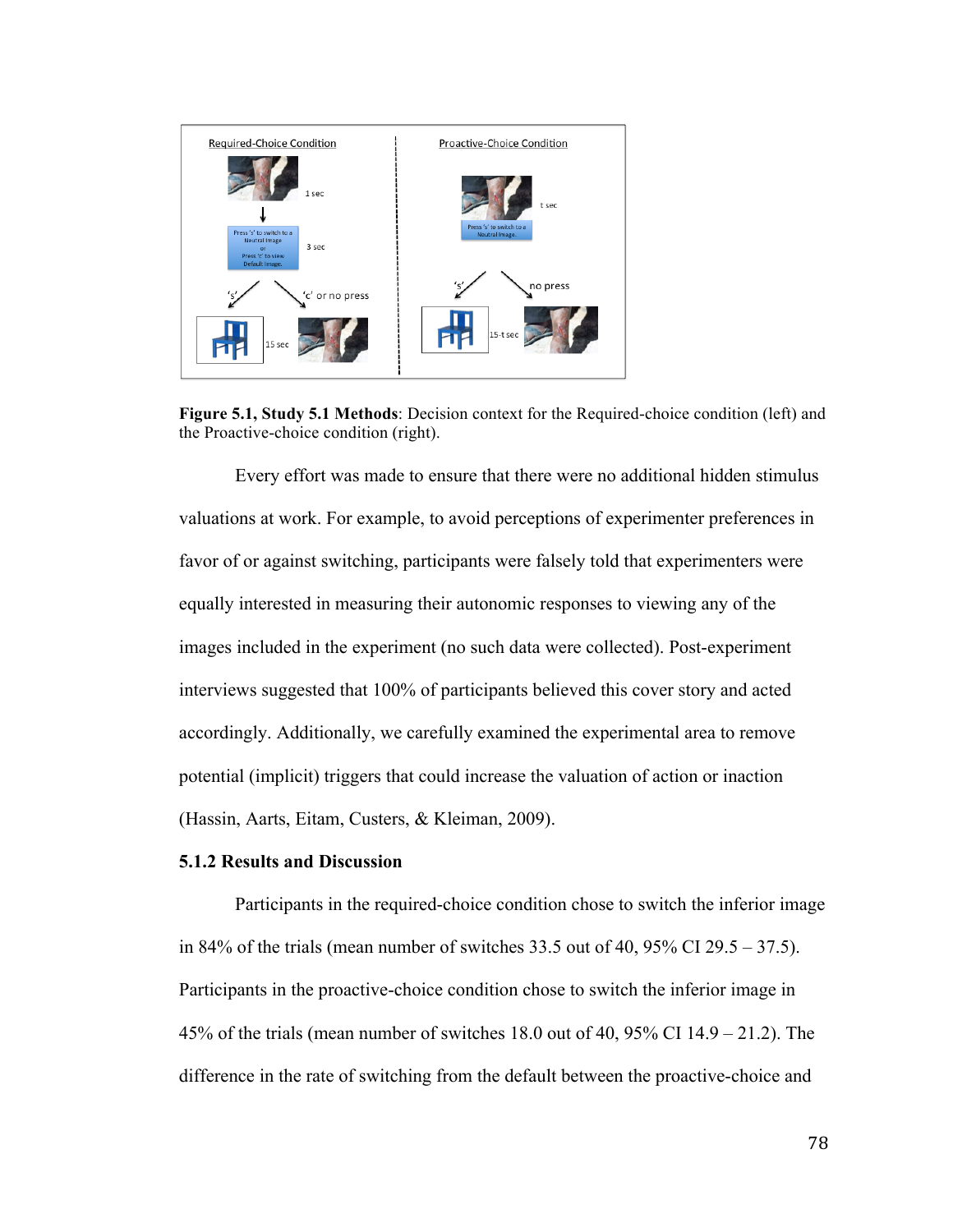**Figure 5.1, Study 5.1 Methods**: Decision context for the Required-choice condition (left) and the Proactive-choice condition (right).

Every effort was made to ensure that there were no additional hidden stimulus valuations at work. For example, to avoid perceptions of experimenter preferences in favor of or against switching, participants were falsely told that experimenters were equally interested in measuring their autonomic responses to viewing any of the images included in the experiment (no such data were collected). Post-experiment interviews suggested that 100% of participants believed this cover story and acted accordingly. Additionally, we carefully examined the experimental area to remove potential (implicit) triggers that could increase the valuation of action or inaction (Hassin, Aarts, Eitam, Custers, & Kleiman, 2009).

### 5.1.2 Results and Discussion

Participants in the required-choice condition chose to switch the inferior image in 84% of the trials (mean number of switches 33.5 out of 40, 95% CI 29.5 – 37.5). Participants in the proactive-choice condition chose to switch the inferior image in 45% of the trials (mean number of switches 18.0 out of 40, 95% CI 14.9 – 21.2). The difference in the rate of switching from the default between the proactive-choice and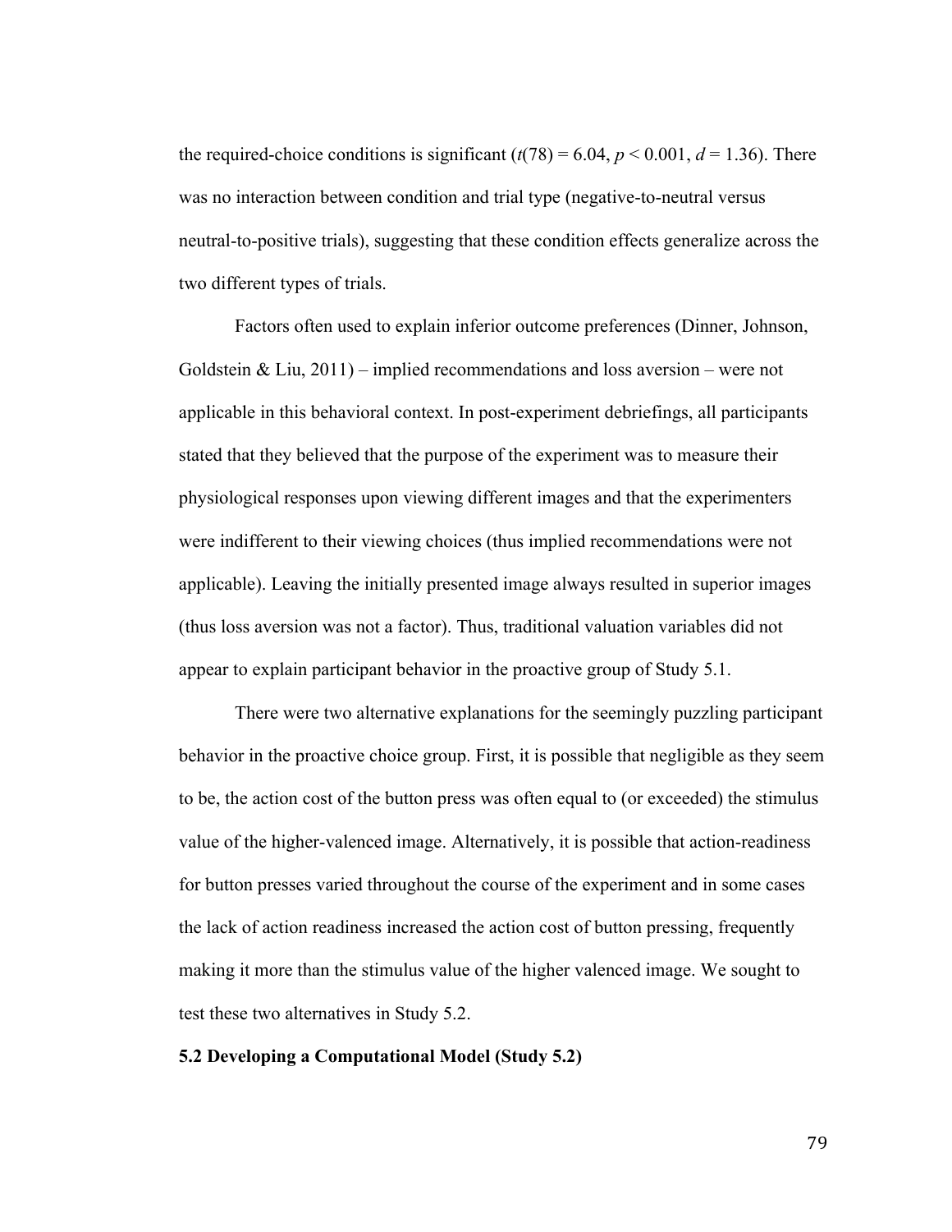the required-choice conditions is significant ($t(78) = 6.04$, $p < 0.001$, $d = 1.36$). There was no interaction between condition and trial type (negative-to-neutral versus neutral-to-positive trials), suggesting that these condition effects generalize across the two different types of trials.

Factors often used to explain inferior outcome preferences (Dinner, Johnson, Goldstein & Liu, 2011) – implied recommendations and loss aversion – were not applicable in this behavioral context. In post-experiment debriefings, all participants stated that they believed that the purpose of the experiment was to measure their physiological responses upon viewing different images and that the experimenters were indifferent to their viewing choices (thus implied recommendations were not applicable). Leaving the initially presented image always resulted in superior images (thus loss aversion was not a factor). Thus, traditional valuation variables did not appear to explain participant behavior in the proactive group of Study 5.1.

There were two alternative explanations for the seemingly puzzling participant behavior in the proactive choice group. First, it is possible that negligible as they seem to be, the action cost of the button press was often equal to (or exceeded) the stimulus value of the higher-valenced image. Alternatively, it is possible that action-readiness for button presses varied throughout the course of the experiment and in some cases the lack of action readiness increased the action cost of button pressing, frequently making it more than the stimulus value of the higher valenced image. We sought to test these two alternatives in Study 5.2.

**5.2 Developing a Computational Model (Study 5.2)**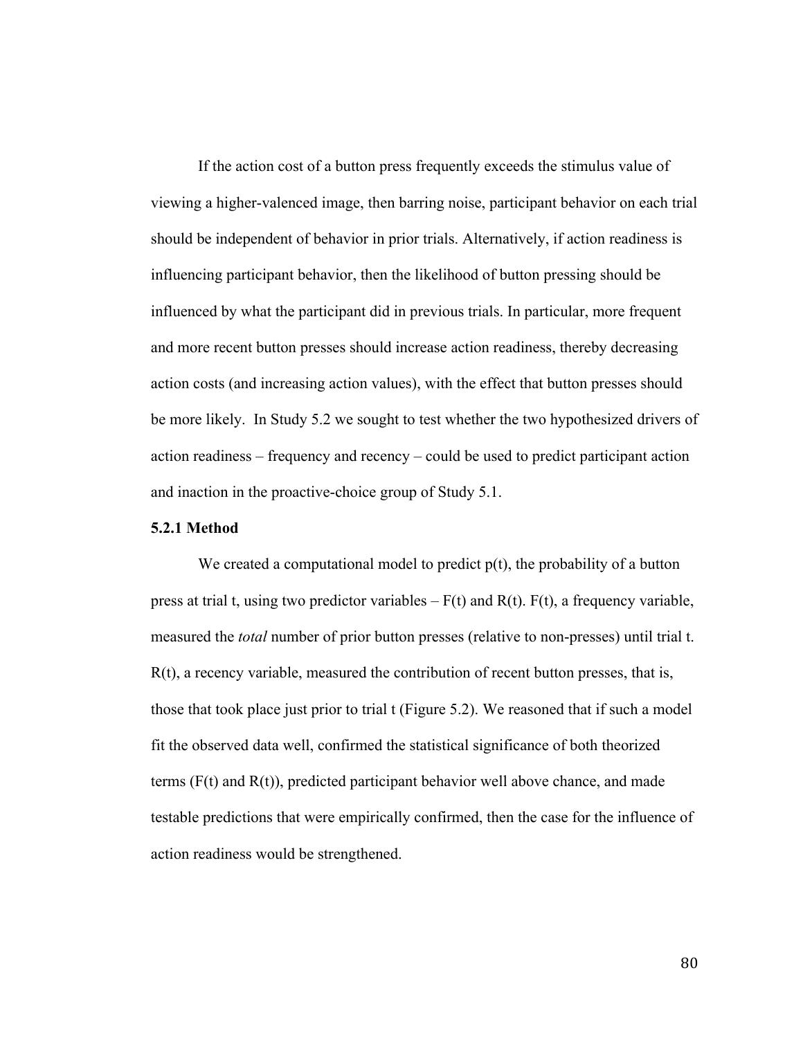If the action cost of a button press frequently exceeds the stimulus value of viewing a higher-valenced image, then barring noise, participant behavior on each trial should be independent of behavior in prior trials. Alternatively, if action readiness is influencing participant behavior, then the likelihood of button pressing should be influenced by what the participant did in previous trials. In particular, more frequent and more recent button presses should increase action readiness, thereby decreasing action costs (and increasing action values), with the effect that button presses should be more likely. In Study 5.2 we sought to test whether the two hypothesized drivers of action readiness – frequency and recency – could be used to predict participant action and inaction in the proactive-choice group of Study 5.1.

### 5.2.1 Method

We created a computational model to predict $p(t)$, the probability of a button press at trial t, using two predictor variables – $F(t)$ and $R(t)$. $F(t)$, a frequency variable, measured the *total* number of prior button presses (relative to non-presses) until trial t. $R(t)$, a recency variable, measured the contribution of recent button presses, that is, those that took place just prior to trial t (Figure 5.2). We reasoned that if such a model fit the observed data well, confirmed the statistical significance of both theorized terms ($F(t)$ and $R(t)$), predicted participant behavior well above chance, and made testable predictions that were empirically confirmed, then the case for the influence of action readiness would be strengthened.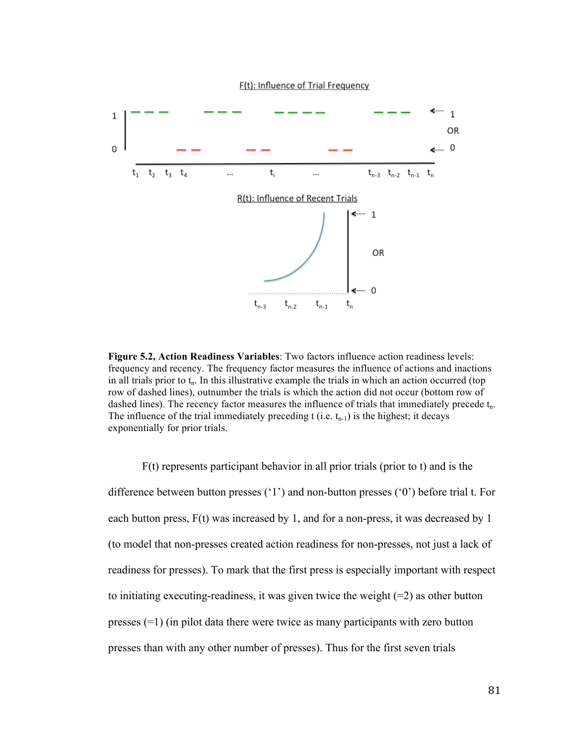**Figure 5.2, Action Readiness Variables**: Two factors influence action readiness levels: frequency and recency. The frequency factor measures the influence of actions and inactions in all trials prior to $t_n$. In this illustrative example the trials in which an action occurred (top row of dashed lines), outnumber the trials is which the action did not occur (bottom row of dashed lines). The recency factor measures the influence of trials that immediately precede $t_n$. The influence of the trial immediately preceding t (i.e. $t_{n-1}$) is the highest; it decays exponentially for prior trials.

F(t) represents participant behavior in all prior trials (prior to t) and is the difference between button presses ('1') and non-button presses ('0') before trial t. For each button press, F(t) was increased by 1, and for a non-press, it was decreased by 1 (to model that non-presses created action readiness for non-presses, not just a lack of readiness for presses). To mark that the first press is especially important with respect to initiating executing-readiness, it was given twice the weight (=2) as other button presses (=1) (in pilot data there were twice as many participants with zero button presses than with any other number of presses). Thus for the first seven trials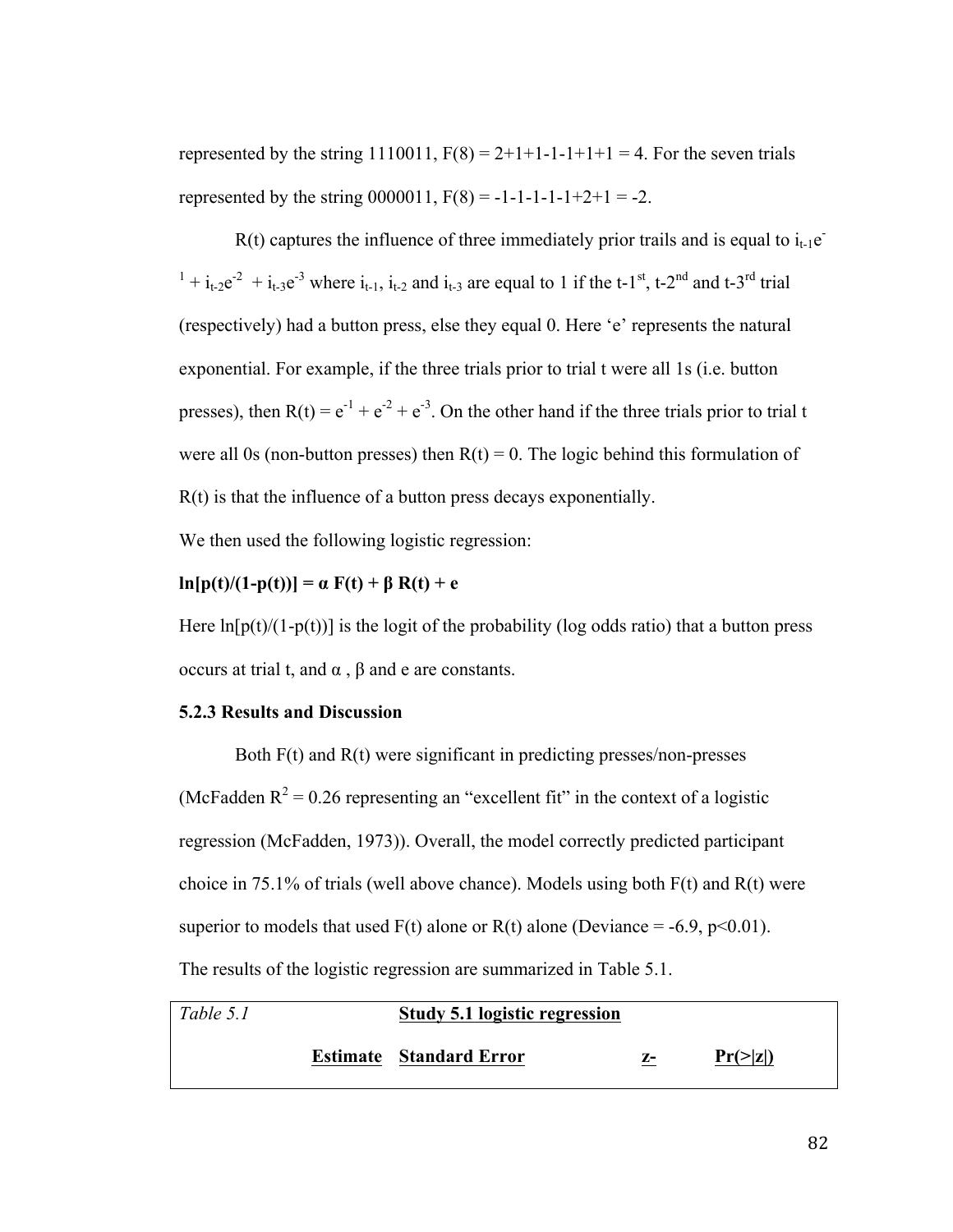represented by the string 1110011, F(8) = 2+1+1-1-1+1+1 = 4. For the seven trials represented by the string 0000011, F(8) = -1-1-1-1-1+2+1 = -2.

R(t) captures the influence of three immediately prior trails and is equal to $i_{t-1}e^{-1} + i_{t-2}e^{-2} + i_{t-3}e^{-3}$ where $i_{t-1}$, $i_{t-2}$ and $i_{t-3}$ are equal to 1 if the t-1st, t-2nd and t-3rd trial (respectively) had a button press, else they equal 0. Here 'e' represents the natural exponential. For example, if the three trials prior to trial t were all 1s (i.e. button presses), then $R(t) = e^{-1} + e^{-2} + e^{-3}$. On the other hand if the three trials prior to trial t were all 0s (non-button presses) then R(t) = 0. The logic behind this formulation of R(t) is that the influence of a button press decays exponentially.

We then used the following logistic regression:

$$\ln[p(t)/(1-p(t))] = \alpha F(t) + \beta R(t) + e$$

Here $\ln[p(t)/(1-p(t))]$ is the logit of the probability (log odds ratio) that a button press occurs at trial t, and $\alpha$, $\beta$ and e are constants.

### 5.2.3 Results and Discussion

Both F(t) and R(t) were significant in predicting presses/non-presses (McFadden $R^2 = 0.26$ representing an "excellent fit" in the context of a logistic regression (McFadden, 1973)). Overall, the model correctly predicted participant choice in 75.1% of trials (well above chance). Models using both F(t) and R(t) were superior to models that used F(t) alone or R(t) alone (Deviance = -6.9, $p<0.01$). The results of the logistic regression are summarized in Table 5.1.

| *Table 5.1* | | **Study 5.1 logistic regression** | | |
|---|---|---|---|---|
| | **Estimate** | **Standard Error** | **z-** | **Pr(>\|z\|)** |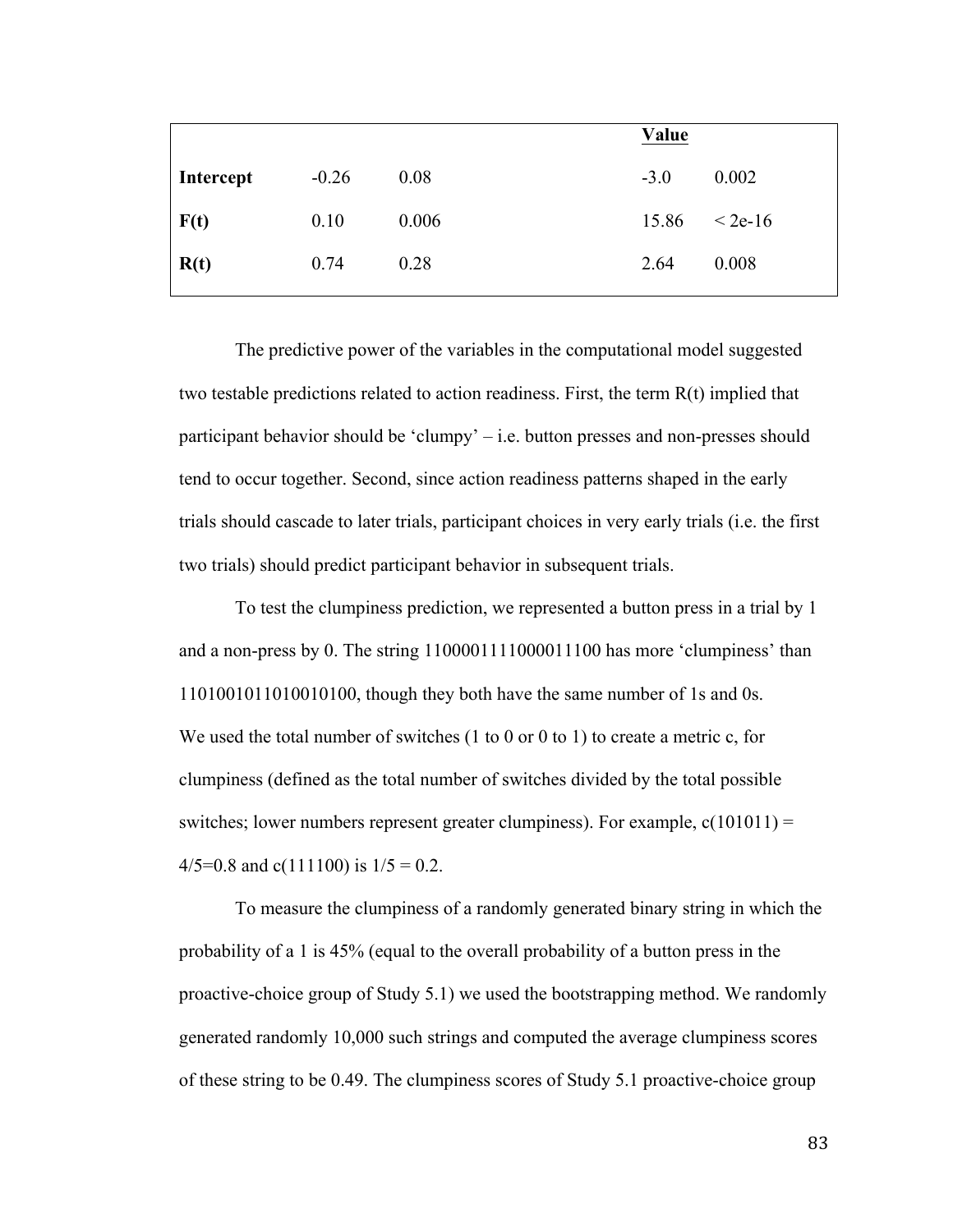| | | | Value | |
|---|---|---|---|---|
| **Intercept** | -0.26 | 0.08 | -3.0 | 0.002 |
| **F(t)** | 0.10 | 0.006 | 15.86 | < 2e-16 |
| **R(t)** | 0.74 | 0.28 | 2.64 | 0.008 |

The predictive power of the variables in the computational model suggested two testable predictions related to action readiness. First, the term R(t) implied that participant behavior should be 'clumpy' – i.e. button presses and non-presses should tend to occur together. Second, since action readiness patterns shaped in the early trials should cascade to later trials, participant choices in very early trials (i.e. the first two trials) should predict participant behavior in subsequent trials.

To test the clumpiness prediction, we represented a button press in a trial by 1 and a non-press by 0. The string 1100001111000011100 has more 'clumpiness' than 1101001011010010100, though they both have the same number of 1s and 0s. We used the total number of switches (1 to 0 or 0 to 1) to create a metric c, for clumpiness (defined as the total number of switches divided by the total possible switches; lower numbers represent greater clumpiness). For example, c(101011) = 4/5=0.8 and c(111100) is 1/5 = 0.2.

To measure the clumpiness of a randomly generated binary string in which the probability of a 1 is 45% (equal to the overall probability of a button press in the proactive-choice group of Study 5.1) we used the bootstrapping method. We randomly generated randomly 10,000 such strings and computed the average clumpiness scores of these string to be 0.49. The clumpiness scores of Study 5.1 proactive-choice group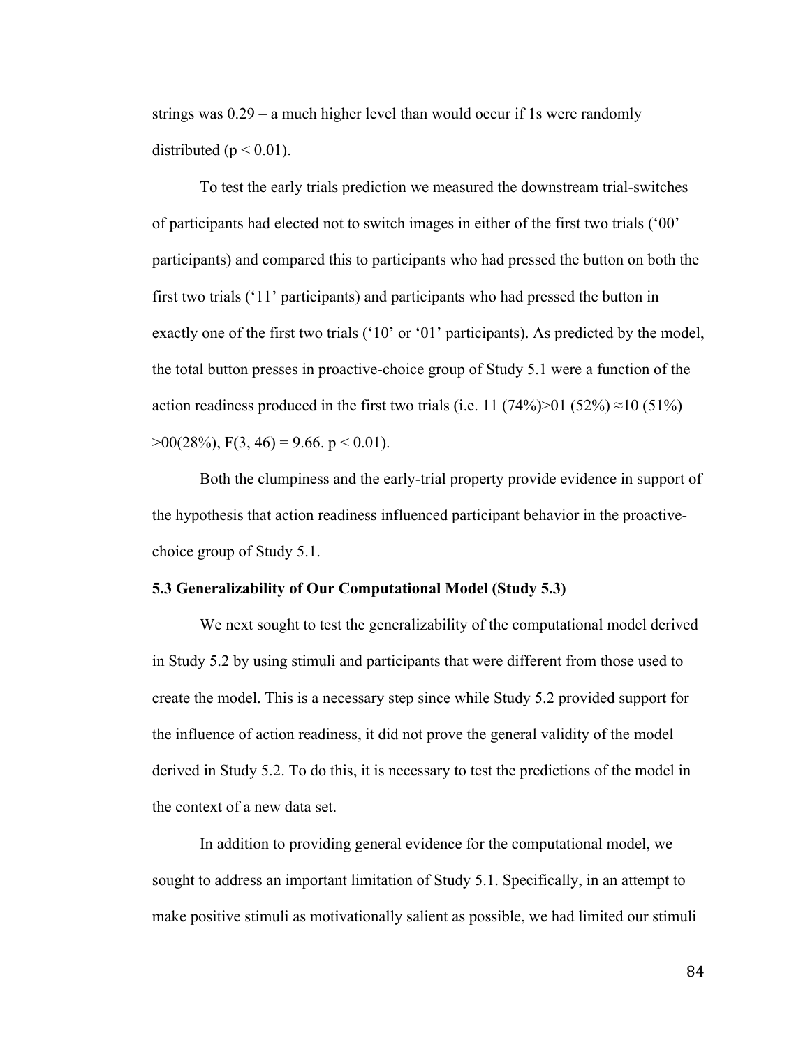strings was 0.29 – a much higher level than would occur if 1s were randomly distributed ($p < 0.01$).

To test the early trials prediction we measured the downstream trial-switches of participants had elected not to switch images in either of the first two trials ('00' participants) and compared this to participants who had pressed the button on both the first two trials ('11' participants) and participants who had pressed the button in exactly one of the first two trials ('10' or '01' participants). As predicted by the model, the total button presses in proactive-choice group of Study 5.1 were a function of the action readiness produced in the first two trials (i.e. 11 (74%)>01 (52%) ≈10 (51%) >00(28%), $F(3, 46) = 9.66$. $p < 0.01$).

Both the clumpiness and the early-trial property provide evidence in support of the hypothesis that action readiness influenced participant behavior in the proactive-choice group of Study 5.1.

### 5.3 Generalizability of Our Computational Model (Study 5.3)

We next sought to test the generalizability of the computational model derived in Study 5.2 by using stimuli and participants that were different from those used to create the model. This is a necessary step since while Study 5.2 provided support for the influence of action readiness, it did not prove the general validity of the model derived in Study 5.2. To do this, it is necessary to test the predictions of the model in the context of a new data set.

In addition to providing general evidence for the computational model, we sought to address an important limitation of Study 5.1. Specifically, in an attempt to make positive stimuli as motivationally salient as possible, we had limited our stimuli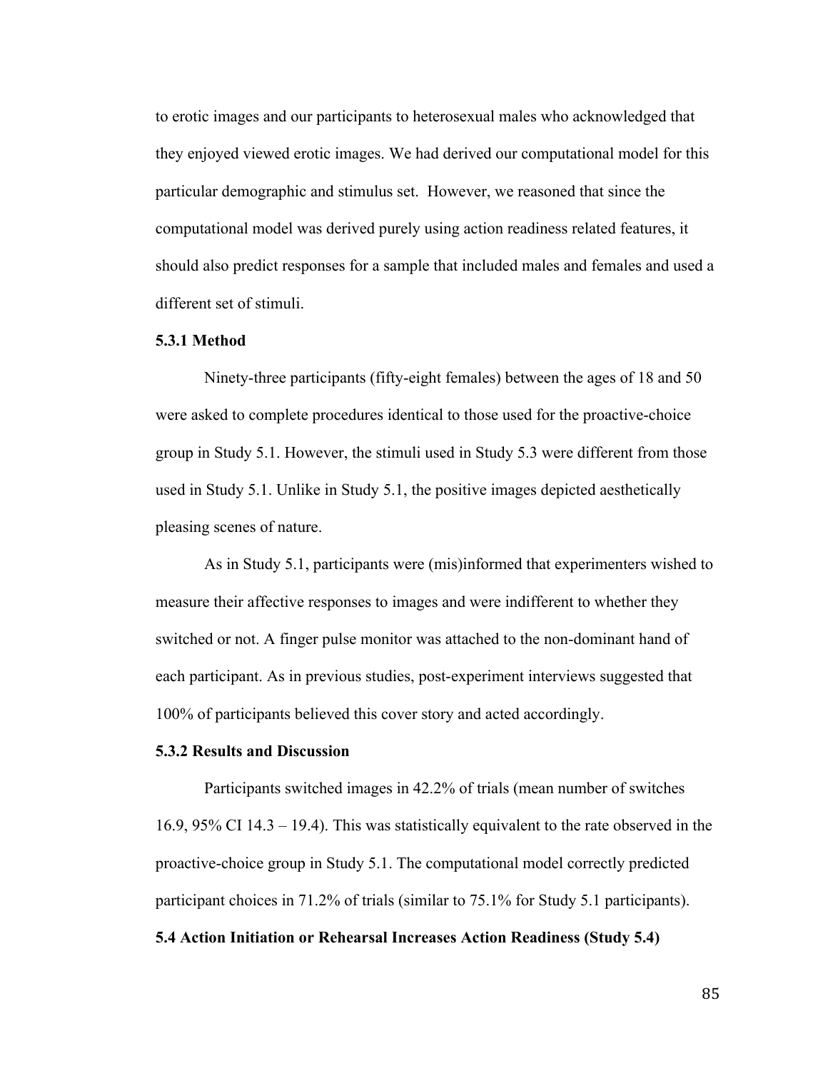to erotic images and our participants to heterosexual males who acknowledged that they enjoyed viewed erotic images. We had derived our computational model for this particular demographic and stimulus set. However, we reasoned that since the computational model was derived purely using action readiness related features, it should also predict responses for a sample that included males and females and used a different set of stimuli.

### 5.3.1 Method

Ninety-three participants (fifty-eight females) between the ages of 18 and 50 were asked to complete procedures identical to those used for the proactive-choice group in Study 5.1. However, the stimuli used in Study 5.3 were different from those used in Study 5.1. Unlike in Study 5.1, the positive images depicted aesthetically pleasing scenes of nature.

As in Study 5.1, participants were (mis)informed that experimenters wished to measure their affective responses to images and were indifferent to whether they switched or not. A finger pulse monitor was attached to the non-dominant hand of each participant. As in previous studies, post-experiment interviews suggested that 100% of participants believed this cover story and acted accordingly.

### 5.3.2 Results and Discussion

Participants switched images in 42.2% of trials (mean number of switches 16.9, 95% CI 14.3 – 19.4). This was statistically equivalent to the rate observed in the proactive-choice group in Study 5.1. The computational model correctly predicted participant choices in 71.2% of trials (similar to 75.1% for Study 5.1 participants).

## 5.4 Action Initiation or Rehearsal Increases Action Readiness (Study 5.4)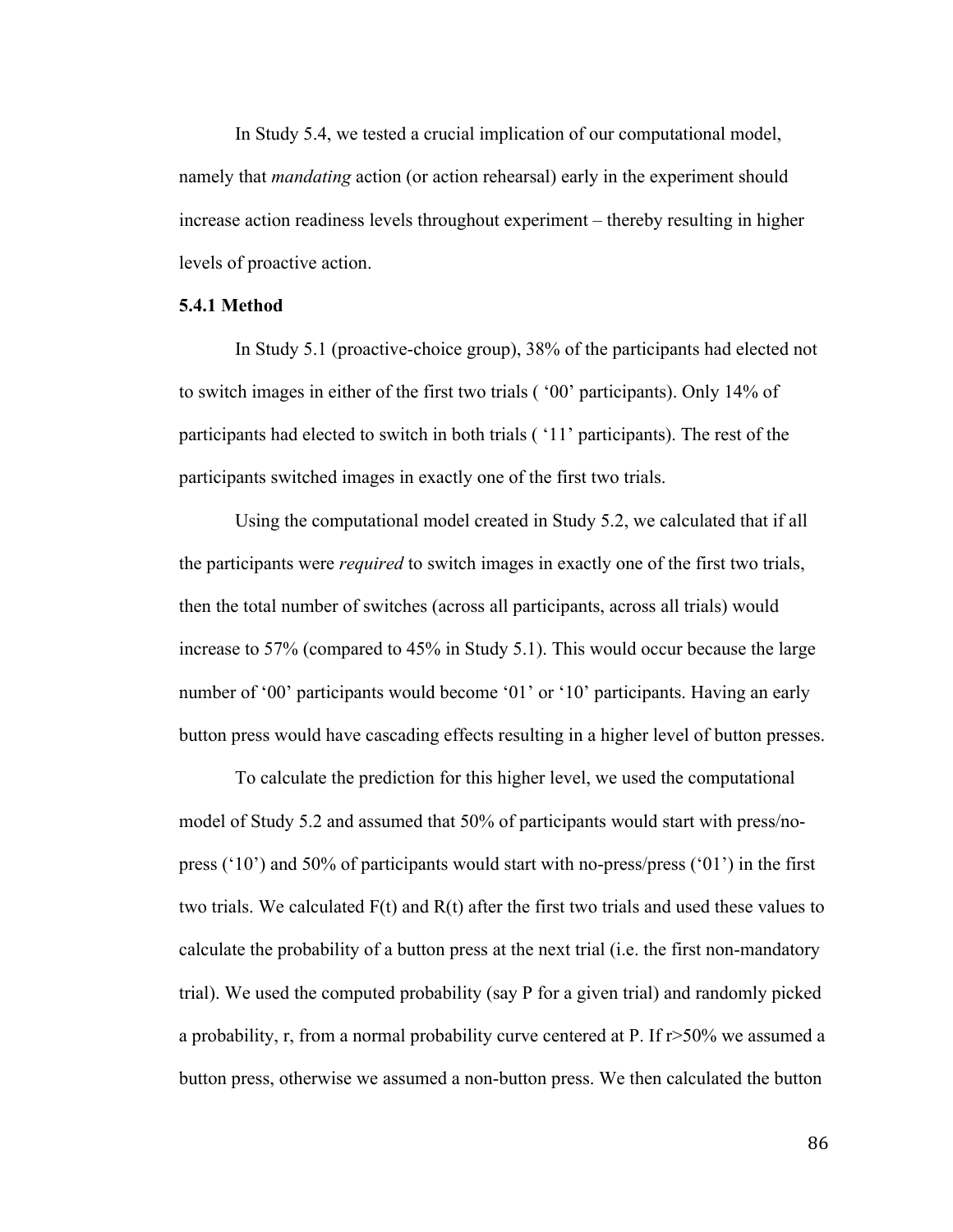In Study 5.4, we tested a crucial implication of our computational model, namely that *mandating* action (or action rehearsal) early in the experiment should increase action readiness levels throughout experiment – thereby resulting in higher levels of proactive action.

### 5.4.1 Method

In Study 5.1 (proactive-choice group), 38% of the participants had elected not to switch images in either of the first two trials ( '00' participants). Only 14% of participants had elected to switch in both trials ( '11' participants). The rest of the participants switched images in exactly one of the first two trials.

Using the computational model created in Study 5.2, we calculated that if all the participants were *required* to switch images in exactly one of the first two trials, then the total number of switches (across all participants, across all trials) would increase to 57% (compared to 45% in Study 5.1). This would occur because the large number of '00' participants would become '01' or '10' participants. Having an early button press would have cascading effects resulting in a higher level of button presses.

To calculate the prediction for this higher level, we used the computational model of Study 5.2 and assumed that 50% of participants would start with press/no-press ('10') and 50% of participants would start with no-press/press ('01') in the first two trials. We calculated $F(t)$ and $R(t)$ after the first two trials and used these values to calculate the probability of a button press at the next trial (i.e. the first non-mandatory trial). We used the computed probability (say P for a given trial) and randomly picked a probability, r, from a normal probability curve centered at P. If $r>50\%$ we assumed a button press, otherwise we assumed a non-button press. We then calculated the button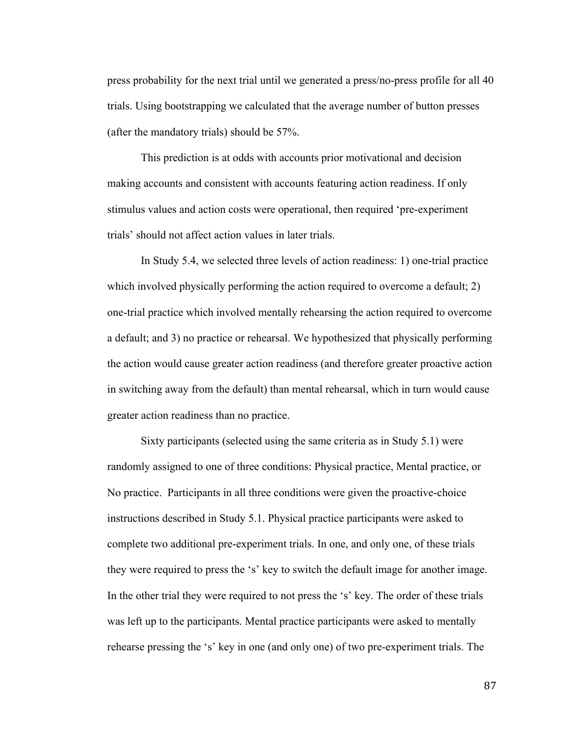press probability for the next trial until we generated a press/no-press profile for all 40 trials. Using bootstrapping we calculated that the average number of button presses (after the mandatory trials) should be 57%.

This prediction is at odds with accounts prior motivational and decision making accounts and consistent with accounts featuring action readiness. If only stimulus values and action costs were operational, then required 'pre-experiment trials' should not affect action values in later trials.

In Study 5.4, we selected three levels of action readiness: 1) one-trial practice which involved physically performing the action required to overcome a default; 2) one-trial practice which involved mentally rehearsing the action required to overcome a default; and 3) no practice or rehearsal. We hypothesized that physically performing the action would cause greater action readiness (and therefore greater proactive action in switching away from the default) than mental rehearsal, which in turn would cause greater action readiness than no practice.

Sixty participants (selected using the same criteria as in Study 5.1) were randomly assigned to one of three conditions: Physical practice, Mental practice, or No practice. Participants in all three conditions were given the proactive-choice instructions described in Study 5.1. Physical practice participants were asked to complete two additional pre-experiment trials. In one, and only one, of these trials they were required to press the 's' key to switch the default image for another image. In the other trial they were required to not press the 's' key. The order of these trials was left up to the participants. Mental practice participants were asked to mentally rehearse pressing the 's' key in one (and only one) of two pre-experiment trials. The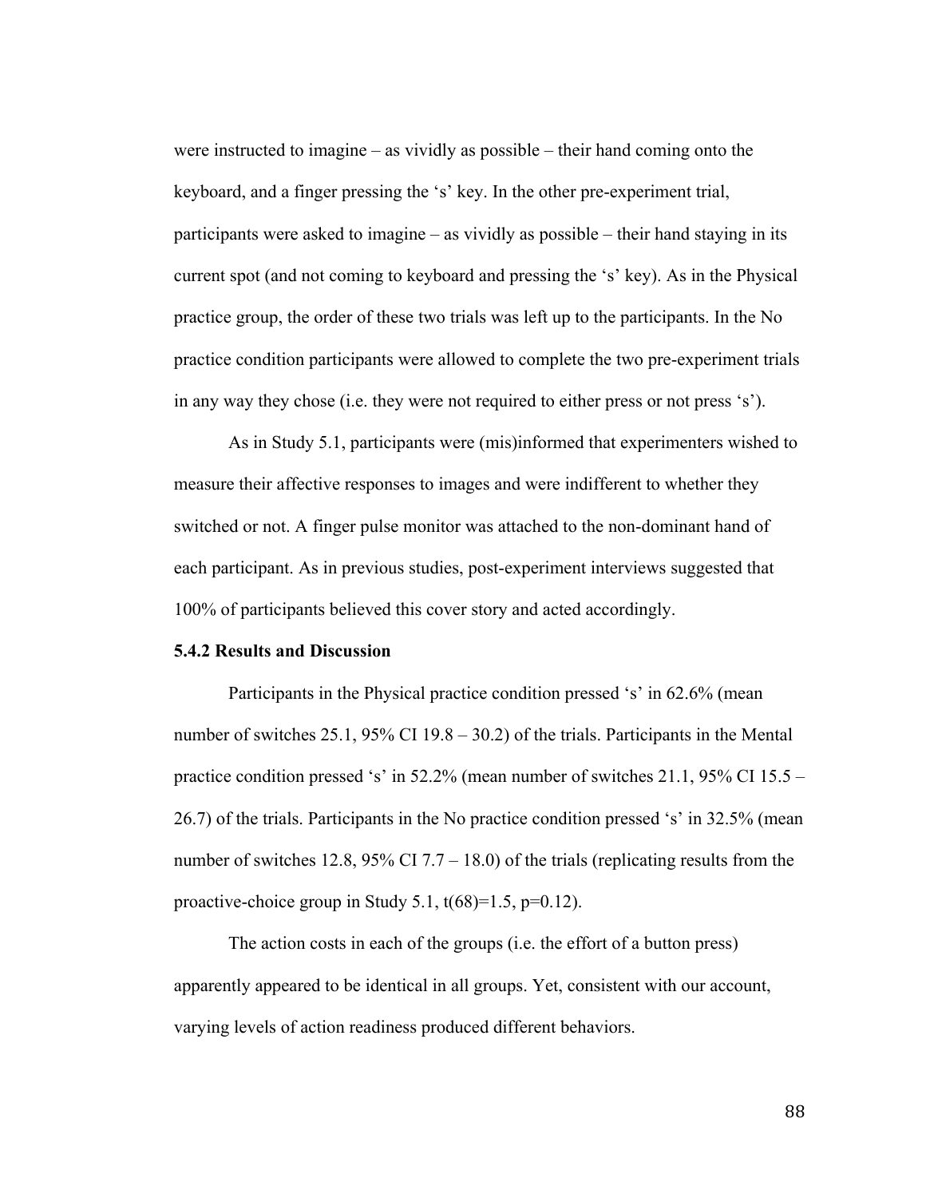were instructed to imagine – as vividly as possible – their hand coming onto the keyboard, and a finger pressing the 's' key. In the other pre-experiment trial, participants were asked to imagine – as vividly as possible – their hand staying in its current spot (and not coming to keyboard and pressing the 's' key). As in the Physical practice group, the order of these two trials was left up to the participants. In the No practice condition participants were allowed to complete the two pre-experiment trials in any way they chose (i.e. they were not required to either press or not press 's').

As in Study 5.1, participants were (mis)informed that experimenters wished to measure their affective responses to images and were indifferent to whether they switched or not. A finger pulse monitor was attached to the non-dominant hand of each participant. As in previous studies, post-experiment interviews suggested that 100% of participants believed this cover story and acted accordingly.

### 5.4.2 Results and Discussion

Participants in the Physical practice condition pressed 's' in 62.6% (mean number of switches 25.1, 95% CI 19.8 – 30.2) of the trials. Participants in the Mental practice condition pressed 's' in 52.2% (mean number of switches 21.1, 95% CI 15.5 – 26.7) of the trials. Participants in the No practice condition pressed 's' in 32.5% (mean number of switches 12.8, 95% CI 7.7 – 18.0) of the trials (replicating results from the proactive-choice group in Study 5.1, $t(68)=1.5$, $p=0.12$).

The action costs in each of the groups (i.e. the effort of a button press) apparently appeared to be identical in all groups. Yet, consistent with our account, varying levels of action readiness produced different behaviors.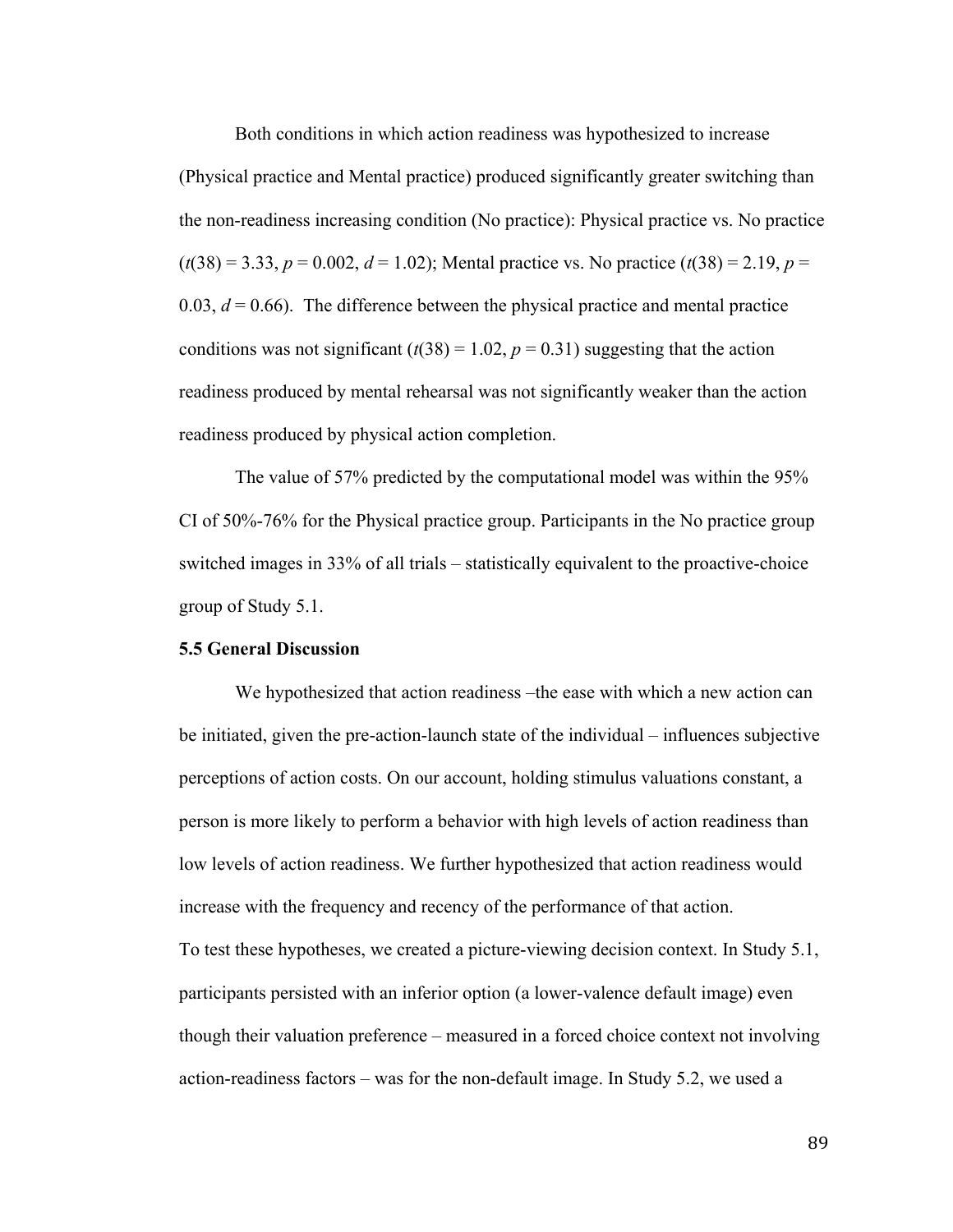Both conditions in which action readiness was hypothesized to increase (Physical practice and Mental practice) produced significantly greater switching than the non-readiness increasing condition (No practice): Physical practice vs. No practice ($t(38) = 3.33$, $p = 0.002$, $d = 1.02$); Mental practice vs. No practice ($t(38) = 2.19$, $p = 0.03$, $d = 0.66$). The difference between the physical practice and mental practice conditions was not significant ($t(38) = 1.02$, $p = 0.31$) suggesting that the action readiness produced by mental rehearsal was not significantly weaker than the action readiness produced by physical action completion.

The value of 57% predicted by the computational model was within the 95% CI of 50%-76% for the Physical practice group. Participants in the No practice group switched images in 33% of all trials – statistically equivalent to the proactive-choice group of Study 5.1.

### 5.5 General Discussion

We hypothesized that action readiness –the ease with which a new action can be initiated, given the pre-action-launch state of the individual – influences subjective perceptions of action costs. On our account, holding stimulus valuations constant, a person is more likely to perform a behavior with high levels of action readiness than low levels of action readiness. We further hypothesized that action readiness would increase with the frequency and recency of the performance of that action.

To test these hypotheses, we created a picture-viewing decision context. In Study 5.1, participants persisted with an inferior option (a lower-valence default image) even though their valuation preference – measured in a forced choice context not involving action-readiness factors – was for the non-default image. In Study 5.2, we used a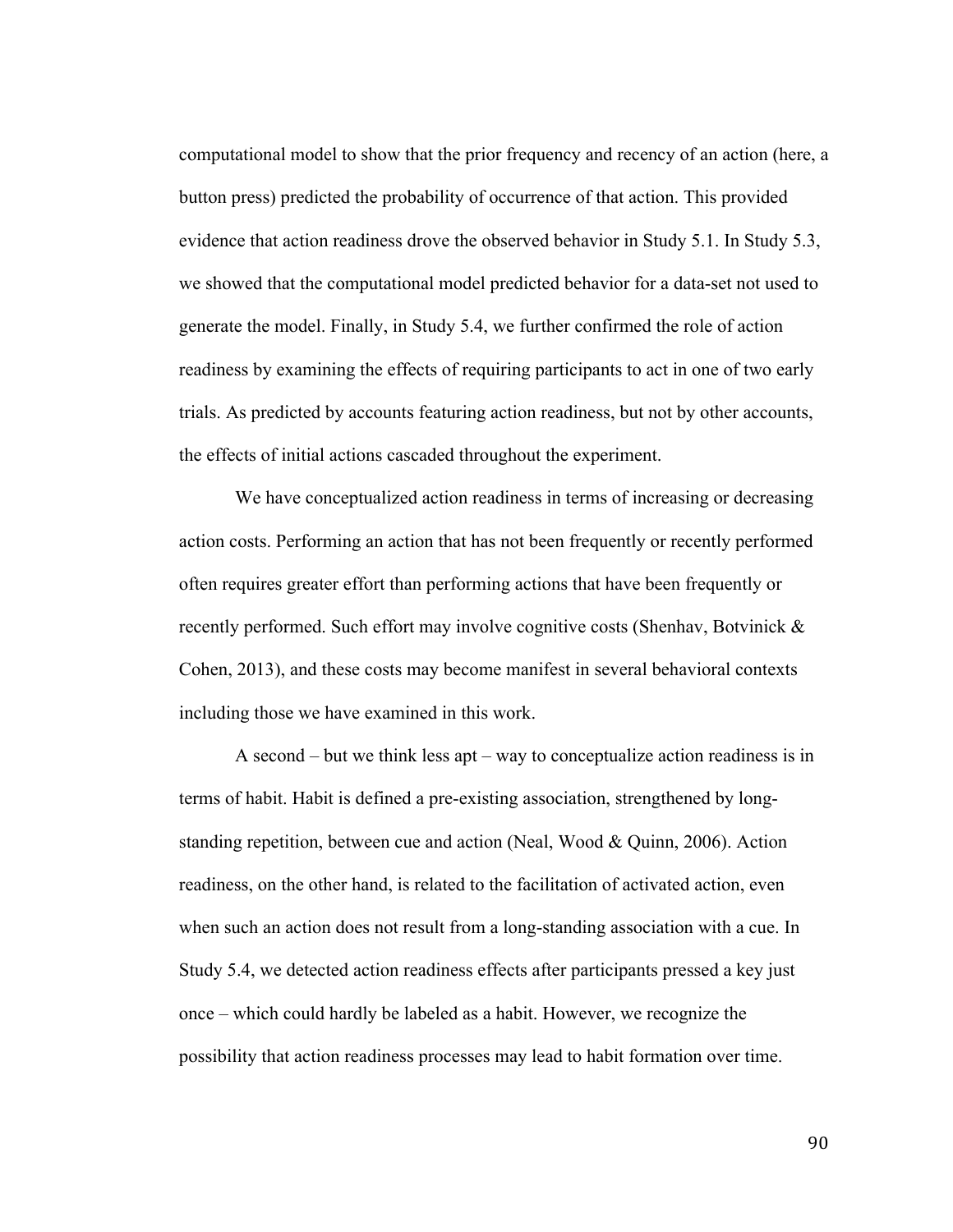computational model to show that the prior frequency and recency of an action (here, a button press) predicted the probability of occurrence of that action. This provided evidence that action readiness drove the observed behavior in Study 5.1. In Study 5.3, we showed that the computational model predicted behavior for a data-set not used to generate the model. Finally, in Study 5.4, we further confirmed the role of action readiness by examining the effects of requiring participants to act in one of two early trials. As predicted by accounts featuring action readiness, but not by other accounts, the effects of initial actions cascaded throughout the experiment.

We have conceptualized action readiness in terms of increasing or decreasing action costs. Performing an action that has not been frequently or recently performed often requires greater effort than performing actions that have been frequently or recently performed. Such effort may involve cognitive costs (Shenhav, Botvinick & Cohen, 2013), and these costs may become manifest in several behavioral contexts including those we have examined in this work.

A second – but we think less apt – way to conceptualize action readiness is in terms of habit. Habit is defined a pre-existing association, strengthened by long-standing repetition, between cue and action (Neal, Wood & Quinn, 2006). Action readiness, on the other hand, is related to the facilitation of activated action, even when such an action does not result from a long-standing association with a cue. In Study 5.4, we detected action readiness effects after participants pressed a key just once – which could hardly be labeled as a habit. However, we recognize the possibility that action readiness processes may lead to habit formation over time.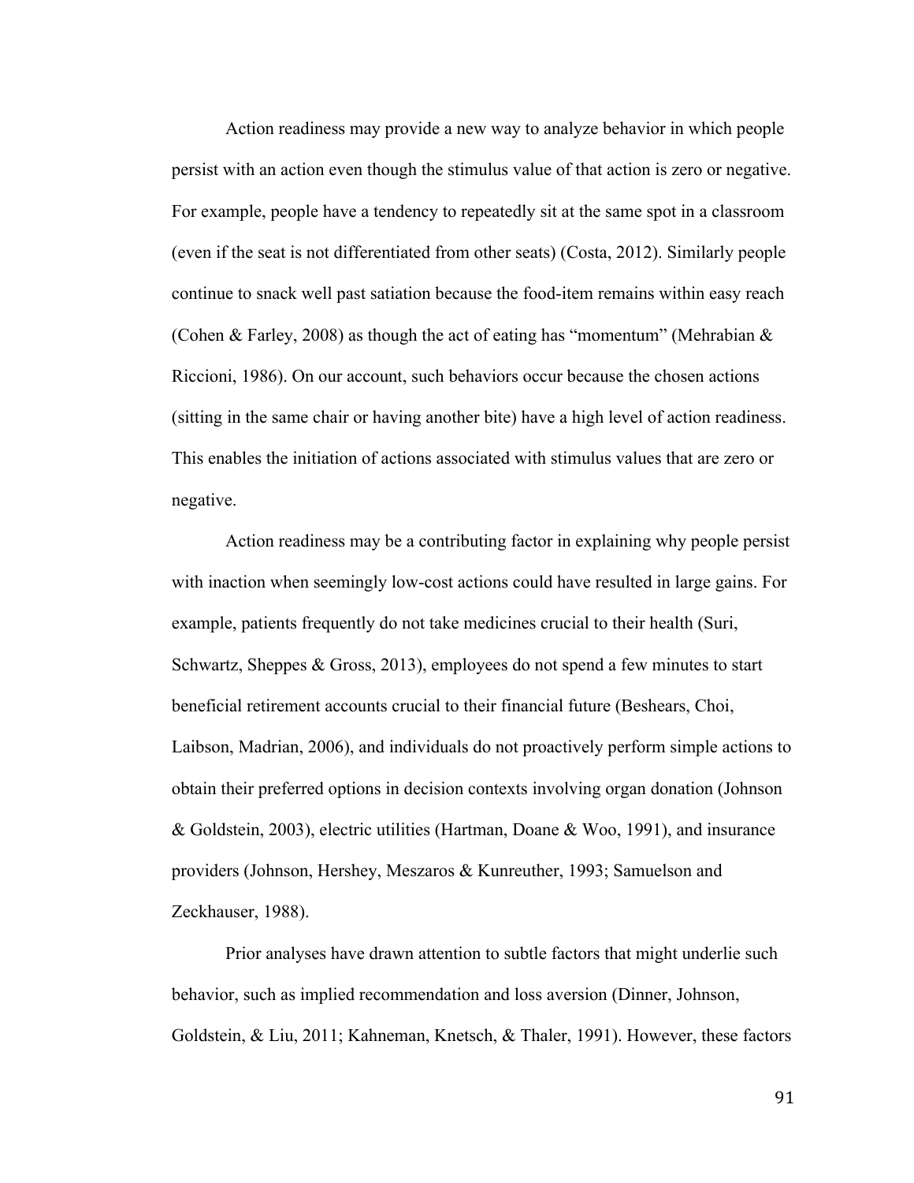Action readiness may provide a new way to analyze behavior in which people persist with an action even though the stimulus value of that action is zero or negative. For example, people have a tendency to repeatedly sit at the same spot in a classroom (even if the seat is not differentiated from other seats) (Costa, 2012). Similarly people continue to snack well past satiation because the food-item remains within easy reach (Cohen & Farley, 2008) as though the act of eating has "momentum" (Mehrabian & Riccioni, 1986). On our account, such behaviors occur because the chosen actions (sitting in the same chair or having another bite) have a high level of action readiness. This enables the initiation of actions associated with stimulus values that are zero or negative.

Action readiness may be a contributing factor in explaining why people persist with inaction when seemingly low-cost actions could have resulted in large gains. For example, patients frequently do not take medicines crucial to their health (Suri, Schwartz, Sheppes & Gross, 2013), employees do not spend a few minutes to start beneficial retirement accounts crucial to their financial future (Beshears, Choi, Laibson, Madrian, 2006), and individuals do not proactively perform simple actions to obtain their preferred options in decision contexts involving organ donation (Johnson & Goldstein, 2003), electric utilities (Hartman, Doane & Woo, 1991), and insurance providers (Johnson, Hershey, Meszaros & Kunreuther, 1993; Samuelson and Zeckhauser, 1988).

Prior analyses have drawn attention to subtle factors that might underlie such behavior, such as implied recommendation and loss aversion (Dinner, Johnson, Goldstein, & Liu, 2011; Kahneman, Knetsch, & Thaler, 1991). However, these factors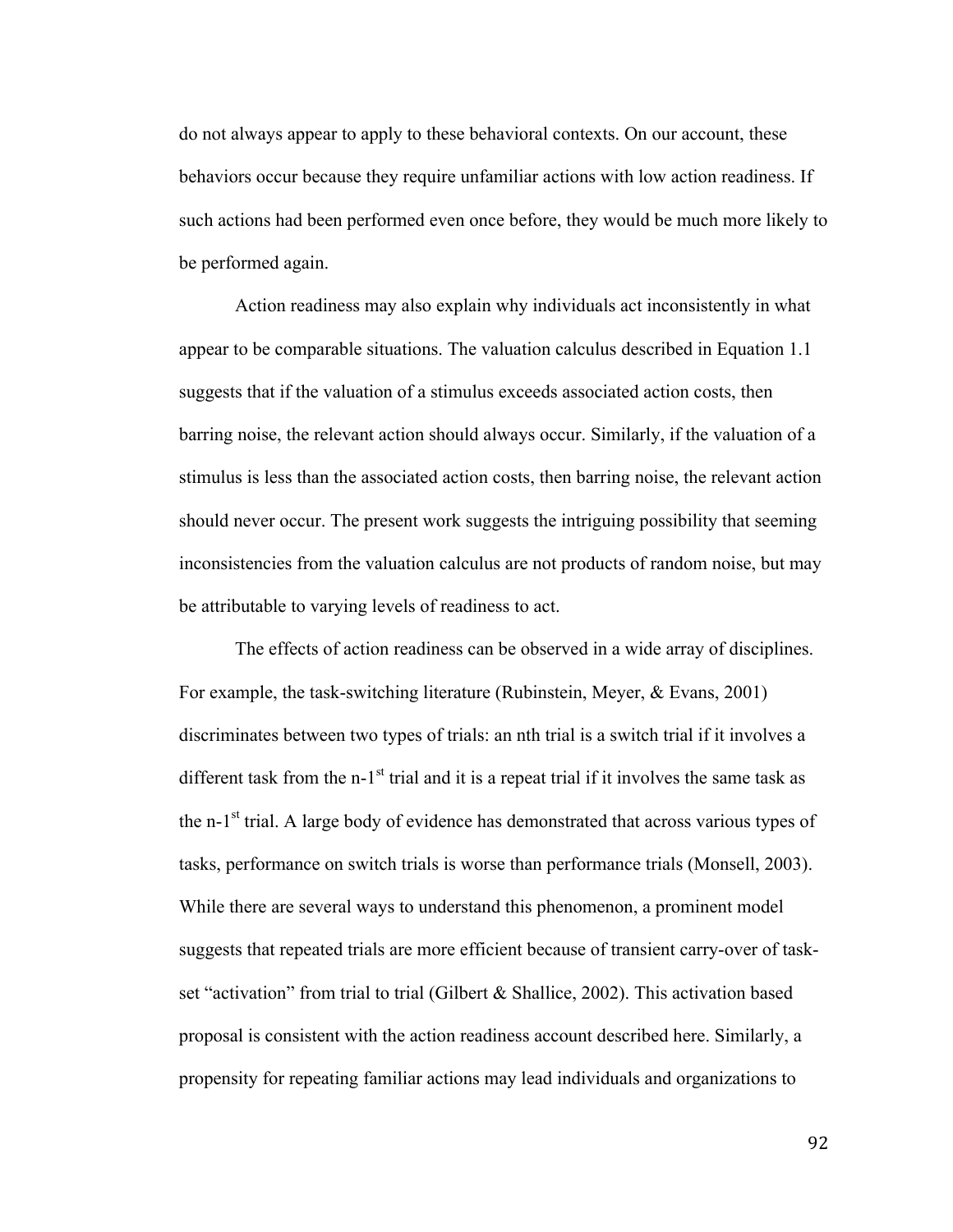do not always appear to apply to these behavioral contexts. On our account, these behaviors occur because they require unfamiliar actions with low action readiness. If such actions had been performed even once before, they would be much more likely to be performed again.

Action readiness may also explain why individuals act inconsistently in what appear to be comparable situations. The valuation calculus described in Equation 1.1 suggests that if the valuation of a stimulus exceeds associated action costs, then barring noise, the relevant action should always occur. Similarly, if the valuation of a stimulus is less than the associated action costs, then barring noise, the relevant action should never occur. The present work suggests the intriguing possibility that seeming inconsistencies from the valuation calculus are not products of random noise, but may be attributable to varying levels of readiness to act.

The effects of action readiness can be observed in a wide array of disciplines. For example, the task-switching literature (Rubinstein, Meyer, & Evans, 2001) discriminates between two types of trials: an nth trial is a switch trial if it involves a different task from the n-1st trial and it is a repeat trial if it involves the same task as the n-1st trial. A large body of evidence has demonstrated that across various types of tasks, performance on switch trials is worse than performance trials (Monsell, 2003). While there are several ways to understand this phenomenon, a prominent model suggests that repeated trials are more efficient because of transient carry-over of task-set "activation" from trial to trial (Gilbert & Shallice, 2002). This activation based proposal is consistent with the action readiness account described here. Similarly, a propensity for repeating familiar actions may lead individuals and organizations to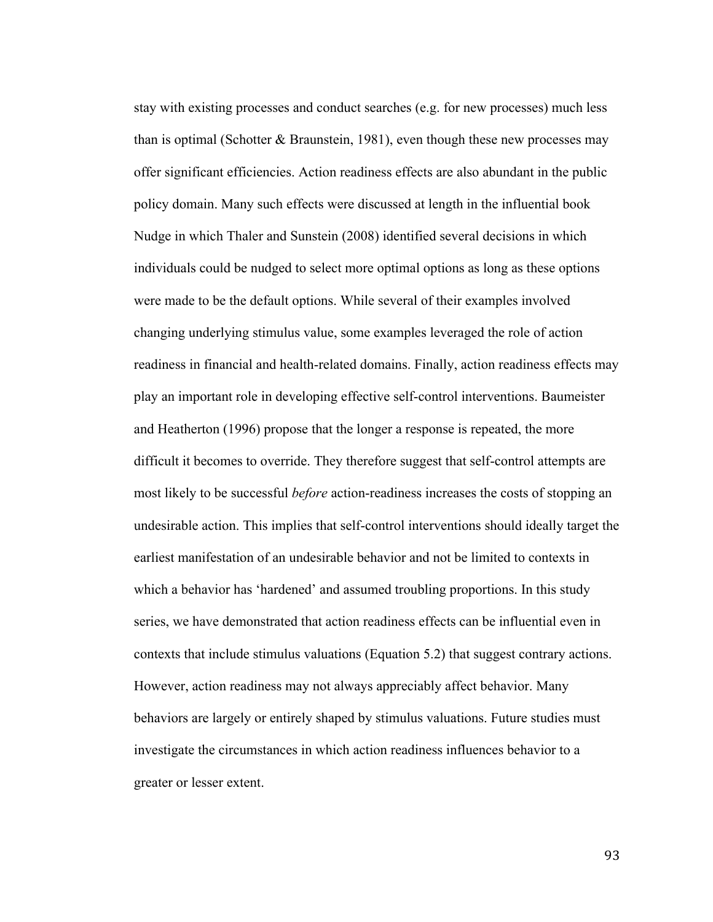stay with existing processes and conduct searches (e.g. for new processes) much less than is optimal (Schotter & Braunstein, 1981), even though these new processes may offer significant efficiencies. Action readiness effects are also abundant in the public policy domain. Many such effects were discussed at length in the influential book Nudge in which Thaler and Sunstein (2008) identified several decisions in which individuals could be nudged to select more optimal options as long as these options were made to be the default options. While several of their examples involved changing underlying stimulus value, some examples leveraged the role of action readiness in financial and health-related domains. Finally, action readiness effects may play an important role in developing effective self-control interventions. Baumeister and Heatherton (1996) propose that the longer a response is repeated, the more difficult it becomes to override. They therefore suggest that self-control attempts are most likely to be successful *before* action-readiness increases the costs of stopping an undesirable action. This implies that self-control interventions should ideally target the earliest manifestation of an undesirable behavior and not be limited to contexts in which a behavior has 'hardened' and assumed troubling proportions. In this study series, we have demonstrated that action readiness effects can be influential even in contexts that include stimulus valuations (Equation 5.2) that suggest contrary actions. However, action readiness may not always appreciably affect behavior. Many behaviors are largely or entirely shaped by stimulus valuations. Future studies must investigate the circumstances in which action readiness influences behavior to a greater or lesser extent.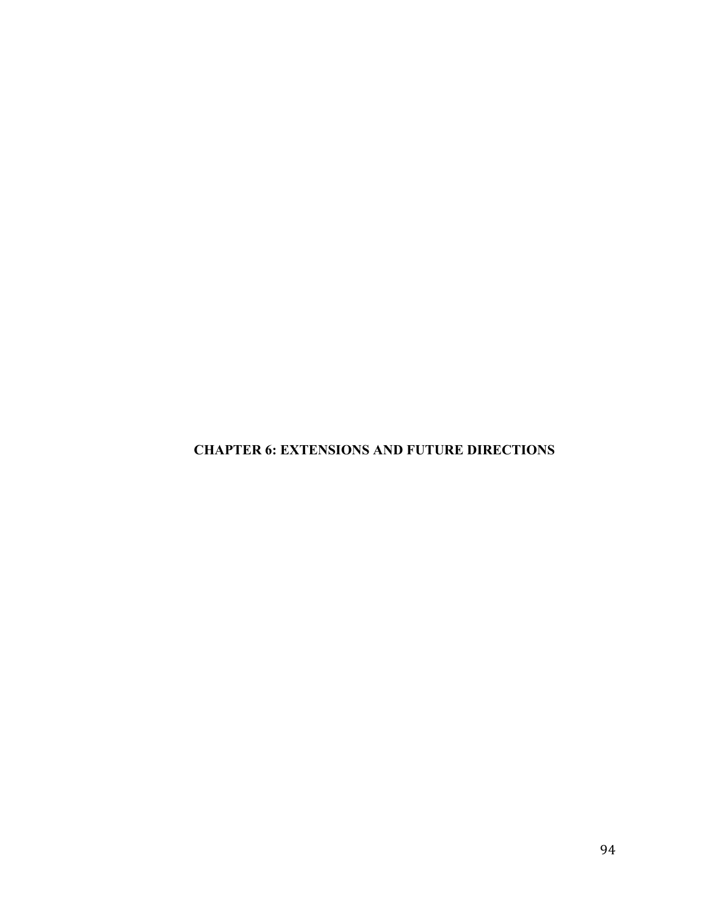# CHAPTER 6: EXTENSIONS AND FUTURE DIRECTIONS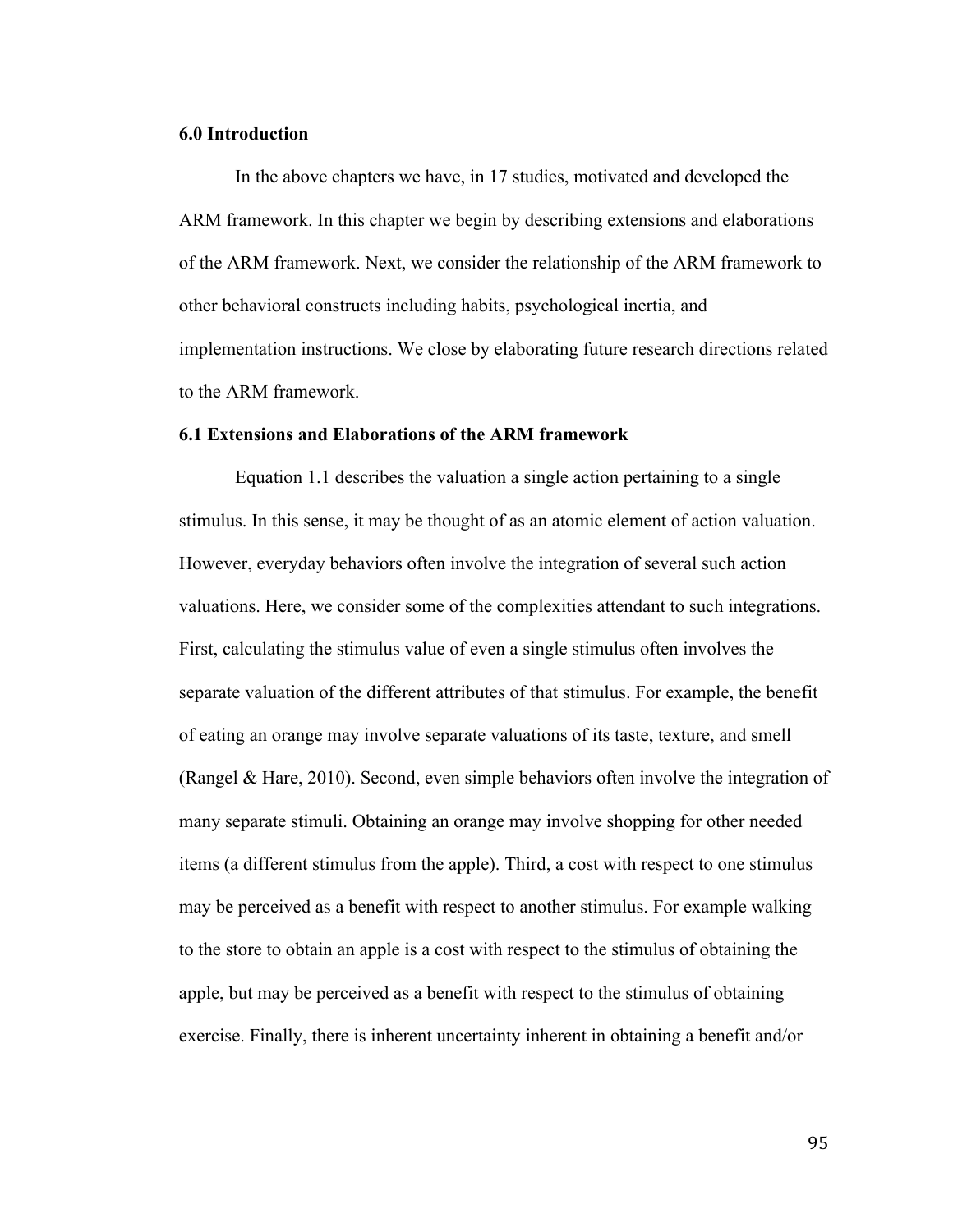## 6.0 Introduction

In the above chapters we have, in 17 studies, motivated and developed the ARM framework. In this chapter we begin by describing extensions and elaborations of the ARM framework. Next, we consider the relationship of the ARM framework to other behavioral constructs including habits, psychological inertia, and implementation instructions. We close by elaborating future research directions related to the ARM framework.

## 6.1 Extensions and Elaborations of the ARM framework

Equation 1.1 describes the valuation a single action pertaining to a single stimulus. In this sense, it may be thought of as an atomic element of action valuation. However, everyday behaviors often involve the integration of several such action valuations. Here, we consider some of the complexities attendant to such integrations. First, calculating the stimulus value of even a single stimulus often involves the separate valuation of the different attributes of that stimulus. For example, the benefit of eating an orange may involve separate valuations of its taste, texture, and smell (Rangel & Hare, 2010). Second, even simple behaviors often involve the integration of many separate stimuli. Obtaining an orange may involve shopping for other needed items (a different stimulus from the apple). Third, a cost with respect to one stimulus may be perceived as a benefit with respect to another stimulus. For example walking to the store to obtain an apple is a cost with respect to the stimulus of obtaining the apple, but may be perceived as a benefit with respect to the stimulus of obtaining exercise. Finally, there is inherent uncertainty inherent in obtaining a benefit and/or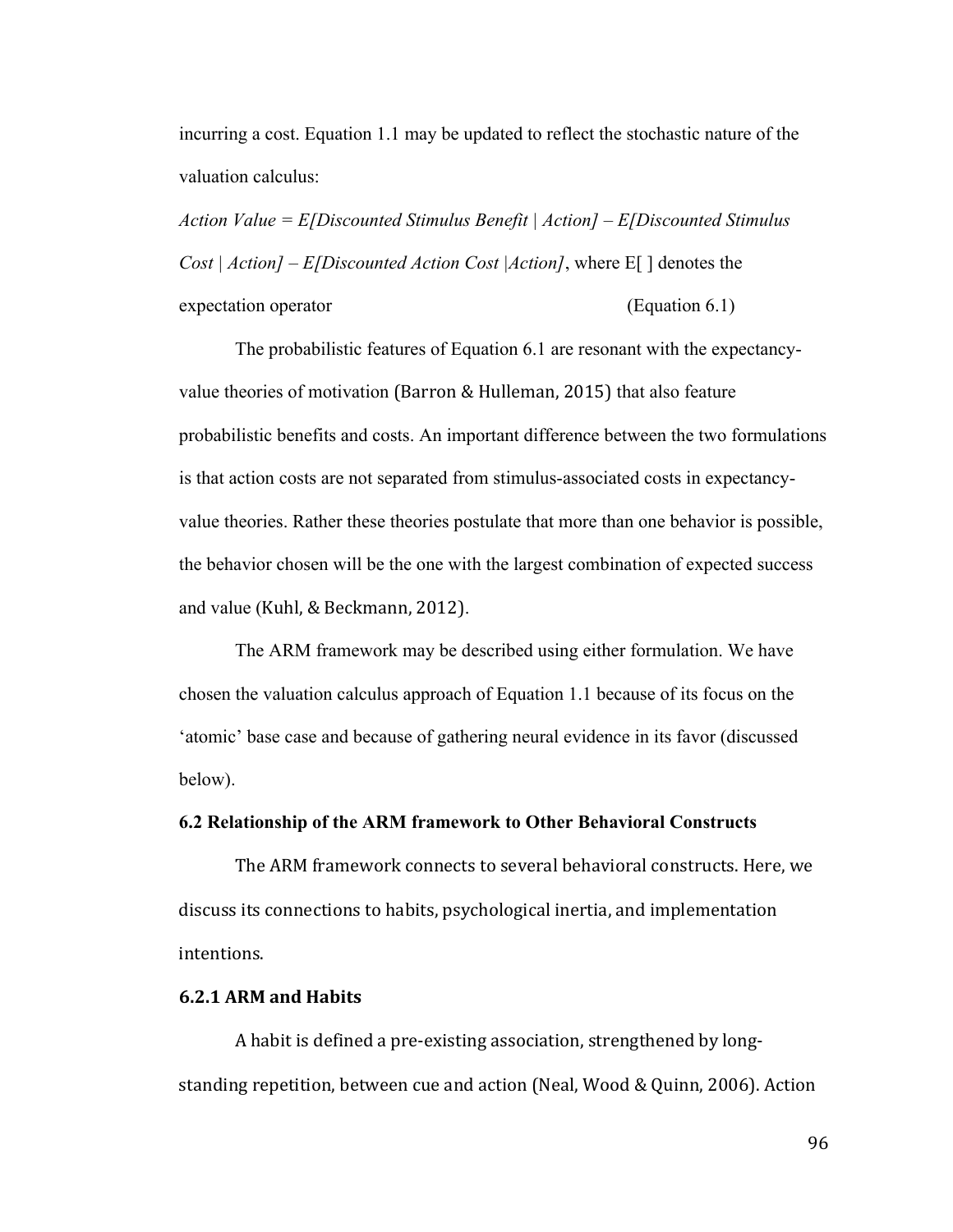incurring a cost. Equation 1.1 may be updated to reflect the stochastic nature of the valuation calculus:

*Action Value = E[Discounted Stimulus Benefit | Action] – E[Discounted Stimulus Cost | Action] – E[Discounted Action Cost |Action]*, where E[ ] denotes the expectation operator (Equation 6.1)

The probabilistic features of Equation 6.1 are resonant with the expectancy-value theories of motivation (Barron & Hulleman, 2015) that also feature probabilistic benefits and costs. An important difference between the two formulations is that action costs are not separated from stimulus-associated costs in expectancy-value theories. Rather these theories postulate that more than one behavior is possible, the behavior chosen will be the one with the largest combination of expected success and value (Kuhl, & Beckmann, 2012).

The ARM framework may be described using either formulation. We have chosen the valuation calculus approach of Equation 1.1 because of its focus on the 'atomic' base case and because of gathering neural evidence in its favor (discussed below).

### 6.2 Relationship of the ARM framework to Other Behavioral Constructs

The ARM framework connects to several behavioral constructs. Here, we discuss its connections to habits, psychological inertia, and implementation intentions.

#### 6.2.1 ARM and Habits

A habit is defined a pre-existing association, strengthened by long-standing repetition, between cue and action (Neal, Wood & Quinn, 2006). Action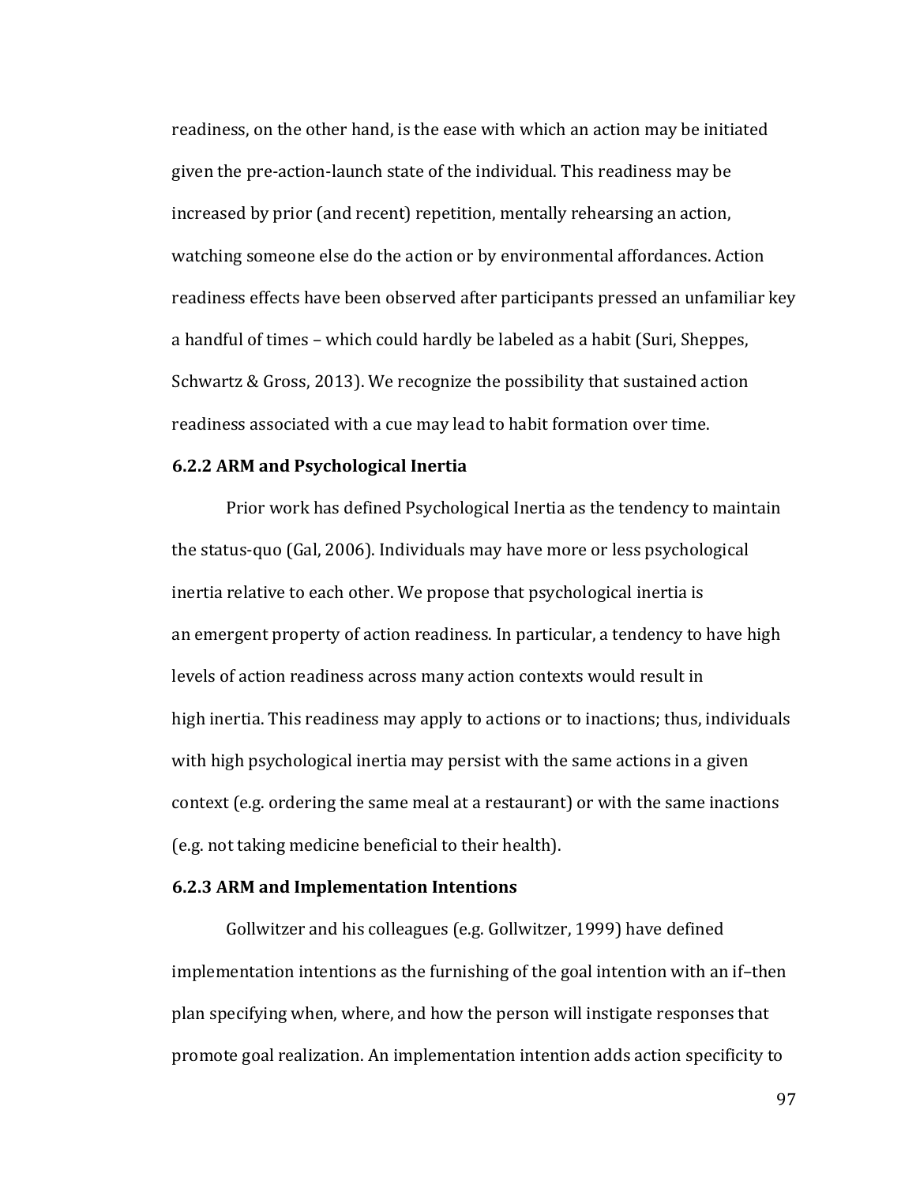readiness, on the other hand, is the ease with which an action may be initiated given the pre-action-launch state of the individual. This readiness may be increased by prior (and recent) repetition, mentally rehearsing an action, watching someone else do the action or by environmental affordances. Action readiness effects have been observed after participants pressed an unfamiliar key a handful of times – which could hardly be labeled as a habit (Suri, Sheppes, Schwartz & Gross, 2013). We recognize the possibility that sustained action readiness associated with a cue may lead to habit formation over time.

### 6.2.2 ARM and Psychological Inertia

Prior work has defined Psychological Inertia as the tendency to maintain the status-quo (Gal, 2006). Individuals may have more or less psychological inertia relative to each other. We propose that psychological inertia is an emergent property of action readiness. In particular, a tendency to have high levels of action readiness across many action contexts would result in high inertia. This readiness may apply to actions or to inactions; thus, individuals with high psychological inertia may persist with the same actions in a given context (e.g. ordering the same meal at a restaurant) or with the same inactions (e.g. not taking medicine beneficial to their health).

### 6.2.3 ARM and Implementation Intentions

Gollwitzer and his colleagues (e.g. Gollwitzer, 1999) have defined implementation intentions as the furnishing of the goal intention with an if–then plan specifying when, where, and how the person will instigate responses that promote goal realization. An implementation intention adds action specificity to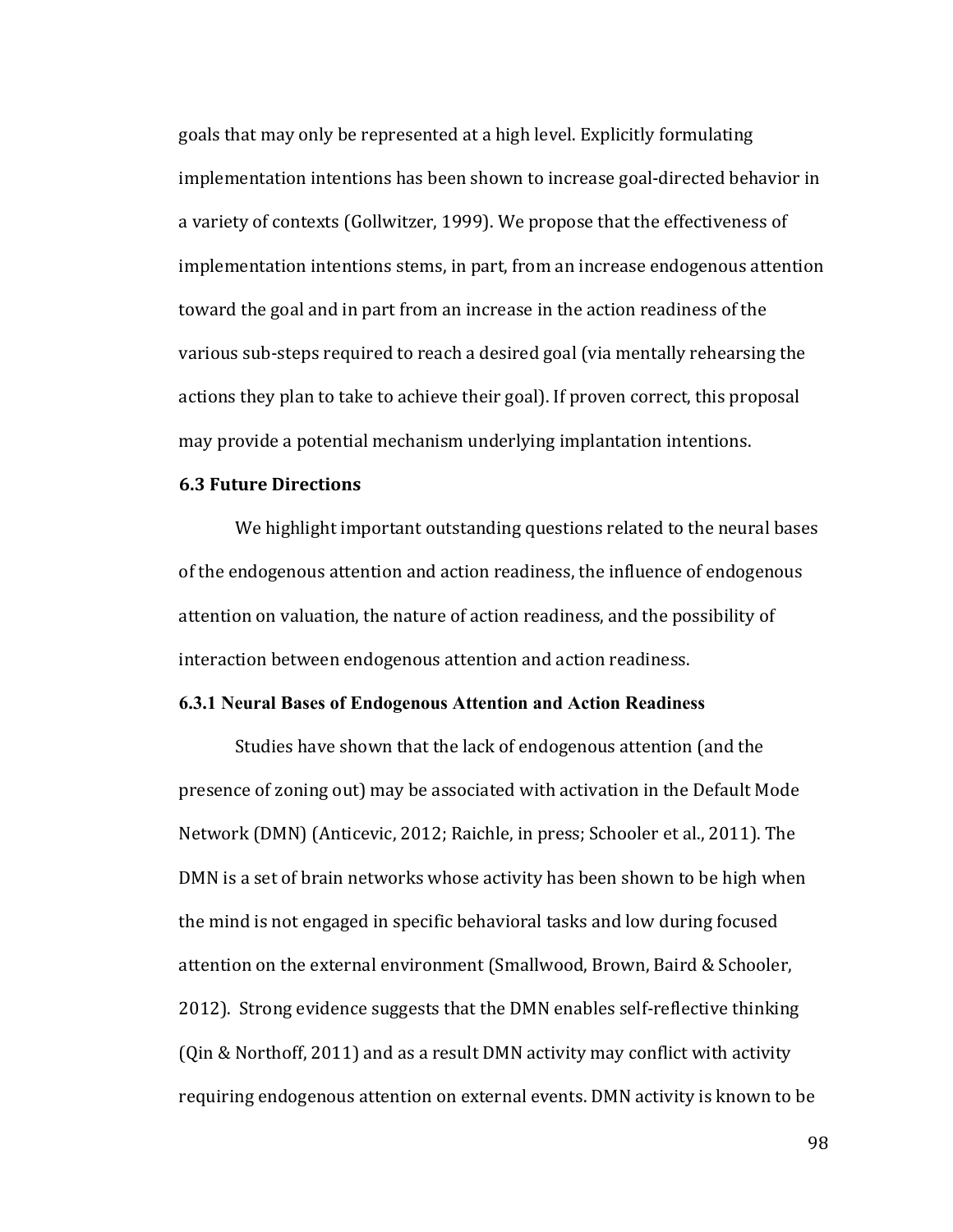goals that may only be represented at a high level. Explicitly formulating implementation intentions has been shown to increase goal-directed behavior in a variety of contexts (Gollwitzer, 1999). We propose that the effectiveness of implementation intentions stems, in part, from an increase endogenous attention toward the goal and in part from an increase in the action readiness of the various sub-steps required to reach a desired goal (via mentally rehearsing the actions they plan to take to achieve their goal). If proven correct, this proposal may provide a potential mechanism underlying implantation intentions.

### 6.3 Future Directions

We highlight important outstanding questions related to the neural bases of the endogenous attention and action readiness, the influence of endogenous attention on valuation, the nature of action readiness, and the possibility of interaction between endogenous attention and action readiness.

#### 6.3.1 Neural Bases of Endogenous Attention and Action Readiness

Studies have shown that the lack of endogenous attention (and the presence of zoning out) may be associated with activation in the Default Mode Network (DMN) (Anticevic, 2012; Raichle, in press; Schooler et al., 2011). The DMN is a set of brain networks whose activity has been shown to be high when the mind is not engaged in specific behavioral tasks and low during focused attention on the external environment (Smallwood, Brown, Baird & Schooler, 2012). Strong evidence suggests that the DMN enables self-reflective thinking (Qin & Northoff, 2011) and as a result DMN activity may conflict with activity requiring endogenous attention on external events. DMN activity is known to be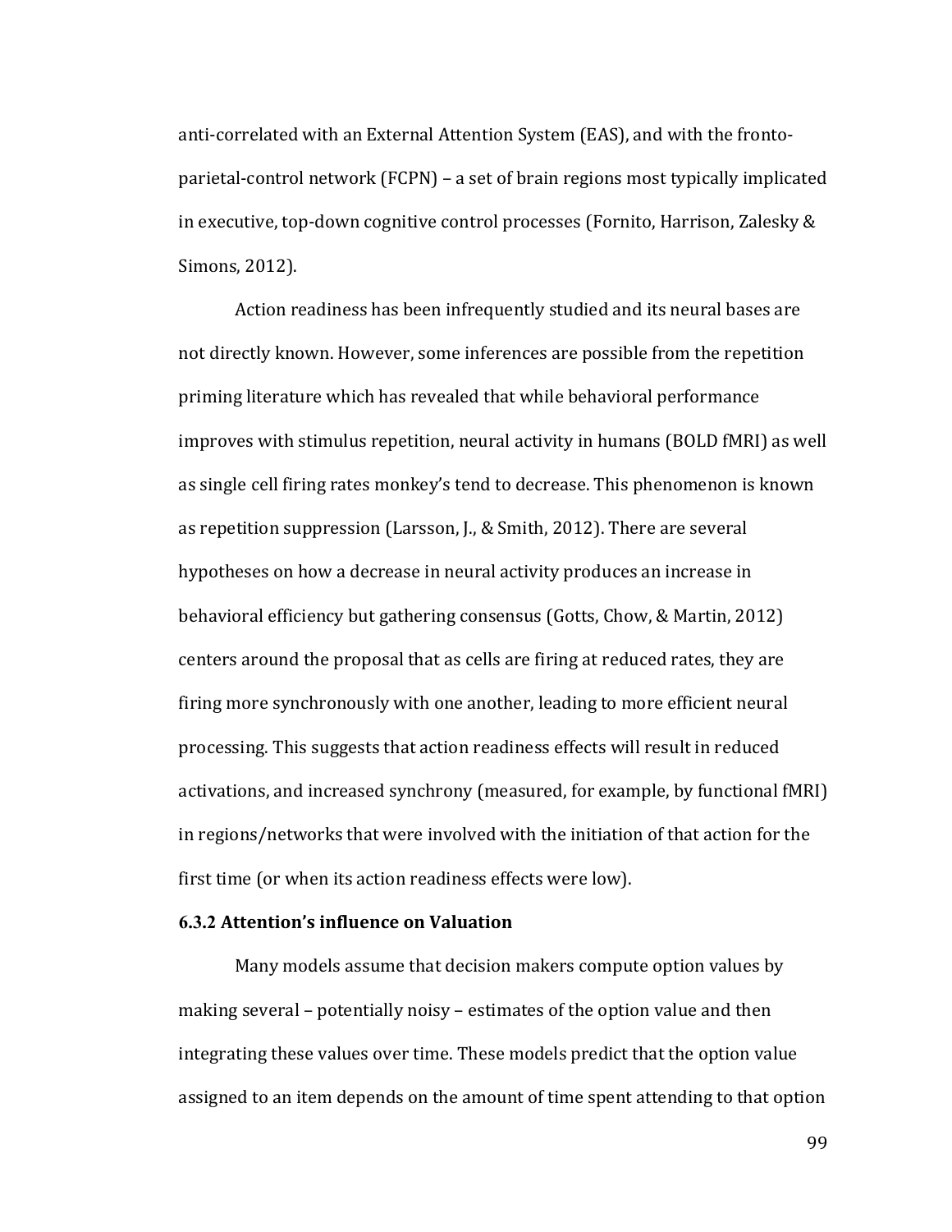anti-correlated with an External Attention System (EAS), and with the fronto-parietal-control network (FCPN) – a set of brain regions most typically implicated in executive, top-down cognitive control processes (Fornito, Harrison, Zalesky & Simons, 2012).

Action readiness has been infrequently studied and its neural bases are not directly known. However, some inferences are possible from the repetition priming literature which has revealed that while behavioral performance improves with stimulus repetition, neural activity in humans (BOLD fMRI) as well as single cell firing rates monkey's tend to decrease. This phenomenon is known as repetition suppression (Larsson, J., & Smith, 2012). There are several hypotheses on how a decrease in neural activity produces an increase in behavioral efficiency but gathering consensus (Gotts, Chow, & Martin, 2012) centers around the proposal that as cells are firing at reduced rates, they are firing more synchronously with one another, leading to more efficient neural processing. This suggests that action readiness effects will result in reduced activations, and increased synchrony (measured, for example, by functional fMRI) in regions/networks that were involved with the initiation of that action for the first time (or when its action readiness effects were low).

### 6.3.2 Attention's influence on Valuation

Many models assume that decision makers compute option values by making several – potentially noisy – estimates of the option value and then integrating these values over time. These models predict that the option value assigned to an item depends on the amount of time spent attending to that option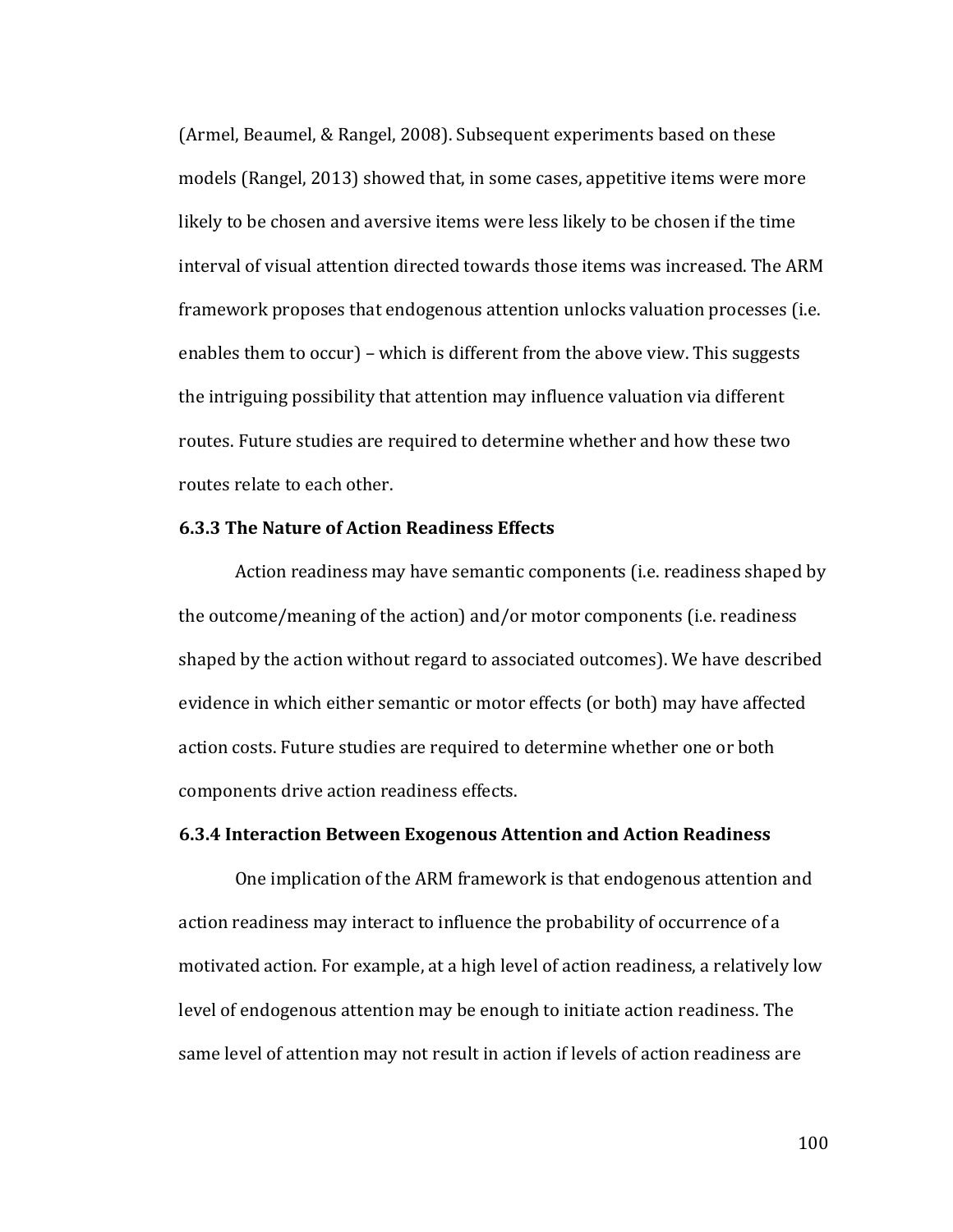(Armel, Beaumel, & Rangel, 2008). Subsequent experiments based on these models (Rangel, 2013) showed that, in some cases, appetitive items were more likely to be chosen and aversive items were less likely to be chosen if the time interval of visual attention directed towards those items was increased. The ARM framework proposes that endogenous attention unlocks valuation processes (i.e. enables them to occur) – which is different from the above view. This suggests the intriguing possibility that attention may influence valuation via different routes. Future studies are required to determine whether and how these two routes relate to each other.

### 6.3.3 The Nature of Action Readiness Effects

Action readiness may have semantic components (i.e. readiness shaped by the outcome/meaning of the action) and/or motor components (i.e. readiness shaped by the action without regard to associated outcomes). We have described evidence in which either semantic or motor effects (or both) may have affected action costs. Future studies are required to determine whether one or both components drive action readiness effects.

### 6.3.4 Interaction Between Exogenous Attention and Action Readiness

One implication of the ARM framework is that endogenous attention and action readiness may interact to influence the probability of occurrence of a motivated action. For example, at a high level of action readiness, a relatively low level of endogenous attention may be enough to initiate action readiness. The same level of attention may not result in action if levels of action readiness are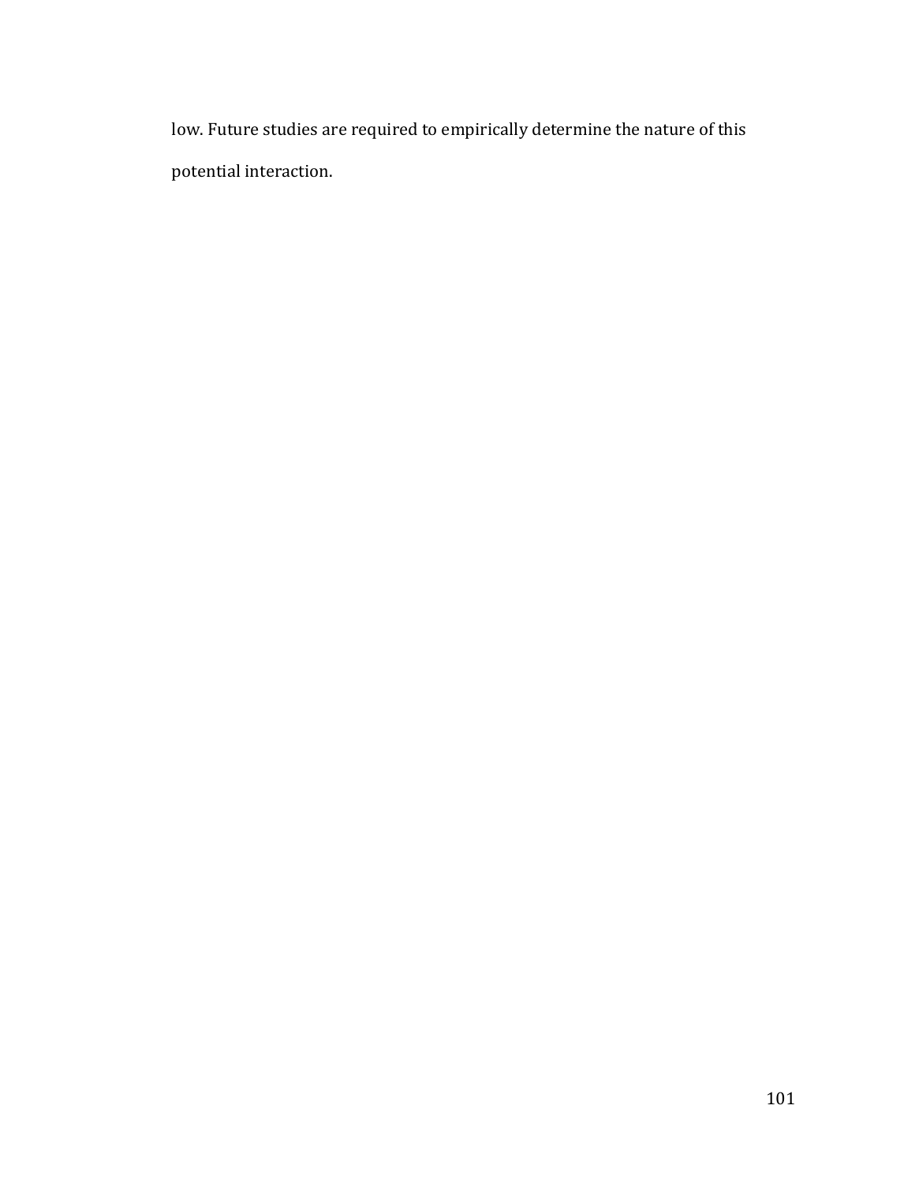low. Future studies are required to empirically determine the nature of this potential interaction.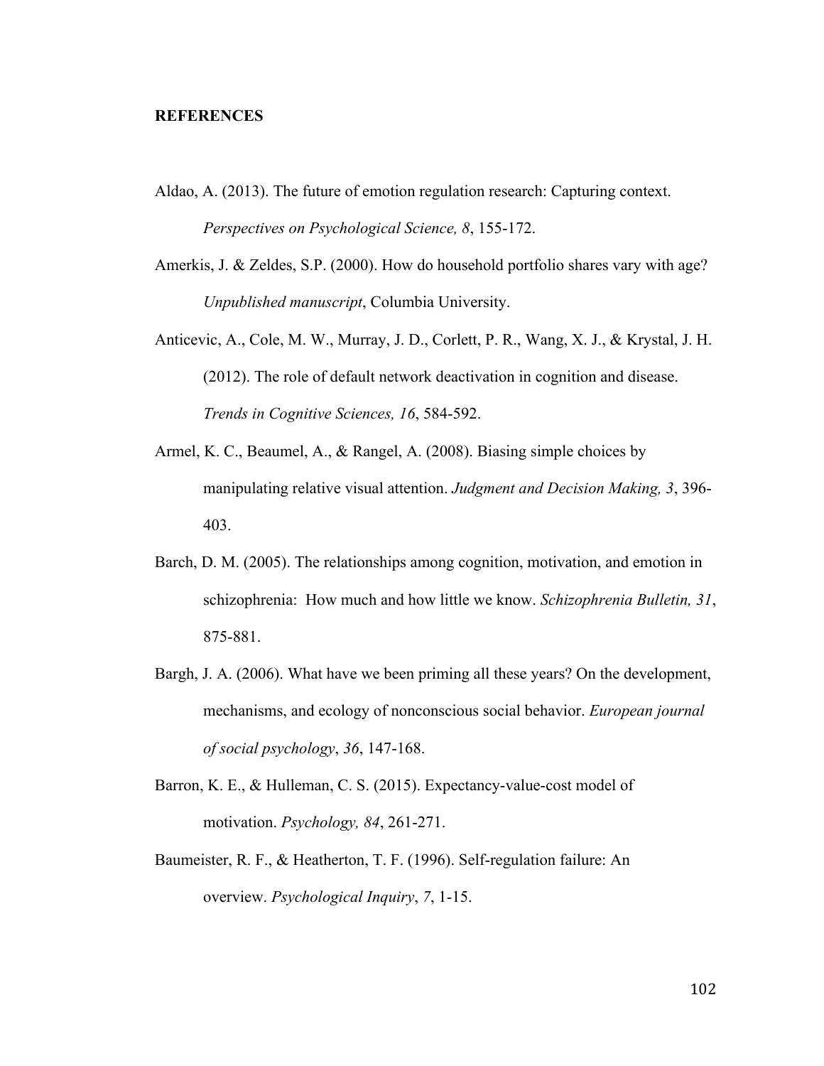**REFERENCES**

Aldao, A. (2013). The future of emotion regulation research: Capturing context. *Perspectives on Psychological Science, 8*, 155-172.

Amerkis, J. & Zeldes, S.P. (2000). How do household portfolio shares vary with age? *Unpublished manuscript*, Columbia University.

Anticevic, A., Cole, M. W., Murray, J. D., Corlett, P. R., Wang, X. J., & Krystal, J. H. (2012). The role of default network deactivation in cognition and disease. *Trends in Cognitive Sciences, 16*, 584-592.

Armel, K. C., Beaumel, A., & Rangel, A. (2008). Biasing simple choices by manipulating relative visual attention. *Judgment and Decision Making, 3*, 396-403.

Barch, D. M. (2005). The relationships among cognition, motivation, and emotion in schizophrenia: How much and how little we know. *Schizophrenia Bulletin, 31*, 875-881.

Bargh, J. A. (2006). What have we been priming all these years? On the development, mechanisms, and ecology of nonconscious social behavior. *European journal of social psychology*, *36*, 147-168.

Barron, K. E., & Hulleman, C. S. (2015). Expectancy-value-cost model of motivation. *Psychology, 84*, 261-271.

Baumeister, R. F., & Heatherton, T. F. (1996). Self-regulation failure: An overview. *Psychological Inquiry*, *7*, 1-15.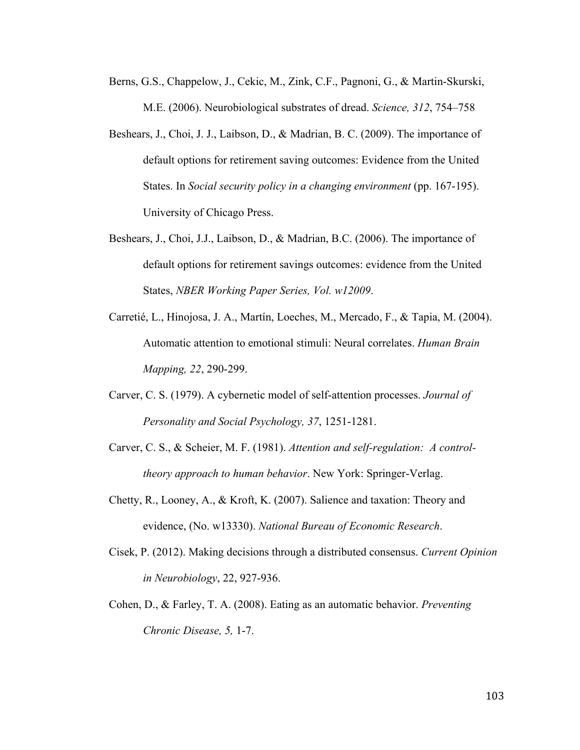Berns, G.S., Chappelow, J., Cekic, M., Zink, C.F., Pagnoni, G., & Martin-Skurski, M.E. (2006). Neurobiological substrates of dread. *Science, 312*, 754–758

Beshears, J., Choi, J. J., Laibson, D., & Madrian, B. C. (2009). The importance of default options for retirement saving outcomes: Evidence from the United States. In *Social security policy in a changing environment* (pp. 167-195). University of Chicago Press.

Beshears, J., Choi, J.J., Laibson, D., & Madrian, B.C. (2006). The importance of default options for retirement savings outcomes: evidence from the United States, *NBER Working Paper Series, Vol. w12009*.

Carretié, L., Hinojosa, J. A., Martín, Loeches, M., Mercado, F., & Tapia, M. (2004). Automatic attention to emotional stimuli: Neural correlates. *Human Brain Mapping, 22*, 290-299.

Carver, C. S. (1979). A cybernetic model of self-attention processes. *Journal of Personality and Social Psychology, 37*, 1251-1281.

Carver, C. S., & Scheier, M. F. (1981). *Attention and self-regulation: A control-theory approach to human behavior*. New York: Springer-Verlag.

Chetty, R., Looney, A., & Kroft, K. (2007). Salience and taxation: Theory and evidence, (No. w13330). *National Bureau of Economic Research*.

Cisek, P. (2012). Making decisions through a distributed consensus. *Current Opinion in Neurobiology*, 22, 927-936.

Cohen, D., & Farley, T. A. (2008). Eating as an automatic behavior. *Preventing Chronic Disease, 5,* 1-7.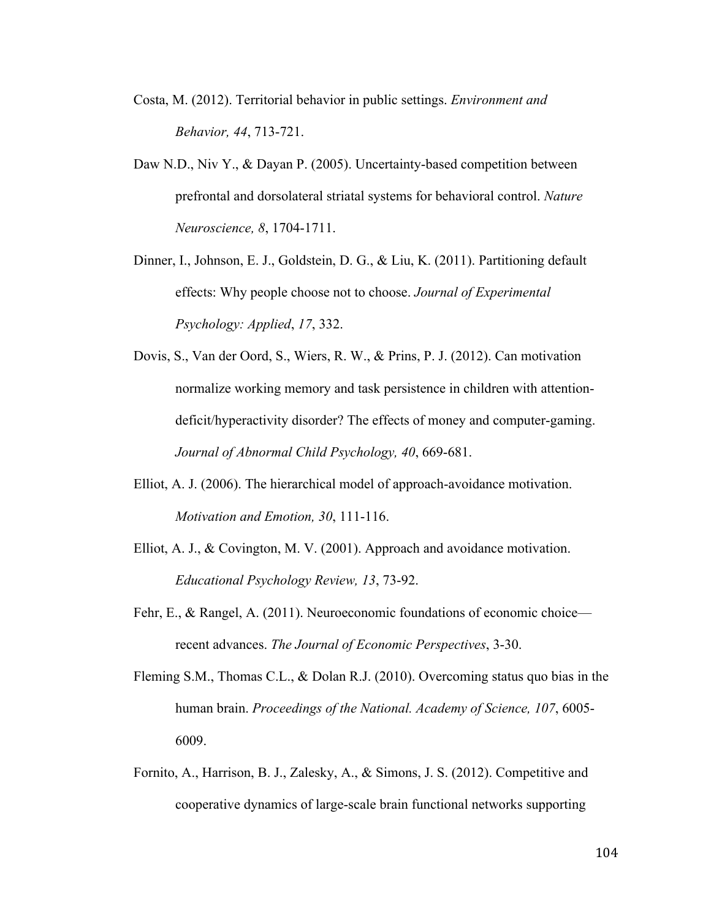Costa, M. (2012). Territorial behavior in public settings. *Environment and Behavior, 44*, 713-721.

Daw N.D., Niv Y., & Dayan P. (2005). Uncertainty-based competition between prefrontal and dorsolateral striatal systems for behavioral control. *Nature Neuroscience, 8*, 1704-1711.

Dinner, I., Johnson, E. J., Goldstein, D. G., & Liu, K. (2011). Partitioning default effects: Why people choose not to choose. *Journal of Experimental Psychology: Applied*, *17*, 332.

Dovis, S., Van der Oord, S., Wiers, R. W., & Prins, P. J. (2012). Can motivation normalize working memory and task persistence in children with attention-deficit/hyperactivity disorder? The effects of money and computer-gaming. *Journal of Abnormal Child Psychology, 40*, 669-681.

Elliot, A. J. (2006). The hierarchical model of approach-avoidance motivation. *Motivation and Emotion, 30*, 111-116.

Elliot, A. J., & Covington, M. V. (2001). Approach and avoidance motivation. *Educational Psychology Review, 13*, 73-92.

Fehr, E., & Rangel, A. (2011). Neuroeconomic foundations of economic choice—recent advances. *The Journal of Economic Perspectives*, 3-30.

Fleming S.M., Thomas C.L., & Dolan R.J. (2010). Overcoming status quo bias in the human brain. *Proceedings of the National. Academy of Science, 107*, 6005-6009.

Fornito, A., Harrison, B. J., Zalesky, A., & Simons, J. S. (2012). Competitive and cooperative dynamics of large-scale brain functional networks supporting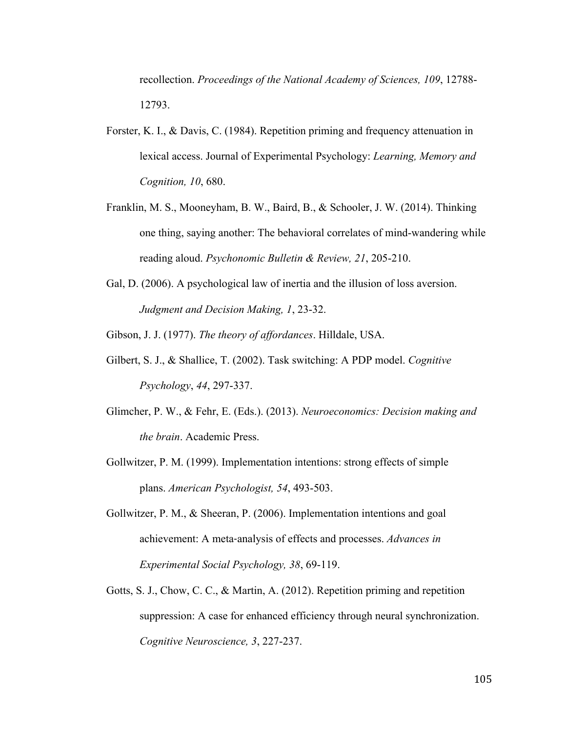recollection. *Proceedings of the National Academy of Sciences, 109*, 12788-12793.

Forster, K. I., & Davis, C. (1984). Repetition priming and frequency attenuation in lexical access. Journal of Experimental Psychology: *Learning, Memory and Cognition, 10*, 680.

Franklin, M. S., Mooneyham, B. W., Baird, B., & Schooler, J. W. (2014). Thinking one thing, saying another: The behavioral correlates of mind-wandering while reading aloud. *Psychonomic Bulletin & Review, 21*, 205-210.

Gal, D. (2006). A psychological law of inertia and the illusion of loss aversion. *Judgment and Decision Making, 1*, 23-32.

Gibson, J. J. (1977). *The theory of affordances*. Hilldale, USA.

Gilbert, S. J., & Shallice, T. (2002). Task switching: A PDP model. *Cognitive Psychology*, *44*, 297-337.

Glimcher, P. W., & Fehr, E. (Eds.). (2013). *Neuroeconomics: Decision making and the brain*. Academic Press.

Gollwitzer, P. M. (1999). Implementation intentions: strong effects of simple plans. *American Psychologist, 54*, 493-503.

Gollwitzer, P. M., & Sheeran, P. (2006). Implementation intentions and goal achievement: A meta‐analysis of effects and processes. *Advances in Experimental Social Psychology, 38*, 69-119.

Gotts, S. J., Chow, C. C., & Martin, A. (2012). Repetition priming and repetition suppression: A case for enhanced efficiency through neural synchronization. *Cognitive Neuroscience, 3*, 227-237.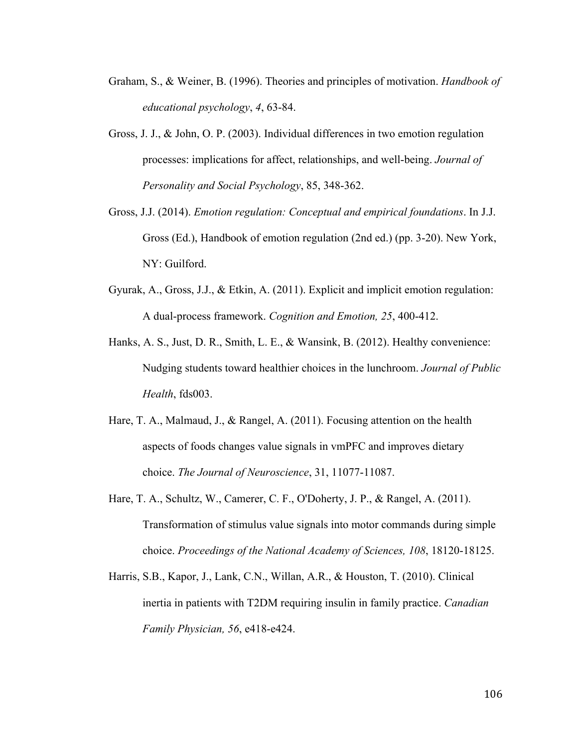Graham, S., & Weiner, B. (1996). Theories and principles of motivation. *Handbook of educational psychology*, *4*, 63-84.

Gross, J. J., & John, O. P. (2003). Individual differences in two emotion regulation processes: implications for affect, relationships, and well-being. *Journal of Personality and Social Psychology*, 85, 348-362.

Gross, J.J. (2014). *Emotion regulation: Conceptual and empirical foundations*. In J.J. Gross (Ed.), Handbook of emotion regulation (2nd ed.) (pp. 3-20). New York, NY: Guilford.

Gyurak, A., Gross, J.J., & Etkin, A. (2011). Explicit and implicit emotion regulation: A dual-process framework. *Cognition and Emotion, 25*, 400-412.

Hanks, A. S., Just, D. R., Smith, L. E., & Wansink, B. (2012). Healthy convenience: Nudging students toward healthier choices in the lunchroom. *Journal of Public Health*, fds003.

Hare, T. A., Malmaud, J., & Rangel, A. (2011). Focusing attention on the health aspects of foods changes value signals in vmPFC and improves dietary choice. *The Journal of Neuroscience*, 31, 11077-11087.

Hare, T. A., Schultz, W., Camerer, C. F., O'Doherty, J. P., & Rangel, A. (2011). Transformation of stimulus value signals into motor commands during simple choice. *Proceedings of the National Academy of Sciences, 108*, 18120-18125.

Harris, S.B., Kapor, J., Lank, C.N., Willan, A.R., & Houston, T. (2010). Clinical inertia in patients with T2DM requiring insulin in family practice. *Canadian Family Physician, 56*, e418-e424.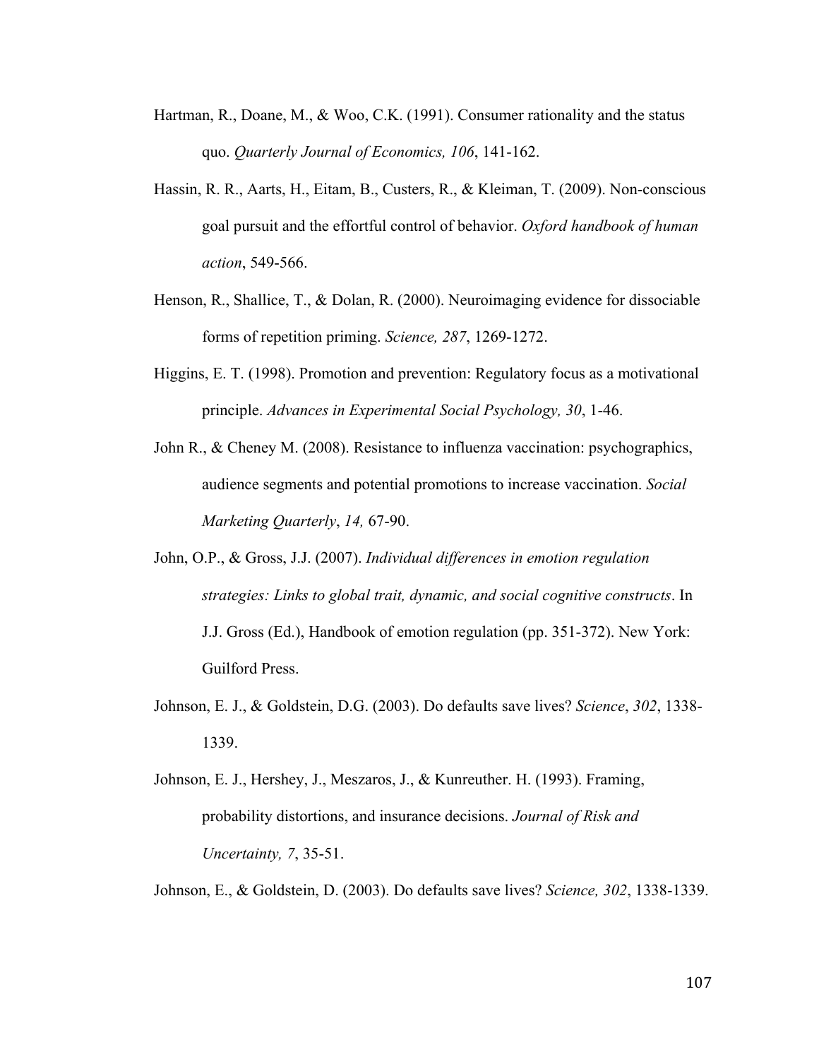Hartman, R., Doane, M., & Woo, C.K. (1991). Consumer rationality and the status quo. *Quarterly Journal of Economics, 106*, 141-162.

Hassin, R. R., Aarts, H., Eitam, B., Custers, R., & Kleiman, T. (2009). Non-conscious goal pursuit and the effortful control of behavior. *Oxford handbook of human action*, 549-566.

Henson, R., Shallice, T., & Dolan, R. (2000). Neuroimaging evidence for dissociable forms of repetition priming. *Science, 287*, 1269-1272.

Higgins, E. T. (1998). Promotion and prevention: Regulatory focus as a motivational principle. *Advances in Experimental Social Psychology, 30*, 1-46.

John R., & Cheney M. (2008). Resistance to influenza vaccination: psychographics, audience segments and potential promotions to increase vaccination. *Social Marketing Quarterly*, *14,* 67-90.

John, O.P., & Gross, J.J. (2007). *Individual differences in emotion regulation strategies: Links to global trait, dynamic, and social cognitive constructs*. In J.J. Gross (Ed.), Handbook of emotion regulation (pp. 351-372). New York: Guilford Press.

Johnson, E. J., & Goldstein, D.G. (2003). Do defaults save lives? *Science*, *302*, 1338-1339.

Johnson, E. J., Hershey, J., Meszaros, J., & Kunreuther. H. (1993). Framing, probability distortions, and insurance decisions. *Journal of Risk and Uncertainty, 7*, 35-51.

Johnson, E., & Goldstein, D. (2003). Do defaults save lives? *Science, 302*, 1338-1339.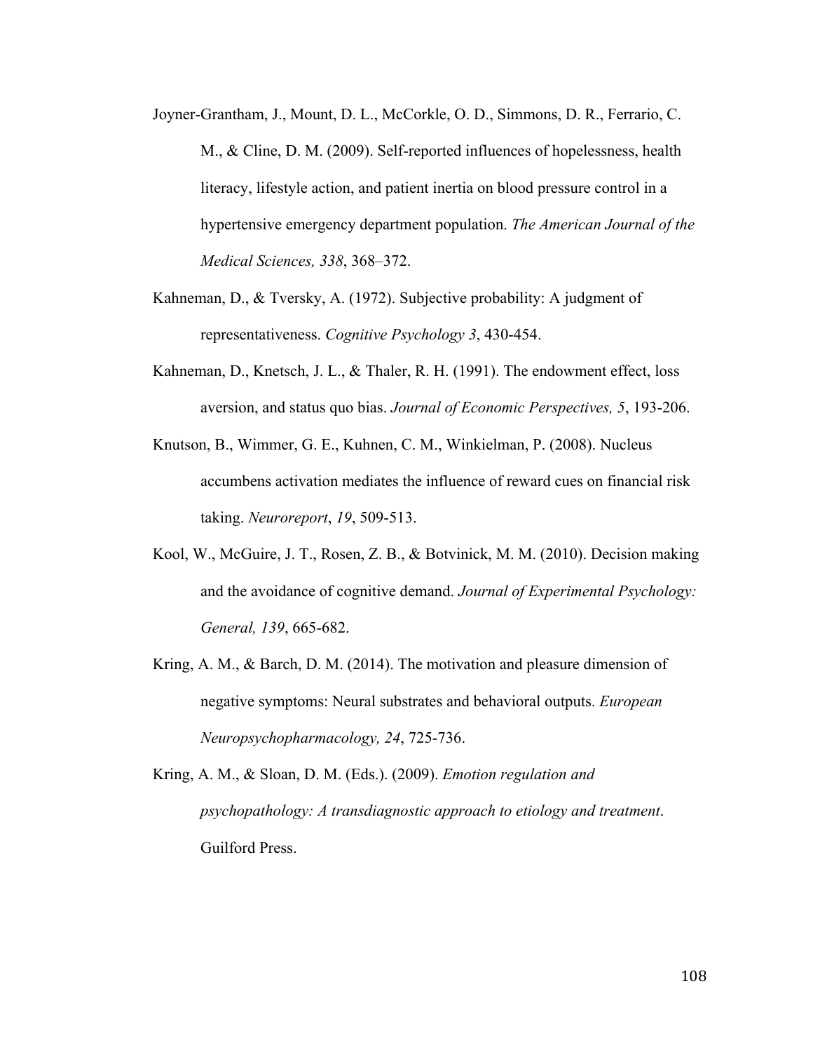Joyner-Grantham, J., Mount, D. L., McCorkle, O. D., Simmons, D. R., Ferrario, C. M., & Cline, D. M. (2009). Self-reported influences of hopelessness, health literacy, lifestyle action, and patient inertia on blood pressure control in a hypertensive emergency department population. *The American Journal of the Medical Sciences, 338*, 368–372.

Kahneman, D., & Tversky, A. (1972). Subjective probability: A judgment of representativeness. *Cognitive Psychology 3*, 430-454.

Kahneman, D., Knetsch, J. L., & Thaler, R. H. (1991). The endowment effect, loss aversion, and status quo bias. *Journal of Economic Perspectives, 5*, 193-206.

Knutson, B., Wimmer, G. E., Kuhnen, C. M., Winkielman, P. (2008). Nucleus accumbens activation mediates the influence of reward cues on financial risk taking. *Neuroreport*, *19*, 509-513.

Kool, W., McGuire, J. T., Rosen, Z. B., & Botvinick, M. M. (2010). Decision making and the avoidance of cognitive demand. *Journal of Experimental Psychology: General, 139*, 665-682.

Kring, A. M., & Barch, D. M. (2014). The motivation and pleasure dimension of negative symptoms: Neural substrates and behavioral outputs. *European Neuropsychopharmacology, 24*, 725-736.

Kring, A. M., & Sloan, D. M. (Eds.). (2009). *Emotion regulation and psychopathology: A transdiagnostic approach to etiology and treatment*. Guilford Press.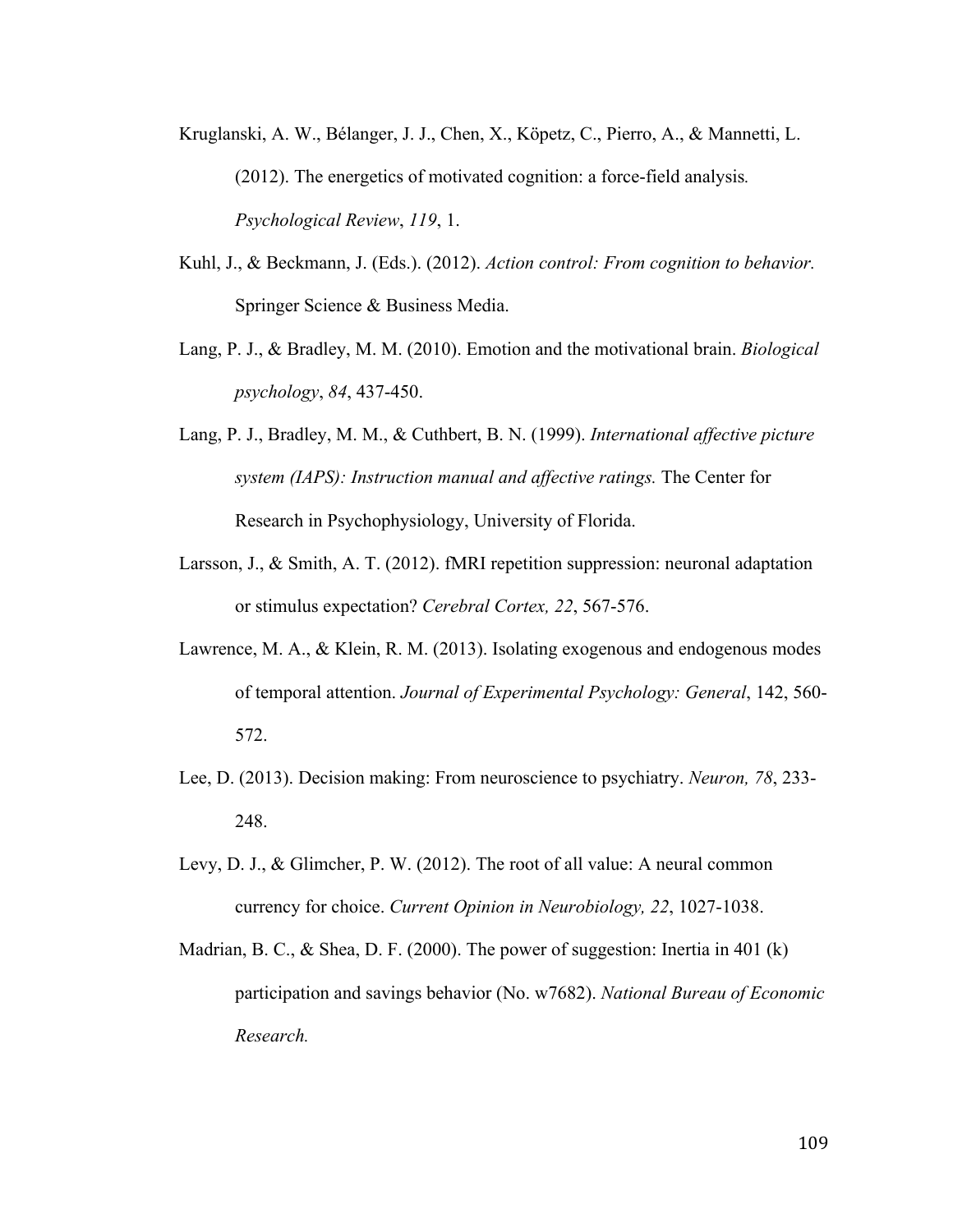Kruglanski, A. W., Bélanger, J. J., Chen, X., Köpetz, C., Pierro, A., & Mannetti, L. (2012). The energetics of motivated cognition: a force-field analysis. *Psychological Review*, *119*, 1.

Kuhl, J., & Beckmann, J. (Eds.). (2012). *Action control: From cognition to behavior.* Springer Science & Business Media.

Lang, P. J., & Bradley, M. M. (2010). Emotion and the motivational brain. *Biological psychology*, *84*, 437-450.

Lang, P. J., Bradley, M. M., & Cuthbert, B. N. (1999). *International affective picture system (IAPS): Instruction manual and affective ratings.* The Center for Research in Psychophysiology, University of Florida.

Larsson, J., & Smith, A. T. (2012). fMRI repetition suppression: neuronal adaptation or stimulus expectation? *Cerebral Cortex, 22*, 567-576.

Lawrence, M. A., & Klein, R. M. (2013). Isolating exogenous and endogenous modes of temporal attention. *Journal of Experimental Psychology: General*, 142, 560-572.

Lee, D. (2013). Decision making: From neuroscience to psychiatry. *Neuron, 78*, 233-248.

Levy, D. J., & Glimcher, P. W. (2012). The root of all value: A neural common currency for choice. *Current Opinion in Neurobiology, 22*, 1027-1038.

Madrian, B. C., & Shea, D. F. (2000). The power of suggestion: Inertia in 401 (k) participation and savings behavior (No. w7682). *National Bureau of Economic Research.*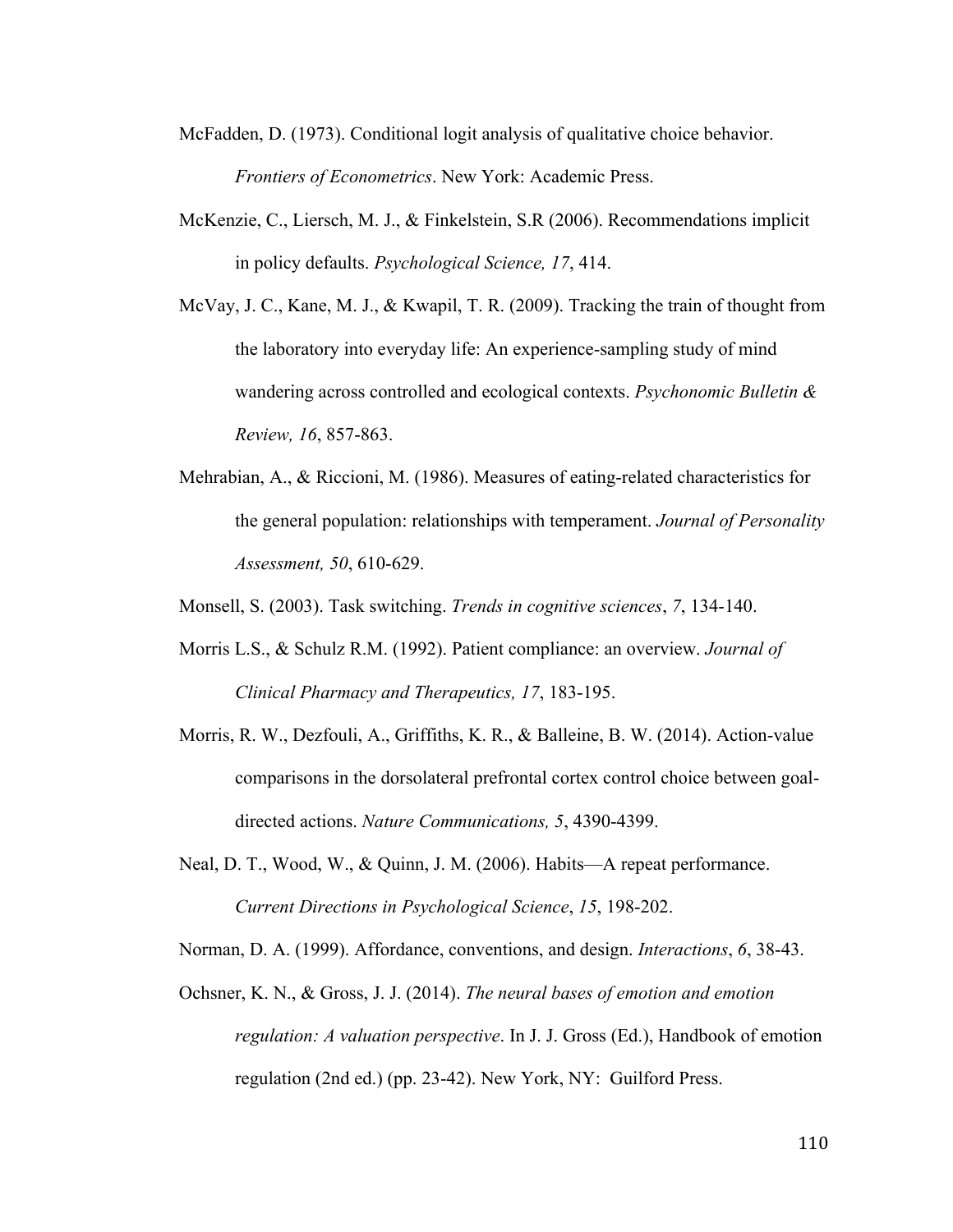McFadden, D. (1973). Conditional logit analysis of qualitative choice behavior. *Frontiers of Econometrics*. New York: Academic Press.

McKenzie, C., Liersch, M. J., & Finkelstein, S.R (2006). Recommendations implicit in policy defaults. *Psychological Science, 17*, 414.

McVay, J. C., Kane, M. J., & Kwapil, T. R. (2009). Tracking the train of thought from the laboratory into everyday life: An experience-sampling study of mind wandering across controlled and ecological contexts. *Psychonomic Bulletin & Review, 16*, 857-863.

Mehrabian, A., & Riccioni, M. (1986). Measures of eating-related characteristics for the general population: relationships with temperament. *Journal of Personality Assessment, 50*, 610-629.

Monsell, S. (2003). Task switching. *Trends in cognitive sciences*, *7*, 134-140.

Morris L.S., & Schulz R.M. (1992). Patient compliance: an overview. *Journal of Clinical Pharmacy and Therapeutics, 17*, 183-195.

Morris, R. W., Dezfouli, A., Griffiths, K. R., & Balleine, B. W. (2014). Action-value comparisons in the dorsolateral prefrontal cortex control choice between goal-directed actions. *Nature Communications, 5*, 4390-4399.

Neal, D. T., Wood, W., & Quinn, J. M. (2006). Habits—A repeat performance. *Current Directions in Psychological Science*, *15*, 198-202.

Norman, D. A. (1999). Affordance, conventions, and design. *Interactions*, *6*, 38-43.

Ochsner, K. N., & Gross, J. J. (2014). *The neural bases of emotion and emotion regulation: A valuation perspective*. In J. J. Gross (Ed.), Handbook of emotion regulation (2nd ed.) (pp. 23-42). New York, NY: Guilford Press.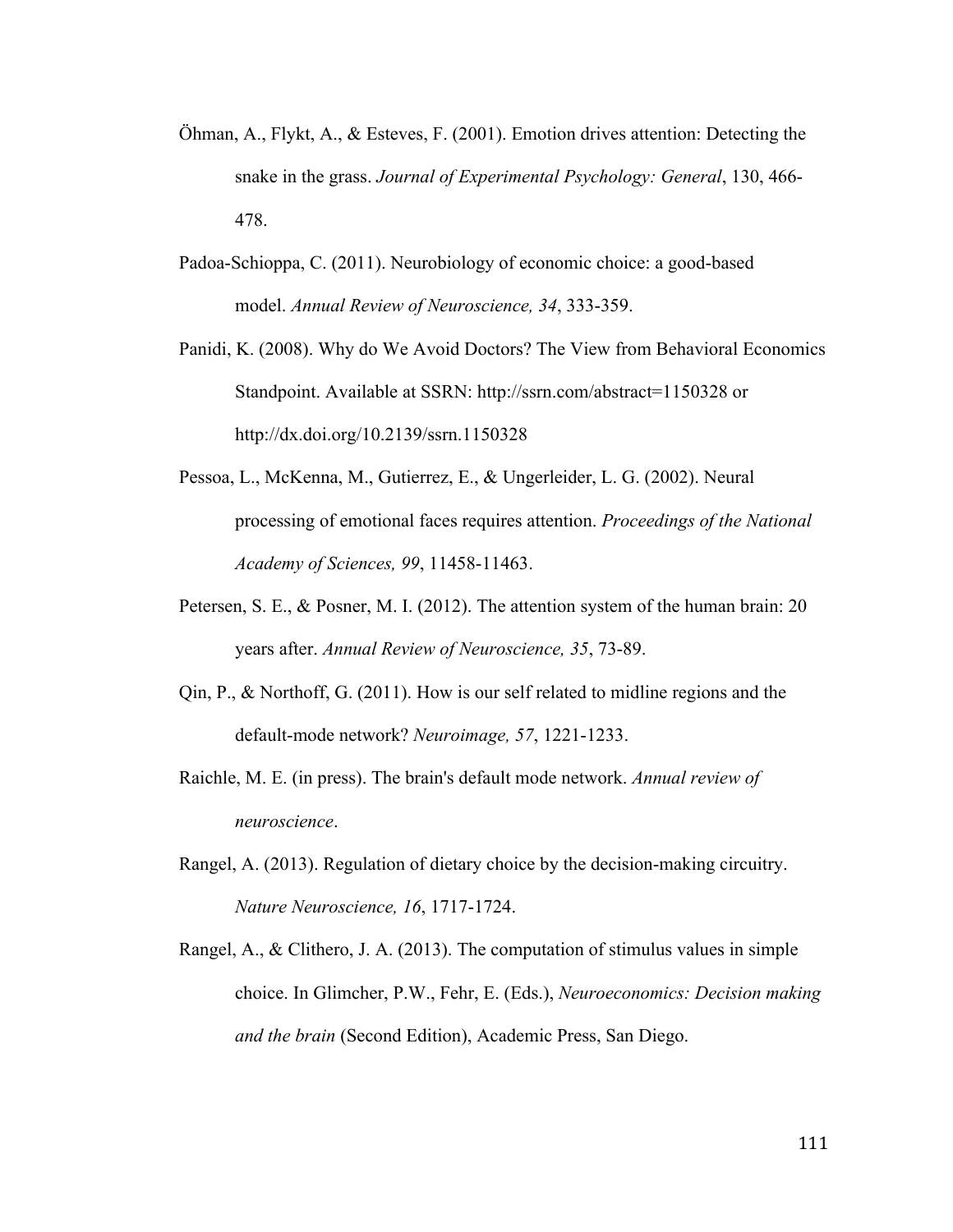Öhman, A., Flykt, A., & Esteves, F. (2001). Emotion drives attention: Detecting the snake in the grass. *Journal of Experimental Psychology: General*, 130, 466-478.

Padoa-Schioppa, C. (2011). Neurobiology of economic choice: a good-based model. *Annual Review of Neuroscience, 34*, 333-359.

Panidi, K. (2008). Why do We Avoid Doctors? The View from Behavioral Economics Standpoint. Available at SSRN: http://ssrn.com/abstract=1150328 or http://dx.doi.org/10.2139/ssrn.1150328

Pessoa, L., McKenna, M., Gutierrez, E., & Ungerleider, L. G. (2002). Neural processing of emotional faces requires attention. *Proceedings of the National Academy of Sciences, 99*, 11458-11463.

Petersen, S. E., & Posner, M. I. (2012). The attention system of the human brain: 20 years after. *Annual Review of Neuroscience, 35*, 73-89.

Qin, P., & Northoff, G. (2011). How is our self related to midline regions and the default-mode network? *Neuroimage, 57*, 1221-1233.

Raichle, M. E. (in press). The brain's default mode network. *Annual review of neuroscience*.

Rangel, A. (2013). Regulation of dietary choice by the decision-making circuitry. *Nature Neuroscience, 16*, 1717-1724.

Rangel, A., & Clithero, J. A. (2013). The computation of stimulus values in simple choice. In Glimcher, P.W., Fehr, E. (Eds.), *Neuroeconomics: Decision making and the brain* (Second Edition), Academic Press, San Diego.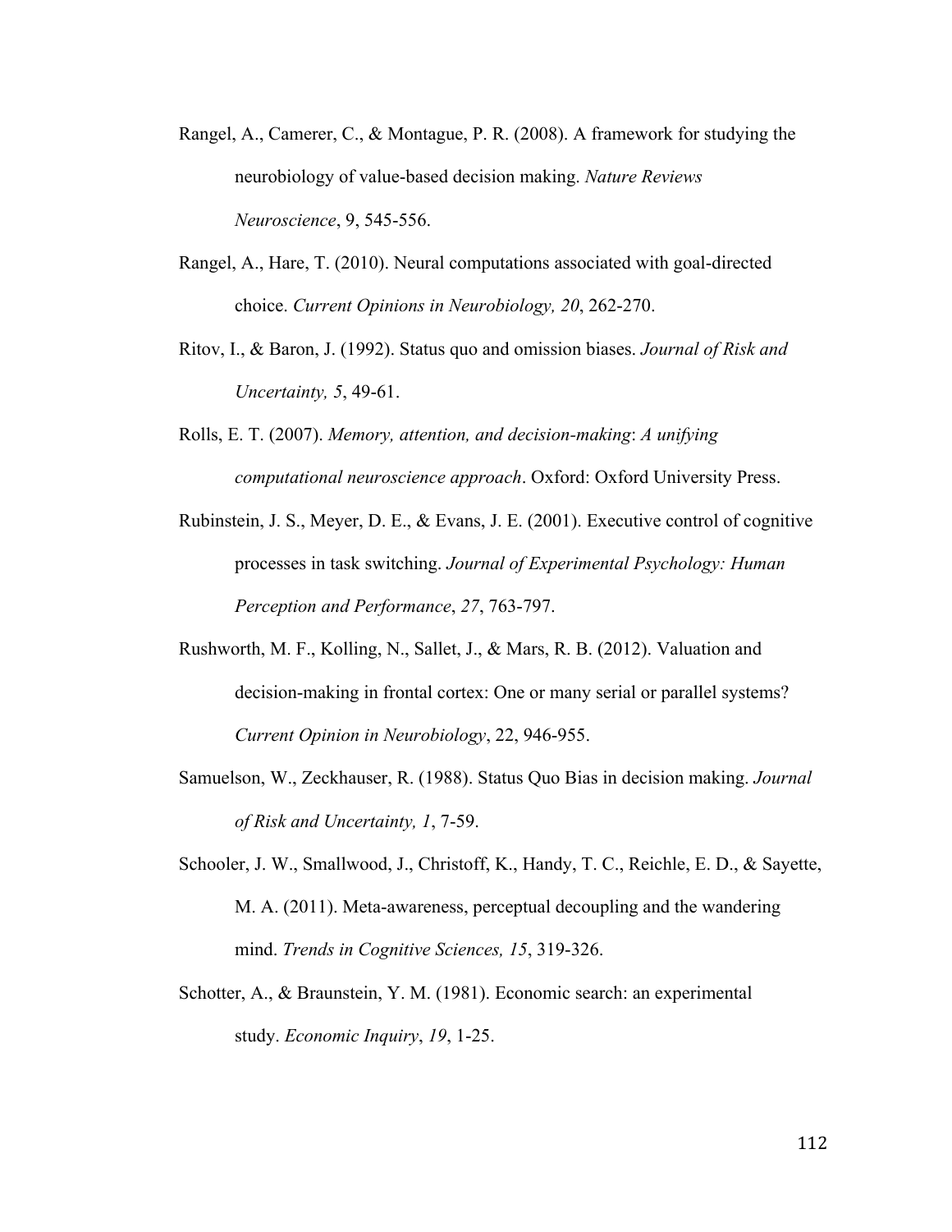Rangel, A., Camerer, C., & Montague, P. R. (2008). A framework for studying the neurobiology of value-based decision making. *Nature Reviews Neuroscience*, 9, 545-556.

Rangel, A., Hare, T. (2010). Neural computations associated with goal-directed choice. *Current Opinions in Neurobiology, 20*, 262-270.

Ritov, I., & Baron, J. (1992). Status quo and omission biases. *Journal of Risk and Uncertainty, 5*, 49-61.

Rolls, E. T. (2007). *Memory, attention, and decision-making*: *A unifying computational neuroscience approach*. Oxford: Oxford University Press.

Rubinstein, J. S., Meyer, D. E., & Evans, J. E. (2001). Executive control of cognitive processes in task switching. *Journal of Experimental Psychology: Human Perception and Performance*, *27*, 763-797.

Rushworth, M. F., Kolling, N., Sallet, J., & Mars, R. B. (2012). Valuation and decision-making in frontal cortex: One or many serial or parallel systems? *Current Opinion in Neurobiology*, 22, 946-955.

Samuelson, W., Zeckhauser, R. (1988). Status Quo Bias in decision making. *Journal of Risk and Uncertainty, 1*, 7-59.

Schooler, J. W., Smallwood, J., Christoff, K., Handy, T. C., Reichle, E. D., & Sayette, M. A. (2011). Meta-awareness, perceptual decoupling and the wandering mind. *Trends in Cognitive Sciences, 15*, 319-326.

Schotter, A., & Braunstein, Y. M. (1981). Economic search: an experimental study. *Economic Inquiry*, *19*, 1-25.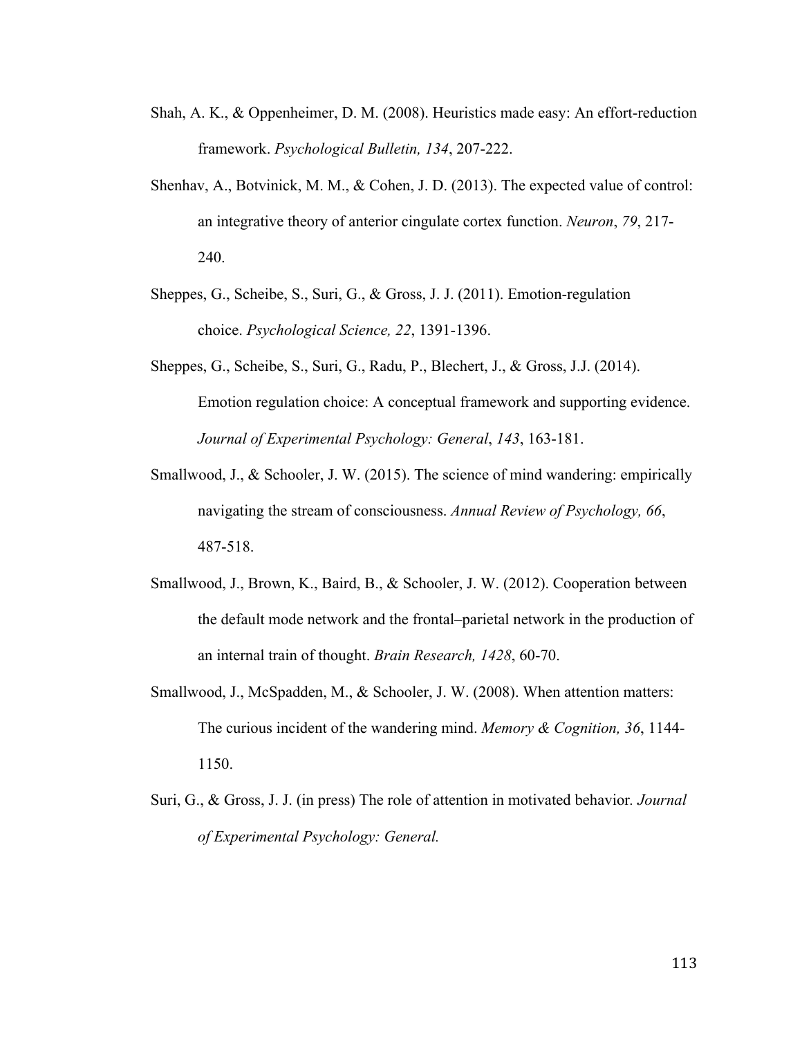Shah, A. K., & Oppenheimer, D. M. (2008). Heuristics made easy: An effort-reduction framework. *Psychological Bulletin, 134*, 207-222.

Shenhav, A., Botvinick, M. M., & Cohen, J. D. (2013). The expected value of control: an integrative theory of anterior cingulate cortex function. *Neuron*, *79*, 217-240.

Sheppes, G., Scheibe, S., Suri, G., & Gross, J. J. (2011). Emotion-regulation choice. *Psychological Science, 22*, 1391-1396.

Sheppes, G., Scheibe, S., Suri, G., Radu, P., Blechert, J., & Gross, J.J. (2014). Emotion regulation choice: A conceptual framework and supporting evidence. *Journal of Experimental Psychology: General*, *143*, 163-181.

Smallwood, J., & Schooler, J. W. (2015). The science of mind wandering: empirically navigating the stream of consciousness. *Annual Review of Psychology, 66*, 487-518.

Smallwood, J., Brown, K., Baird, B., & Schooler, J. W. (2012). Cooperation between the default mode network and the frontal–parietal network in the production of an internal train of thought. *Brain Research, 1428*, 60-70.

Smallwood, J., McSpadden, M., & Schooler, J. W. (2008). When attention matters: The curious incident of the wandering mind. *Memory & Cognition, 36*, 1144-1150.

Suri, G., & Gross, J. J. (in press) The role of attention in motivated behavior. *Journal of Experimental Psychology: General.*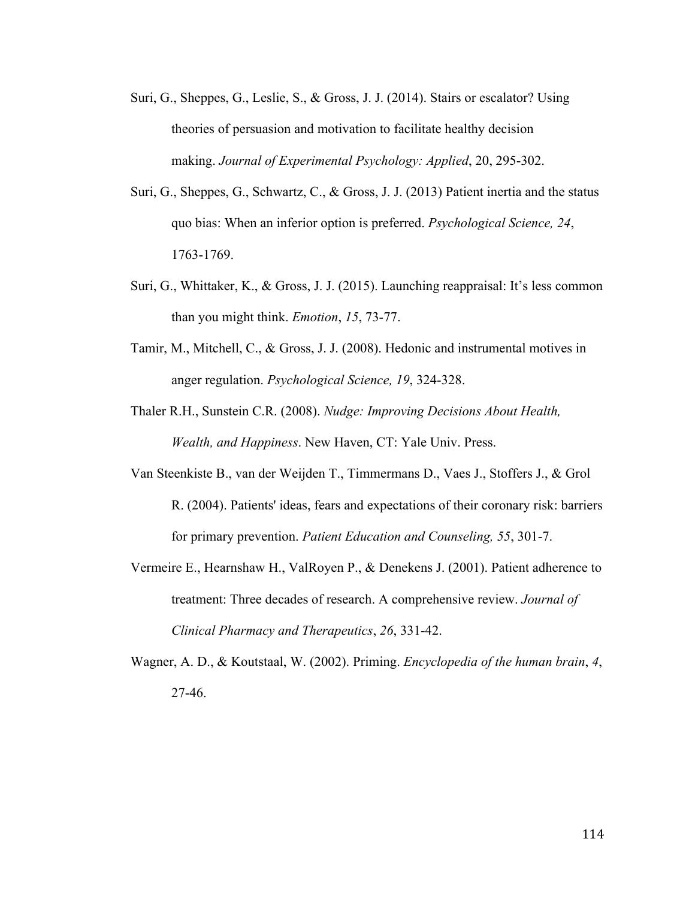Suri, G., Sheppes, G., Leslie, S., & Gross, J. J. (2014). Stairs or escalator? Using theories of persuasion and motivation to facilitate healthy decision making. *Journal of Experimental Psychology: Applied*, 20, 295-302.

Suri, G., Sheppes, G., Schwartz, C., & Gross, J. J. (2013) Patient inertia and the status quo bias: When an inferior option is preferred. *Psychological Science, 24*, 1763-1769.

Suri, G., Whittaker, K., & Gross, J. J. (2015). Launching reappraisal: It's less common than you might think. *Emotion*, *15*, 73-77.

Tamir, M., Mitchell, C., & Gross, J. J. (2008). Hedonic and instrumental motives in anger regulation. *Psychological Science, 19*, 324-328.

Thaler R.H., Sunstein C.R. (2008). *Nudge: Improving Decisions About Health, Wealth, and Happiness*. New Haven, CT: Yale Univ. Press.

Van Steenkiste B., van der Weijden T., Timmermans D., Vaes J., Stoffers J., & Grol R. (2004). Patients' ideas, fears and expectations of their coronary risk: barriers for primary prevention. *Patient Education and Counseling, 55*, 301-7.

Vermeire E., Hearnshaw H., ValRoyen P., & Denekens J. (2001). Patient adherence to treatment: Three decades of research. A comprehensive review. *Journal of Clinical Pharmacy and Therapeutics*, *26*, 331-42.

Wagner, A. D., & Koutstaal, W. (2002). Priming. *Encyclopedia of the human brain*, *4*, 27-46.